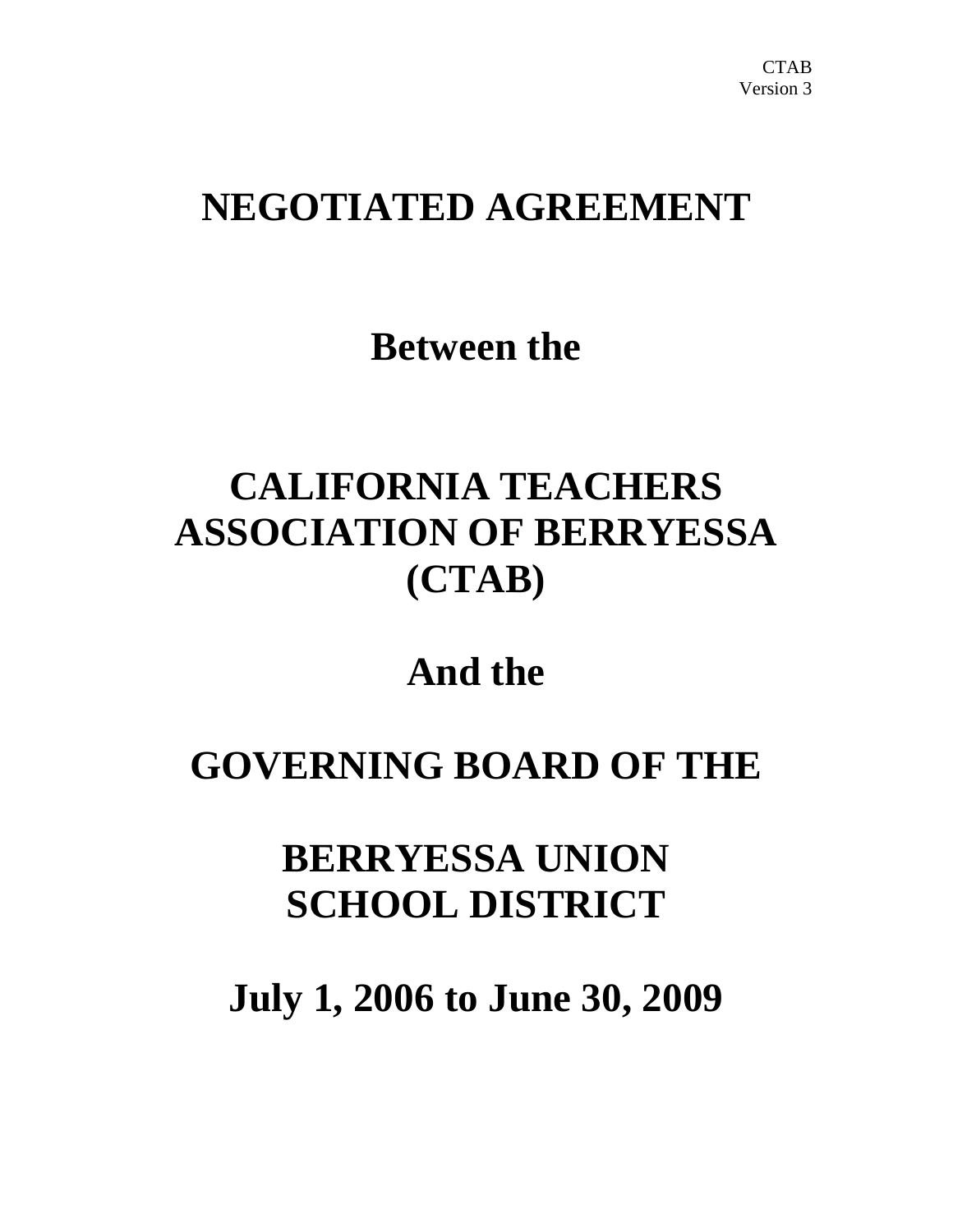CTAB
Version 3

# NEGOTIATED AGREEMENT

# Between the

# CALIFORNIA TEACHERS ASSOCIATION OF BERRYESSA (CTAB)

# And the

# GOVERNING BOARD OF THE

# BERRYESSA UNION SCHOOL DISTRICT

# July 1, 2006 to June 30, 2009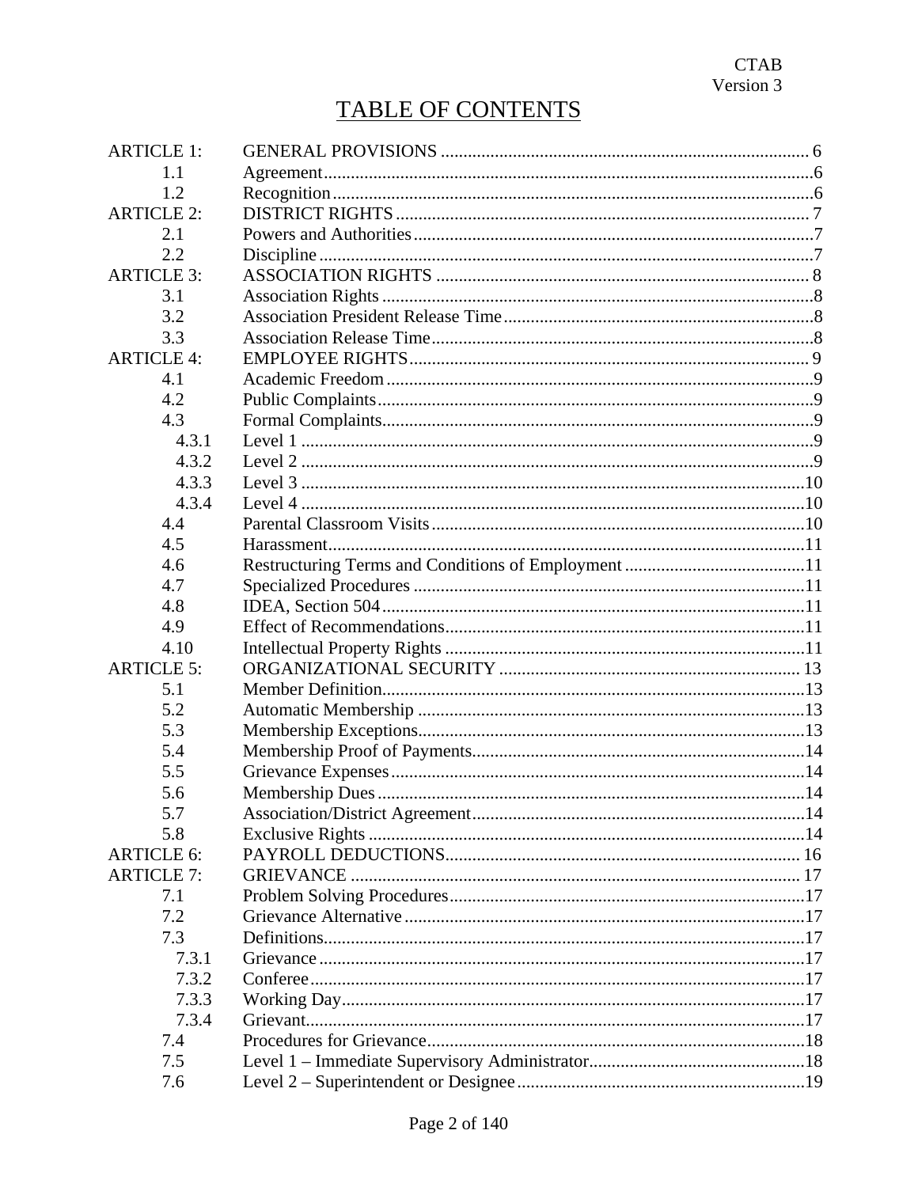CTAB
Version 3

# TABLE OF CONTENTS

| | | |
|---|---|---|
| ARTICLE 1: | GENERAL PROVISIONS | 6 |
| 1.1 | Agreement | 6 |
| 1.2 | Recognition | 6 |
| ARTICLE 2: | DISTRICT RIGHTS | 7 |
| 2.1 | Powers and Authorities | 7 |
| 2.2 | Discipline | 7 |
| ARTICLE 3: | ASSOCIATION RIGHTS | 8 |
| 3.1 | Association Rights | 8 |
| 3.2 | Association President Release Time | 8 |
| 3.3 | Association Release Time | 8 |
| ARTICLE 4: | EMPLOYEE RIGHTS | 9 |
| 4.1 | Academic Freedom | 9 |
| 4.2 | Public Complaints | 9 |
| 4.3 | Formal Complaints | 9 |
| 4.3.1 | Level 1 | 9 |
| 4.3.2 | Level 2 | 9 |
| 4.3.3 | Level 3 | 10 |
| 4.3.4 | Level 4 | 10 |
| 4.4 | Parental Classroom Visits | 10 |
| 4.5 | Harassment | 11 |
| 4.6 | Restructuring Terms and Conditions of Employment | 11 |
| 4.7 | Specialized Procedures | 11 |
| 4.8 | IDEA, Section 504 | 11 |
| 4.9 | Effect of Recommendations | 11 |
| 4.10 | Intellectual Property Rights | 11 |
| ARTICLE 5: | ORGANIZATIONAL SECURITY | 13 |
| 5.1 | Member Definition | 13 |
| 5.2 | Automatic Membership | 13 |
| 5.3 | Membership Exceptions | 13 |
| 5.4 | Membership Proof of Payments | 14 |
| 5.5 | Grievance Expenses | 14 |
| 5.6 | Membership Dues | 14 |
| 5.7 | Association/District Agreement | 14 |
| 5.8 | Exclusive Rights | 14 |
| ARTICLE 6: | PAYROLL DEDUCTIONS | 16 |
| ARTICLE 7: | GRIEVANCE | 17 |
| 7.1 | Problem Solving Procedures | 17 |
| 7.2 | Grievance Alternative | 17 |
| 7.3 | Definitions | 17 |
| 7.3.1 | Grievance | 17 |
| 7.3.2 | Conferee | 17 |
| 7.3.3 | Working Day | 17 |
| 7.3.4 | Grievant | 17 |
| 7.4 | Procedures for Grievance | 18 |
| 7.5 | Level 1 – Immediate Supervisory Administrator | 18 |
| 7.6 | Level 2 – Superintendent or Designee | 19 |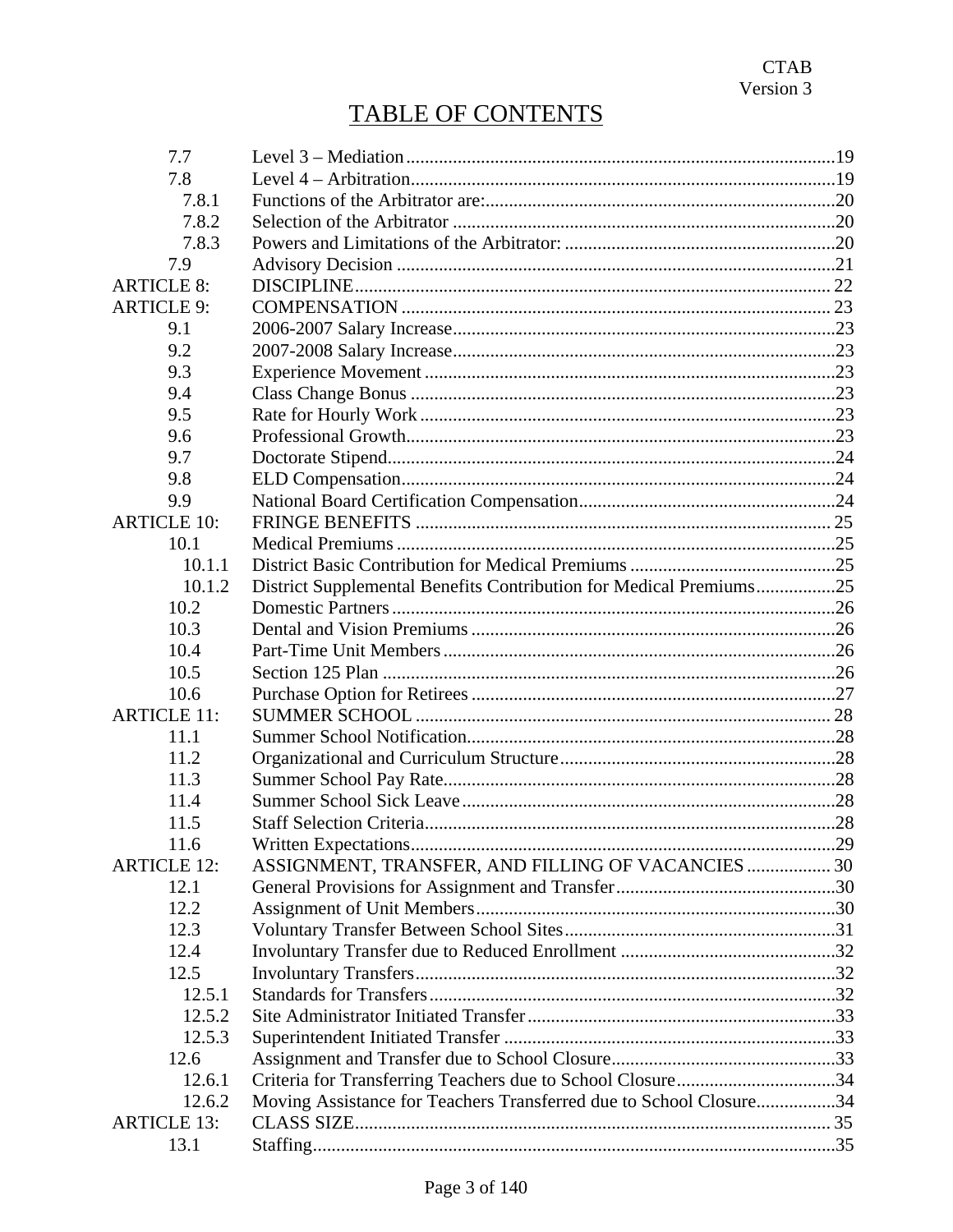CTAB
Version 3

# TABLE OF CONTENTS

| | | |
|---|---|---|
| 7.7 | Level 3 – Mediation | 19 |
| 7.8 | Level 4 – Arbitration | 19 |
| 7.8.1 | Functions of the Arbitrator are: | 20 |
| 7.8.2 | Selection of the Arbitrator | 20 |
| 7.8.3 | Powers and Limitations of the Arbitrator: | 20 |
| 7.9 | Advisory Decision | 21 |
| ARTICLE 8: | DISCIPLINE | 22 |
| ARTICLE 9: | COMPENSATION | 23 |
| 9.1 | 2006-2007 Salary Increase | 23 |
| 9.2 | 2007-2008 Salary Increase | 23 |
| 9.3 | Experience Movement | 23 |
| 9.4 | Class Change Bonus | 23 |
| 9.5 | Rate for Hourly Work | 23 |
| 9.6 | Professional Growth | 23 |
| 9.7 | Doctorate Stipend | 24 |
| 9.8 | ELD Compensation | 24 |
| 9.9 | National Board Certification Compensation | 24 |
| ARTICLE 10: | FRINGE BENEFITS | 25 |
| 10.1 | Medical Premiums | 25 |
| 10.1.1 | District Basic Contribution for Medical Premiums | 25 |
| 10.1.2 | District Supplemental Benefits Contribution for Medical Premiums | 25 |
| 10.2 | Domestic Partners | 26 |
| 10.3 | Dental and Vision Premiums | 26 |
| 10.4 | Part-Time Unit Members | 26 |
| 10.5 | Section 125 Plan | 26 |
| 10.6 | Purchase Option for Retirees | 27 |
| ARTICLE 11: | SUMMER SCHOOL | 28 |
| 11.1 | Summer School Notification | 28 |
| 11.2 | Organizational and Curriculum Structure | 28 |
| 11.3 | Summer School Pay Rate | 28 |
| 11.4 | Summer School Sick Leave | 28 |
| 11.5 | Staff Selection Criteria | 28 |
| 11.6 | Written Expectations | 29 |
| ARTICLE 12: | ASSIGNMENT, TRANSFER, AND FILLING OF VACANCIES | 30 |
| 12.1 | General Provisions for Assignment and Transfer | 30 |
| 12.2 | Assignment of Unit Members | 30 |
| 12.3 | Voluntary Transfer Between School Sites | 31 |
| 12.4 | Involuntary Transfer due to Reduced Enrollment | 32 |
| 12.5 | Involuntary Transfers | 32 |
| 12.5.1 | Standards for Transfers | 32 |
| 12.5.2 | Site Administrator Initiated Transfer | 33 |
| 12.5.3 | Superintendent Initiated Transfer | 33 |
| 12.6 | Assignment and Transfer due to School Closure | 33 |
| 12.6.1 | Criteria for Transferring Teachers due to School Closure | 34 |
| 12.6.2 | Moving Assistance for Teachers Transferred due to School Closure | 34 |
| ARTICLE 13: | CLASS SIZE | 35 |
| 13.1 | Staffing | 35 |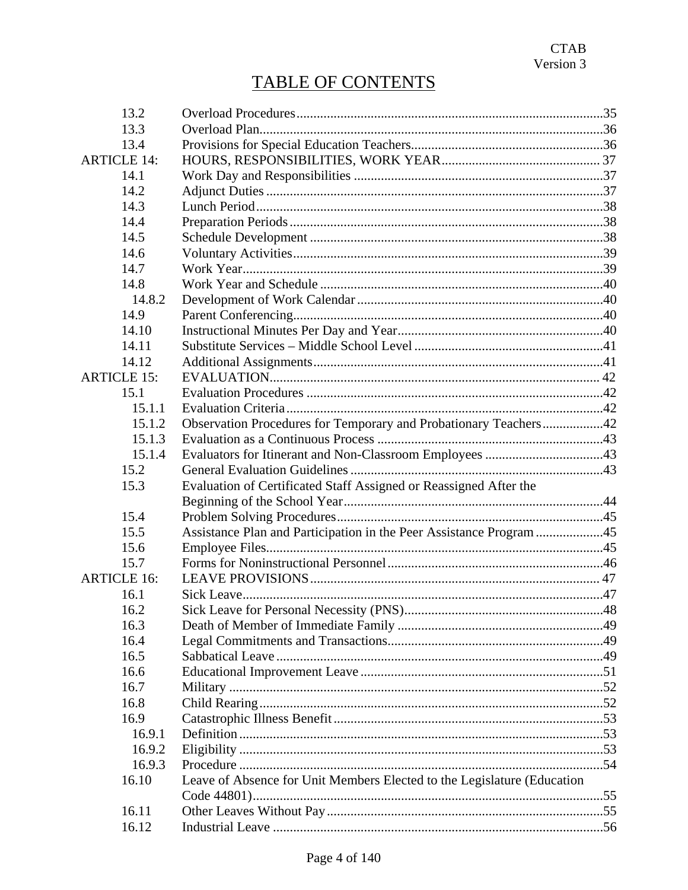# TABLE OF CONTENTS

| | | |
|---|---|---|
| 13.2 | Overload Procedures | 35 |
| 13.3 | Overload Plan | 36 |
| 13.4 | Provisions for Special Education Teachers | 36 |
| ARTICLE 14: | HOURS, RESPONSIBILITIES, WORK YEAR | 37 |
| 14.1 | Work Day and Responsibilities | 37 |
| 14.2 | Adjunct Duties | 37 |
| 14.3 | Lunch Period | 38 |
| 14.4 | Preparation Periods | 38 |
| 14.5 | Schedule Development | 38 |
| 14.6 | Voluntary Activities | 39 |
| 14.7 | Work Year | 39 |
| 14.8 | Work Year and Schedule | 40 |
| 14.8.2 | Development of Work Calendar | 40 |
| 14.9 | Parent Conferencing | 40 |
| 14.10 | Instructional Minutes Per Day and Year | 40 |
| 14.11 | Substitute Services – Middle School Level | 41 |
| 14.12 | Additional Assignments | 41 |
| ARTICLE 15: | EVALUATION | 42 |
| 15.1 | Evaluation Procedures | 42 |
| 15.1.1 | Evaluation Criteria | 42 |
| 15.1.2 | Observation Procedures for Temporary and Probationary Teachers | 42 |
| 15.1.3 | Evaluation as a Continuous Process | 43 |
| 15.1.4 | Evaluators for Itinerant and Non-Classroom Employees | 43 |
| 15.2 | General Evaluation Guidelines | 43 |
| 15.3 | Evaluation of Certificated Staff Assigned or Reassigned After the Beginning of the School Year | 44 |
| 15.4 | Problem Solving Procedures | 45 |
| 15.5 | Assistance Plan and Participation in the Peer Assistance Program | 45 |
| 15.6 | Employee Files | 45 |
| 15.7 | Forms for Noninstructional Personnel | 46 |
| ARTICLE 16: | LEAVE PROVISIONS | 47 |
| 16.1 | Sick Leave | 47 |
| 16.2 | Sick Leave for Personal Necessity (PNS) | 48 |
| 16.3 | Death of Member of Immediate Family | 49 |
| 16.4 | Legal Commitments and Transactions | 49 |
| 16.5 | Sabbatical Leave | 49 |
| 16.6 | Educational Improvement Leave | 51 |
| 16.7 | Military | 52 |
| 16.8 | Child Rearing | 52 |
| 16.9 | Catastrophic Illness Benefit | 53 |
| 16.9.1 | Definition | 53 |
| 16.9.2 | Eligibility | 53 |
| 16.9.3 | Procedure | 54 |
| 16.10 | Leave of Absence for Unit Members Elected to the Legislature (Education Code 44801) | 55 |
| 16.11 | Other Leaves Without Pay | 55 |
| 16.12 | Industrial Leave | 56 |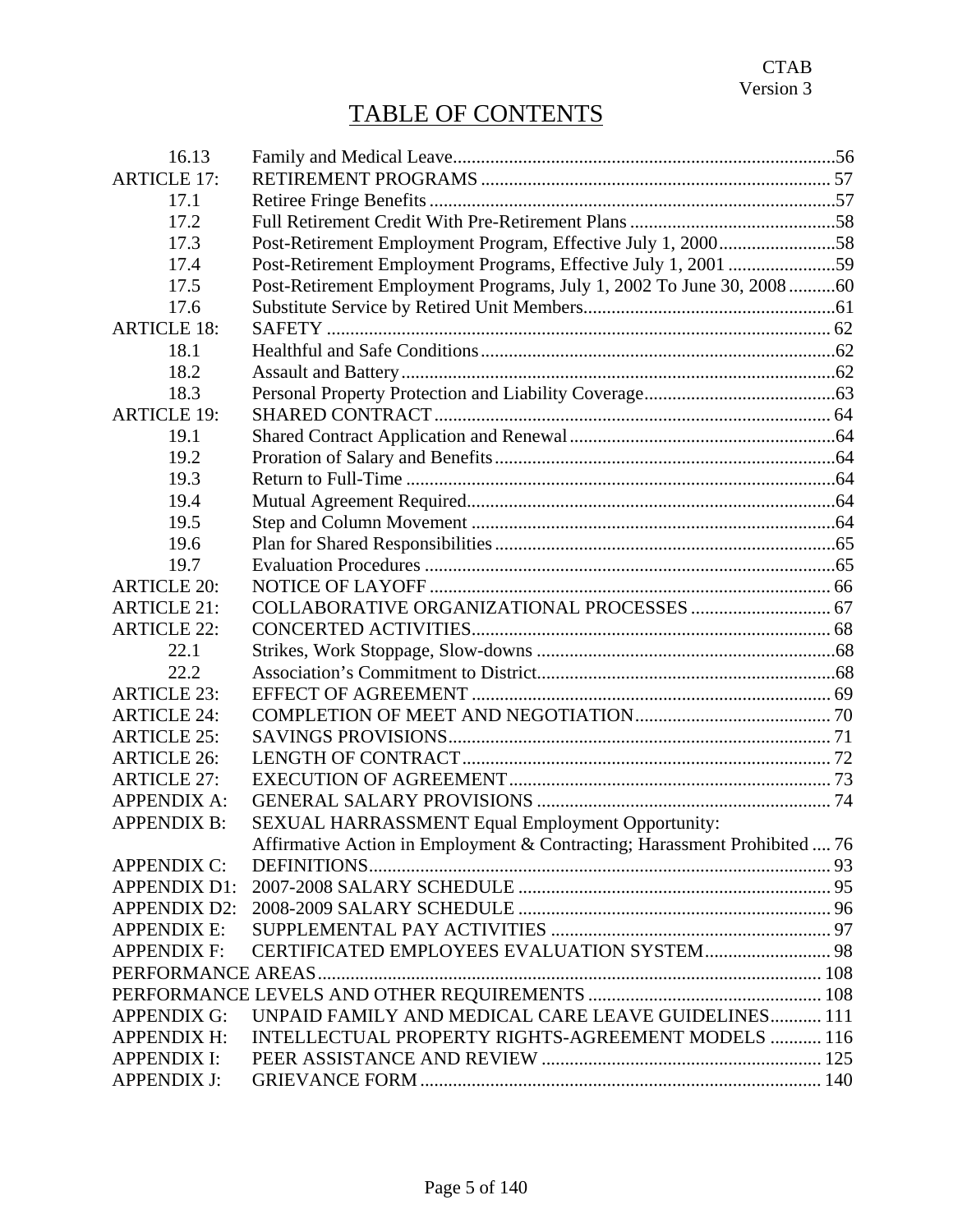# TABLE OF CONTENTS

| | | |
|---|---|---|
| 16.13 | Family and Medical Leave | 56 |
| ARTICLE 17: | RETIREMENT PROGRAMS | 57 |
| 17.1 | Retiree Fringe Benefits | 57 |
| 17.2 | Full Retirement Credit With Pre-Retirement Plans | 58 |
| 17.3 | Post-Retirement Employment Program, Effective July 1, 2000 | 58 |
| 17.4 | Post-Retirement Employment Programs, Effective July 1, 2001 | 59 |
| 17.5 | Post-Retirement Employment Programs, July 1, 2002 To June 30, 2008 | 60 |
| 17.6 | Substitute Service by Retired Unit Members | 61 |
| ARTICLE 18: | SAFETY | 62 |
| 18.1 | Healthful and Safe Conditions | 62 |
| 18.2 | Assault and Battery | 62 |
| 18.3 | Personal Property Protection and Liability Coverage | 63 |
| ARTICLE 19: | SHARED CONTRACT | 64 |
| 19.1 | Shared Contract Application and Renewal | 64 |
| 19.2 | Proration of Salary and Benefits | 64 |
| 19.3 | Return to Full-Time | 64 |
| 19.4 | Mutual Agreement Required | 64 |
| 19.5 | Step and Column Movement | 64 |
| 19.6 | Plan for Shared Responsibilities | 65 |
| 19.7 | Evaluation Procedures | 65 |
| ARTICLE 20: | NOTICE OF LAYOFF | 66 |
| ARTICLE 21: | COLLABORATIVE ORGANIZATIONAL PROCESSES | 67 |
| ARTICLE 22: | CONCERTED ACTIVITIES | 68 |
| 22.1 | Strikes, Work Stoppage, Slow-downs | 68 |
| 22.2 | Association's Commitment to District | 68 |
| ARTICLE 23: | EFFECT OF AGREEMENT | 69 |
| ARTICLE 24: | COMPLETION OF MEET AND NEGOTIATION | 70 |
| ARTICLE 25: | SAVINGS PROVISIONS | 71 |
| ARTICLE 26: | LENGTH OF CONTRACT | 72 |
| ARTICLE 27: | EXECUTION OF AGREEMENT | 73 |
| APPENDIX A: | GENERAL SALARY PROVISIONS | 74 |
| APPENDIX B: | SEXUAL HARRASSMENT Equal Employment Opportunity: Affirmative Action in Employment & Contracting; Harassment Prohibited | 76 |
| APPENDIX C: | DEFINITIONS | 93 |
| APPENDIX D1: | 2007-2008 SALARY SCHEDULE | 95 |
| APPENDIX D2: | 2008-2009 SALARY SCHEDULE | 96 |
| APPENDIX E: | SUPPLEMENTAL PAY ACTIVITIES | 97 |
| APPENDIX F: | CERTIFICATED EMPLOYEES EVALUATION SYSTEM | 98 |
| PERFORMANCE AREAS | | 108 |
| PERFORMANCE LEVELS AND OTHER REQUIREMENTS | | 108 |
| APPENDIX G: | UNPAID FAMILY AND MEDICAL CARE LEAVE GUIDELINES | 111 |
| APPENDIX H: | INTELLECTUAL PROPERTY RIGHTS-AGREEMENT MODELS | 116 |
| APPENDIX I: | PEER ASSISTANCE AND REVIEW | 125 |
| APPENDIX J: | GRIEVANCE FORM | 140 |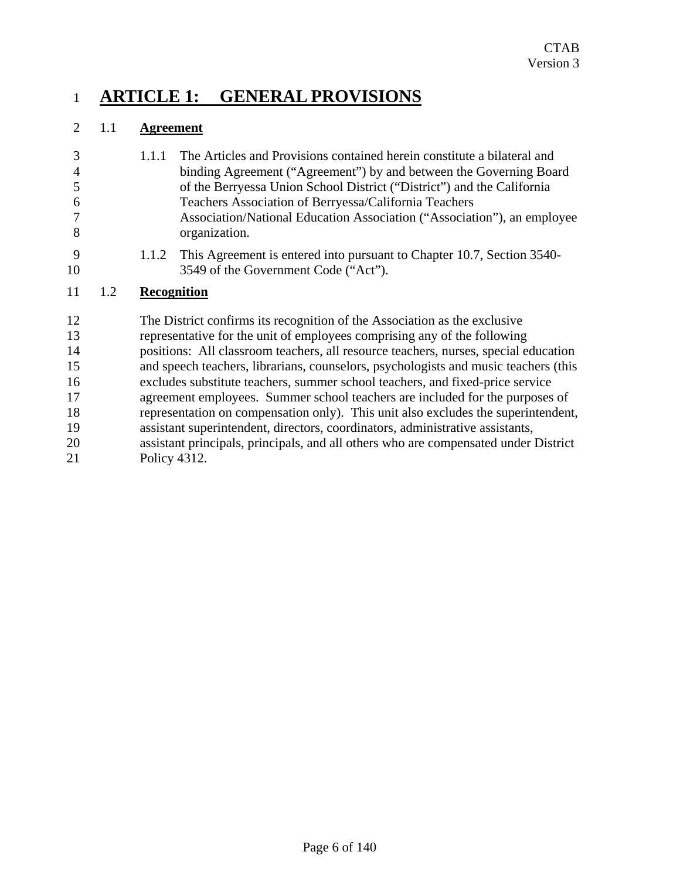# ARTICLE 1: GENERAL PROVISIONS

## 1.1 Agreement

1.1.1 The Articles and Provisions contained herein constitute a bilateral and binding Agreement ("Agreement") by and between the Governing Board of the Berryessa Union School District ("District") and the California Teachers Association of Berryessa/California Teachers Association/National Education Association ("Association"), an employee organization.

1.1.2 This Agreement is entered into pursuant to Chapter 10.7, Section 3540-3549 of the Government Code ("Act").

## 1.2 Recognition

The District confirms its recognition of the Association as the exclusive representative for the unit of employees comprising any of the following positions: All classroom teachers, all resource teachers, nurses, special education and speech teachers, librarians, counselors, psychologists and music teachers (this excludes substitute teachers, summer school teachers, and fixed-price service agreement employees. Summer school teachers are included for the purposes of representation on compensation only). This unit also excludes the superintendent, assistant superintendent, directors, coordinators, administrative assistants, assistant principals, principals, and all others who are compensated under District Policy 4312.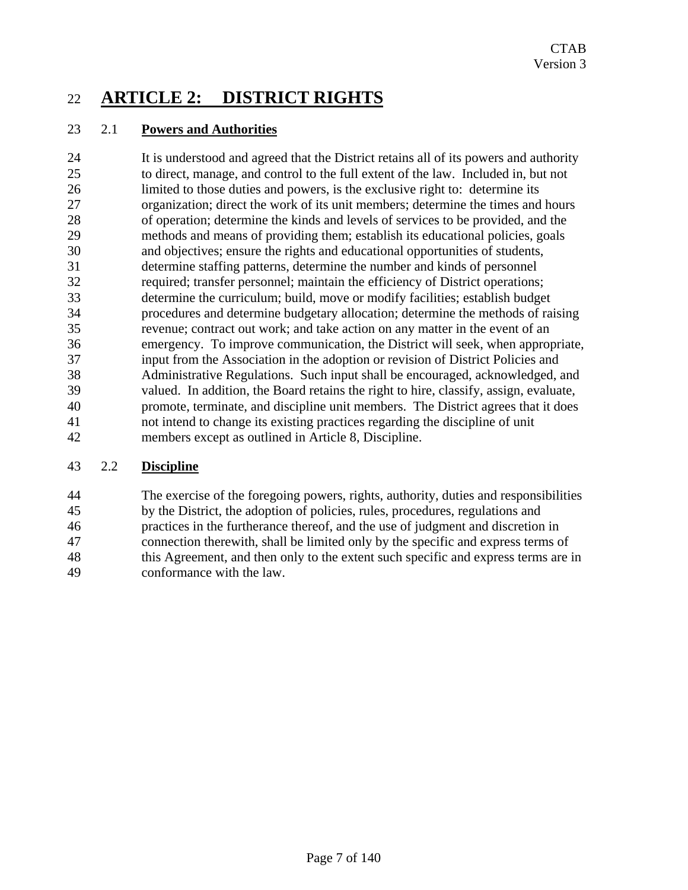# ARTICLE 2: DISTRICT RIGHTS

## 2.1 Powers and Authorities

It is understood and agreed that the District retains all of its powers and authority to direct, manage, and control to the full extent of the law. Included in, but not limited to those duties and powers, is the exclusive right to: determine its organization; direct the work of its unit members; determine the times and hours of operation; determine the kinds and levels of services to be provided, and the methods and means of providing them; establish its educational policies, goals and objectives; ensure the rights and educational opportunities of students, determine staffing patterns, determine the number and kinds of personnel required; transfer personnel; maintain the efficiency of District operations; determine the curriculum; build, move or modify facilities; establish budget procedures and determine budgetary allocation; determine the methods of raising revenue; contract out work; and take action on any matter in the event of an emergency. To improve communication, the District will seek, when appropriate, input from the Association in the adoption or revision of District Policies and Administrative Regulations. Such input shall be encouraged, acknowledged, and valued. In addition, the Board retains the right to hire, classify, assign, evaluate, promote, terminate, and discipline unit members. The District agrees that it does not intend to change its existing practices regarding the discipline of unit members except as outlined in Article 8, Discipline.

## 2.2 Discipline

The exercise of the foregoing powers, rights, authority, duties and responsibilities by the District, the adoption of policies, rules, procedures, regulations and practices in the furtherance thereof, and the use of judgment and discretion in connection therewith, shall be limited only by the specific and express terms of this Agreement, and then only to the extent such specific and express terms are in conformance with the law.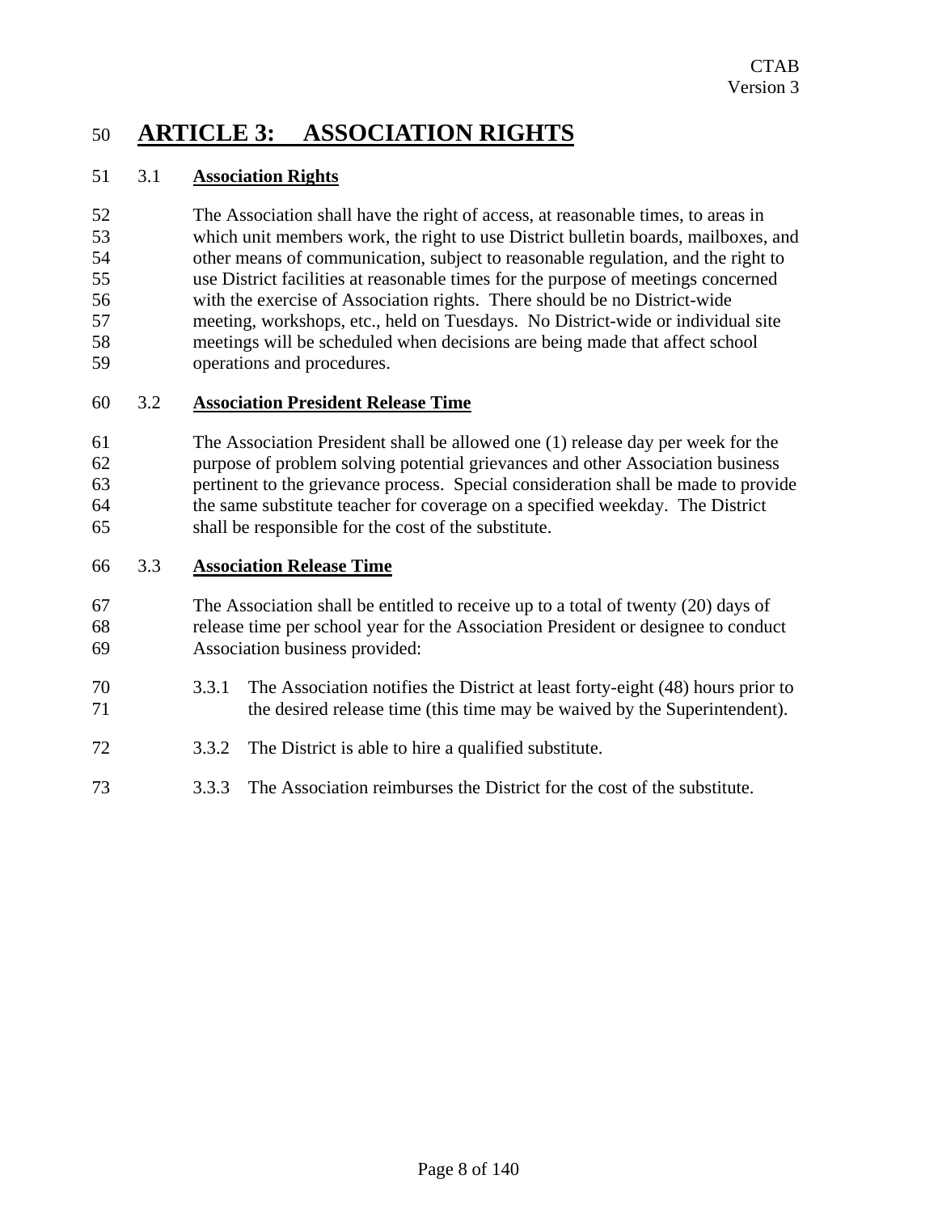# ARTICLE 3: ASSOCIATION RIGHTS

## 3.1 Association Rights

The Association shall have the right of access, at reasonable times, to areas in which unit members work, the right to use District bulletin boards, mailboxes, and other means of communication, subject to reasonable regulation, and the right to use District facilities at reasonable times for the purpose of meetings concerned with the exercise of Association rights. There should be no District-wide meeting, workshops, etc., held on Tuesdays. No District-wide or individual site meetings will be scheduled when decisions are being made that affect school operations and procedures.

## 3.2 Association President Release Time

The Association President shall be allowed one (1) release day per week for the purpose of problem solving potential grievances and other Association business pertinent to the grievance process. Special consideration shall be made to provide the same substitute teacher for coverage on a specified weekday. The District shall be responsible for the cost of the substitute.

## 3.3 Association Release Time

The Association shall be entitled to receive up to a total of twenty (20) days of release time per school year for the Association President or designee to conduct Association business provided:

3.3.1 The Association notifies the District at least forty-eight (48) hours prior to the desired release time (this time may be waived by the Superintendent).

3.3.2 The District is able to hire a qualified substitute.

3.3.3 The Association reimburses the District for the cost of the substitute.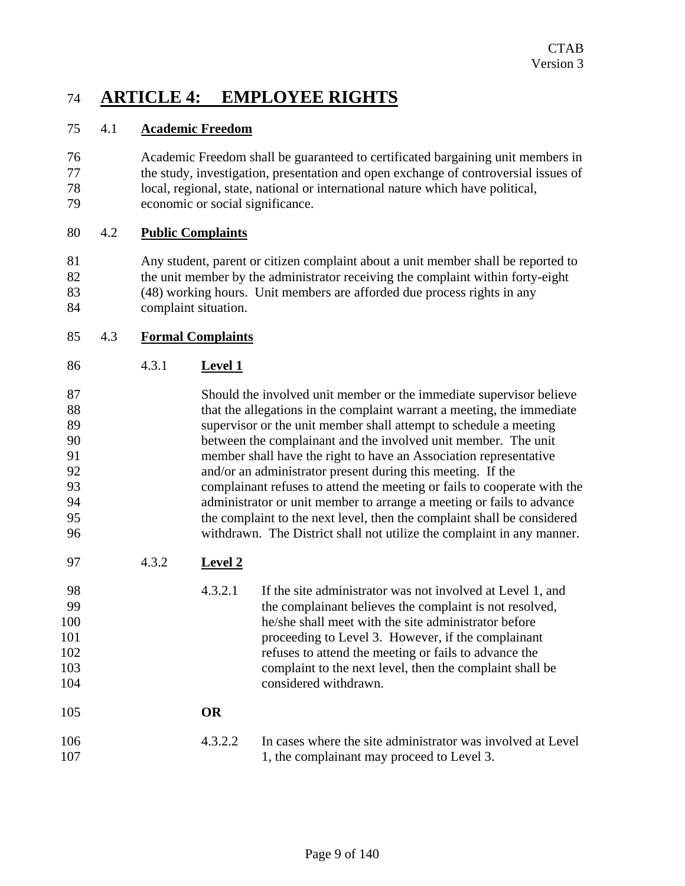# ARTICLE 4: EMPLOYEE RIGHTS

## 4.1 Academic Freedom

Academic Freedom shall be guaranteed to certificated bargaining unit members in the study, investigation, presentation and open exchange of controversial issues of local, regional, state, national or international nature which have political, economic or social significance.

## 4.2 Public Complaints

Any student, parent or citizen complaint about a unit member shall be reported to the unit member by the administrator receiving the complaint within forty-eight (48) working hours. Unit members are afforded due process rights in any complaint situation.

## 4.3 Formal Complaints

### 4.3.1 Level 1

Should the involved unit member or the immediate supervisor believe that the allegations in the complaint warrant a meeting, the immediate supervisor or the unit member shall attempt to schedule a meeting between the complainant and the involved unit member. The unit member shall have the right to have an Association representative and/or an administrator present during this meeting. If the complainant refuses to attend the meeting or fails to cooperate with the administrator or unit member to arrange a meeting or fails to advance the complaint to the next level, then the complaint shall be considered withdrawn. The District shall not utilize the complaint in any manner.

### 4.3.2 Level 2

4.3.2.1 If the site administrator was not involved at Level 1, and the complainant believes the complaint is not resolved, he/she shall meet with the site administrator before proceeding to Level 3. However, if the complainant refuses to attend the meeting or fails to advance the complaint to the next level, then the complaint shall be considered withdrawn.

**OR**

4.3.2.2 In cases where the site administrator was involved at Level 1, the complainant may proceed to Level 3.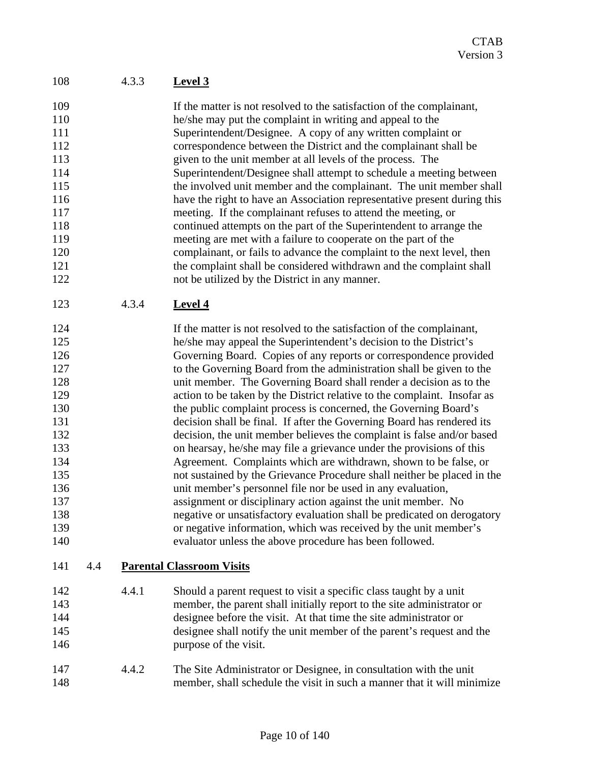#### 4.3.3 **Level 3**

If the matter is not resolved to the satisfaction of the complainant, he/she may put the complaint in writing and appeal to the Superintendent/Designee. A copy of any written complaint or correspondence between the District and the complainant shall be given to the unit member at all levels of the process. The Superintendent/Designee shall attempt to schedule a meeting between the involved unit member and the complainant. The unit member shall have the right to have an Association representative present during this meeting. If the complainant refuses to attend the meeting, or continued attempts on the part of the Superintendent to arrange the meeting are met with a failure to cooperate on the part of the complainant, or fails to advance the complaint to the next level, then the complaint shall be considered withdrawn and the complaint shall not be utilized by the District in any manner.

#### 4.3.4 **Level 4**

If the matter is not resolved to the satisfaction of the complainant, he/she may appeal the Superintendent's decision to the District's Governing Board. Copies of any reports or correspondence provided to the Governing Board from the administration shall be given to the unit member. The Governing Board shall render a decision as to the action to be taken by the District relative to the complaint. Insofar as the public complaint process is concerned, the Governing Board's decision shall be final. If after the Governing Board has rendered its decision, the unit member believes the complaint is false and/or based on hearsay, he/she may file a grievance under the provisions of this Agreement. Complaints which are withdrawn, shown to be false, or not sustained by the Grievance Procedure shall neither be placed in the unit member's personnel file nor be used in any evaluation, assignment or disciplinary action against the unit member. No negative or unsatisfactory evaluation shall be predicated on derogatory or negative information, which was received by the unit member's evaluator unless the above procedure has been followed.

### 4.4 **Parental Classroom Visits**

4.4.1 Should a parent request to visit a specific class taught by a unit member, the parent shall initially report to the site administrator or designee before the visit. At that time the site administrator or designee shall notify the unit member of the parent's request and the purpose of the visit.

4.4.2 The Site Administrator or Designee, in consultation with the unit member, shall schedule the visit in such a manner that it will minimize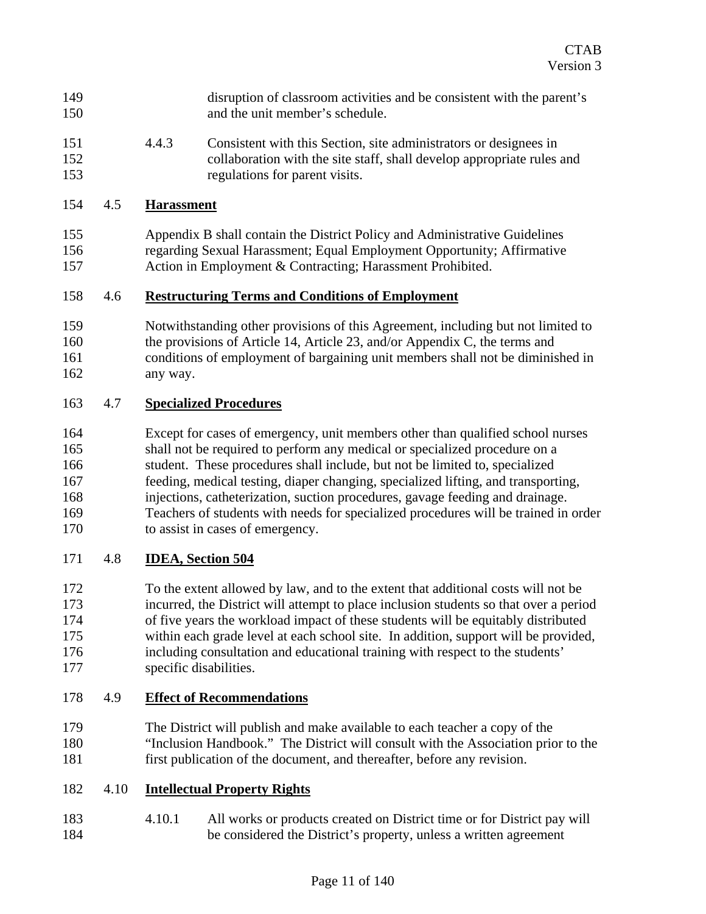disruption of classroom activities and be consistent with the parent's and the unit member's schedule.

4.4.3 Consistent with this Section, site administrators or designees in collaboration with the site staff, shall develop appropriate rules and regulations for parent visits.

## 4.5 Harassment

Appendix B shall contain the District Policy and Administrative Guidelines regarding Sexual Harassment; Equal Employment Opportunity; Affirmative Action in Employment & Contracting; Harassment Prohibited.

## 4.6 Restructuring Terms and Conditions of Employment

Notwithstanding other provisions of this Agreement, including but not limited to the provisions of Article 14, Article 23, and/or Appendix C, the terms and conditions of employment of bargaining unit members shall not be diminished in any way.

## 4.7 Specialized Procedures

Except for cases of emergency, unit members other than qualified school nurses shall not be required to perform any medical or specialized procedure on a student. These procedures shall include, but not be limited to, specialized feeding, medical testing, diaper changing, specialized lifting, and transporting, injections, catheterization, suction procedures, gavage feeding and drainage. Teachers of students with needs for specialized procedures will be trained in order to assist in cases of emergency.

## 4.8 IDEA, Section 504

To the extent allowed by law, and to the extent that additional costs will not be incurred, the District will attempt to place inclusion students so that over a period of five years the workload impact of these students will be equitably distributed within each grade level at each school site. In addition, support will be provided, including consultation and educational training with respect to the students' specific disabilities.

## 4.9 Effect of Recommendations

The District will publish and make available to each teacher a copy of the "Inclusion Handbook." The District will consult with the Association prior to the first publication of the document, and thereafter, before any revision.

## 4.10 Intellectual Property Rights

4.10.1 All works or products created on District time or for District pay will be considered the District's property, unless a written agreement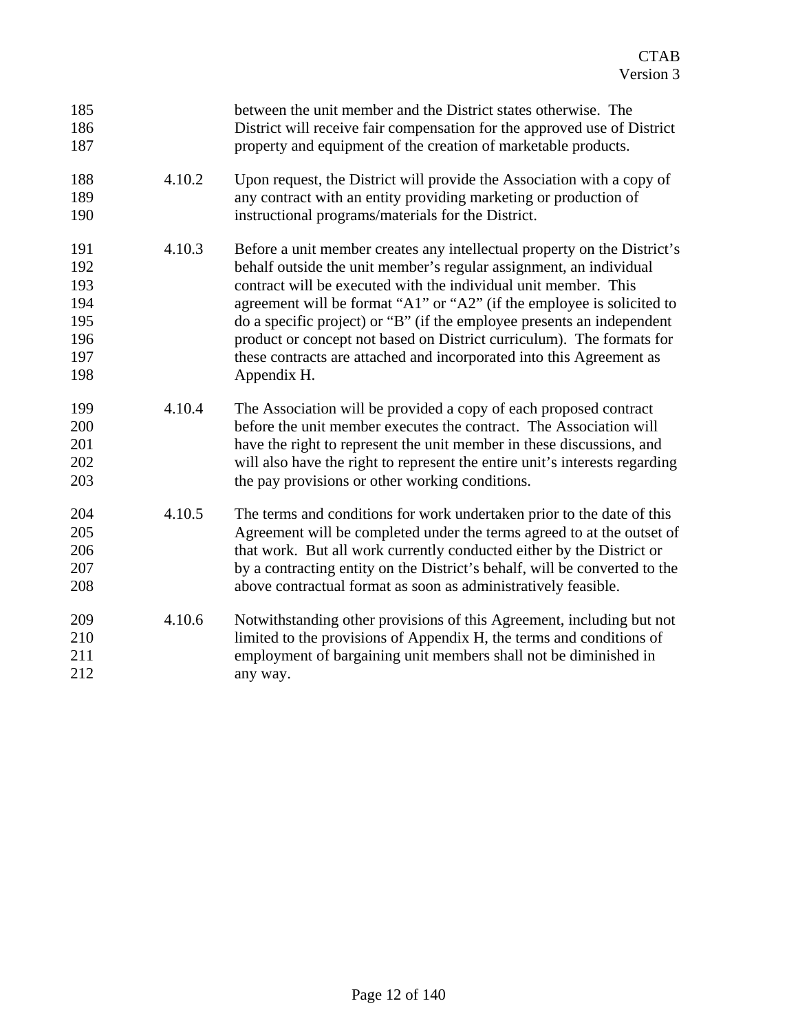between the unit member and the District states otherwise. The District will receive fair compensation for the approved use of District property and equipment of the creation of marketable products.

4.10.2 Upon request, the District will provide the Association with a copy of any contract with an entity providing marketing or production of instructional programs/materials for the District.

4.10.3 Before a unit member creates any intellectual property on the District's behalf outside the unit member's regular assignment, an individual contract will be executed with the individual unit member. This agreement will be format "A1" or "A2" (if the employee is solicited to do a specific project) or "B" (if the employee presents an independent product or concept not based on District curriculum). The formats for these contracts are attached and incorporated into this Agreement as Appendix H.

4.10.4 The Association will be provided a copy of each proposed contract before the unit member executes the contract. The Association will have the right to represent the unit member in these discussions, and will also have the right to represent the entire unit's interests regarding the pay provisions or other working conditions.

4.10.5 The terms and conditions for work undertaken prior to the date of this Agreement will be completed under the terms agreed to at the outset of that work. But all work currently conducted either by the District or by a contracting entity on the District's behalf, will be converted to the above contractual format as soon as administratively feasible.

4.10.6 Notwithstanding other provisions of this Agreement, including but not limited to the provisions of Appendix H, the terms and conditions of employment of bargaining unit members shall not be diminished in any way.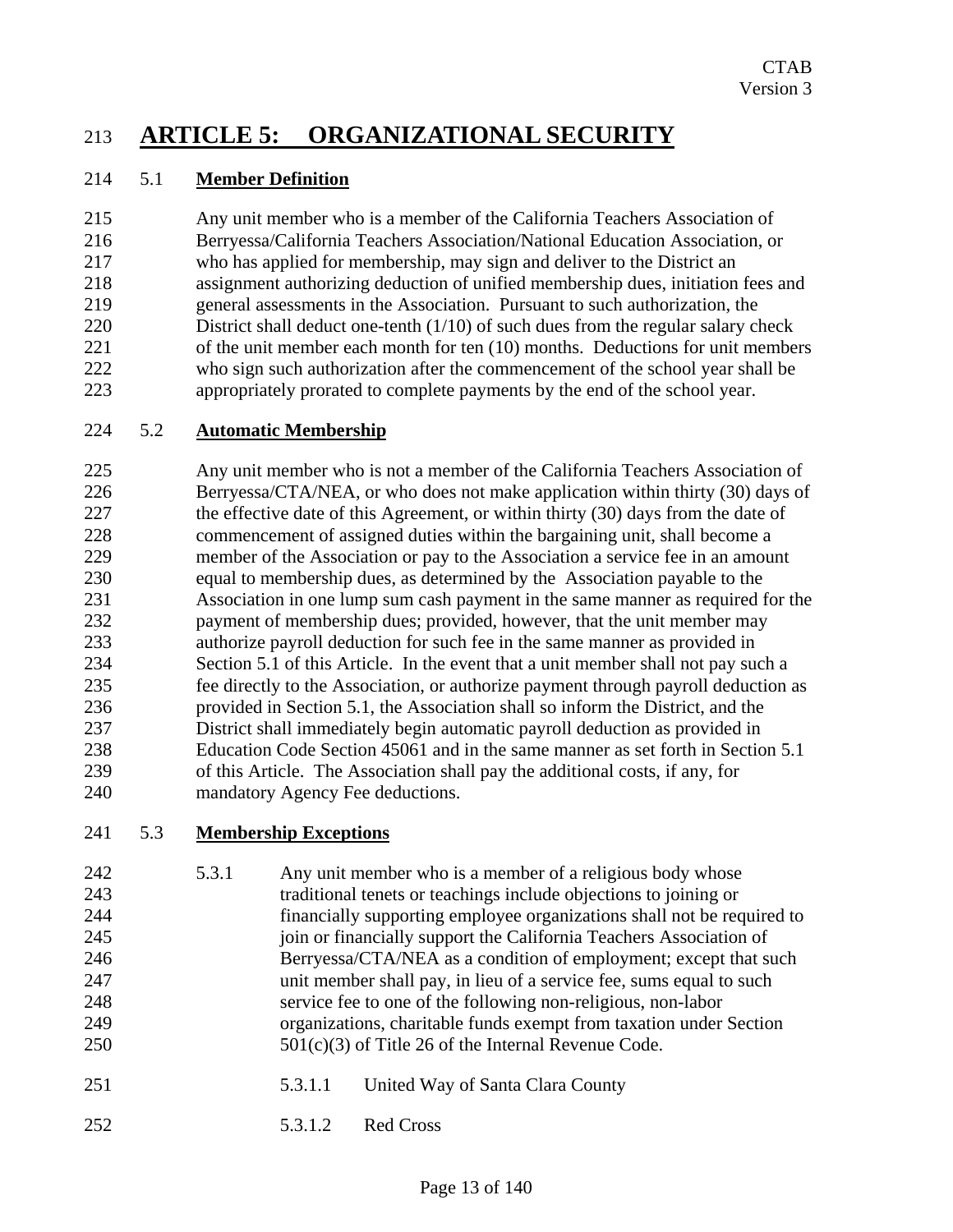# ARTICLE 5: ORGANIZATIONAL SECURITY

## 5.1 Member Definition

Any unit member who is a member of the California Teachers Association of Berryessa/California Teachers Association/National Education Association, or who has applied for membership, may sign and deliver to the District an assignment authorizing deduction of unified membership dues, initiation fees and general assessments in the Association. Pursuant to such authorization, the District shall deduct one-tenth (1/10) of such dues from the regular salary check of the unit member each month for ten (10) months. Deductions for unit members who sign such authorization after the commencement of the school year shall be appropriately prorated to complete payments by the end of the school year.

## 5.2 Automatic Membership

Any unit member who is not a member of the California Teachers Association of Berryessa/CTA/NEA, or who does not make application within thirty (30) days of the effective date of this Agreement, or within thirty (30) days from the date of commencement of assigned duties within the bargaining unit, shall become a member of the Association or pay to the Association a service fee in an amount equal to membership dues, as determined by the Association payable to the Association in one lump sum cash payment in the same manner as required for the payment of membership dues; provided, however, that the unit member may authorize payroll deduction for such fee in the same manner as provided in Section 5.1 of this Article. In the event that a unit member shall not pay such a fee directly to the Association, or authorize payment through payroll deduction as provided in Section 5.1, the Association shall so inform the District, and the District shall immediately begin automatic payroll deduction as provided in Education Code Section 45061 and in the same manner as set forth in Section 5.1 of this Article. The Association shall pay the additional costs, if any, for mandatory Agency Fee deductions.

## 5.3 Membership Exceptions

5.3.1 Any unit member who is a member of a religious body whose traditional tenets or teachings include objections to joining or financially supporting employee organizations shall not be required to join or financially support the California Teachers Association of Berryessa/CTA/NEA as a condition of employment; except that such unit member shall pay, in lieu of a service fee, sums equal to such service fee to one of the following non-religious, non-labor organizations, charitable funds exempt from taxation under Section 501(c)(3) of Title 26 of the Internal Revenue Code.

5.3.1.1 United Way of Santa Clara County

5.3.1.2 Red Cross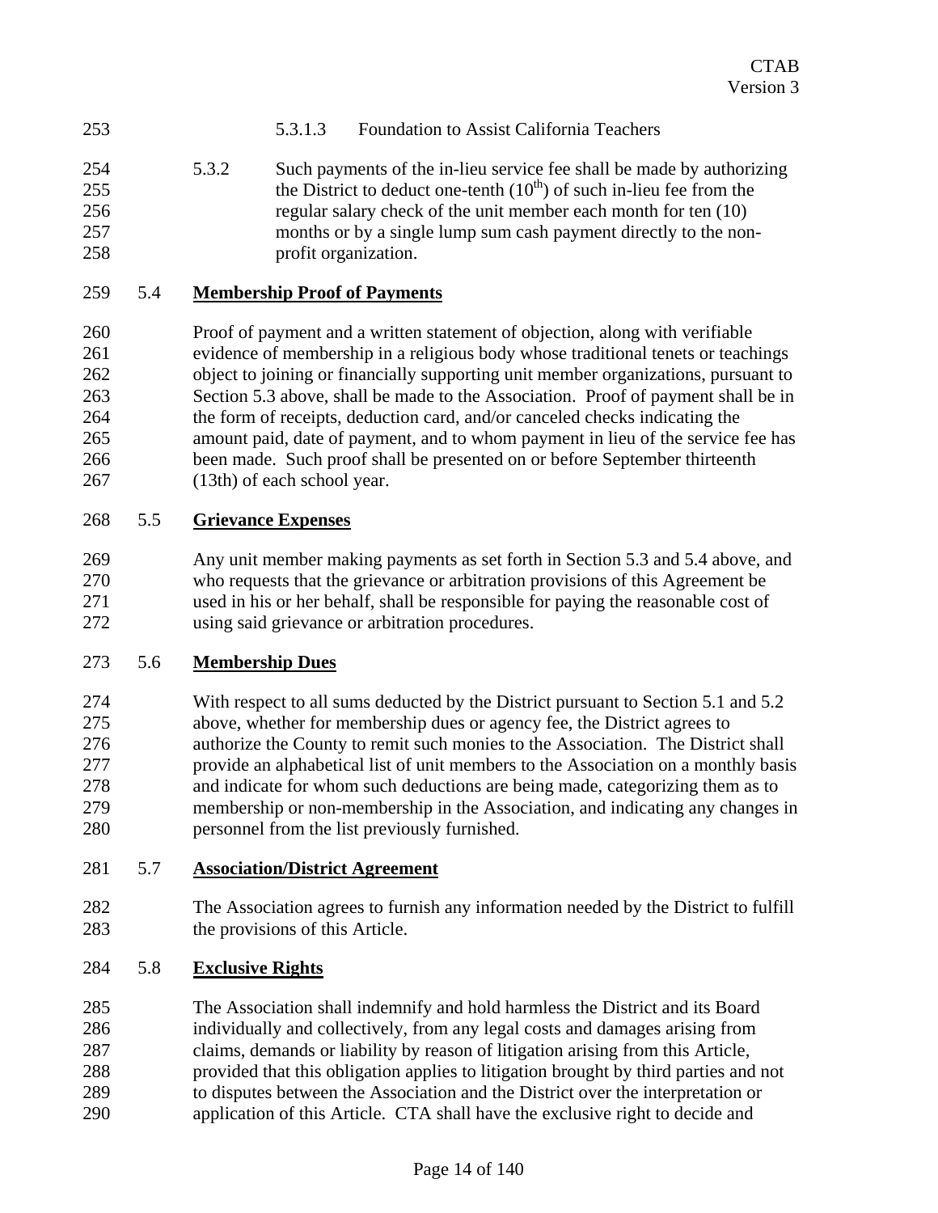5.3.1.3 Foundation to Assist California Teachers

5.3.2 Such payments of the in-lieu service fee shall be made by authorizing the District to deduct one-tenth ($10^{th}$) of such in-lieu fee from the regular salary check of the unit member each month for ten (10) months or by a single lump sum cash payment directly to the non-profit organization.

## 5.4 **Membership Proof of Payments**

Proof of payment and a written statement of objection, along with verifiable evidence of membership in a religious body whose traditional tenets or teachings object to joining or financially supporting unit member organizations, pursuant to Section 5.3 above, shall be made to the Association. Proof of payment shall be in the form of receipts, deduction card, and/or canceled checks indicating the amount paid, date of payment, and to whom payment in lieu of the service fee has been made. Such proof shall be presented on or before September thirteenth (13th) of each school year.

## 5.5 **Grievance Expenses**

Any unit member making payments as set forth in Section 5.3 and 5.4 above, and who requests that the grievance or arbitration provisions of this Agreement be used in his or her behalf, shall be responsible for paying the reasonable cost of using said grievance or arbitration procedures.

## 5.6 **Membership Dues**

With respect to all sums deducted by the District pursuant to Section 5.1 and 5.2 above, whether for membership dues or agency fee, the District agrees to authorize the County to remit such monies to the Association. The District shall provide an alphabetical list of unit members to the Association on a monthly basis and indicate for whom such deductions are being made, categorizing them as to membership or non-membership in the Association, and indicating any changes in personnel from the list previously furnished.

## 5.7 **Association/District Agreement**

The Association agrees to furnish any information needed by the District to fulfill the provisions of this Article.

## 5.8 **Exclusive Rights**

The Association shall indemnify and hold harmless the District and its Board individually and collectively, from any legal costs and damages arising from claims, demands or liability by reason of litigation arising from this Article, provided that this obligation applies to litigation brought by third parties and not to disputes between the Association and the District over the interpretation or application of this Article. CTA shall have the exclusive right to decide and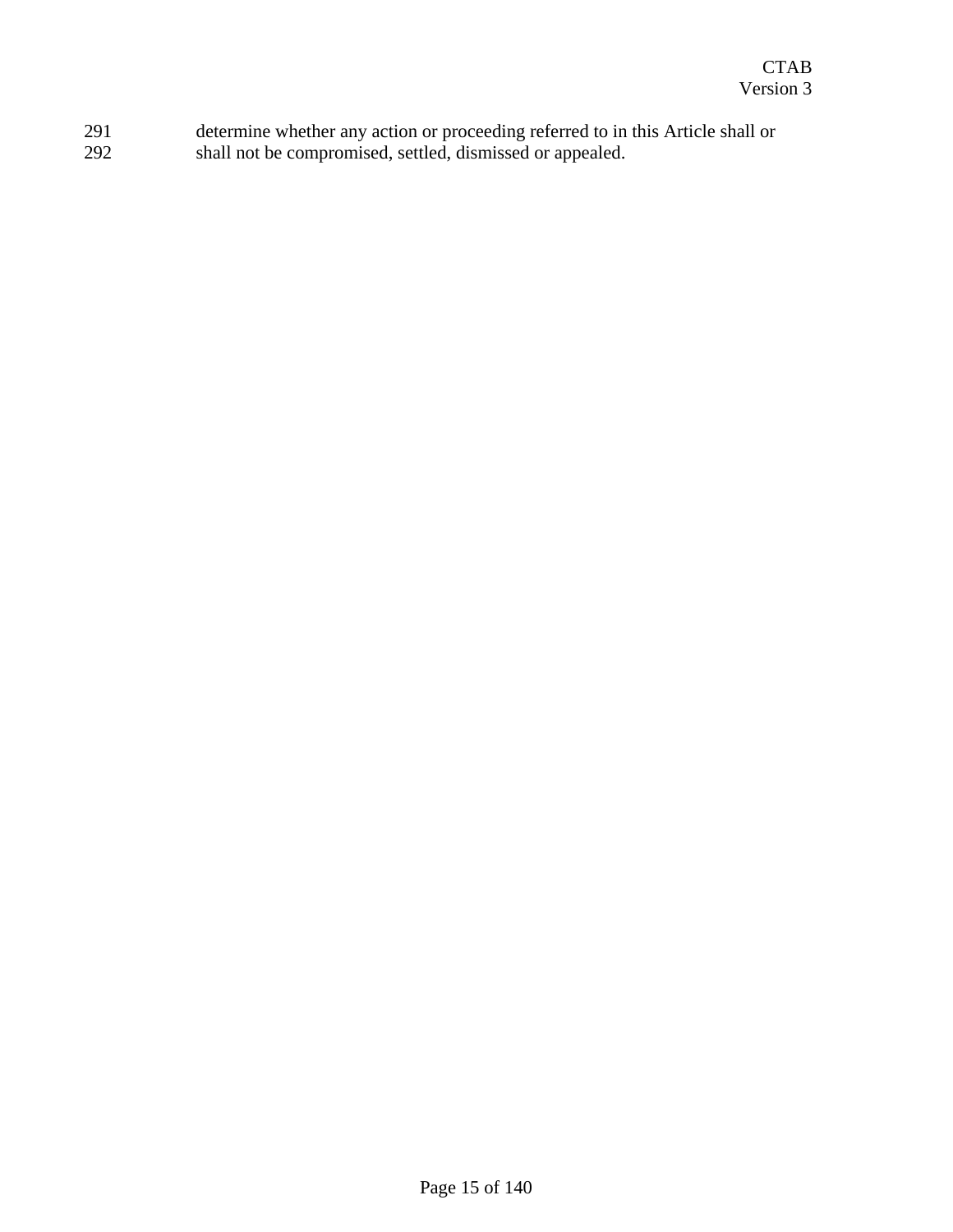291 determine whether any action or proceeding referred to in this Article shall or
292 shall not be compromised, settled, dismissed or appealed.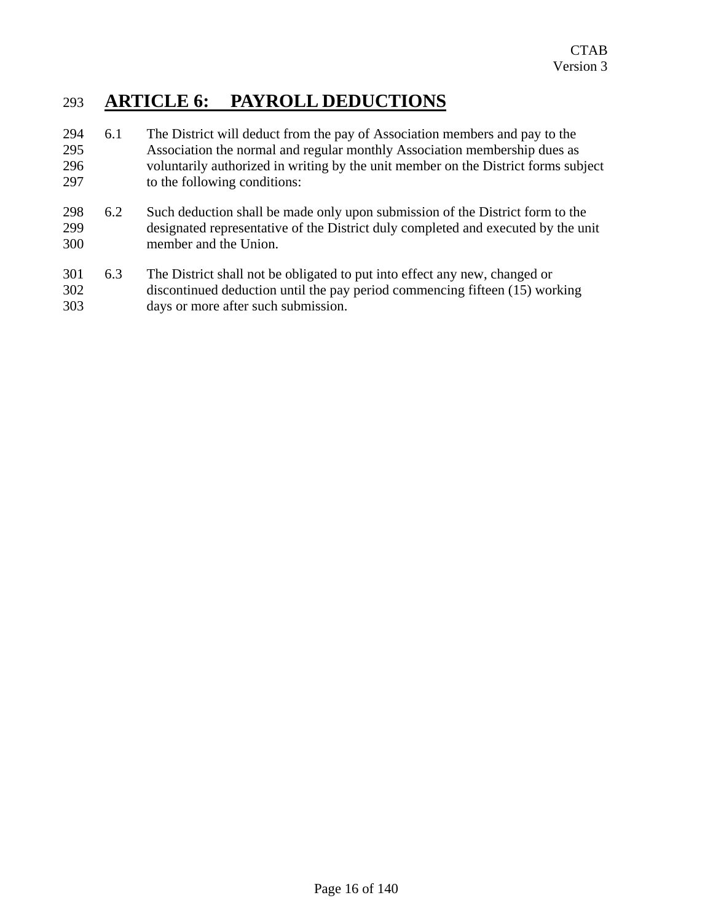# ARTICLE 6: PAYROLL DEDUCTIONS

6.1 The District will deduct from the pay of Association members and pay to the Association the normal and regular monthly Association membership dues as voluntarily authorized in writing by the unit member on the District forms subject to the following conditions:

6.2 Such deduction shall be made only upon submission of the District form to the designated representative of the District duly completed and executed by the unit member and the Union.

6.3 The District shall not be obligated to put into effect any new, changed or discontinued deduction until the pay period commencing fifteen (15) working days or more after such submission.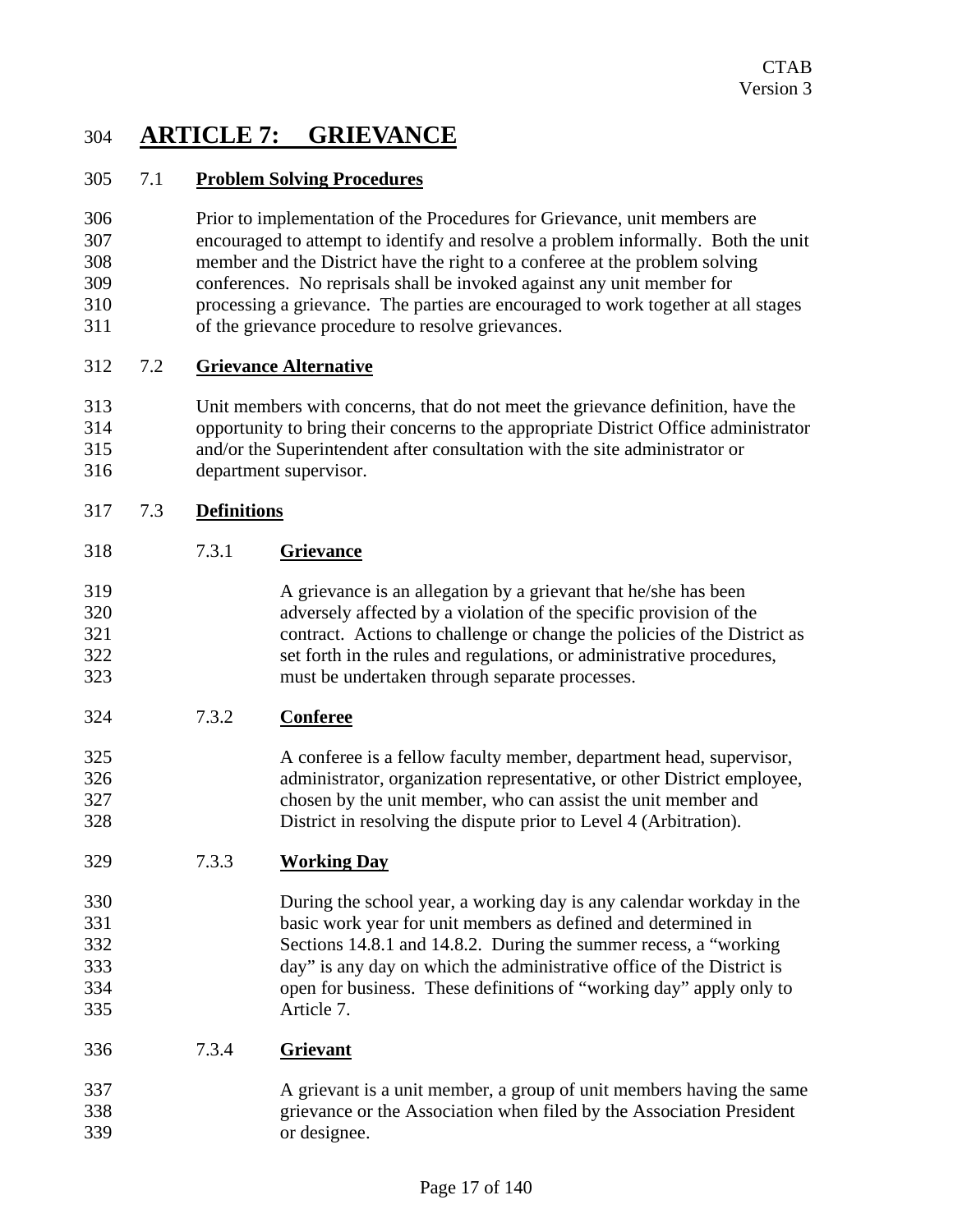# ARTICLE 7: GRIEVANCE

## 7.1 Problem Solving Procedures

Prior to implementation of the Procedures for Grievance, unit members are encouraged to attempt to identify and resolve a problem informally. Both the unit member and the District have the right to a conferee at the problem solving conferences. No reprisals shall be invoked against any unit member for processing a grievance. The parties are encouraged to work together at all stages of the grievance procedure to resolve grievances.

## 7.2 Grievance Alternative

Unit members with concerns, that do not meet the grievance definition, have the opportunity to bring their concerns to the appropriate District Office administrator and/or the Superintendent after consultation with the site administrator or department supervisor.

## 7.3 Definitions

### 7.3.1 Grievance

A grievance is an allegation by a grievant that he/she has been adversely affected by a violation of the specific provision of the contract. Actions to challenge or change the policies of the District as set forth in the rules and regulations, or administrative procedures, must be undertaken through separate processes.

### 7.3.2 Conferee

A conferee is a fellow faculty member, department head, supervisor, administrator, organization representative, or other District employee, chosen by the unit member, who can assist the unit member and District in resolving the dispute prior to Level 4 (Arbitration).

### 7.3.3 Working Day

During the school year, a working day is any calendar workday in the basic work year for unit members as defined and determined in Sections 14.8.1 and 14.8.2. During the summer recess, a "working day" is any day on which the administrative office of the District is open for business. These definitions of "working day" apply only to Article 7.

### 7.3.4 Grievant

A grievant is a unit member, a group of unit members having the same grievance or the Association when filed by the Association President or designee.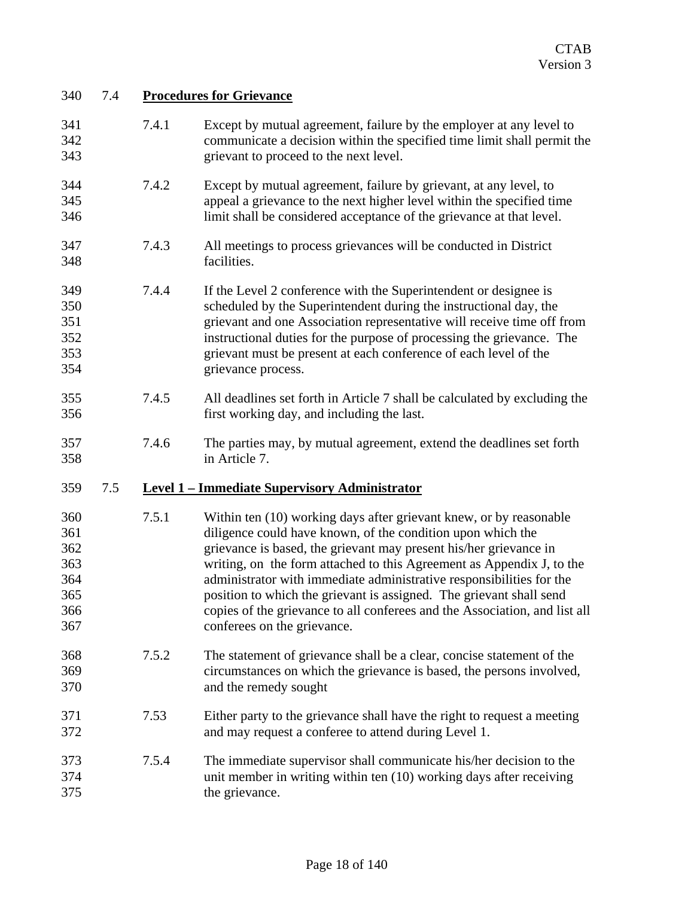### 7.4 **Procedures for Grievance**

7.4.1 Except by mutual agreement, failure by the employer at any level to communicate a decision within the specified time limit shall permit the grievant to proceed to the next level.

7.4.2 Except by mutual agreement, failure by grievant, at any level, to appeal a grievance to the next higher level within the specified time limit shall be considered acceptance of the grievance at that level.

7.4.3 All meetings to process grievances will be conducted in District facilities.

7.4.4 If the Level 2 conference with the Superintendent or designee is scheduled by the Superintendent during the instructional day, the grievant and one Association representative will receive time off from instructional duties for the purpose of processing the grievance. The grievant must be present at each conference of each level of the grievance process.

7.4.5 All deadlines set forth in Article 7 shall be calculated by excluding the first working day, and including the last.

7.4.6 The parties may, by mutual agreement, extend the deadlines set forth in Article 7.

### 7.5 **Level 1 – Immediate Supervisory Administrator**

7.5.1 Within ten (10) working days after grievant knew, or by reasonable diligence could have known, of the condition upon which the grievance is based, the grievant may present his/her grievance in writing, on the form attached to this Agreement as Appendix J, to the administrator with immediate administrative responsibilities for the position to which the grievant is assigned. The grievant shall send copies of the grievance to all conferees and the Association, and list all conferees on the grievance.

7.5.2 The statement of grievance shall be a clear, concise statement of the circumstances on which the grievance is based, the persons involved, and the remedy sought

7.53 Either party to the grievance shall have the right to request a meeting and may request a conferee to attend during Level 1.

7.5.4 The immediate supervisor shall communicate his/her decision to the unit member in writing within ten (10) working days after receiving the grievance.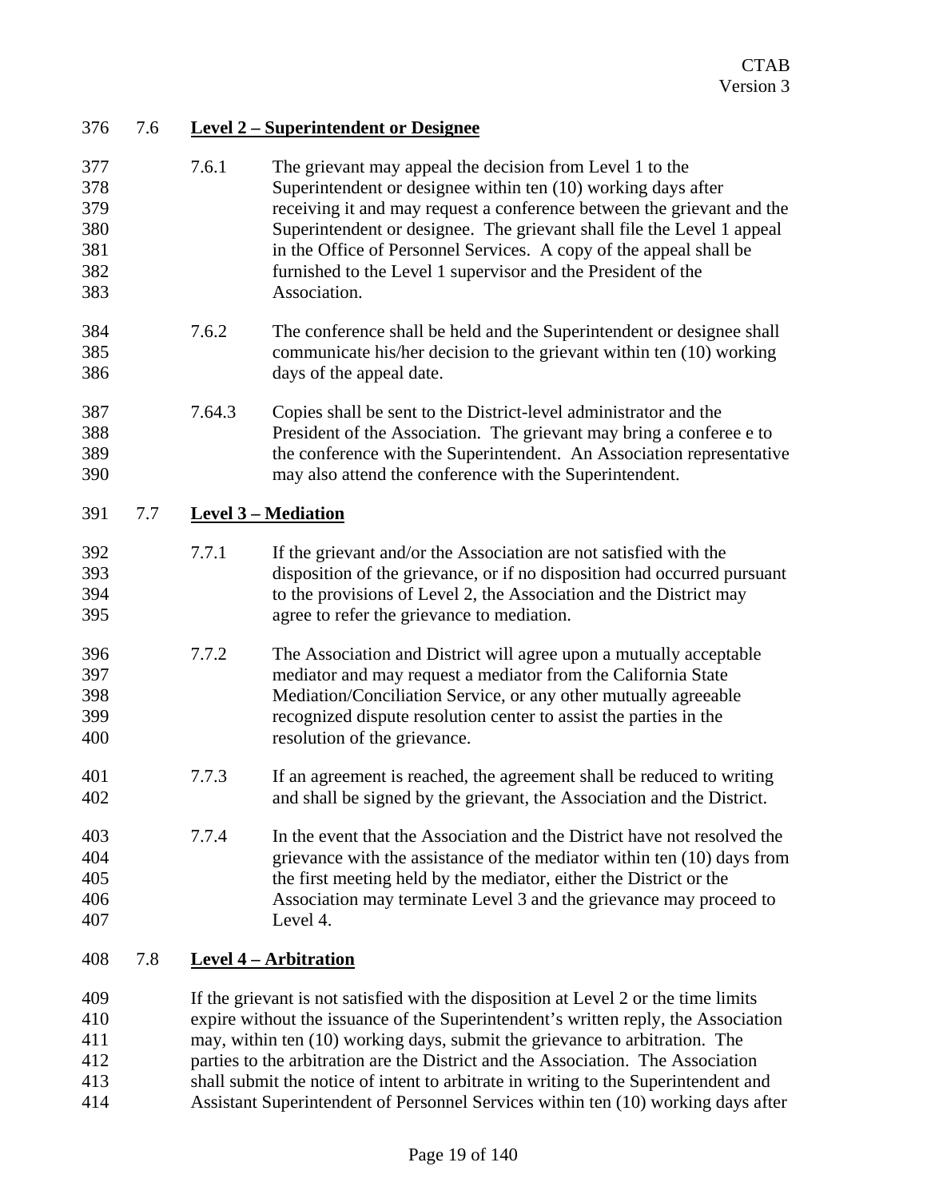### 7.6 **Level 2 – Superintendent or Designee**

7.6.1 The grievant may appeal the decision from Level 1 to the Superintendent or designee within ten (10) working days after receiving it and may request a conference between the grievant and the Superintendent or designee. The grievant shall file the Level 1 appeal in the Office of Personnel Services. A copy of the appeal shall be furnished to the Level 1 supervisor and the President of the Association.

7.6.2 The conference shall be held and the Superintendent or designee shall communicate his/her decision to the grievant within ten (10) working days of the appeal date.

7.64.3 Copies shall be sent to the District-level administrator and the President of the Association. The grievant may bring a conferee e to the conference with the Superintendent. An Association representative may also attend the conference with the Superintendent.

### 7.7 **Level 3 – Mediation**

7.7.1 If the grievant and/or the Association are not satisfied with the disposition of the grievance, or if no disposition had occurred pursuant to the provisions of Level 2, the Association and the District may agree to refer the grievance to mediation.

7.7.2 The Association and District will agree upon a mutually acceptable mediator and may request a mediator from the California State Mediation/Conciliation Service, or any other mutually agreeable recognized dispute resolution center to assist the parties in the resolution of the grievance.

7.7.3 If an agreement is reached, the agreement shall be reduced to writing and shall be signed by the grievant, the Association and the District.

7.7.4 In the event that the Association and the District have not resolved the grievance with the assistance of the mediator within ten (10) days from the first meeting held by the mediator, either the District or the Association may terminate Level 3 and the grievance may proceed to Level 4.

### 7.8 **Level 4 – Arbitration**

If the grievant is not satisfied with the disposition at Level 2 or the time limits expire without the issuance of the Superintendent's written reply, the Association may, within ten (10) working days, submit the grievance to arbitration. The parties to the arbitration are the District and the Association. The Association shall submit the notice of intent to arbitrate in writing to the Superintendent and Assistant Superintendent of Personnel Services within ten (10) working days after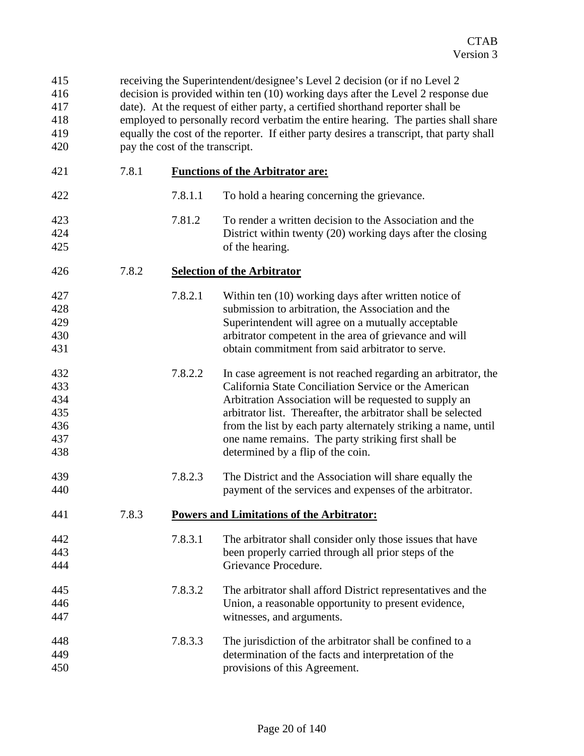receiving the Superintendent/designee's Level 2 decision (or if no Level 2 decision is provided within ten (10) working days after the Level 2 response due date). At the request of either party, a certified shorthand reporter shall be employed to personally record verbatim the entire hearing. The parties shall share equally the cost of the reporter. If either party desires a transcript, that party shall pay the cost of the transcript.

7.8.1 **Functions of the Arbitrator are:**

7.8.1.1 To hold a hearing concerning the grievance.

7.81.2 To render a written decision to the Association and the District within twenty (20) working days after the closing of the hearing.

7.8.2 **Selection of the Arbitrator**

7.8.2.1 Within ten (10) working days after written notice of submission to arbitration, the Association and the Superintendent will agree on a mutually acceptable arbitrator competent in the area of grievance and will obtain commitment from said arbitrator to serve.

7.8.2.2 In case agreement is not reached regarding an arbitrator, the California State Conciliation Service or the American Arbitration Association will be requested to supply an arbitrator list. Thereafter, the arbitrator shall be selected from the list by each party alternately striking a name, until one name remains. The party striking first shall be determined by a flip of the coin.

7.8.2.3 The District and the Association will share equally the payment of the services and expenses of the arbitrator.

7.8.3 **Powers and Limitations of the Arbitrator:**

7.8.3.1 The arbitrator shall consider only those issues that have been properly carried through all prior steps of the Grievance Procedure.

7.8.3.2 The arbitrator shall afford District representatives and the Union, a reasonable opportunity to present evidence, witnesses, and arguments.

7.8.3.3 The jurisdiction of the arbitrator shall be confined to a determination of the facts and interpretation of the provisions of this Agreement.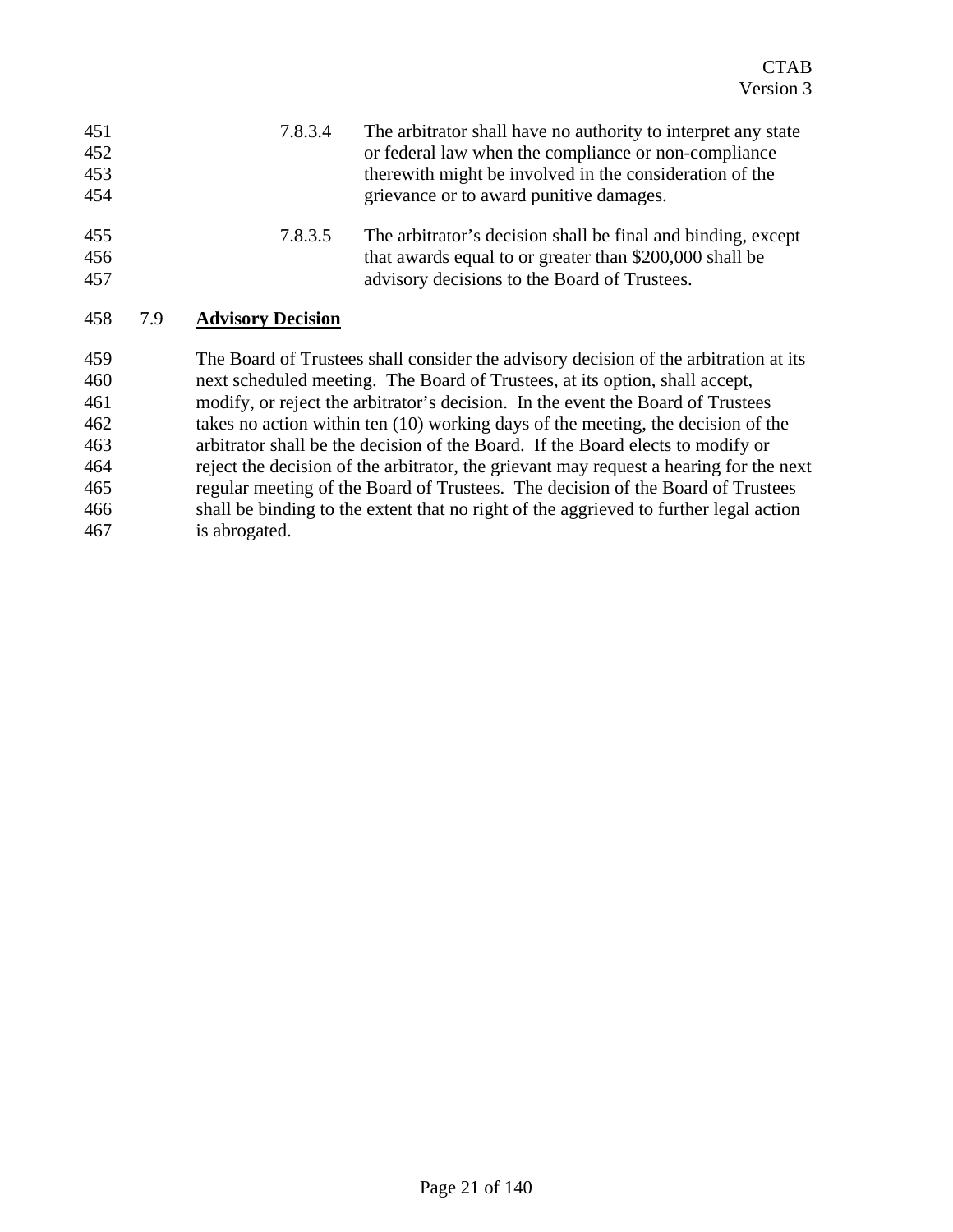7.8.3.4 The arbitrator shall have no authority to interpret any state or federal law when the compliance or non-compliance therewith might be involved in the consideration of the grievance or to award punitive damages.

7.8.3.5 The arbitrator's decision shall be final and binding, except that awards equal to or greater than $200,000 shall be advisory decisions to the Board of Trustees.

## 7.9 Advisory Decision

The Board of Trustees shall consider the advisory decision of the arbitration at its next scheduled meeting. The Board of Trustees, at its option, shall accept, modify, or reject the arbitrator's decision. In the event the Board of Trustees takes no action within ten (10) working days of the meeting, the decision of the arbitrator shall be the decision of the Board. If the Board elects to modify or reject the decision of the arbitrator, the grievant may request a hearing for the next regular meeting of the Board of Trustees. The decision of the Board of Trustees shall be binding to the extent that no right of the aggrieved to further legal action is abrogated.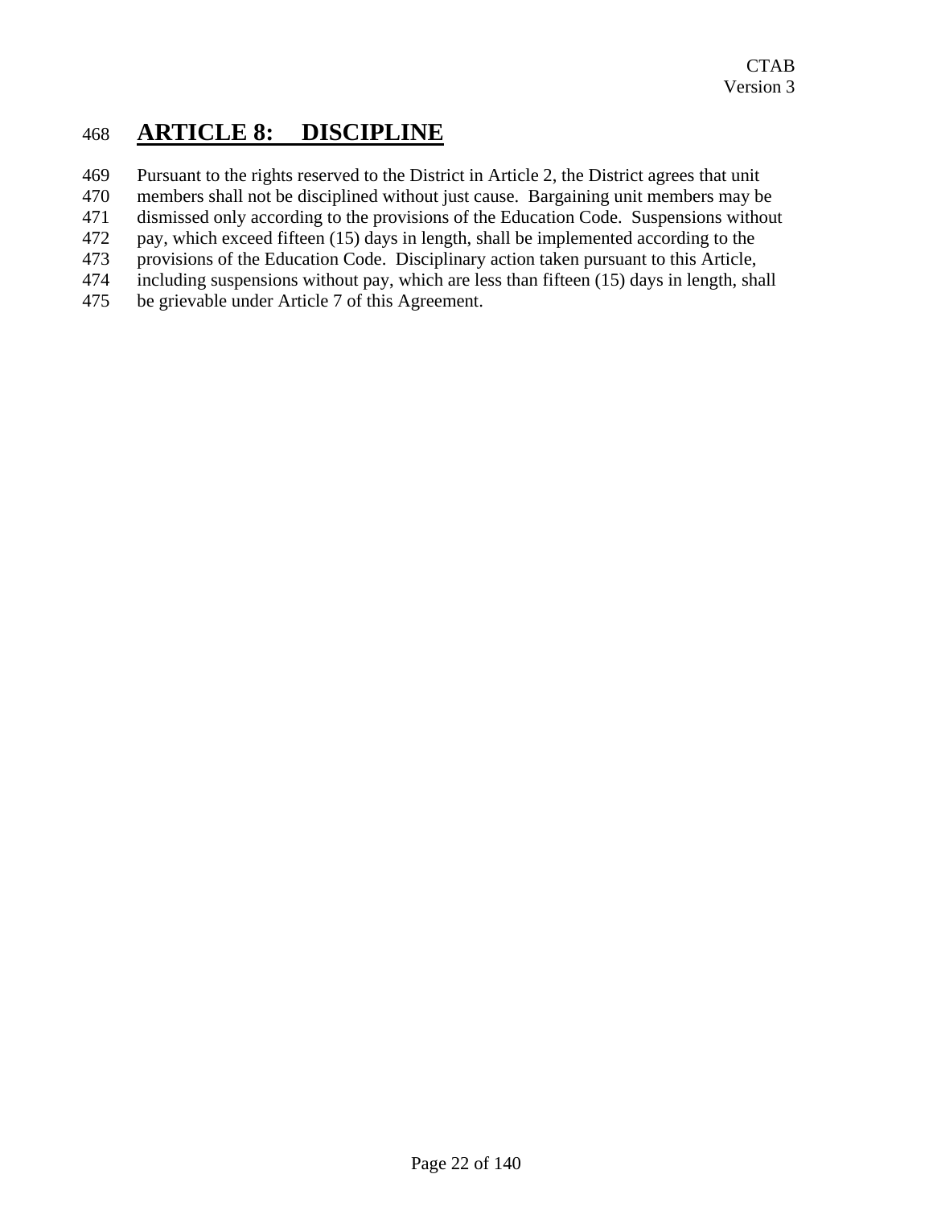# ARTICLE 8: DISCIPLINE

Pursuant to the rights reserved to the District in Article 2, the District agrees that unit members shall not be disciplined without just cause. Bargaining unit members may be dismissed only according to the provisions of the Education Code. Suspensions without pay, which exceed fifteen (15) days in length, shall be implemented according to the provisions of the Education Code. Disciplinary action taken pursuant to this Article, including suspensions without pay, which are less than fifteen (15) days in length, shall be grievable under Article 7 of this Agreement.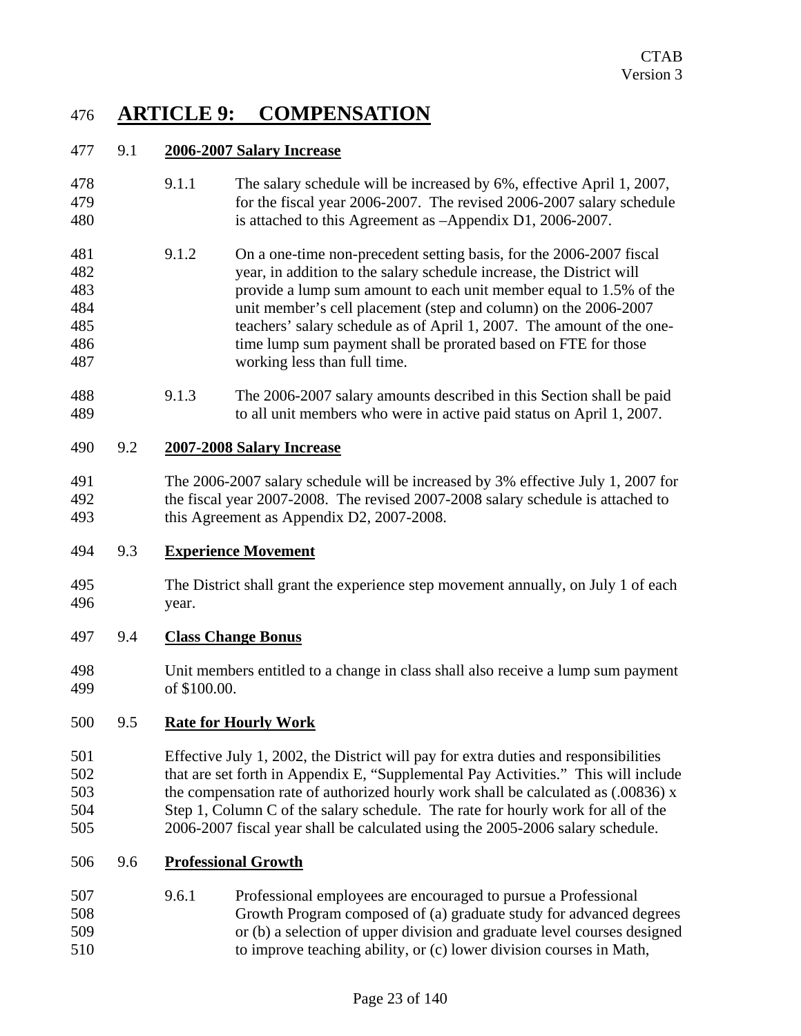# ARTICLE 9: COMPENSATION

## 9.1 2006-2007 Salary Increase

9.1.1 The salary schedule will be increased by 6%, effective April 1, 2007, for the fiscal year 2006-2007. The revised 2006-2007 salary schedule is attached to this Agreement as –Appendix D1, 2006-2007.

9.1.2 On a one-time non-precedent setting basis, for the 2006-2007 fiscal year, in addition to the salary schedule increase, the District will provide a lump sum amount to each unit member equal to 1.5% of the unit member's cell placement (step and column) on the 2006-2007 teachers' salary schedule as of April 1, 2007. The amount of the one-time lump sum payment shall be prorated based on FTE for those working less than full time.

9.1.3 The 2006-2007 salary amounts described in this Section shall be paid to all unit members who were in active paid status on April 1, 2007.

## 9.2 2007-2008 Salary Increase

The 2006-2007 salary schedule will be increased by 3% effective July 1, 2007 for the fiscal year 2007-2008. The revised 2007-2008 salary schedule is attached to this Agreement as Appendix D2, 2007-2008.

## 9.3 Experience Movement

The District shall grant the experience step movement annually, on July 1 of each year.

## 9.4 Class Change Bonus

Unit members entitled to a change in class shall also receive a lump sum payment of $100.00.

## 9.5 Rate for Hourly Work

Effective July 1, 2002, the District will pay for extra duties and responsibilities that are set forth in Appendix E, "Supplemental Pay Activities." This will include the compensation rate of authorized hourly work shall be calculated as (.00836) x Step 1, Column C of the salary schedule. The rate for hourly work for all of the 2006-2007 fiscal year shall be calculated using the 2005-2006 salary schedule.

## 9.6 Professional Growth

9.6.1 Professional employees are encouraged to pursue a Professional Growth Program composed of (a) graduate study for advanced degrees or (b) a selection of upper division and graduate level courses designed to improve teaching ability, or (c) lower division courses in Math,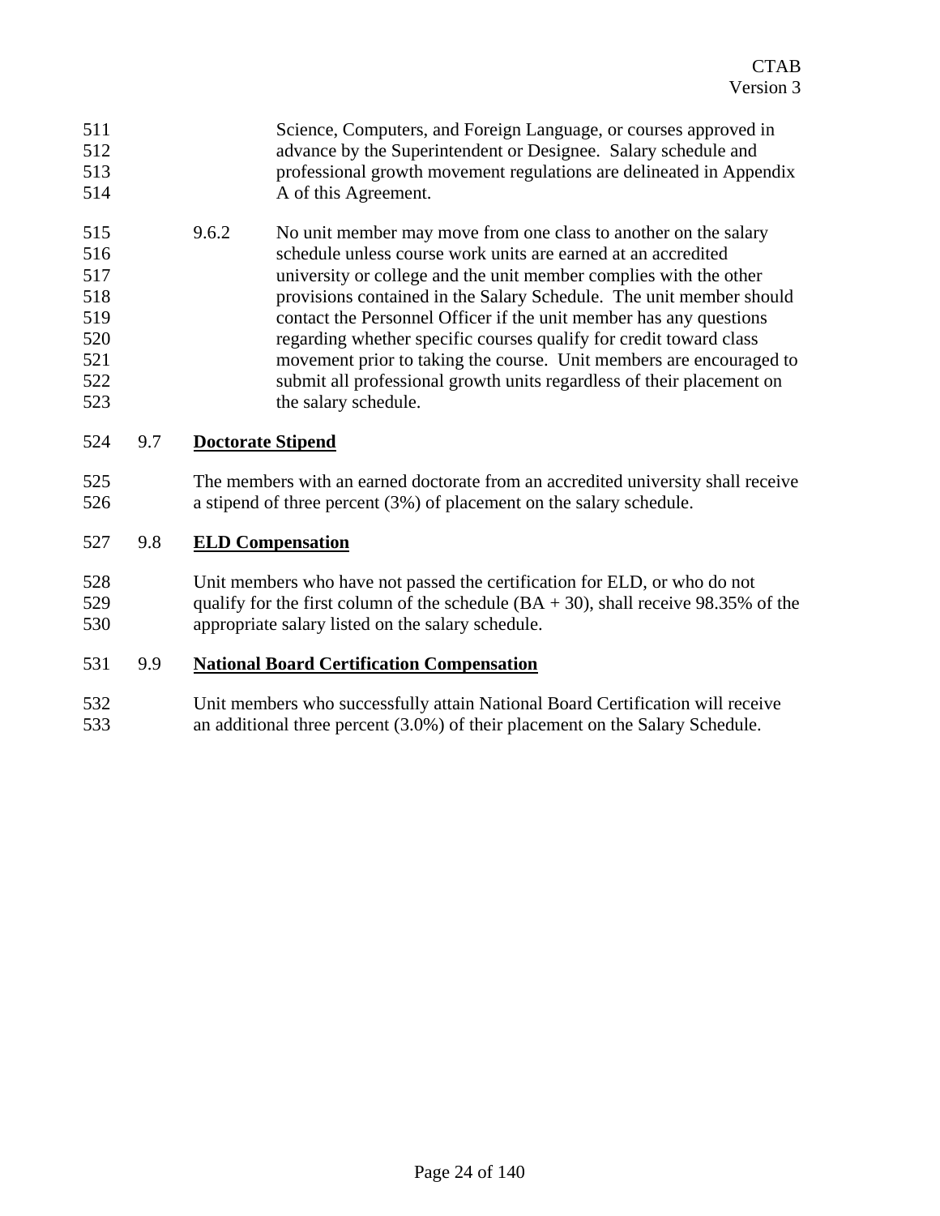Science, Computers, and Foreign Language, or courses approved in advance by the Superintendent or Designee. Salary schedule and professional growth movement regulations are delineated in Appendix A of this Agreement.

9.6.2 No unit member may move from one class to another on the salary schedule unless course work units are earned at an accredited university or college and the unit member complies with the other provisions contained in the Salary Schedule. The unit member should contact the Personnel Officer if the unit member has any questions regarding whether specific courses qualify for credit toward class movement prior to taking the course. Unit members are encouraged to submit all professional growth units regardless of their placement on the salary schedule.

## 9.7 Doctorate Stipend

The members with an earned doctorate from an accredited university shall receive a stipend of three percent (3%) of placement on the salary schedule.

## 9.8 ELD Compensation

Unit members who have not passed the certification for ELD, or who do not qualify for the first column of the schedule (BA + 30), shall receive 98.35% of the appropriate salary listed on the salary schedule.

## 9.9 National Board Certification Compensation

Unit members who successfully attain National Board Certification will receive an additional three percent (3.0%) of their placement on the Salary Schedule.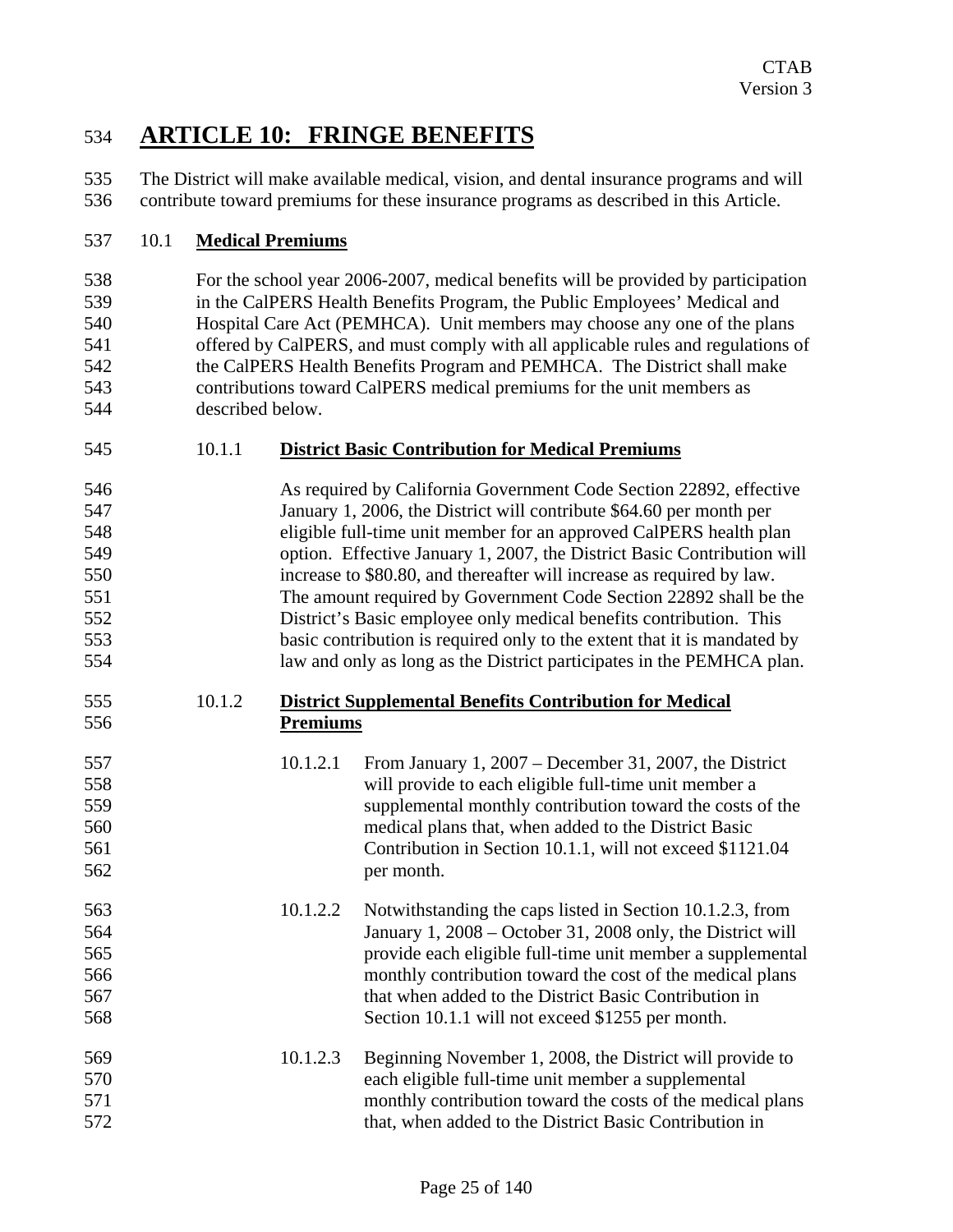# ARTICLE 10: FRINGE BENEFITS

The District will make available medical, vision, and dental insurance programs and will contribute toward premiums for these insurance programs as described in this Article.

## 10.1 **Medical Premiums**

For the school year 2006-2007, medical benefits will be provided by participation in the CalPERS Health Benefits Program, the Public Employees' Medical and Hospital Care Act (PEMHCA). Unit members may choose any one of the plans offered by CalPERS, and must comply with all applicable rules and regulations of the CalPERS Health Benefits Program and PEMHCA. The District shall make contributions toward CalPERS medical premiums for the unit members as described below.

### 10.1.1 **District Basic Contribution for Medical Premiums**

As required by California Government Code Section 22892, effective January 1, 2006, the District will contribute $64.60 per month per eligible full-time unit member for an approved CalPERS health plan option. Effective January 1, 2007, the District Basic Contribution will increase to $80.80, and thereafter will increase as required by law. The amount required by Government Code Section 22892 shall be the District's Basic employee only medical benefits contribution. This basic contribution is required only to the extent that it is mandated by law and only as long as the District participates in the PEMHCA plan.

### 10.1.2 **District Supplemental Benefits Contribution for Medical Premiums**

10.1.2.1 From January 1, 2007 – December 31, 2007, the District will provide to each eligible full-time unit member a supplemental monthly contribution toward the costs of the medical plans that, when added to the District Basic Contribution in Section 10.1.1, will not exceed $1121.04 per month.

10.1.2.2 Notwithstanding the caps listed in Section 10.1.2.3, from January 1, 2008 – October 31, 2008 only, the District will provide each eligible full-time unit member a supplemental monthly contribution toward the cost of the medical plans that when added to the District Basic Contribution in Section 10.1.1 will not exceed $1255 per month.

10.1.2.3 Beginning November 1, 2008, the District will provide to each eligible full-time unit member a supplemental monthly contribution toward the costs of the medical plans that, when added to the District Basic Contribution in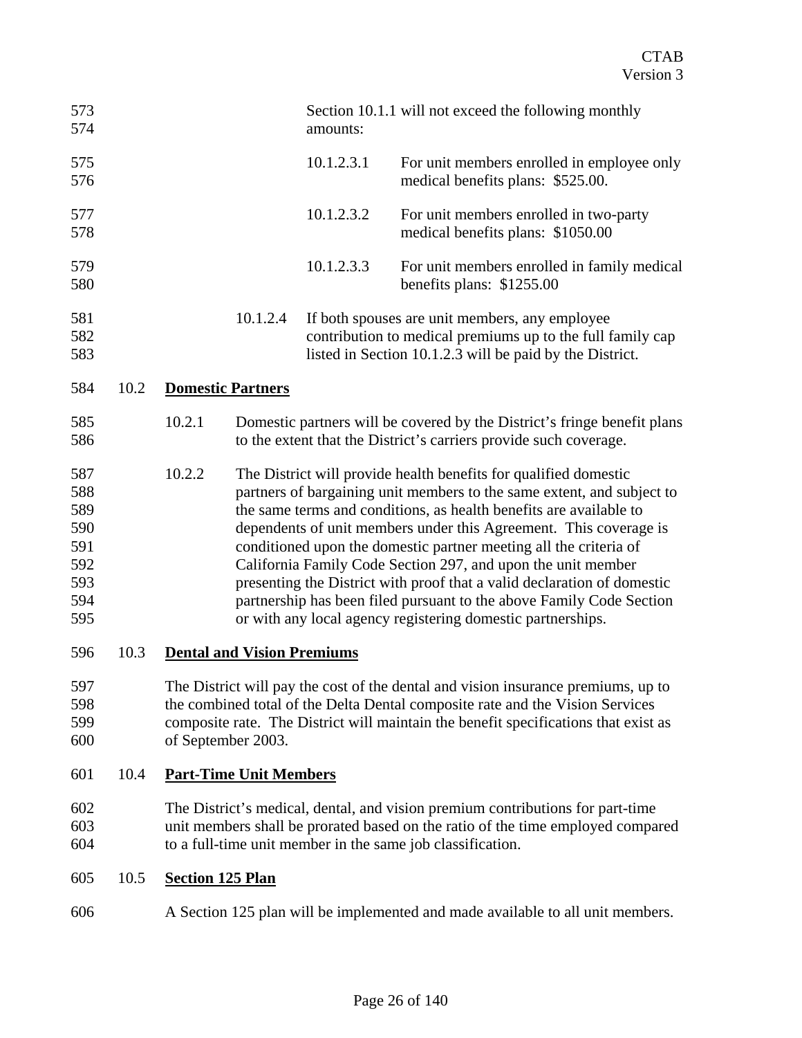Section 10.1.1 will not exceed the following monthly amounts:

10.1.2.3.1 For unit members enrolled in employee only medical benefits plans: $525.00.

10.1.2.3.2 For unit members enrolled in two-party medical benefits plans: $1050.00

10.1.2.3.3 For unit members enrolled in family medical benefits plans: $1255.00

10.1.2.4 If both spouses are unit members, any employee contribution to medical premiums up to the full family cap listed in Section 10.1.2.3 will be paid by the District.

10.2 **Domestic Partners**

10.2.1 Domestic partners will be covered by the District's fringe benefit plans to the extent that the District's carriers provide such coverage.

10.2.2 The District will provide health benefits for qualified domestic partners of bargaining unit members to the same extent, and subject to the same terms and conditions, as health benefits are available to dependents of unit members under this Agreement. This coverage is conditioned upon the domestic partner meeting all the criteria of California Family Code Section 297, and upon the unit member presenting the District with proof that a valid declaration of domestic partnership has been filed pursuant to the above Family Code Section or with any local agency registering domestic partnerships.

10.3 **Dental and Vision Premiums**

The District will pay the cost of the dental and vision insurance premiums, up to the combined total of the Delta Dental composite rate and the Vision Services composite rate. The District will maintain the benefit specifications that exist as of September 2003.

10.4 **Part-Time Unit Members**

The District's medical, dental, and vision premium contributions for part-time unit members shall be prorated based on the ratio of the time employed compared to a full-time unit member in the same job classification.

10.5 **Section 125 Plan**

A Section 125 plan will be implemented and made available to all unit members.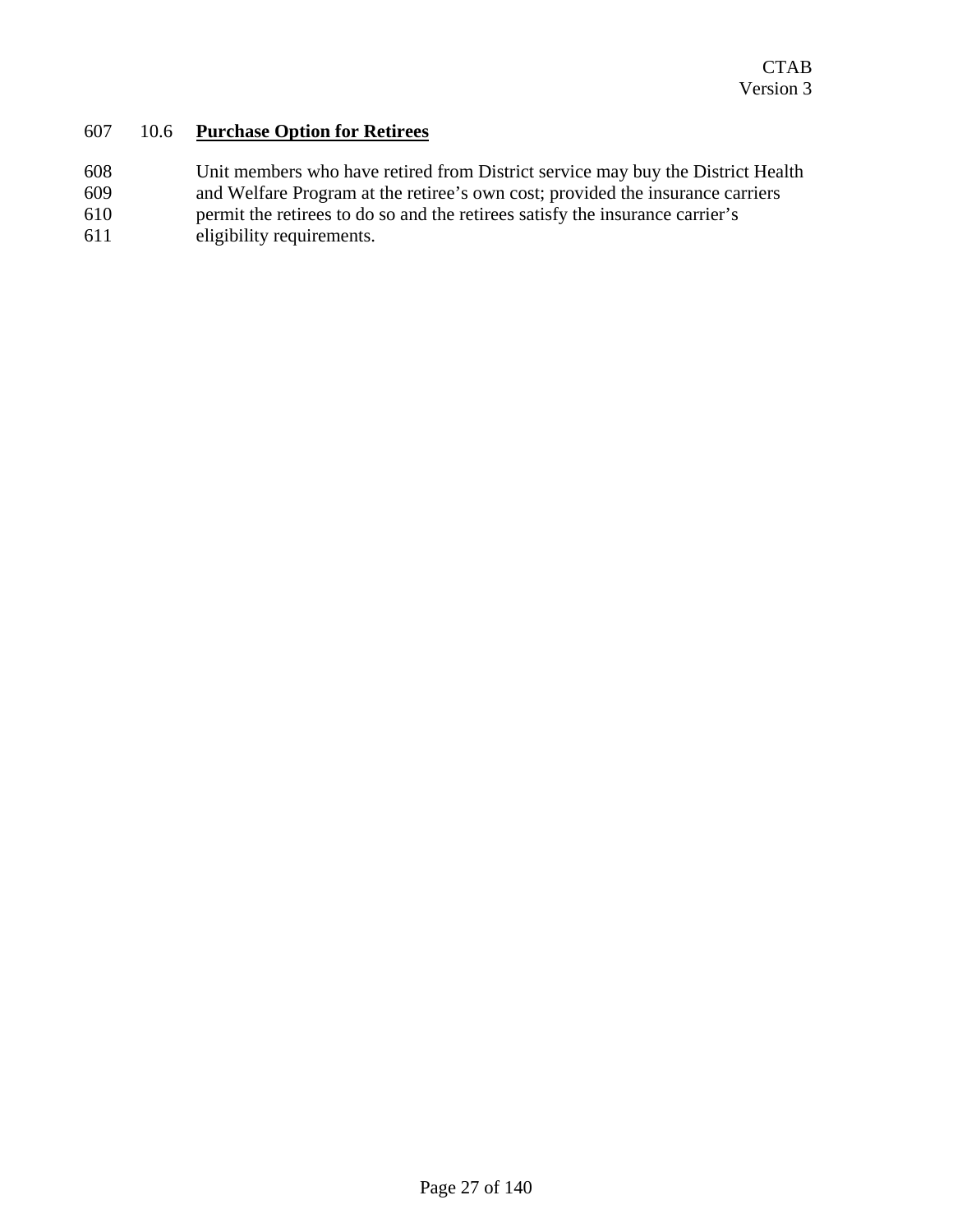## 10.6 **Purchase Option for Retirees**

Unit members who have retired from District service may buy the District Health and Welfare Program at the retiree's own cost; provided the insurance carriers permit the retirees to do so and the retirees satisfy the insurance carrier's eligibility requirements.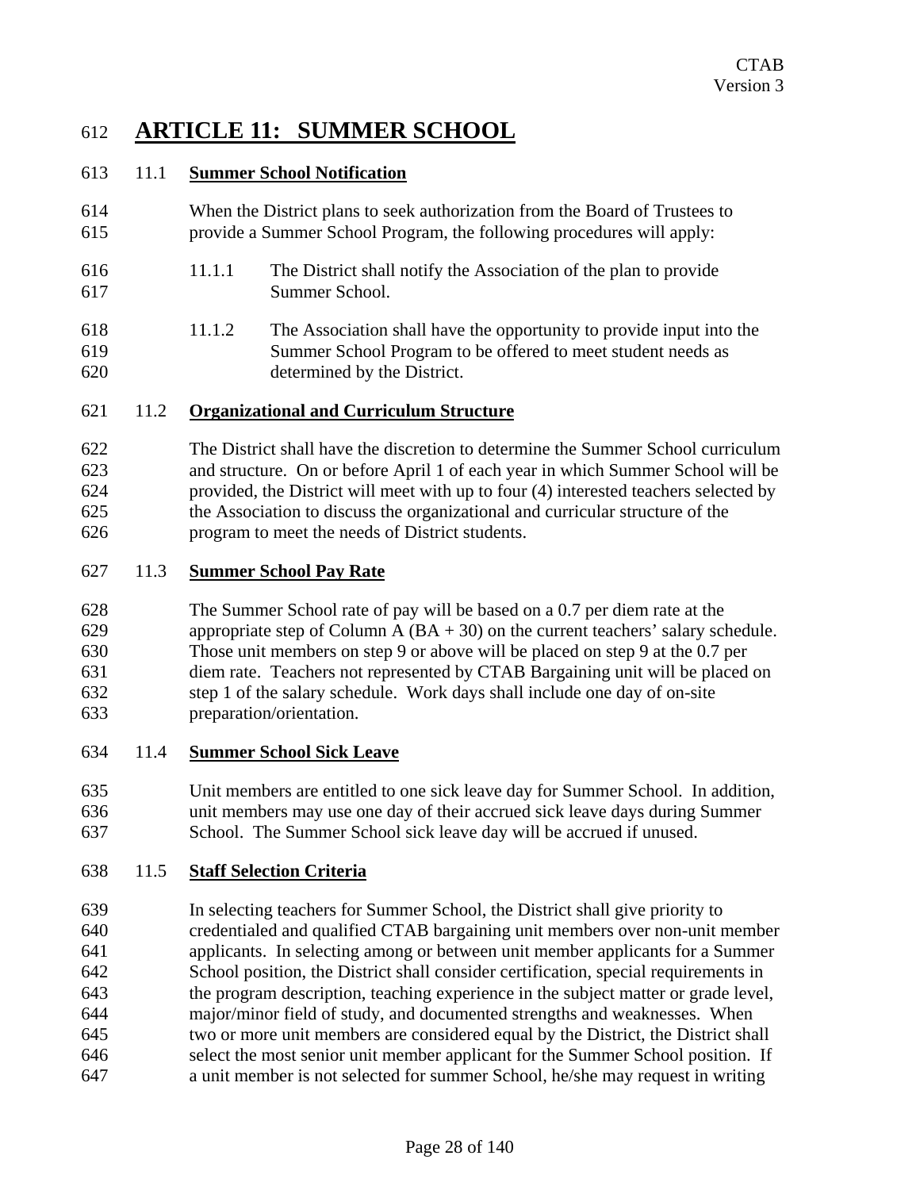# ARTICLE 11: SUMMER SCHOOL

## 11.1 Summer School Notification

When the District plans to seek authorization from the Board of Trustees to provide a Summer School Program, the following procedures will apply:

11.1.1 The District shall notify the Association of the plan to provide Summer School.

11.1.2 The Association shall have the opportunity to provide input into the Summer School Program to be offered to meet student needs as determined by the District.

## 11.2 Organizational and Curriculum Structure

The District shall have the discretion to determine the Summer School curriculum and structure. On or before April 1 of each year in which Summer School will be provided, the District will meet with up to four (4) interested teachers selected by the Association to discuss the organizational and curricular structure of the program to meet the needs of District students.

## 11.3 Summer School Pay Rate

The Summer School rate of pay will be based on a 0.7 per diem rate at the appropriate step of Column A (BA + 30) on the current teachers' salary schedule. Those unit members on step 9 or above will be placed on step 9 at the 0.7 per diem rate. Teachers not represented by CTAB Bargaining unit will be placed on step 1 of the salary schedule. Work days shall include one day of on-site preparation/orientation.

## 11.4 Summer School Sick Leave

Unit members are entitled to one sick leave day for Summer School. In addition, unit members may use one day of their accrued sick leave days during Summer School. The Summer School sick leave day will be accrued if unused.

## 11.5 Staff Selection Criteria

In selecting teachers for Summer School, the District shall give priority to credentialed and qualified CTAB bargaining unit members over non-unit member applicants. In selecting among or between unit member applicants for a Summer School position, the District shall consider certification, special requirements in the program description, teaching experience in the subject matter or grade level, major/minor field of study, and documented strengths and weaknesses. When two or more unit members are considered equal by the District, the District shall select the most senior unit member applicant for the Summer School position. If a unit member is not selected for summer School, he/she may request in writing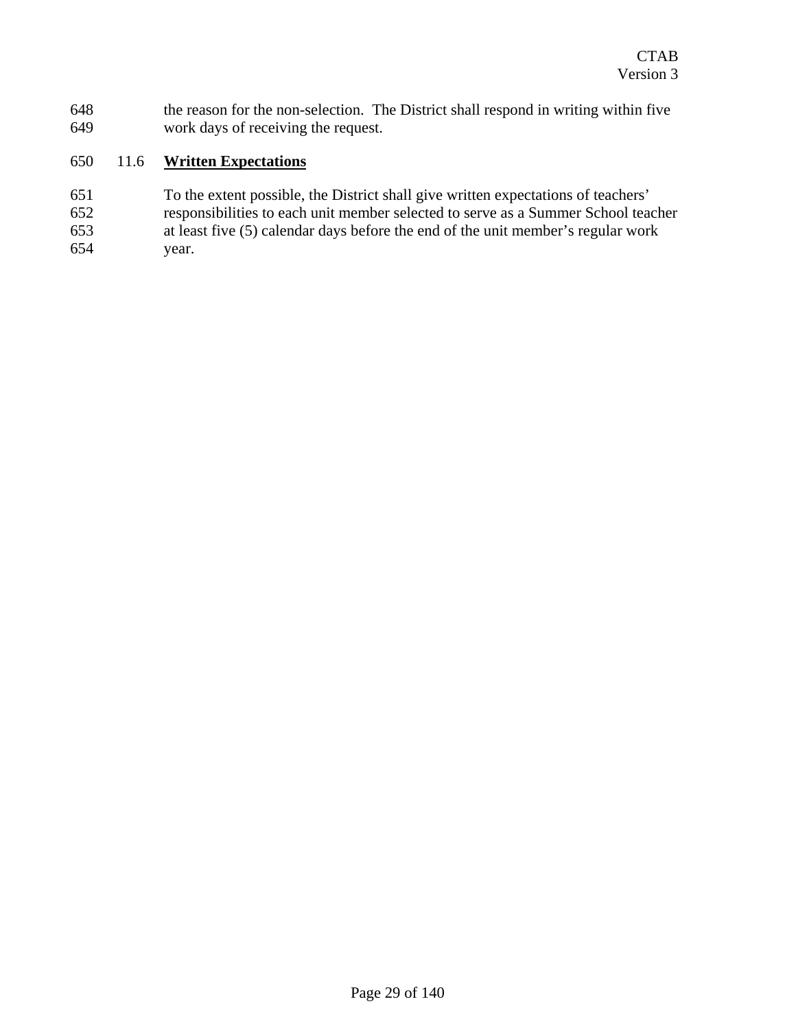the reason for the non-selection. The District shall respond in writing within five work days of receiving the request.

## 11.6 **Written Expectations**

To the extent possible, the District shall give written expectations of teachers' responsibilities to each unit member selected to serve as a Summer School teacher at least five (5) calendar days before the end of the unit member's regular work year.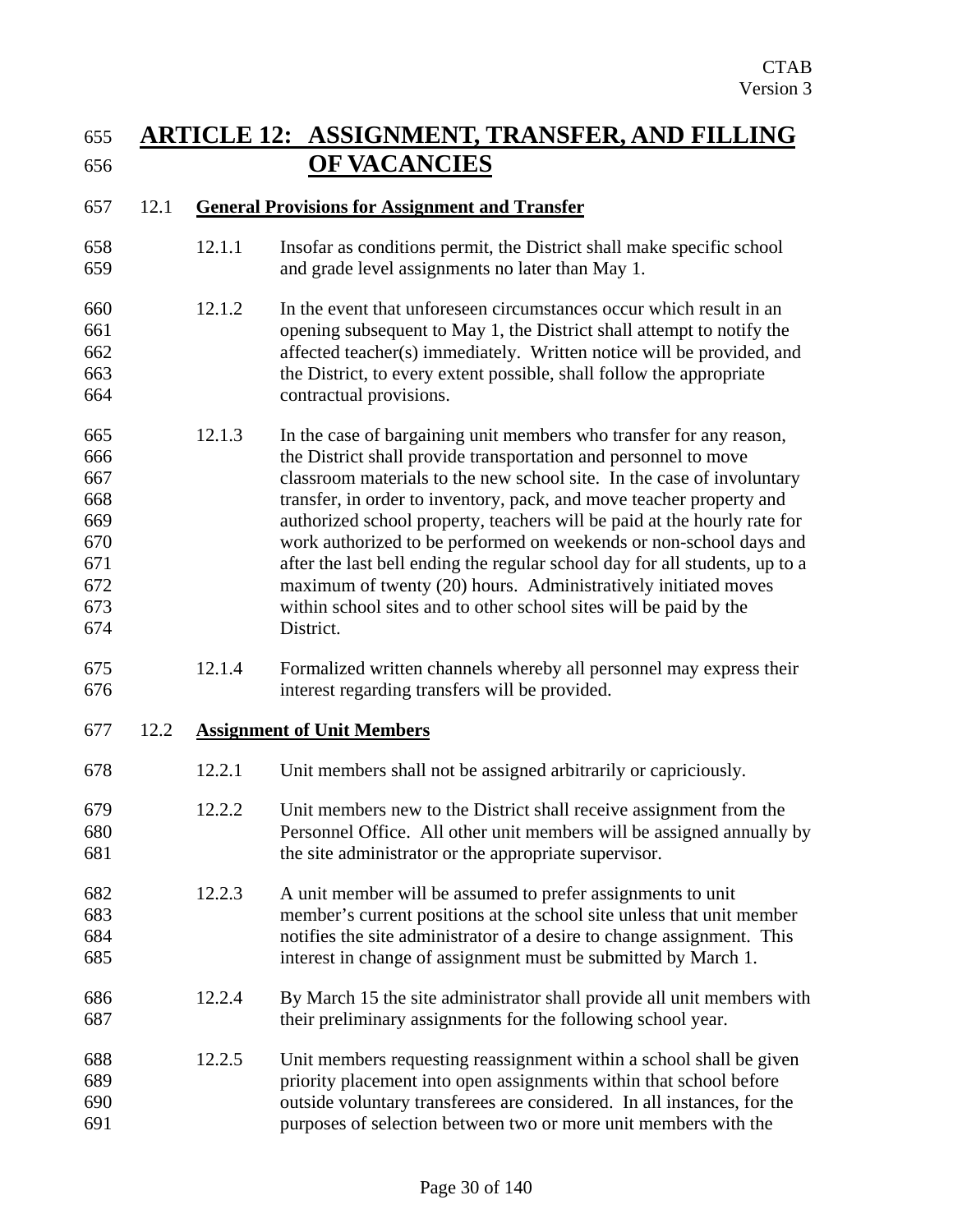# ARTICLE 12: ASSIGNMENT, TRANSFER, AND FILLING OF VACANCIES

## 12.1 General Provisions for Assignment and Transfer

12.1.1 Insofar as conditions permit, the District shall make specific school and grade level assignments no later than May 1.

12.1.2 In the event that unforeseen circumstances occur which result in an opening subsequent to May 1, the District shall attempt to notify the affected teacher(s) immediately. Written notice will be provided, and the District, to every extent possible, shall follow the appropriate contractual provisions.

12.1.3 In the case of bargaining unit members who transfer for any reason, the District shall provide transportation and personnel to move classroom materials to the new school site. In the case of involuntary transfer, in order to inventory, pack, and move teacher property and authorized school property, teachers will be paid at the hourly rate for work authorized to be performed on weekends or non-school days and after the last bell ending the regular school day for all students, up to a maximum of twenty (20) hours. Administratively initiated moves within school sites and to other school sites will be paid by the District.

12.1.4 Formalized written channels whereby all personnel may express their interest regarding transfers will be provided.

## 12.2 Assignment of Unit Members

12.2.1 Unit members shall not be assigned arbitrarily or capriciously.

12.2.2 Unit members new to the District shall receive assignment from the Personnel Office. All other unit members will be assigned annually by the site administrator or the appropriate supervisor.

12.2.3 A unit member will be assumed to prefer assignments to unit member's current positions at the school site unless that unit member notifies the site administrator of a desire to change assignment. This interest in change of assignment must be submitted by March 1.

12.2.4 By March 15 the site administrator shall provide all unit members with their preliminary assignments for the following school year.

12.2.5 Unit members requesting reassignment within a school shall be given priority placement into open assignments within that school before outside voluntary transferees are considered. In all instances, for the purposes of selection between two or more unit members with the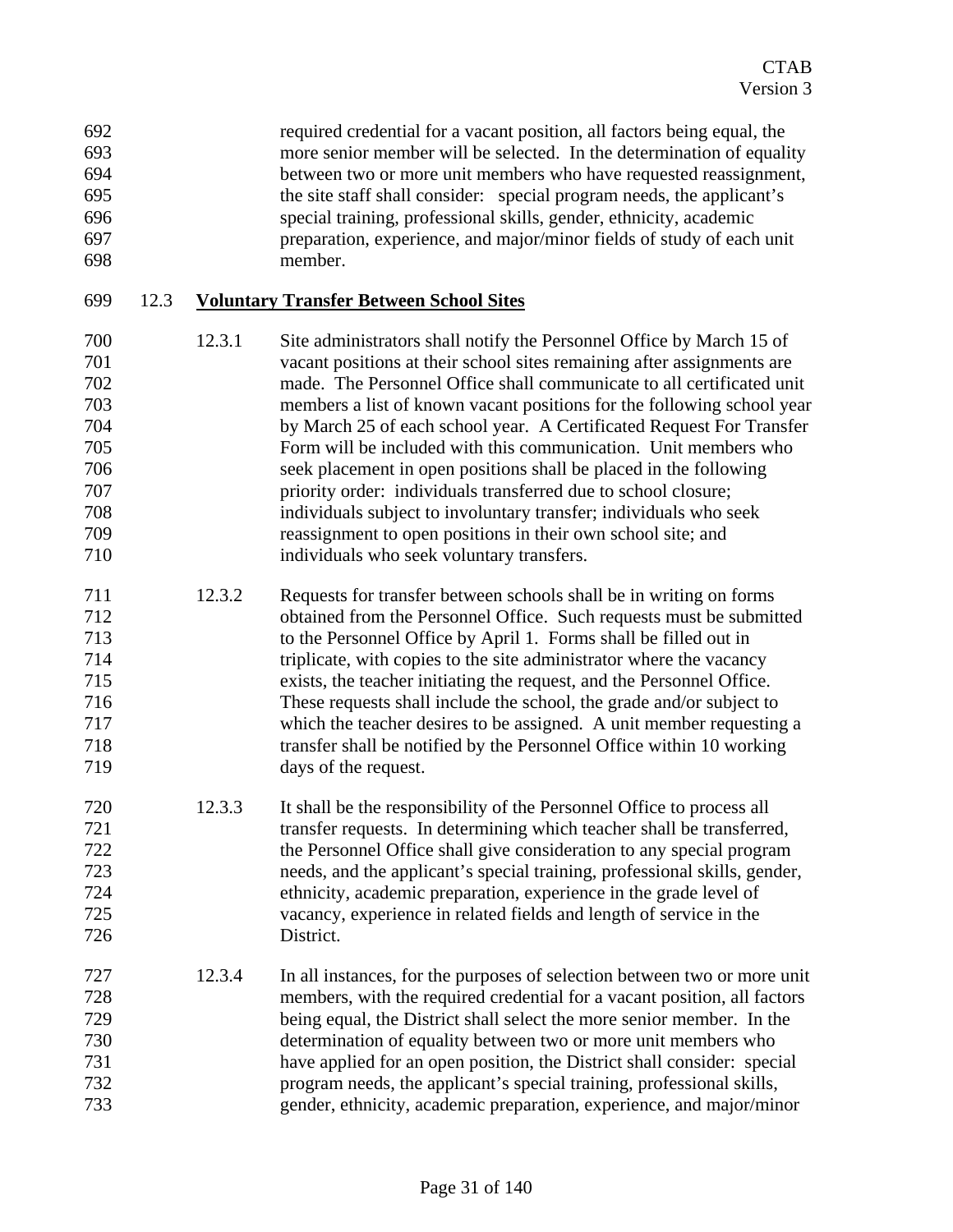required credential for a vacant position, all factors being equal, the more senior member will be selected. In the determination of equality between two or more unit members who have requested reassignment, the site staff shall consider: special program needs, the applicant's special training, professional skills, gender, ethnicity, academic preparation, experience, and major/minor fields of study of each unit member.

## 12.3 Voluntary Transfer Between School Sites

12.3.1 Site administrators shall notify the Personnel Office by March 15 of vacant positions at their school sites remaining after assignments are made. The Personnel Office shall communicate to all certificated unit members a list of known vacant positions for the following school year by March 25 of each school year. A Certificated Request For Transfer Form will be included with this communication. Unit members who seek placement in open positions shall be placed in the following priority order: individuals transferred due to school closure; individuals subject to involuntary transfer; individuals who seek reassignment to open positions in their own school site; and individuals who seek voluntary transfers.

12.3.2 Requests for transfer between schools shall be in writing on forms obtained from the Personnel Office. Such requests must be submitted to the Personnel Office by April 1. Forms shall be filled out in triplicate, with copies to the site administrator where the vacancy exists, the teacher initiating the request, and the Personnel Office. These requests shall include the school, the grade and/or subject to which the teacher desires to be assigned. A unit member requesting a transfer shall be notified by the Personnel Office within 10 working days of the request.

12.3.3 It shall be the responsibility of the Personnel Office to process all transfer requests. In determining which teacher shall be transferred, the Personnel Office shall give consideration to any special program needs, and the applicant's special training, professional skills, gender, ethnicity, academic preparation, experience in the grade level of vacancy, experience in related fields and length of service in the District.

12.3.4 In all instances, for the purposes of selection between two or more unit members, with the required credential for a vacant position, all factors being equal, the District shall select the more senior member. In the determination of equality between two or more unit members who have applied for an open position, the District shall consider: special program needs, the applicant's special training, professional skills, gender, ethnicity, academic preparation, experience, and major/minor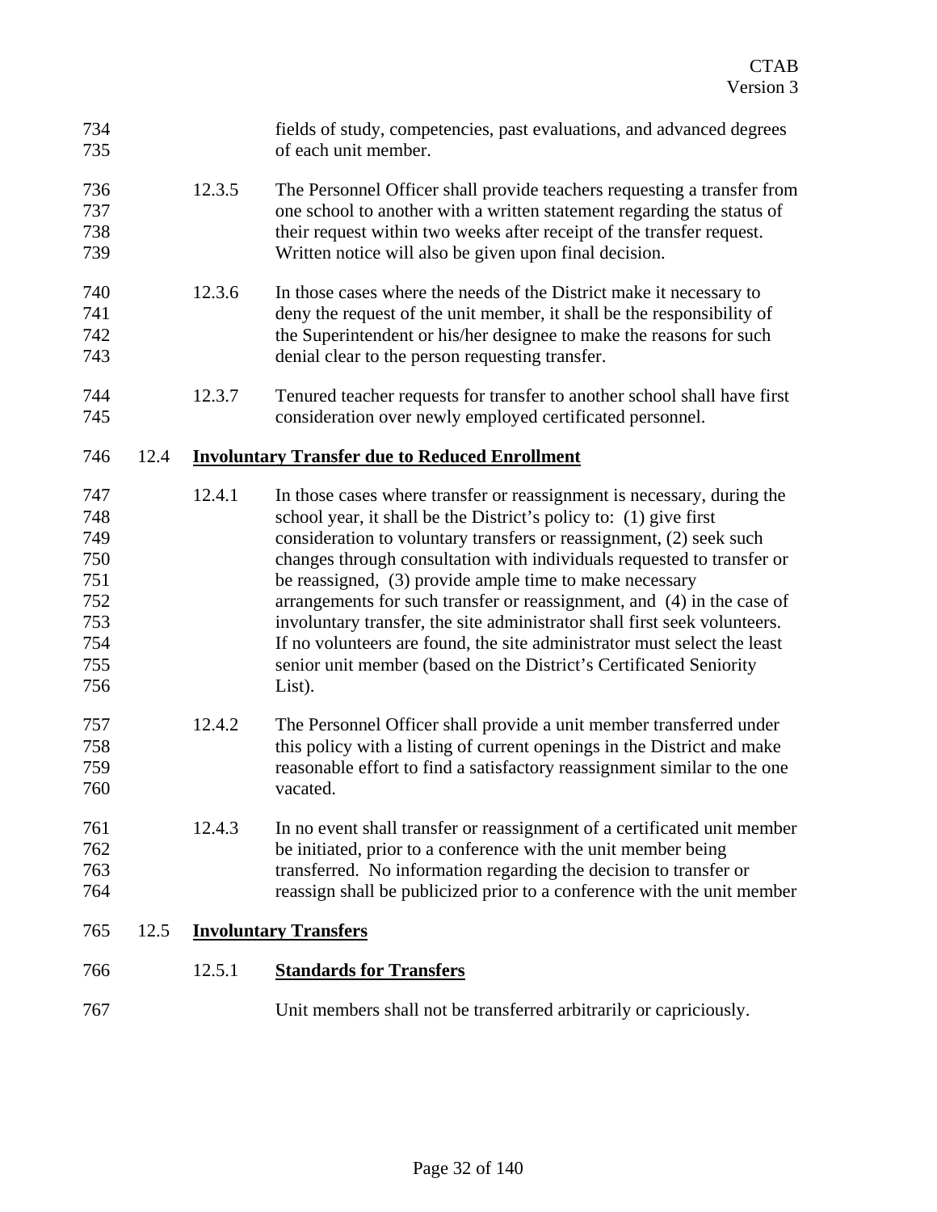fields of study, competencies, past evaluations, and advanced degrees of each unit member.

12.3.5 The Personnel Officer shall provide teachers requesting a transfer from one school to another with a written statement regarding the status of their request within two weeks after receipt of the transfer request. Written notice will also be given upon final decision.

12.3.6 In those cases where the needs of the District make it necessary to deny the request of the unit member, it shall be the responsibility of the Superintendent or his/her designee to make the reasons for such denial clear to the person requesting transfer.

12.3.7 Tenured teacher requests for transfer to another school shall have first consideration over newly employed certificated personnel.

## 12.4 **Involuntary Transfer due to Reduced Enrollment**

12.4.1 In those cases where transfer or reassignment is necessary, during the school year, it shall be the District's policy to: (1) give first consideration to voluntary transfers or reassignment, (2) seek such changes through consultation with individuals requested to transfer or be reassigned, (3) provide ample time to make necessary arrangements for such transfer or reassignment, and (4) in the case of involuntary transfer, the site administrator shall first seek volunteers. If no volunteers are found, the site administrator must select the least senior unit member (based on the District's Certificated Seniority List).

12.4.2 The Personnel Officer shall provide a unit member transferred under this policy with a listing of current openings in the District and make reasonable effort to find a satisfactory reassignment similar to the one vacated.

12.4.3 In no event shall transfer or reassignment of a certificated unit member be initiated, prior to a conference with the unit member being transferred. No information regarding the decision to transfer or reassign shall be publicized prior to a conference with the unit member

## 12.5 **Involuntary Transfers**

### 12.5.1 **Standards for Transfers**

Unit members shall not be transferred arbitrarily or capriciously.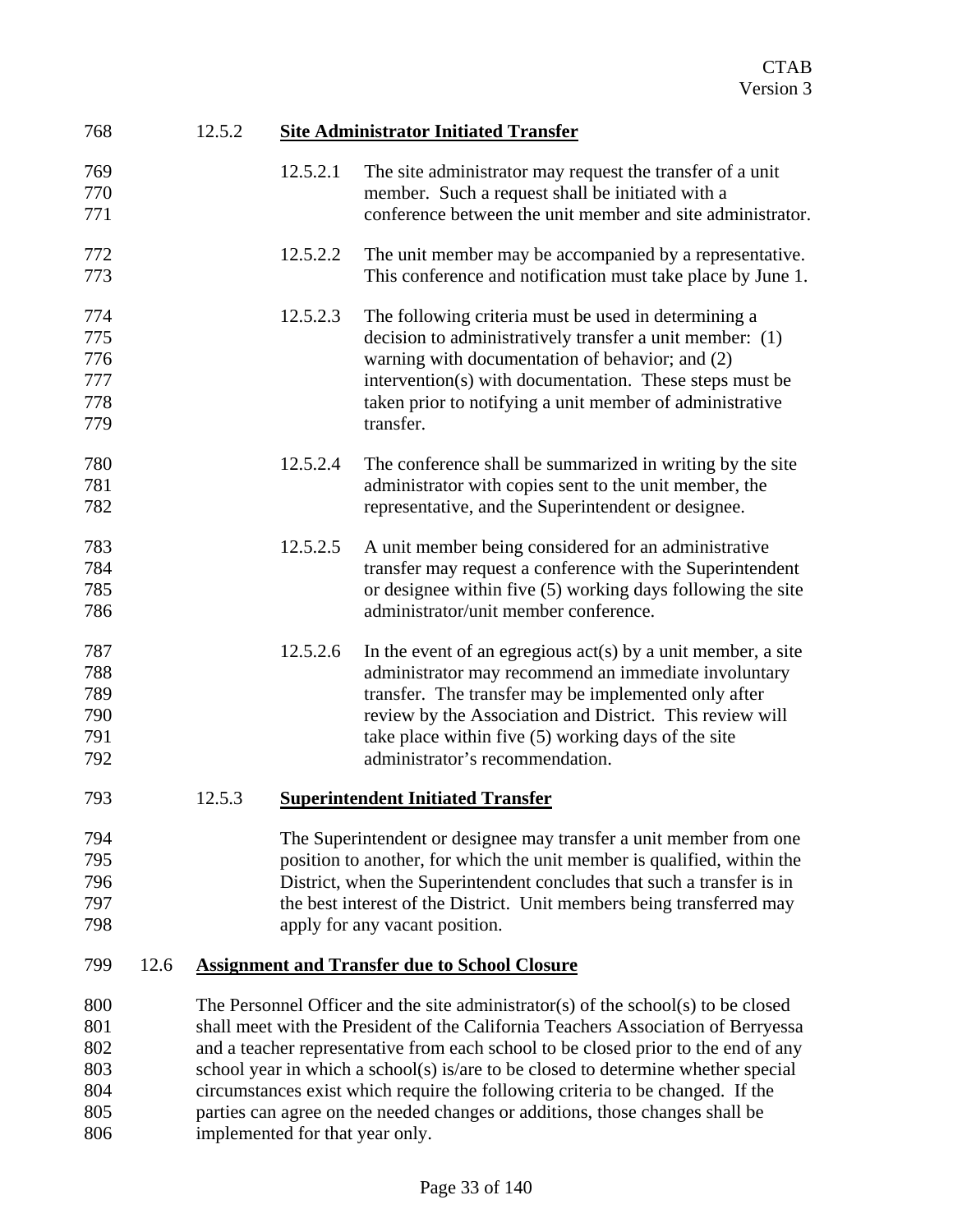#### 12.5.2 **Site Administrator Initiated Transfer**

12.5.2.1 The site administrator may request the transfer of a unit member. Such a request shall be initiated with a conference between the unit member and site administrator.

12.5.2.2 The unit member may be accompanied by a representative. This conference and notification must take place by June 1.

12.5.2.3 The following criteria must be used in determining a decision to administratively transfer a unit member: (1) warning with documentation of behavior; and (2) intervention(s) with documentation. These steps must be taken prior to notifying a unit member of administrative transfer.

12.5.2.4 The conference shall be summarized in writing by the site administrator with copies sent to the unit member, the representative, and the Superintendent or designee.

12.5.2.5 A unit member being considered for an administrative transfer may request a conference with the Superintendent or designee within five (5) working days following the site administrator/unit member conference.

12.5.2.6 In the event of an egregious act(s) by a unit member, a site administrator may recommend an immediate involuntary transfer. The transfer may be implemented only after review by the Association and District. This review will take place within five (5) working days of the site administrator's recommendation.

#### 12.5.3 **Superintendent Initiated Transfer**

The Superintendent or designee may transfer a unit member from one position to another, for which the unit member is qualified, within the District, when the Superintendent concludes that such a transfer is in the best interest of the District. Unit members being transferred may apply for any vacant position.

### 12.6 **Assignment and Transfer due to School Closure**

The Personnel Officer and the site administrator(s) of the school(s) to be closed shall meet with the President of the California Teachers Association of Berryessa and a teacher representative from each school to be closed prior to the end of any school year in which a school(s) is/are to be closed to determine whether special circumstances exist which require the following criteria to be changed. If the parties can agree on the needed changes or additions, those changes shall be implemented for that year only.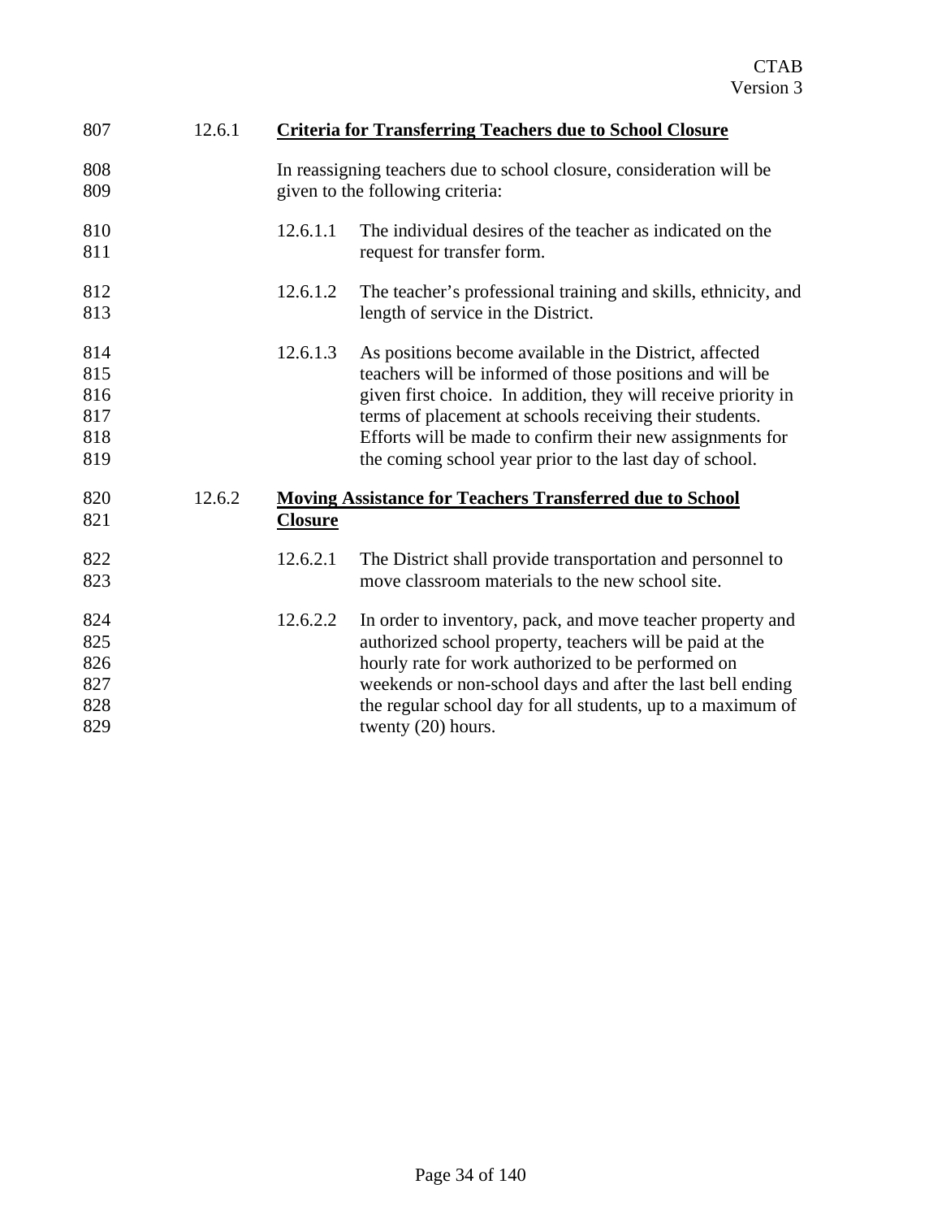### 12.6.1 **Criteria for Transferring Teachers due to School Closure**

In reassigning teachers due to school closure, consideration will be given to the following criteria:

12.6.1.1 The individual desires of the teacher as indicated on the request for transfer form.

12.6.1.2 The teacher's professional training and skills, ethnicity, and length of service in the District.

12.6.1.3 As positions become available in the District, affected teachers will be informed of those positions and will be given first choice. In addition, they will receive priority in terms of placement at schools receiving their students. Efforts will be made to confirm their new assignments for the coming school year prior to the last day of school.

### 12.6.2 **Moving Assistance for Teachers Transferred due to School Closure**

12.6.2.1 The District shall provide transportation and personnel to move classroom materials to the new school site.

12.6.2.2 In order to inventory, pack, and move teacher property and authorized school property, teachers will be paid at the hourly rate for work authorized to be performed on weekends or non-school days and after the last bell ending the regular school day for all students, up to a maximum of twenty (20) hours.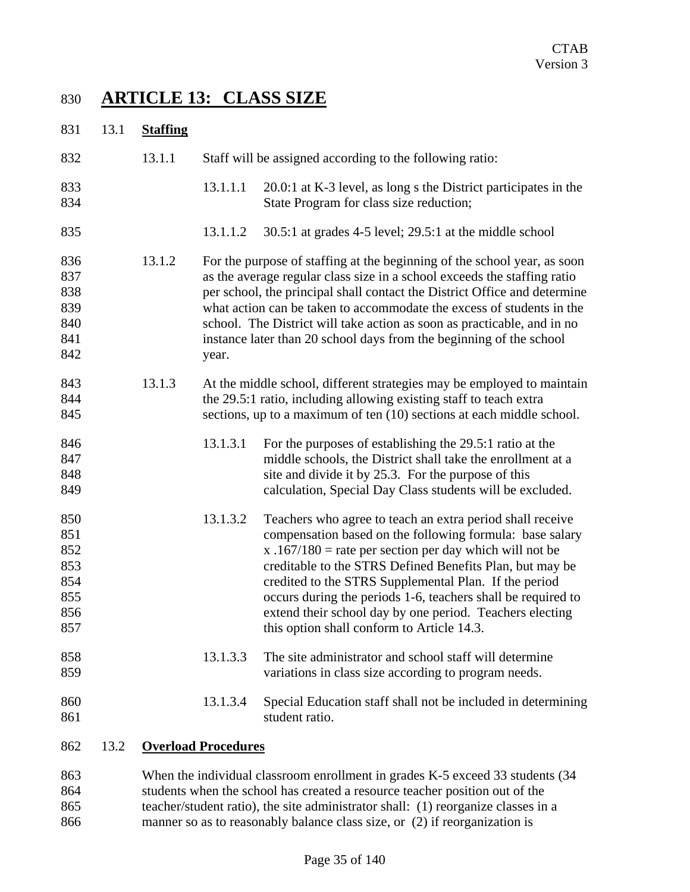# ARTICLE 13: CLASS SIZE

## 13.1 Staffing

13.1.1 Staff will be assigned according to the following ratio:

13.1.1.1 20.0:1 at K-3 level, as long s the District participates in the State Program for class size reduction;

13.1.1.2 30.5:1 at grades 4-5 level; 29.5:1 at the middle school

13.1.2 For the purpose of staffing at the beginning of the school year, as soon as the average regular class size in a school exceeds the staffing ratio per school, the principal shall contact the District Office and determine what action can be taken to accommodate the excess of students in the school. The District will take action as soon as practicable, and in no instance later than 20 school days from the beginning of the school year.

13.1.3 At the middle school, different strategies may be employed to maintain the 29.5:1 ratio, including allowing existing staff to teach extra sections, up to a maximum of ten (10) sections at each middle school.

13.1.3.1 For the purposes of establishing the 29.5:1 ratio at the middle schools, the District shall take the enrollment at a site and divide it by 25.3. For the purpose of this calculation, Special Day Class students will be excluded.

13.1.3.2 Teachers who agree to teach an extra period shall receive compensation based on the following formula: base salary x .167/180 = rate per section per day which will not be creditable to the STRS Defined Benefits Plan, but may be credited to the STRS Supplemental Plan. If the period occurs during the periods 1-6, teachers shall be required to extend their school day by one period. Teachers electing this option shall conform to Article 14.3.

13.1.3.3 The site administrator and school staff will determine variations in class size according to program needs.

13.1.3.4 Special Education staff shall not be included in determining student ratio.

## 13.2 Overload Procedures

When the individual classroom enrollment in grades K-5 exceed 33 students (34 students when the school has created a resource teacher position out of the teacher/student ratio), the site administrator shall: (1) reorganize classes in a manner so as to reasonably balance class size, or (2) if reorganization is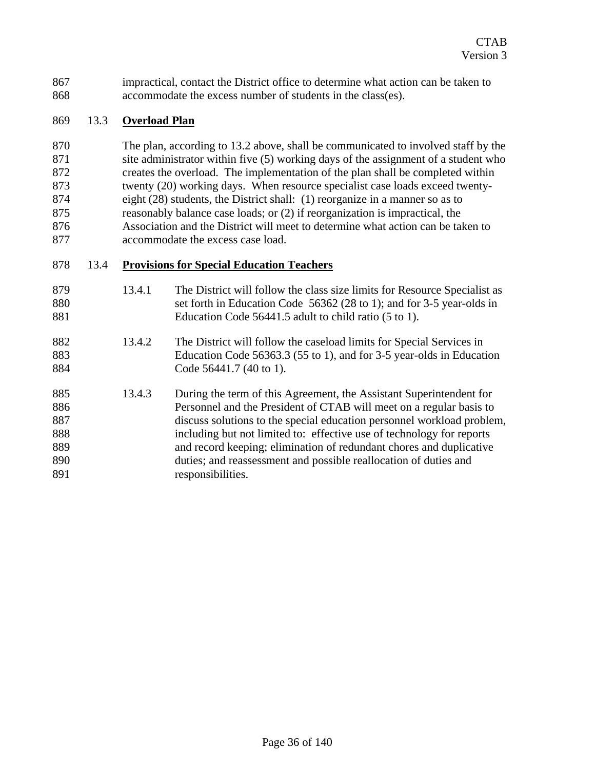impractical, contact the District office to determine what action can be taken to accommodate the excess number of students in the class(es).

## 13.3 **Overload Plan**

The plan, according to 13.2 above, shall be communicated to involved staff by the site administrator within five (5) working days of the assignment of a student who creates the overload. The implementation of the plan shall be completed within twenty (20) working days. When resource specialist case loads exceed twenty-eight (28) students, the District shall: (1) reorganize in a manner so as to reasonably balance case loads; or (2) if reorganization is impractical, the Association and the District will meet to determine what action can be taken to accommodate the excess case load.

## 13.4 **Provisions for Special Education Teachers**

13.4.1 The District will follow the class size limits for Resource Specialist as set forth in Education Code 56362 (28 to 1); and for 3-5 year-olds in Education Code 56441.5 adult to child ratio (5 to 1).

13.4.2 The District will follow the caseload limits for Special Services in Education Code 56363.3 (55 to 1), and for 3-5 year-olds in Education Code 56441.7 (40 to 1).

13.4.3 During the term of this Agreement, the Assistant Superintendent for Personnel and the President of CTAB will meet on a regular basis to discuss solutions to the special education personnel workload problem, including but not limited to: effective use of technology for reports and record keeping; elimination of redundant chores and duplicative duties; and reassessment and possible reallocation of duties and responsibilities.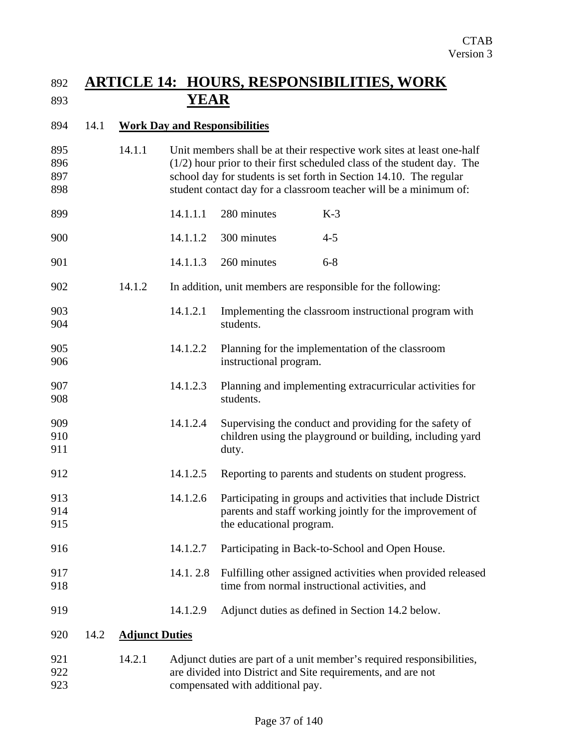# ARTICLE 14: HOURS, RESPONSIBILITIES, WORK YEAR

## 14.1 Work Day and Responsibilities

14.1.1 Unit members shall be at their respective work sites at least one-half (1/2) hour prior to their first scheduled class of the student day. The school day for students is set forth in Section 14.10. The regular student contact day for a classroom teacher will be a minimum of:

| | | |
|---|---|---|
| 14.1.1.1 | 280 minutes | K-3 |
| 14.1.1.2 | 300 minutes | 4-5 |
| 14.1.1.3 | 260 minutes | 6-8 |

14.1.2 In addition, unit members are responsible for the following:

14.1.2.1 Implementing the classroom instructional program with students.

14.1.2.2 Planning for the implementation of the classroom instructional program.

14.1.2.3 Planning and implementing extracurricular activities for students.

14.1.2.4 Supervising the conduct and providing for the safety of children using the playground or building, including yard duty.

14.1.2.5 Reporting to parents and students on student progress.

14.1.2.6 Participating in groups and activities that include District parents and staff working jointly for the improvement of the educational program.

14.1.2.7 Participating in Back-to-School and Open House.

14.1. 2.8 Fulfilling other assigned activities when provided released time from normal instructional activities, and

14.1.2.9 Adjunct duties as defined in Section 14.2 below.

## 14.2 Adjunct Duties

14.2.1 Adjunct duties are part of a unit member's required responsibilities, are divided into District and Site requirements, and are not compensated with additional pay.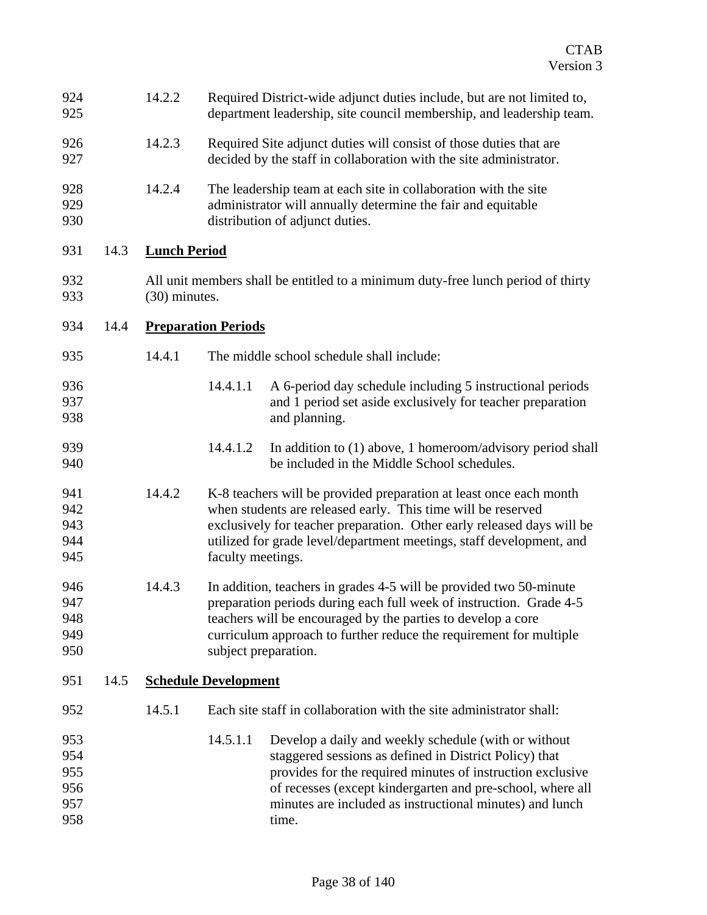14.2.2 Required District-wide adjunct duties include, but are not limited to, department leadership, site council membership, and leadership team.

14.2.3 Required Site adjunct duties will consist of those duties that are decided by the staff in collaboration with the site administrator.

14.2.4 The leadership team at each site in collaboration with the site administrator will annually determine the fair and equitable distribution of adjunct duties.

## 14.3 Lunch Period

All unit members shall be entitled to a minimum duty-free lunch period of thirty (30) minutes.

## 14.4 Preparation Periods

14.4.1 The middle school schedule shall include:

14.4.1.1 A 6-period day schedule including 5 instructional periods and 1 period set aside exclusively for teacher preparation and planning.

14.4.1.2 In addition to (1) above, 1 homeroom/advisory period shall be included in the Middle School schedules.

14.4.2 K-8 teachers will be provided preparation at least once each month when students are released early. This time will be reserved exclusively for teacher preparation. Other early released days will be utilized for grade level/department meetings, staff development, and faculty meetings.

14.4.3 In addition, teachers in grades 4-5 will be provided two 50-minute preparation periods during each full week of instruction. Grade 4-5 teachers will be encouraged by the parties to develop a core curriculum approach to further reduce the requirement for multiple subject preparation.

## 14.5 Schedule Development

14.5.1 Each site staff in collaboration with the site administrator shall:

14.5.1.1 Develop a daily and weekly schedule (with or without staggered sessions as defined in District Policy) that provides for the required minutes of instruction exclusive of recesses (except kindergarten and pre-school, where all minutes are included as instructional minutes) and lunch time.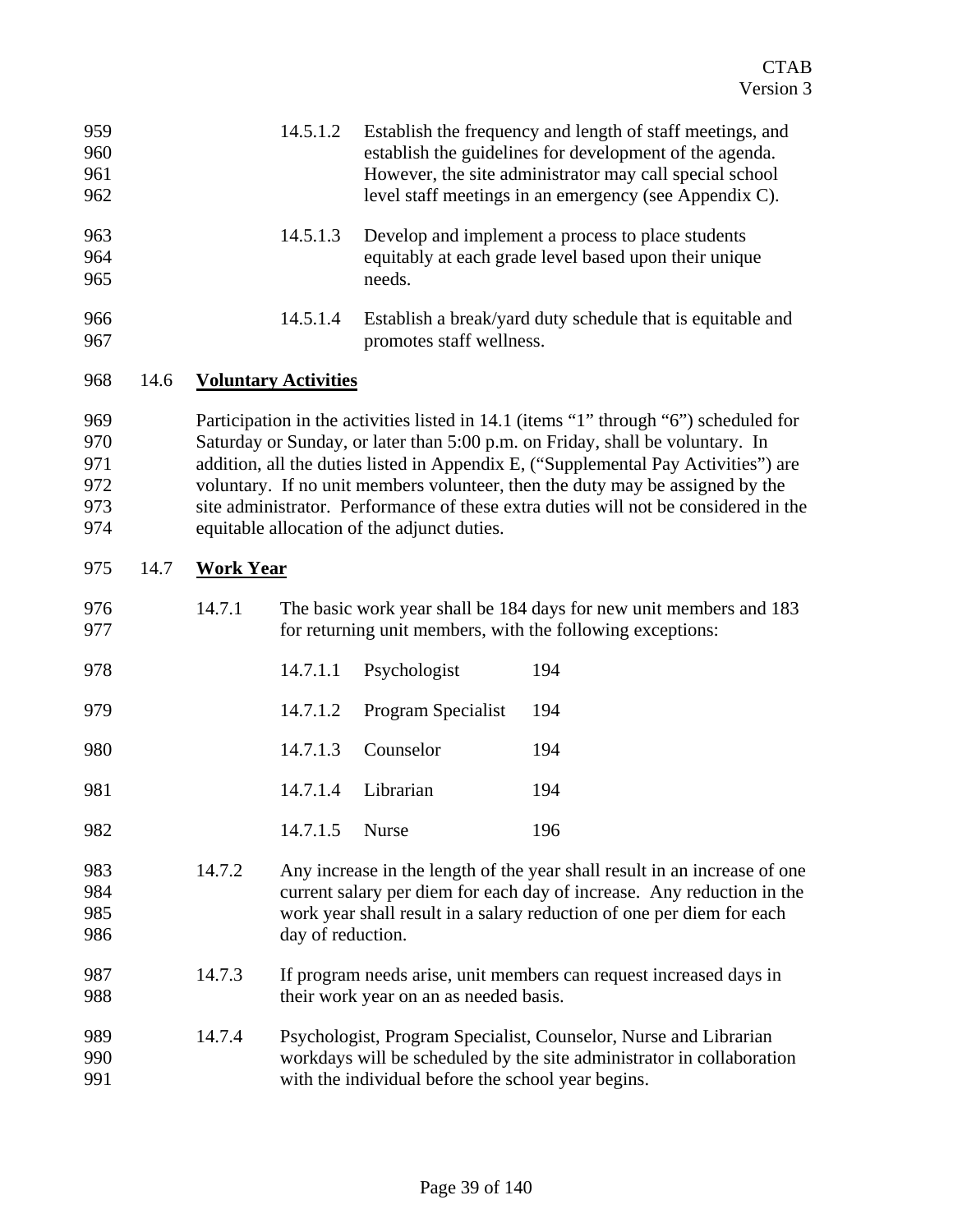14.5.1.2 Establish the frequency and length of staff meetings, and establish the guidelines for development of the agenda. However, the site administrator may call special school level staff meetings in an emergency (see Appendix C).

14.5.1.3 Develop and implement a process to place students equitably at each grade level based upon their unique needs.

14.5.1.4 Establish a break/yard duty schedule that is equitable and promotes staff wellness.

## 14.6 Voluntary Activities

Participation in the activities listed in 14.1 (items "1" through "6") scheduled for Saturday or Sunday, or later than 5:00 p.m. on Friday, shall be voluntary. In addition, all the duties listed in Appendix E, ("Supplemental Pay Activities") are voluntary. If no unit members volunteer, then the duty may be assigned by the site administrator. Performance of these extra duties will not be considered in the equitable allocation of the adjunct duties.

## 14.7 Work Year

14.7.1 The basic work year shall be 184 days for new unit members and 183 for returning unit members, with the following exceptions:

| | | |
|---|---|---|
| 14.7.1.1 | Psychologist | 194 |
| 14.7.1.2 | Program Specialist | 194 |
| 14.7.1.3 | Counselor | 194 |
| 14.7.1.4 | Librarian | 194 |
| 14.7.1.5 | Nurse | 196 |

14.7.2 Any increase in the length of the year shall result in an increase of one current salary per diem for each day of increase. Any reduction in the work year shall result in a salary reduction of one per diem for each day of reduction.

14.7.3 If program needs arise, unit members can request increased days in their work year on an as needed basis.

14.7.4 Psychologist, Program Specialist, Counselor, Nurse and Librarian workdays will be scheduled by the site administrator in collaboration with the individual before the school year begins.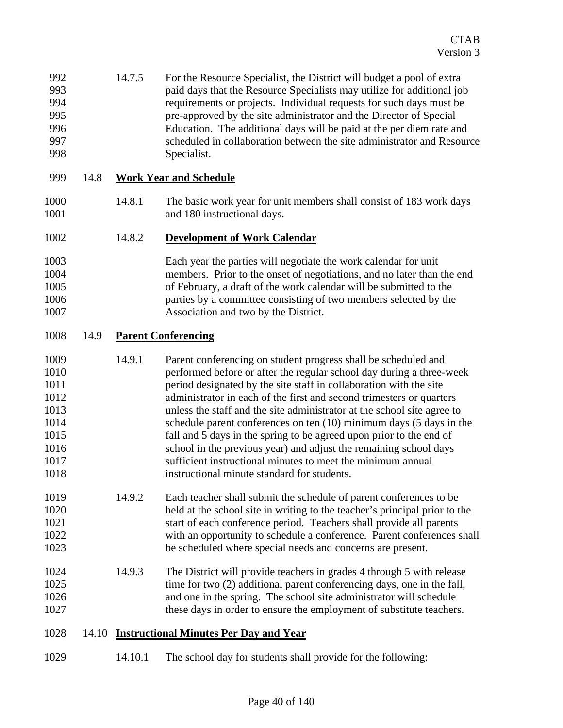14.7.5 For the Resource Specialist, the District will budget a pool of extra paid days that the Resource Specialists may utilize for additional job requirements or projects. Individual requests for such days must be pre-approved by the site administrator and the Director of Special Education. The additional days will be paid at the per diem rate and scheduled in collaboration between the site administrator and Resource Specialist.

## 14.8 Work Year and Schedule

14.8.1 The basic work year for unit members shall consist of 183 work days and 180 instructional days.

### 14.8.2 Development of Work Calendar

Each year the parties will negotiate the work calendar for unit members. Prior to the onset of negotiations, and no later than the end of February, a draft of the work calendar will be submitted to the parties by a committee consisting of two members selected by the Association and two by the District.

## 14.9 Parent Conferencing

14.9.1 Parent conferencing on student progress shall be scheduled and performed before or after the regular school day during a three-week period designated by the site staff in collaboration with the site administrator in each of the first and second trimesters or quarters unless the staff and the site administrator at the school site agree to schedule parent conferences on ten (10) minimum days (5 days in the fall and 5 days in the spring to be agreed upon prior to the end of school in the previous year) and adjust the remaining school days sufficient instructional minutes to meet the minimum annual instructional minute standard for students.

14.9.2 Each teacher shall submit the schedule of parent conferences to be held at the school site in writing to the teacher's principal prior to the start of each conference period. Teachers shall provide all parents with an opportunity to schedule a conference. Parent conferences shall be scheduled where special needs and concerns are present.

14.9.3 The District will provide teachers in grades 4 through 5 with release time for two (2) additional parent conferencing days, one in the fall, and one in the spring. The school site administrator will schedule these days in order to ensure the employment of substitute teachers.

## 14.10 Instructional Minutes Per Day and Year

14.10.1 The school day for students shall provide for the following: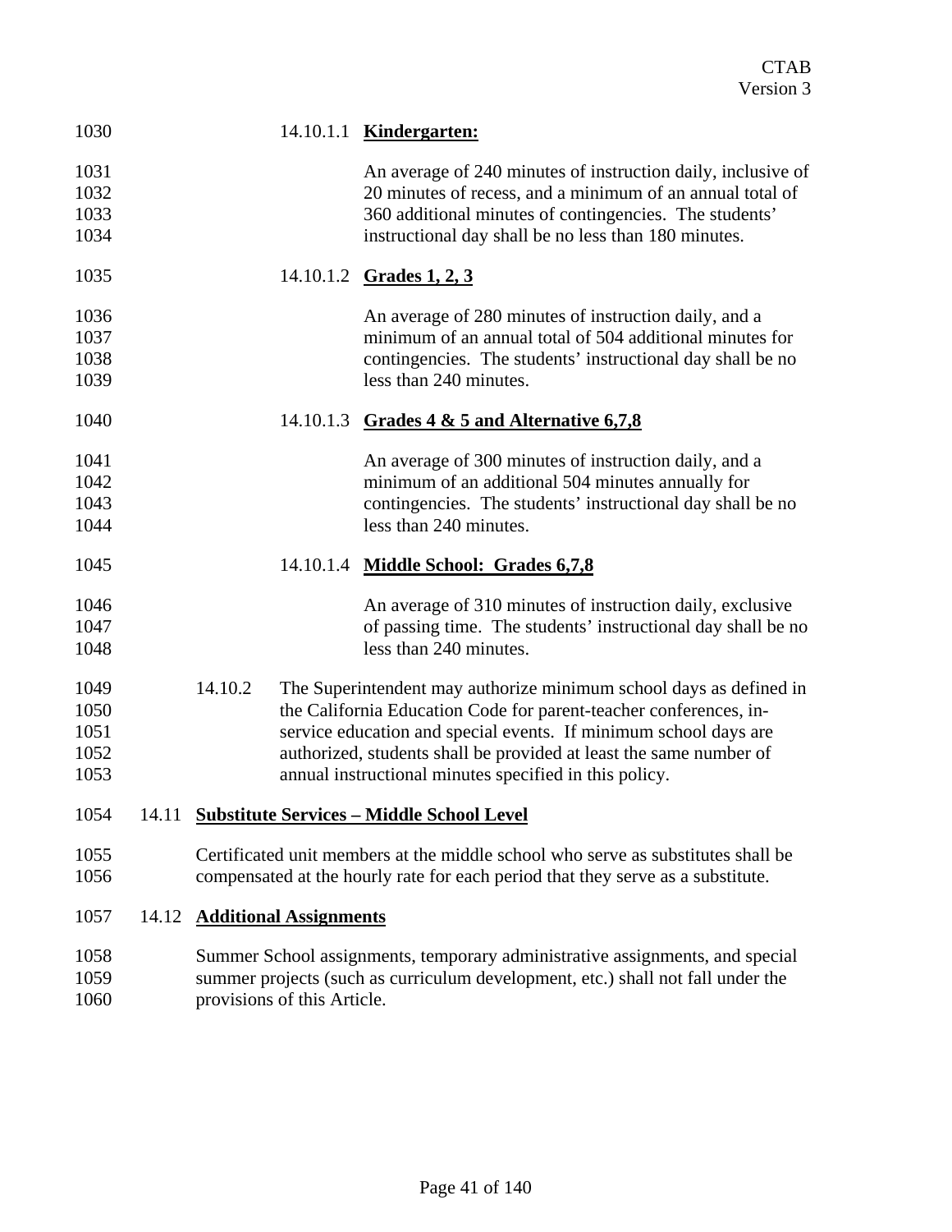14.10.1.1 **Kindergarten:**

An average of 240 minutes of instruction daily, inclusive of 20 minutes of recess, and a minimum of an annual total of 360 additional minutes of contingencies. The students' instructional day shall be no less than 180 minutes.

14.10.1.2 **Grades 1, 2, 3**

An average of 280 minutes of instruction daily, and a minimum of an annual total of 504 additional minutes for contingencies. The students' instructional day shall be no less than 240 minutes.

14.10.1.3 **Grades 4 & 5 and Alternative 6,7,8**

An average of 300 minutes of instruction daily, and a minimum of an additional 504 minutes annually for contingencies. The students' instructional day shall be no less than 240 minutes.

14.10.1.4 **Middle School: Grades 6,7,8**

An average of 310 minutes of instruction daily, exclusive of passing time. The students' instructional day shall be no less than 240 minutes.

14.10.2 The Superintendent may authorize minimum school days as defined in the California Education Code for parent-teacher conferences, in-service education and special events. If minimum school days are authorized, students shall be provided at least the same number of annual instructional minutes specified in this policy.

14.11 **Substitute Services – Middle School Level**

Certificated unit members at the middle school who serve as substitutes shall be compensated at the hourly rate for each period that they serve as a substitute.

14.12 **Additional Assignments**

Summer School assignments, temporary administrative assignments, and special summer projects (such as curriculum development, etc.) shall not fall under the provisions of this Article.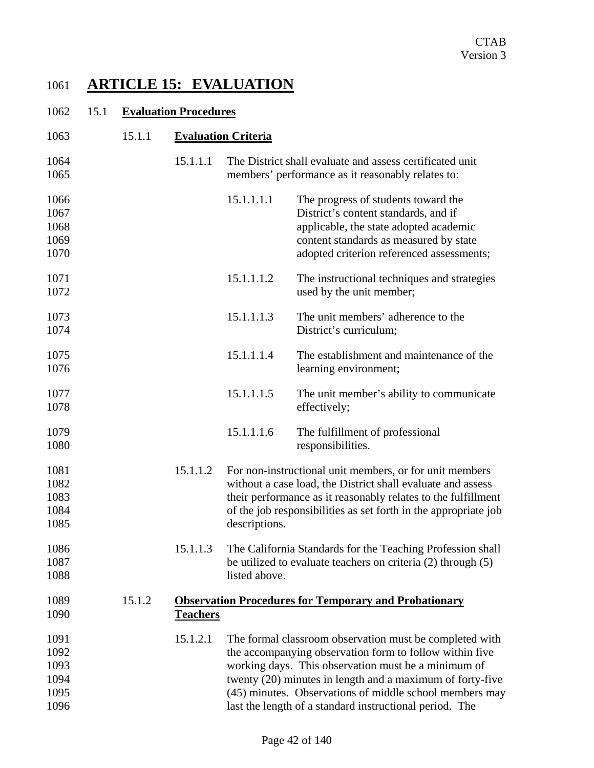# ARTICLE 15: EVALUATION

## 15.1 Evaluation Procedures

### 15.1.1 Evaluation Criteria

15.1.1.1 The District shall evaluate and assess certificated unit members' performance as it reasonably relates to:

15.1.1.1.1 The progress of students toward the District's content standards, and if applicable, the state adopted academic content standards as measured by state adopted criterion referenced assessments;

15.1.1.1.2 The instructional techniques and strategies used by the unit member;

15.1.1.1.3 The unit members' adherence to the District's curriculum;

15.1.1.1.4 The establishment and maintenance of the learning environment;

15.1.1.1.5 The unit member's ability to communicate effectively;

15.1.1.1.6 The fulfillment of professional responsibilities.

15.1.1.2 For non-instructional unit members, or for unit members without a case load, the District shall evaluate and assess their performance as it reasonably relates to the fulfillment of the job responsibilities as set forth in the appropriate job descriptions.

15.1.1.3 The California Standards for the Teaching Profession shall be utilized to evaluate teachers on criteria (2) through (5) listed above.

### 15.1.2 Observation Procedures for Temporary and Probationary Teachers

15.1.2.1 The formal classroom observation must be completed with the accompanying observation form to follow within five working days. This observation must be a minimum of twenty (20) minutes in length and a maximum of forty-five (45) minutes. Observations of middle school members may last the length of a standard instructional period. The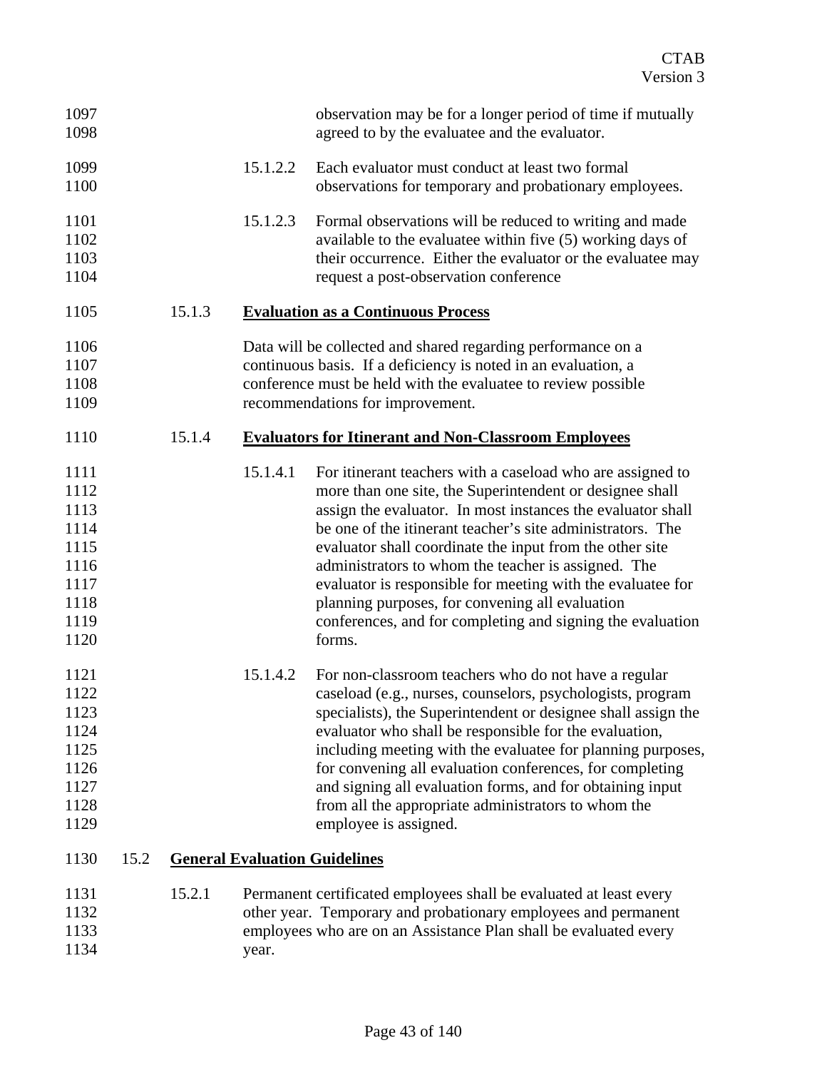observation may be for a longer period of time if mutually agreed to by the evaluatee and the evaluator.

15.1.2.2 Each evaluator must conduct at least two formal observations for temporary and probationary employees.

15.1.2.3 Formal observations will be reduced to writing and made available to the evaluatee within five (5) working days of their occurrence. Either the evaluator or the evaluatee may request a post-observation conference

### 15.1.3 **Evaluation as a Continuous Process**

Data will be collected and shared regarding performance on a continuous basis. If a deficiency is noted in an evaluation, a conference must be held with the evaluatee to review possible recommendations for improvement.

### 15.1.4 **Evaluators for Itinerant and Non-Classroom Employees**

15.1.4.1 For itinerant teachers with a caseload who are assigned to more than one site, the Superintendent or designee shall assign the evaluator. In most instances the evaluator shall be one of the itinerant teacher's site administrators. The evaluator shall coordinate the input from the other site administrators to whom the teacher is assigned. The evaluator is responsible for meeting with the evaluatee for planning purposes, for convening all evaluation conferences, and for completing and signing the evaluation forms.

15.1.4.2 For non-classroom teachers who do not have a regular caseload (e.g., nurses, counselors, psychologists, program specialists), the Superintendent or designee shall assign the evaluator who shall be responsible for the evaluation, including meeting with the evaluatee for planning purposes, for convening all evaluation conferences, for completing and signing all evaluation forms, and for obtaining input from all the appropriate administrators to whom the employee is assigned.

## 15.2 **General Evaluation Guidelines**

15.2.1 Permanent certificated employees shall be evaluated at least every other year. Temporary and probationary employees and permanent employees who are on an Assistance Plan shall be evaluated every year.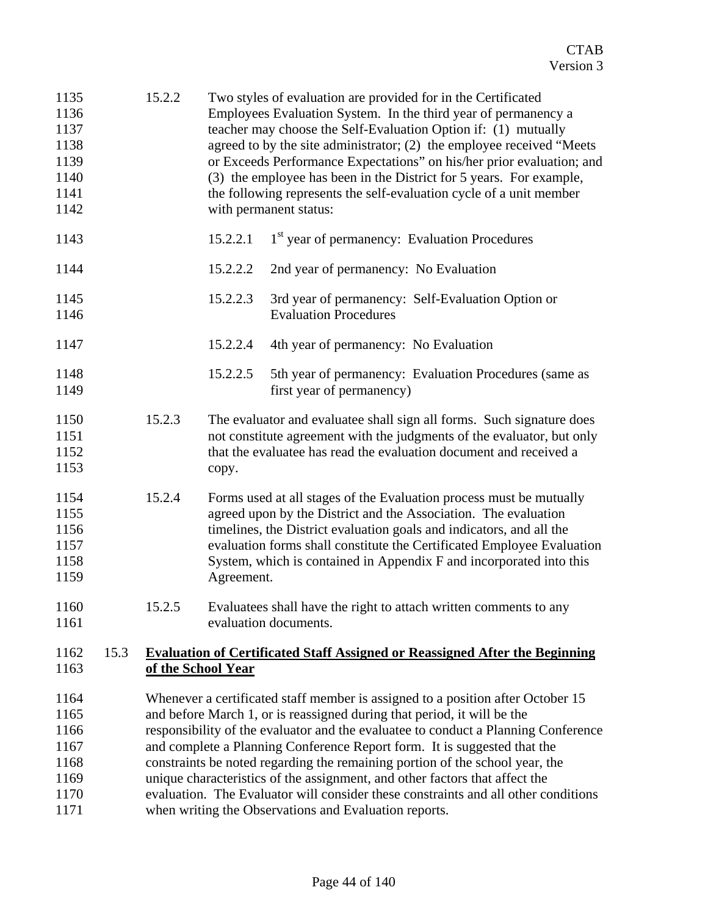15.2.2 Two styles of evaluation are provided for in the Certificated Employees Evaluation System. In the third year of permanency a teacher may choose the Self-Evaluation Option if: (1) mutually agreed to by the site administrator; (2) the employee received "Meets or Exceeds Performance Expectations" on his/her prior evaluation; and (3) the employee has been in the District for 5 years. For example, the following represents the self-evaluation cycle of a unit member with permanent status:

15.2.2.1 1st year of permanency: Evaluation Procedures

15.2.2.2 2nd year of permanency: No Evaluation

15.2.2.3 3rd year of permanency: Self-Evaluation Option or Evaluation Procedures

15.2.2.4 4th year of permanency: No Evaluation

15.2.2.5 5th year of permanency: Evaluation Procedures (same as first year of permanency)

15.2.3 The evaluator and evaluatee shall sign all forms. Such signature does not constitute agreement with the judgments of the evaluator, but only that the evaluatee has read the evaluation document and received a copy.

15.2.4 Forms used at all stages of the Evaluation process must be mutually agreed upon by the District and the Association. The evaluation timelines, the District evaluation goals and indicators, and all the evaluation forms shall constitute the Certificated Employee Evaluation System, which is contained in Appendix F and incorporated into this Agreement.

15.2.5 Evaluatees shall have the right to attach written comments to any evaluation documents.

## 15.3 Evaluation of Certificated Staff Assigned or Reassigned After the Beginning of the School Year

Whenever a certificated staff member is assigned to a position after October 15 and before March 1, or is reassigned during that period, it will be the responsibility of the evaluator and the evaluatee to conduct a Planning Conference and complete a Planning Conference Report form. It is suggested that the constraints be noted regarding the remaining portion of the school year, the unique characteristics of the assignment, and other factors that affect the evaluation. The Evaluator will consider these constraints and all other conditions when writing the Observations and Evaluation reports.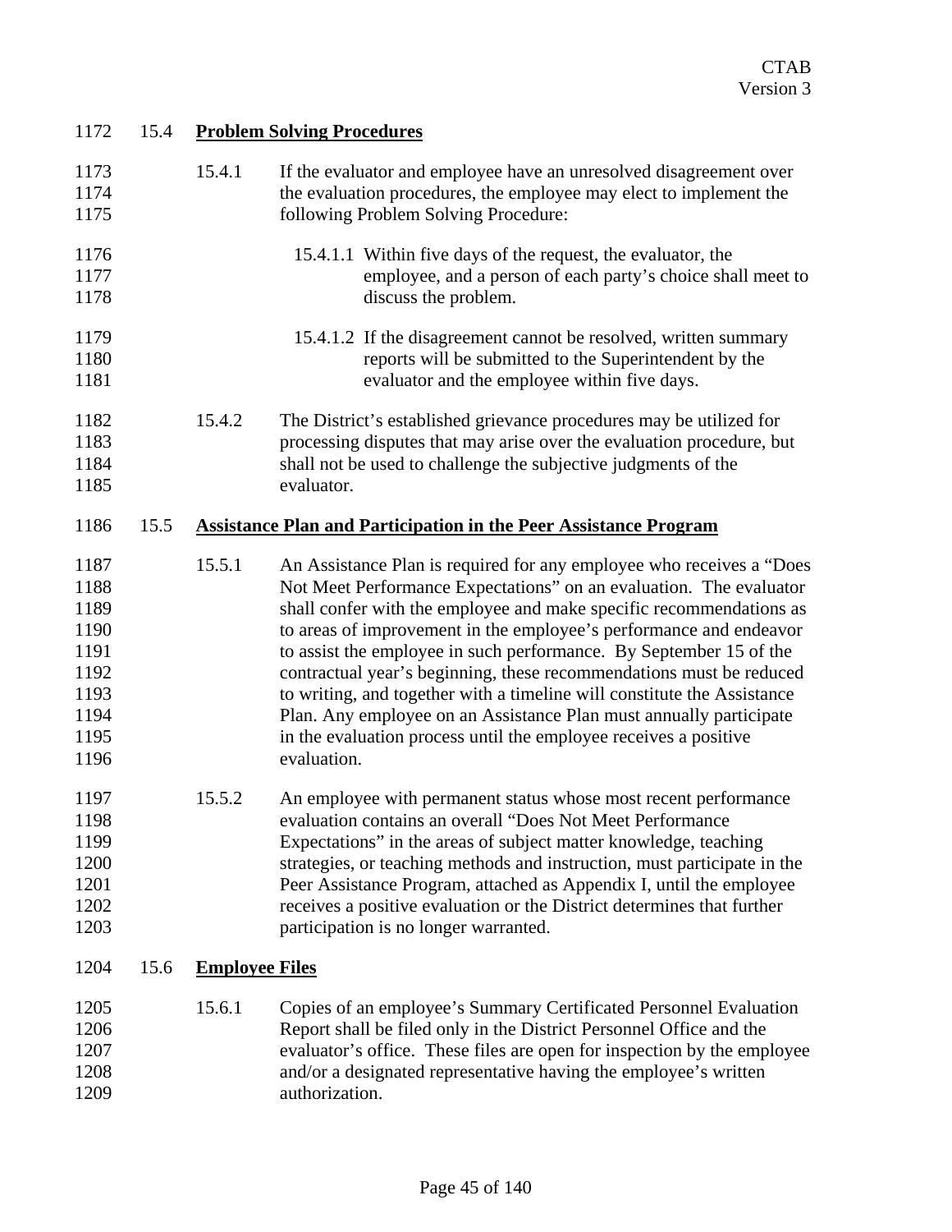## 15.4 Problem Solving Procedures

15.4.1 If the evaluator and employee have an unresolved disagreement over the evaluation procedures, the employee may elect to implement the following Problem Solving Procedure:

15.4.1.1 Within five days of the request, the evaluator, the employee, and a person of each party's choice shall meet to discuss the problem.

15.4.1.2 If the disagreement cannot be resolved, written summary reports will be submitted to the Superintendent by the evaluator and the employee within five days.

15.4.2 The District's established grievance procedures may be utilized for processing disputes that may arise over the evaluation procedure, but shall not be used to challenge the subjective judgments of the evaluator.

## 15.5 Assistance Plan and Participation in the Peer Assistance Program

15.5.1 An Assistance Plan is required for any employee who receives a "Does Not Meet Performance Expectations" on an evaluation. The evaluator shall confer with the employee and make specific recommendations as to areas of improvement in the employee's performance and endeavor to assist the employee in such performance. By September 15 of the contractual year's beginning, these recommendations must be reduced to writing, and together with a timeline will constitute the Assistance Plan. Any employee on an Assistance Plan must annually participate in the evaluation process until the employee receives a positive evaluation.

15.5.2 An employee with permanent status whose most recent performance evaluation contains an overall "Does Not Meet Performance Expectations" in the areas of subject matter knowledge, teaching strategies, or teaching methods and instruction, must participate in the Peer Assistance Program, attached as Appendix I, until the employee receives a positive evaluation or the District determines that further participation is no longer warranted.

## 15.6 Employee Files

15.6.1 Copies of an employee's Summary Certificated Personnel Evaluation Report shall be filed only in the District Personnel Office and the evaluator's office. These files are open for inspection by the employee and/or a designated representative having the employee's written authorization.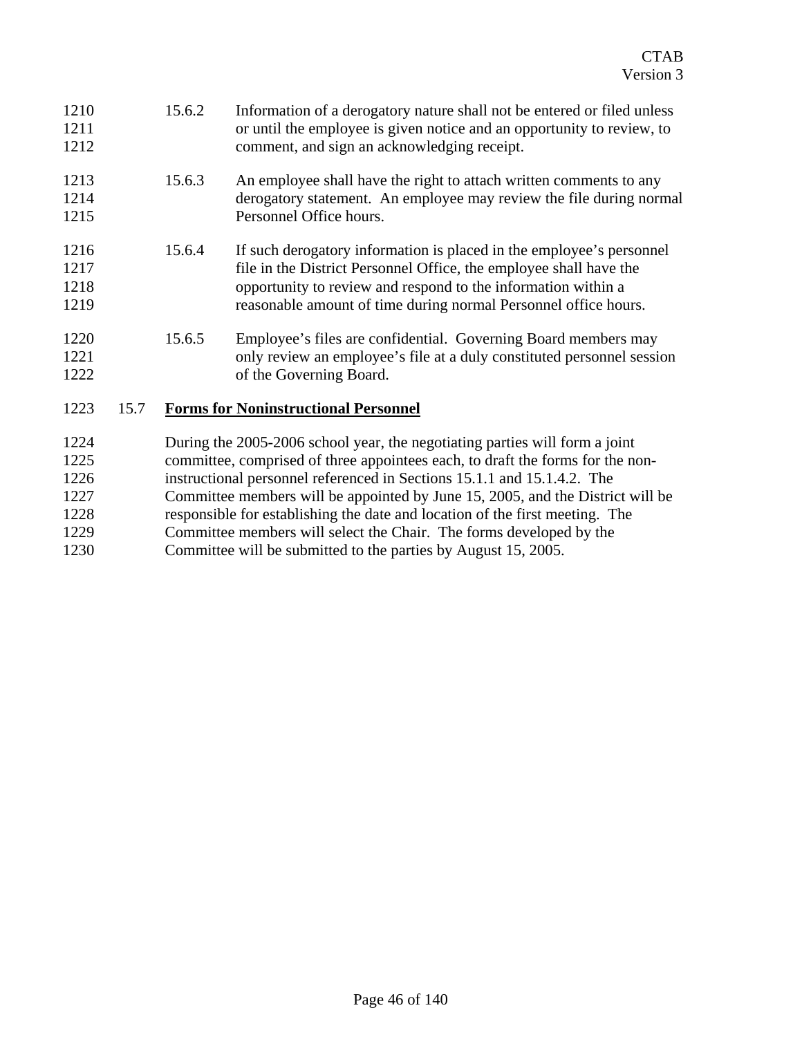15.6.2 Information of a derogatory nature shall not be entered or filed unless or until the employee is given notice and an opportunity to review, to comment, and sign an acknowledging receipt.

15.6.3 An employee shall have the right to attach written comments to any derogatory statement. An employee may review the file during normal Personnel Office hours.

15.6.4 If such derogatory information is placed in the employee's personnel file in the District Personnel Office, the employee shall have the opportunity to review and respond to the information within a reasonable amount of time during normal Personnel office hours.

15.6.5 Employee's files are confidential. Governing Board members may only review an employee's file at a duly constituted personnel session of the Governing Board.

## 15.7 **Forms for Noninstructional Personnel**

During the 2005-2006 school year, the negotiating parties will form a joint committee, comprised of three appointees each, to draft the forms for the non-instructional personnel referenced in Sections 15.1.1 and 15.1.4.2. The Committee members will be appointed by June 15, 2005, and the District will be responsible for establishing the date and location of the first meeting. The Committee members will select the Chair. The forms developed by the Committee will be submitted to the parties by August 15, 2005.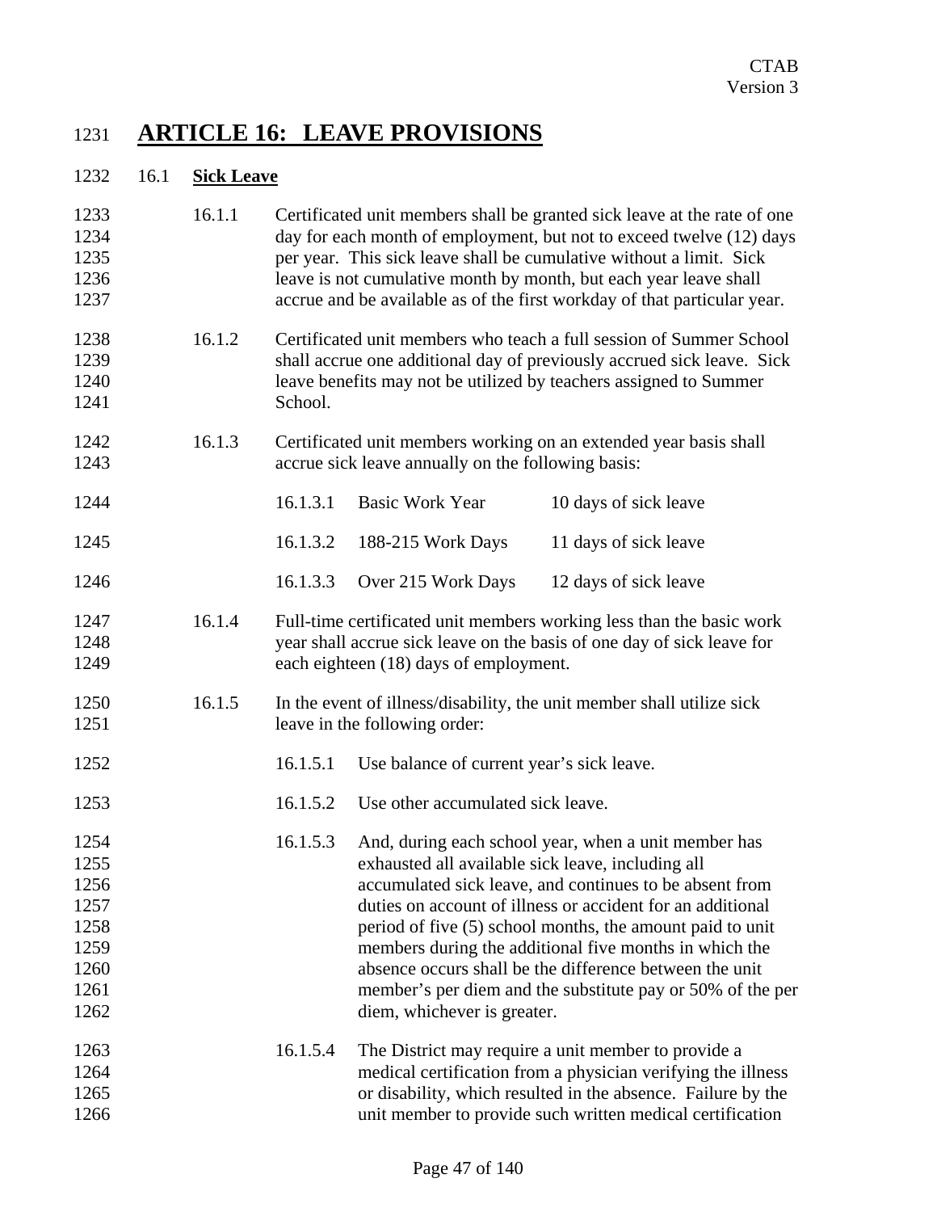# ARTICLE 16: LEAVE PROVISIONS

## 16.1 **Sick Leave**

16.1.1 Certificated unit members shall be granted sick leave at the rate of one day for each month of employment, but not to exceed twelve (12) days per year. This sick leave shall be cumulative without a limit. Sick leave is not cumulative month by month, but each year leave shall accrue and be available as of the first workday of that particular year.

16.1.2 Certificated unit members who teach a full session of Summer School shall accrue one additional day of previously accrued sick leave. Sick leave benefits may not be utilized by teachers assigned to Summer School.

16.1.3 Certificated unit members working on an extended year basis shall accrue sick leave annually on the following basis:

| | | |
|---|---|---|
| 16.1.3.1 | Basic Work Year | 10 days of sick leave |
| 16.1.3.2 | 188-215 Work Days | 11 days of sick leave |
| 16.1.3.3 | Over 215 Work Days | 12 days of sick leave |

16.1.4 Full-time certificated unit members working less than the basic work year shall accrue sick leave on the basis of one day of sick leave for each eighteen (18) days of employment.

16.1.5 In the event of illness/disability, the unit member shall utilize sick leave in the following order:

16.1.5.1 Use balance of current year's sick leave.

16.1.5.2 Use other accumulated sick leave.

16.1.5.3 And, during each school year, when a unit member has exhausted all available sick leave, including all accumulated sick leave, and continues to be absent from duties on account of illness or accident for an additional period of five (5) school months, the amount paid to unit members during the additional five months in which the absence occurs shall be the difference between the unit member's per diem and the substitute pay or 50% of the per diem, whichever is greater.

16.1.5.4 The District may require a unit member to provide a medical certification from a physician verifying the illness or disability, which resulted in the absence. Failure by the unit member to provide such written medical certification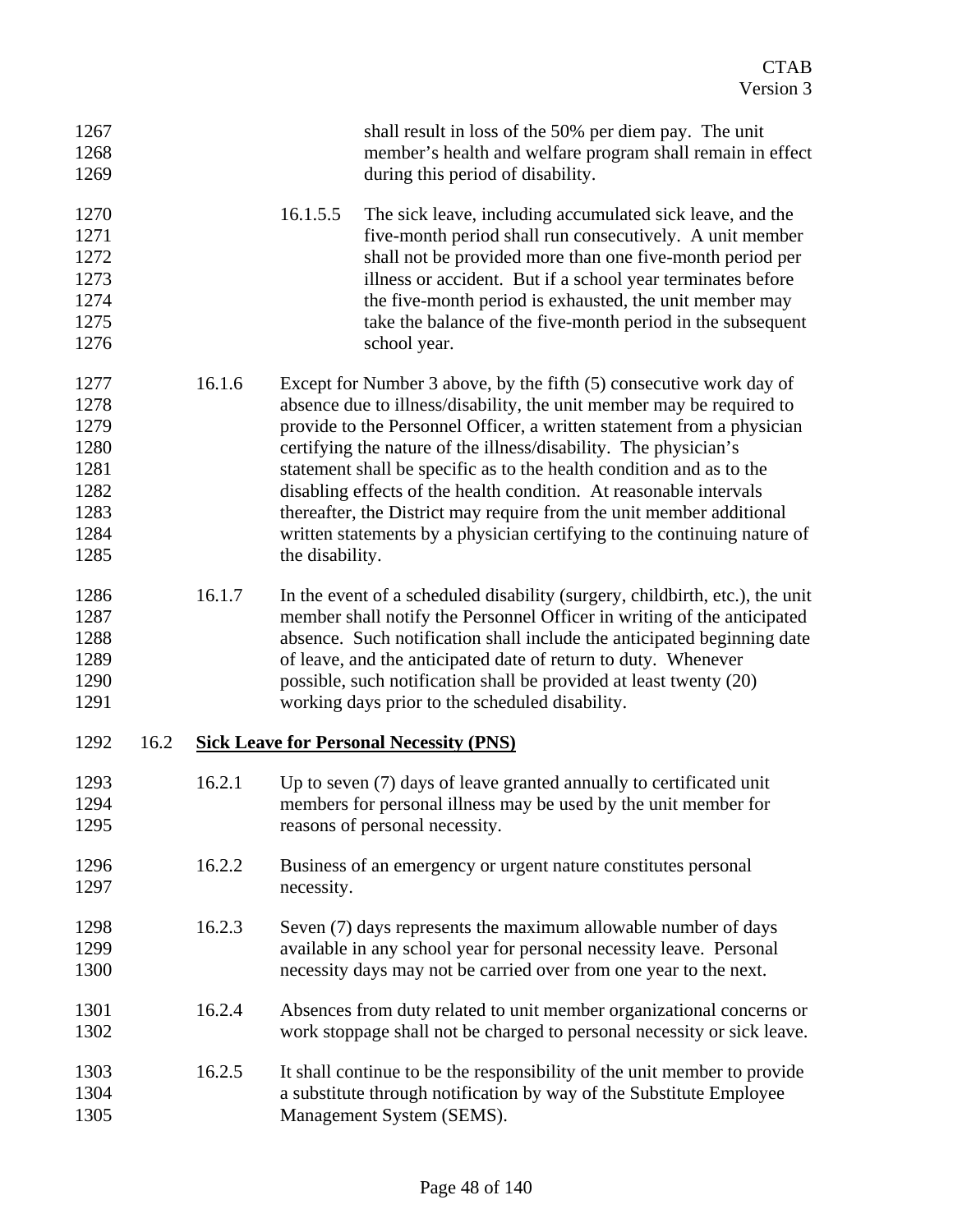shall result in loss of the 50% per diem pay. The unit member's health and welfare program shall remain in effect during this period of disability.

16.1.5.5 The sick leave, including accumulated sick leave, and the five-month period shall run consecutively. A unit member shall not be provided more than one five-month period per illness or accident. But if a school year terminates before the five-month period is exhausted, the unit member may take the balance of the five-month period in the subsequent school year.

16.1.6 Except for Number 3 above, by the fifth (5) consecutive work day of absence due to illness/disability, the unit member may be required to provide to the Personnel Officer, a written statement from a physician certifying the nature of the illness/disability. The physician's statement shall be specific as to the health condition and as to the disabling effects of the health condition. At reasonable intervals thereafter, the District may require from the unit member additional written statements by a physician certifying to the continuing nature of the disability.

16.1.7 In the event of a scheduled disability (surgery, childbirth, etc.), the unit member shall notify the Personnel Officer in writing of the anticipated absence. Such notification shall include the anticipated beginning date of leave, and the anticipated date of return to duty. Whenever possible, such notification shall be provided at least twenty (20) working days prior to the scheduled disability.

## 16.2 Sick Leave for Personal Necessity (PNS)

16.2.1 Up to seven (7) days of leave granted annually to certificated unit members for personal illness may be used by the unit member for reasons of personal necessity.

16.2.2 Business of an emergency or urgent nature constitutes personal necessity.

16.2.3 Seven (7) days represents the maximum allowable number of days available in any school year for personal necessity leave. Personal necessity days may not be carried over from one year to the next.

16.2.4 Absences from duty related to unit member organizational concerns or work stoppage shall not be charged to personal necessity or sick leave.

16.2.5 It shall continue to be the responsibility of the unit member to provide a substitute through notification by way of the Substitute Employee Management System (SEMS).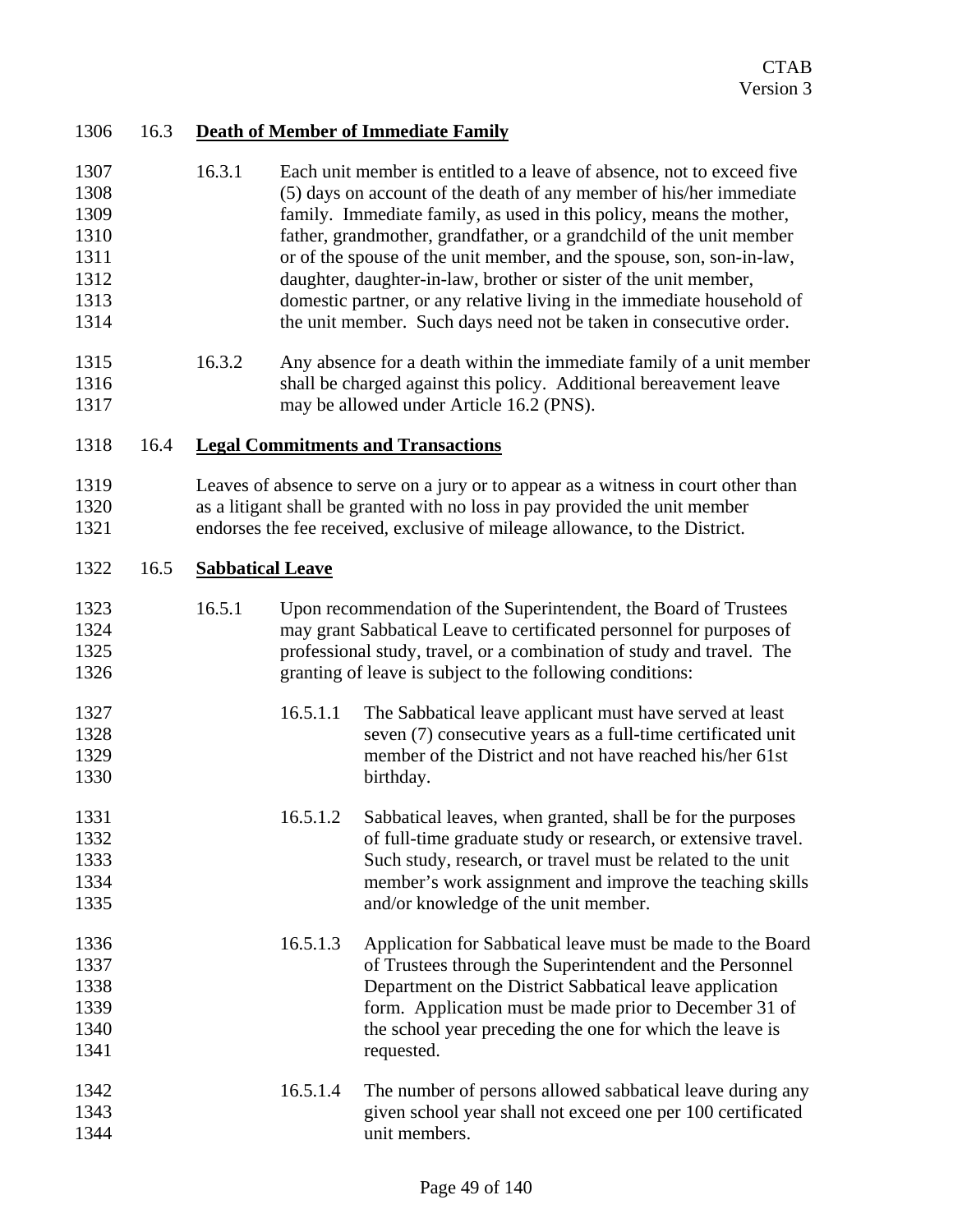## 16.3 Death of Member of Immediate Family

16.3.1 Each unit member is entitled to a leave of absence, not to exceed five (5) days on account of the death of any member of his/her immediate family. Immediate family, as used in this policy, means the mother, father, grandmother, grandfather, or a grandchild of the unit member or of the spouse of the unit member, and the spouse, son, son-in-law, daughter, daughter-in-law, brother or sister of the unit member, domestic partner, or any relative living in the immediate household of the unit member. Such days need not be taken in consecutive order.

16.3.2 Any absence for a death within the immediate family of a unit member shall be charged against this policy. Additional bereavement leave may be allowed under Article 16.2 (PNS).

## 16.4 Legal Commitments and Transactions

Leaves of absence to serve on a jury or to appear as a witness in court other than as a litigant shall be granted with no loss in pay provided the unit member endorses the fee received, exclusive of mileage allowance, to the District.

## 16.5 Sabbatical Leave

16.5.1 Upon recommendation of the Superintendent, the Board of Trustees may grant Sabbatical Leave to certificated personnel for purposes of professional study, travel, or a combination of study and travel. The granting of leave is subject to the following conditions:

16.5.1.1 The Sabbatical leave applicant must have served at least seven (7) consecutive years as a full-time certificated unit member of the District and not have reached his/her 61st birthday.

16.5.1.2 Sabbatical leaves, when granted, shall be for the purposes of full-time graduate study or research, or extensive travel. Such study, research, or travel must be related to the unit member's work assignment and improve the teaching skills and/or knowledge of the unit member.

16.5.1.3 Application for Sabbatical leave must be made to the Board of Trustees through the Superintendent and the Personnel Department on the District Sabbatical leave application form. Application must be made prior to December 31 of the school year preceding the one for which the leave is requested.

16.5.1.4 The number of persons allowed sabbatical leave during any given school year shall not exceed one per 100 certificated unit members.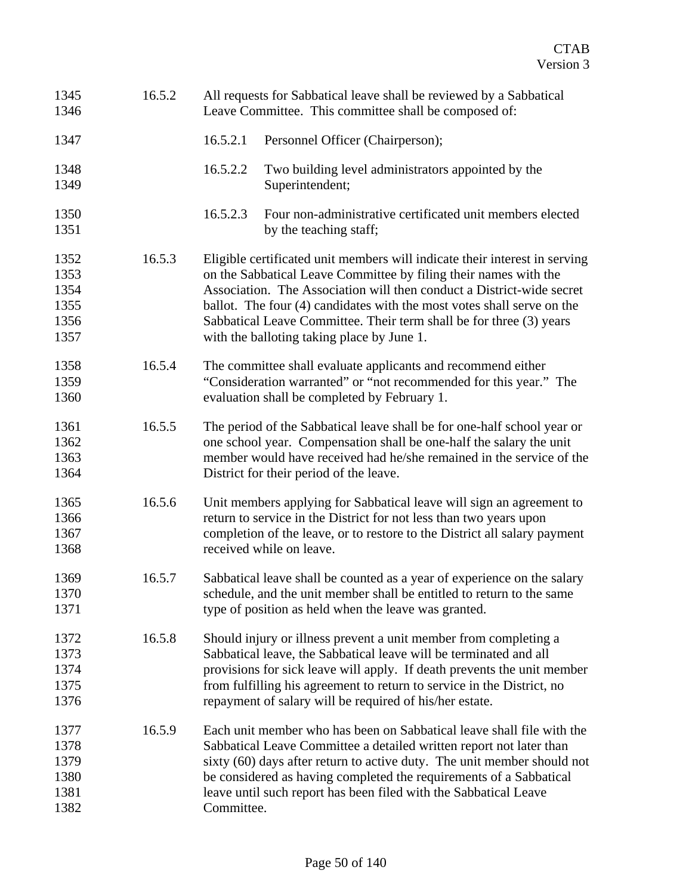16.5.2 All requests for Sabbatical leave shall be reviewed by a Sabbatical Leave Committee. This committee shall be composed of:

- 16.5.2.1 Personnel Officer (Chairperson);
- 16.5.2.2 Two building level administrators appointed by the Superintendent;
- 16.5.2.3 Four non-administrative certificated unit members elected by the teaching staff;

16.5.3 Eligible certificated unit members will indicate their interest in serving on the Sabbatical Leave Committee by filing their names with the Association. The Association will then conduct a District-wide secret ballot. The four (4) candidates with the most votes shall serve on the Sabbatical Leave Committee. Their term shall be for three (3) years with the balloting taking place by June 1.

16.5.4 The committee shall evaluate applicants and recommend either "Consideration warranted" or "not recommended for this year." The evaluation shall be completed by February 1.

16.5.5 The period of the Sabbatical leave shall be for one-half school year or one school year. Compensation shall be one-half the salary the unit member would have received had he/she remained in the service of the District for their period of the leave.

16.5.6 Unit members applying for Sabbatical leave will sign an agreement to return to service in the District for not less than two years upon completion of the leave, or to restore to the District all salary payment received while on leave.

16.5.7 Sabbatical leave shall be counted as a year of experience on the salary schedule, and the unit member shall be entitled to return to the same type of position as held when the leave was granted.

16.5.8 Should injury or illness prevent a unit member from completing a Sabbatical leave, the Sabbatical leave will be terminated and all provisions for sick leave will apply. If death prevents the unit member from fulfilling his agreement to return to service in the District, no repayment of salary will be required of his/her estate.

16.5.9 Each unit member who has been on Sabbatical leave shall file with the Sabbatical Leave Committee a detailed written report not later than sixty (60) days after return to active duty. The unit member should not be considered as having completed the requirements of a Sabbatical leave until such report has been filed with the Sabbatical Leave Committee.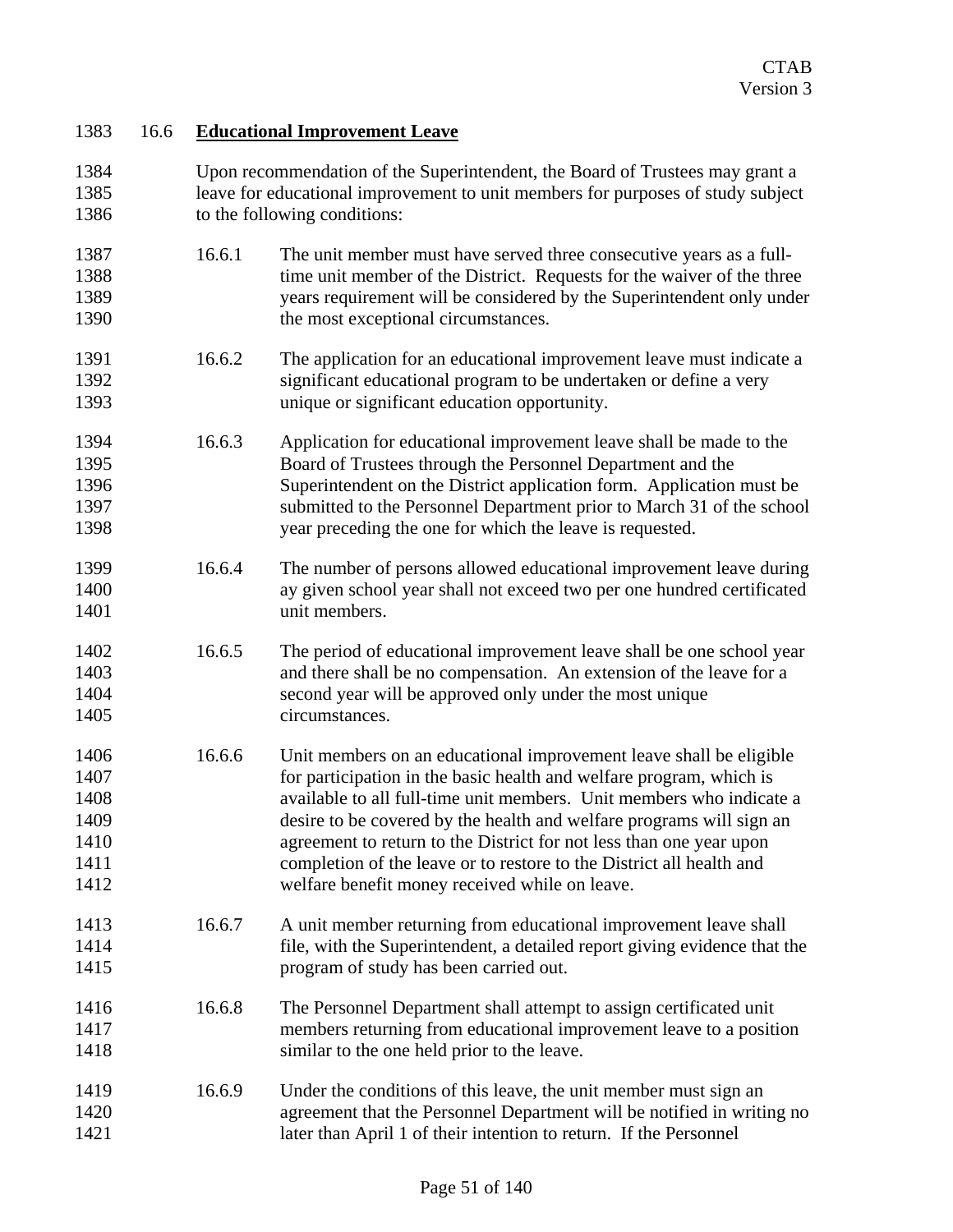### 16.6 **Educational Improvement Leave**

Upon recommendation of the Superintendent, the Board of Trustees may grant a leave for educational improvement to unit members for purposes of study subject to the following conditions:

16.6.1 The unit member must have served three consecutive years as a full-time unit member of the District. Requests for the waiver of the three years requirement will be considered by the Superintendent only under the most exceptional circumstances.

16.6.2 The application for an educational improvement leave must indicate a significant educational program to be undertaken or define a very unique or significant education opportunity.

16.6.3 Application for educational improvement leave shall be made to the Board of Trustees through the Personnel Department and the Superintendent on the District application form. Application must be submitted to the Personnel Department prior to March 31 of the school year preceding the one for which the leave is requested.

16.6.4 The number of persons allowed educational improvement leave during ay given school year shall not exceed two per one hundred certificated unit members.

16.6.5 The period of educational improvement leave shall be one school year and there shall be no compensation. An extension of the leave for a second year will be approved only under the most unique circumstances.

16.6.6 Unit members on an educational improvement leave shall be eligible for participation in the basic health and welfare program, which is available to all full-time unit members. Unit members who indicate a desire to be covered by the health and welfare programs will sign an agreement to return to the District for not less than one year upon completion of the leave or to restore to the District all health and welfare benefit money received while on leave.

16.6.7 A unit member returning from educational improvement leave shall file, with the Superintendent, a detailed report giving evidence that the program of study has been carried out.

16.6.8 The Personnel Department shall attempt to assign certificated unit members returning from educational improvement leave to a position similar to the one held prior to the leave.

16.6.9 Under the conditions of this leave, the unit member must sign an agreement that the Personnel Department will be notified in writing no later than April 1 of their intention to return. If the Personnel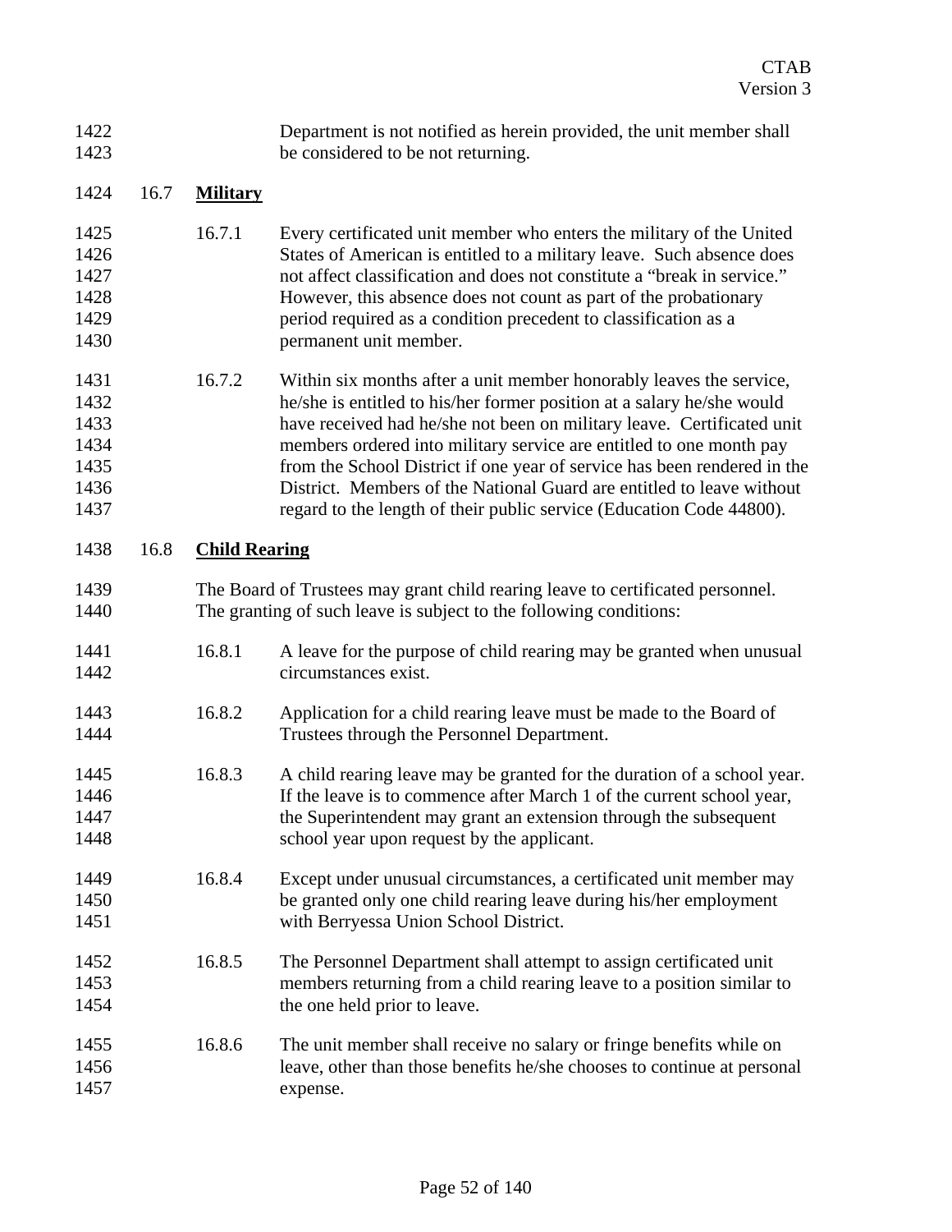Department is not notified as herein provided, the unit member shall be considered to be not returning.

## 16.7 **Military**

16.7.1 Every certificated unit member who enters the military of the United States of American is entitled to a military leave. Such absence does not affect classification and does not constitute a "break in service." However, this absence does not count as part of the probationary period required as a condition precedent to classification as a permanent unit member.

16.7.2 Within six months after a unit member honorably leaves the service, he/she is entitled to his/her former position at a salary he/she would have received had he/she not been on military leave. Certificated unit members ordered into military service are entitled to one month pay from the School District if one year of service has been rendered in the District. Members of the National Guard are entitled to leave without regard to the length of their public service (Education Code 44800).

## 16.8 **Child Rearing**

The Board of Trustees may grant child rearing leave to certificated personnel. The granting of such leave is subject to the following conditions:

16.8.1 A leave for the purpose of child rearing may be granted when unusual circumstances exist.

16.8.2 Application for a child rearing leave must be made to the Board of Trustees through the Personnel Department.

16.8.3 A child rearing leave may be granted for the duration of a school year. If the leave is to commence after March 1 of the current school year, the Superintendent may grant an extension through the subsequent school year upon request by the applicant.

16.8.4 Except under unusual circumstances, a certificated unit member may be granted only one child rearing leave during his/her employment with Berryessa Union School District.

16.8.5 The Personnel Department shall attempt to assign certificated unit members returning from a child rearing leave to a position similar to the one held prior to leave.

16.8.6 The unit member shall receive no salary or fringe benefits while on leave, other than those benefits he/she chooses to continue at personal expense.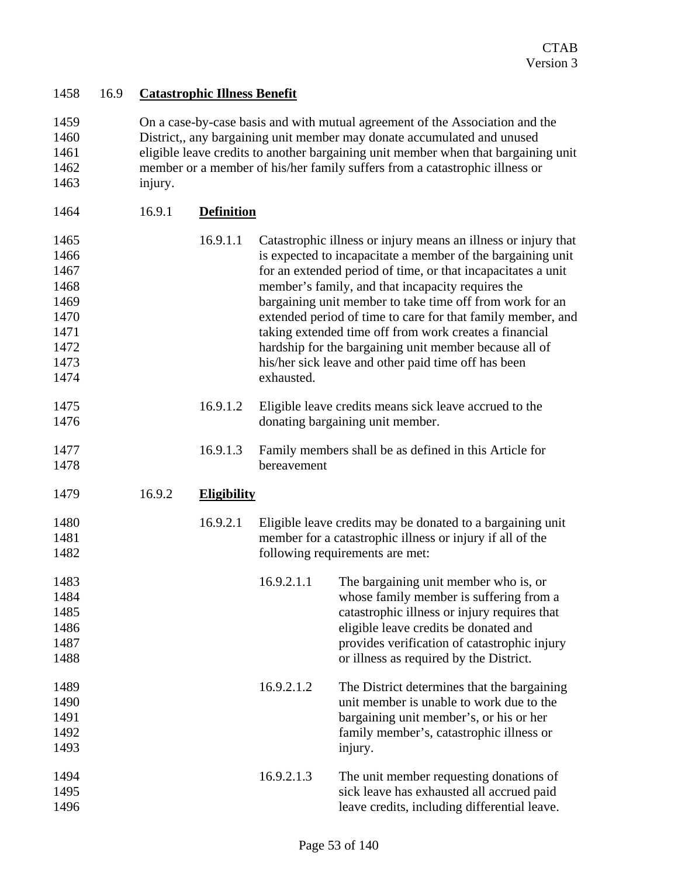## 16.9 **Catastrophic Illness Benefit**

On a case-by-case basis and with mutual agreement of the Association and the District,, any bargaining unit member may donate accumulated and unused eligible leave credits to another bargaining unit member when that bargaining unit member or a member of his/her family suffers from a catastrophic illness or injury.

### 16.9.1 **Definition**

16.9.1.1 Catastrophic illness or injury means an illness or injury that is expected to incapacitate a member of the bargaining unit for an extended period of time, or that incapacitates a unit member's family, and that incapacity requires the bargaining unit member to take time off from work for an extended period of time to care for that family member, and taking extended time off from work creates a financial hardship for the bargaining unit member because all of his/her sick leave and other paid time off has been exhausted.

16.9.1.2 Eligible leave credits means sick leave accrued to the donating bargaining unit member.

16.9.1.3 Family members shall be as defined in this Article for bereavement

### 16.9.2 **Eligibility**

16.9.2.1 Eligible leave credits may be donated to a bargaining unit member for a catastrophic illness or injury if all of the following requirements are met:

16.9.2.1.1 The bargaining unit member who is, or whose family member is suffering from a catastrophic illness or injury requires that eligible leave credits be donated and provides verification of catastrophic injury or illness as required by the District.

16.9.2.1.2 The District determines that the bargaining unit member is unable to work due to the bargaining unit member's, or his or her family member's, catastrophic illness or injury.

16.9.2.1.3 The unit member requesting donations of sick leave has exhausted all accrued paid leave credits, including differential leave.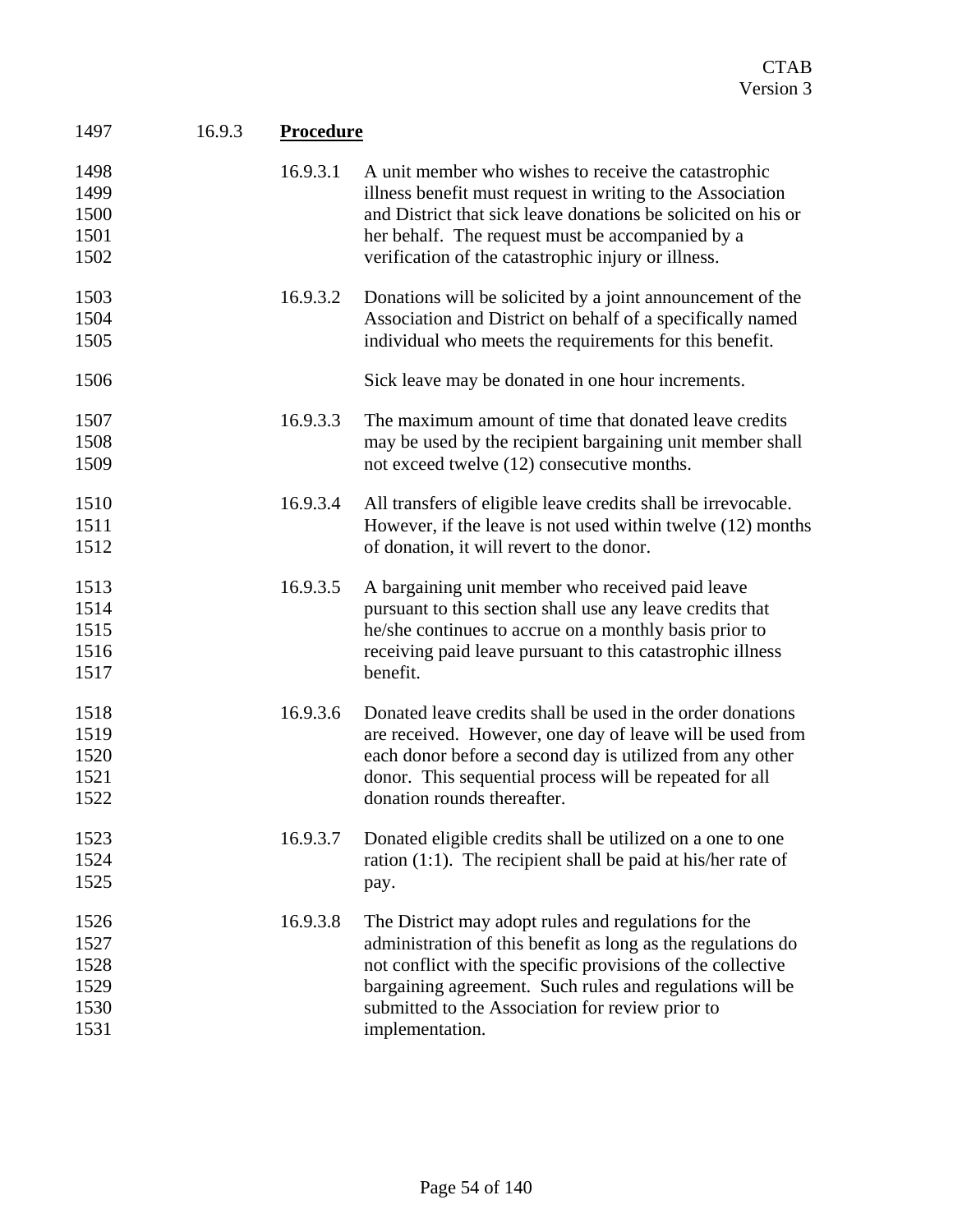### 16.9.3 **Procedure**

16.9.3.1 A unit member who wishes to receive the catastrophic illness benefit must request in writing to the Association and District that sick leave donations be solicited on his or her behalf. The request must be accompanied by a verification of the catastrophic injury or illness.

16.9.3.2 Donations will be solicited by a joint announcement of the Association and District on behalf of a specifically named individual who meets the requirements for this benefit.

Sick leave may be donated in one hour increments.

16.9.3.3 The maximum amount of time that donated leave credits may be used by the recipient bargaining unit member shall not exceed twelve (12) consecutive months.

16.9.3.4 All transfers of eligible leave credits shall be irrevocable. However, if the leave is not used within twelve (12) months of donation, it will revert to the donor.

16.9.3.5 A bargaining unit member who received paid leave pursuant to this section shall use any leave credits that he/she continues to accrue on a monthly basis prior to receiving paid leave pursuant to this catastrophic illness benefit.

16.9.3.6 Donated leave credits shall be used in the order donations are received. However, one day of leave will be used from each donor before a second day is utilized from any other donor. This sequential process will be repeated for all donation rounds thereafter.

16.9.3.7 Donated eligible credits shall be utilized on a one to one ration (1:1). The recipient shall be paid at his/her rate of pay.

16.9.3.8 The District may adopt rules and regulations for the administration of this benefit as long as the regulations do not conflict with the specific provisions of the collective bargaining agreement. Such rules and regulations will be submitted to the Association for review prior to implementation.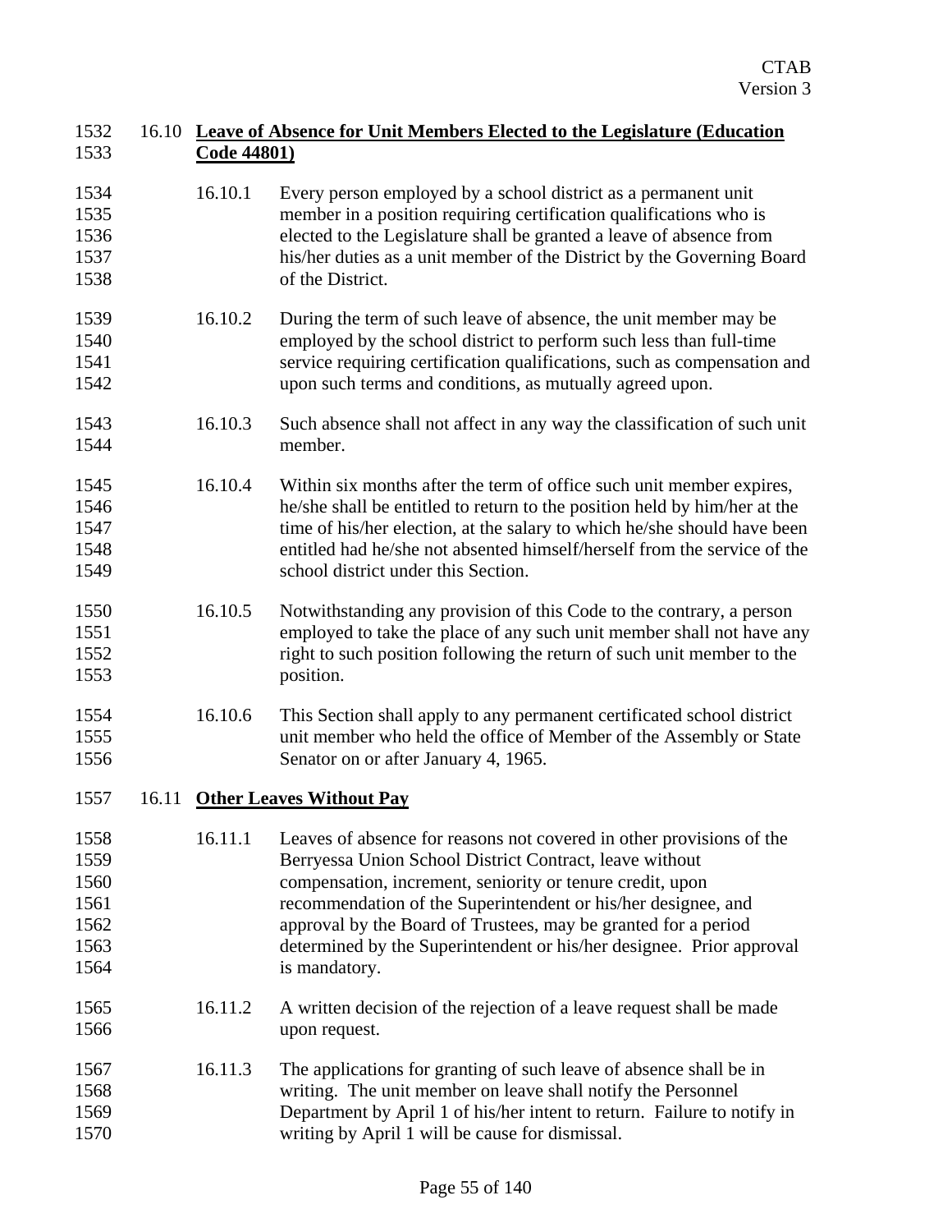### 16.10 **Leave of Absence for Unit Members Elected to the Legislature (Education Code 44801)**

16.10.1 Every person employed by a school district as a permanent unit member in a position requiring certification qualifications who is elected to the Legislature shall be granted a leave of absence from his/her duties as a unit member of the District by the Governing Board of the District.

16.10.2 During the term of such leave of absence, the unit member may be employed by the school district to perform such less than full-time service requiring certification qualifications, such as compensation and upon such terms and conditions, as mutually agreed upon.

16.10.3 Such absence shall not affect in any way the classification of such unit member.

16.10.4 Within six months after the term of office such unit member expires, he/she shall be entitled to return to the position held by him/her at the time of his/her election, at the salary to which he/she should have been entitled had he/she not absented himself/herself from the service of the school district under this Section.

16.10.5 Notwithstanding any provision of this Code to the contrary, a person employed to take the place of any such unit member shall not have any right to such position following the return of such unit member to the position.

16.10.6 This Section shall apply to any permanent certificated school district unit member who held the office of Member of the Assembly or State Senator on or after January 4, 1965.

### 16.11 **Other Leaves Without Pay**

16.11.1 Leaves of absence for reasons not covered in other provisions of the Berryessa Union School District Contract, leave without compensation, increment, seniority or tenure credit, upon recommendation of the Superintendent or his/her designee, and approval by the Board of Trustees, may be granted for a period determined by the Superintendent or his/her designee. Prior approval is mandatory.

16.11.2 A written decision of the rejection of a leave request shall be made upon request.

16.11.3 The applications for granting of such leave of absence shall be in writing. The unit member on leave shall notify the Personnel Department by April 1 of his/her intent to return. Failure to notify in writing by April 1 will be cause for dismissal.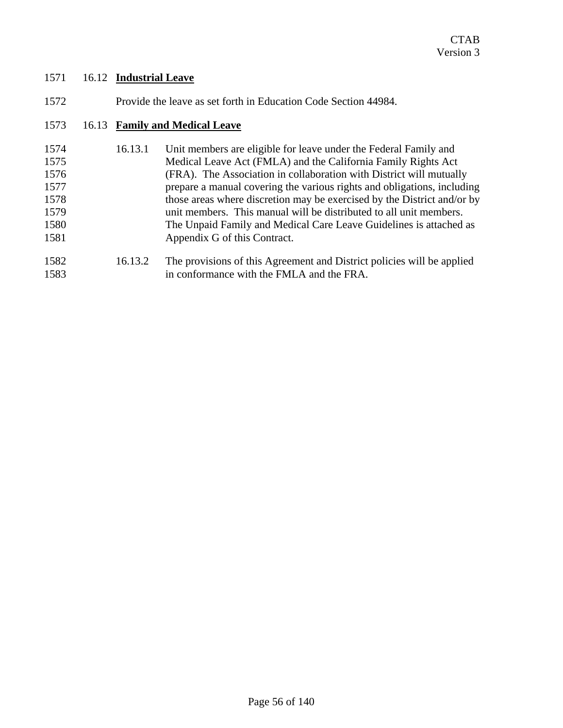## 16.12 **Industrial Leave**

Provide the leave as set forth in Education Code Section 44984.

## 16.13 **Family and Medical Leave**

16.13.1 Unit members are eligible for leave under the Federal Family and Medical Leave Act (FMLA) and the California Family Rights Act (FRA). The Association in collaboration with District will mutually prepare a manual covering the various rights and obligations, including those areas where discretion may be exercised by the District and/or by unit members. This manual will be distributed to all unit members. The Unpaid Family and Medical Care Leave Guidelines is attached as Appendix G of this Contract.

16.13.2 The provisions of this Agreement and District policies will be applied in conformance with the FMLA and the FRA.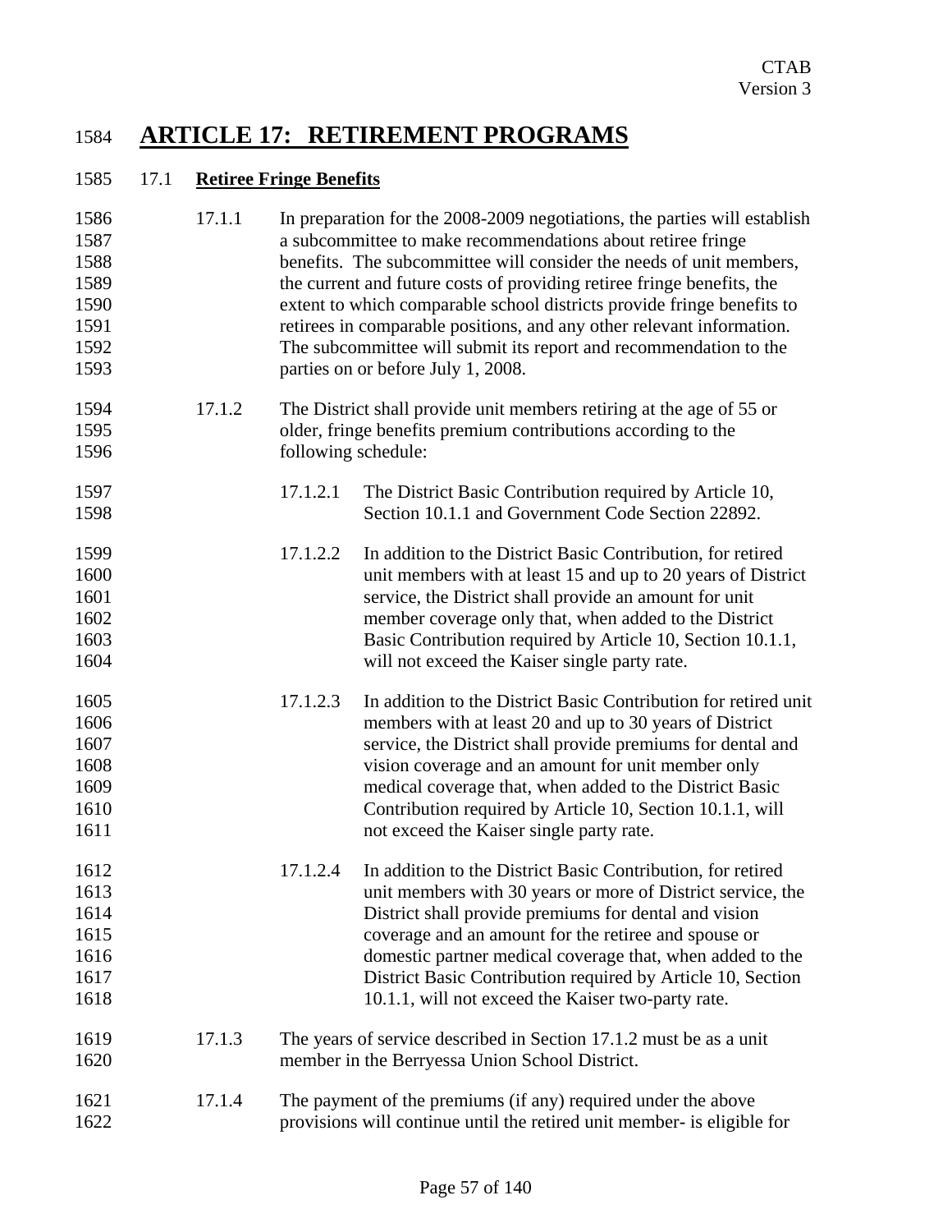# ARTICLE 17: RETIREMENT PROGRAMS

## 17.1 **Retiree Fringe Benefits**

17.1.1 In preparation for the 2008-2009 negotiations, the parties will establish a subcommittee to make recommendations about retiree fringe benefits. The subcommittee will consider the needs of unit members, the current and future costs of providing retiree fringe benefits, the extent to which comparable school districts provide fringe benefits to retirees in comparable positions, and any other relevant information. The subcommittee will submit its report and recommendation to the parties on or before July 1, 2008.

17.1.2 The District shall provide unit members retiring at the age of 55 or older, fringe benefits premium contributions according to the following schedule:

17.1.2.1 The District Basic Contribution required by Article 10, Section 10.1.1 and Government Code Section 22892.

17.1.2.2 In addition to the District Basic Contribution, for retired unit members with at least 15 and up to 20 years of District service, the District shall provide an amount for unit member coverage only that, when added to the District Basic Contribution required by Article 10, Section 10.1.1, will not exceed the Kaiser single party rate.

17.1.2.3 In addition to the District Basic Contribution for retired unit members with at least 20 and up to 30 years of District service, the District shall provide premiums for dental and vision coverage and an amount for unit member only medical coverage that, when added to the District Basic Contribution required by Article 10, Section 10.1.1, will not exceed the Kaiser single party rate.

17.1.2.4 In addition to the District Basic Contribution, for retired unit members with 30 years or more of District service, the District shall provide premiums for dental and vision coverage and an amount for the retiree and spouse or domestic partner medical coverage that, when added to the District Basic Contribution required by Article 10, Section 10.1.1, will not exceed the Kaiser two-party rate.

17.1.3 The years of service described in Section 17.1.2 must be as a unit member in the Berryessa Union School District.

17.1.4 The payment of the premiums (if any) required under the above provisions will continue until the retired unit member- is eligible for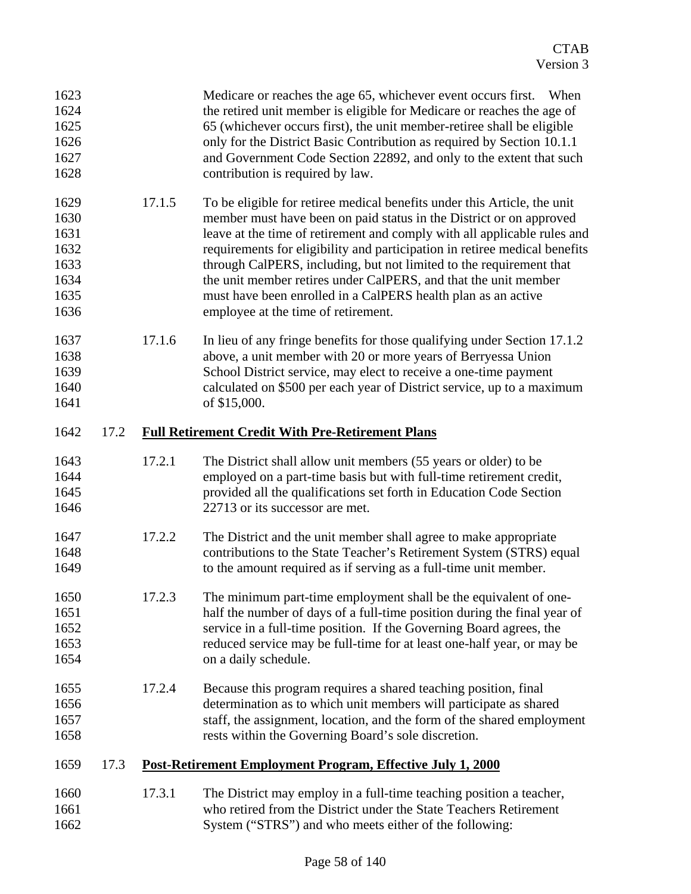Medicare or reaches the age 65, whichever event occurs first. When the retired unit member is eligible for Medicare or reaches the age of 65 (whichever occurs first), the unit member-retiree shall be eligible only for the District Basic Contribution as required by Section 10.1.1 and Government Code Section 22892, and only to the extent that such contribution is required by law.

17.1.5 To be eligible for retiree medical benefits under this Article, the unit member must have been on paid status in the District or on approved leave at the time of retirement and comply with all applicable rules and requirements for eligibility and participation in retiree medical benefits through CalPERS, including, but not limited to the requirement that the unit member retires under CalPERS, and that the unit member must have been enrolled in a CalPERS health plan as an active employee at the time of retirement.

17.1.6 In lieu of any fringe benefits for those qualifying under Section 17.1.2 above, a unit member with 20 or more years of Berryessa Union School District service, may elect to receive a one-time payment calculated on $500 per each year of District service, up to a maximum of $15,000.

## 17.2 Full Retirement Credit With Pre-Retirement Plans

17.2.1 The District shall allow unit members (55 years or older) to be employed on a part-time basis but with full-time retirement credit, provided all the qualifications set forth in Education Code Section 22713 or its successor are met.

17.2.2 The District and the unit member shall agree to make appropriate contributions to the State Teacher's Retirement System (STRS) equal to the amount required as if serving as a full-time unit member.

17.2.3 The minimum part-time employment shall be the equivalent of one-half the number of days of a full-time position during the final year of service in a full-time position. If the Governing Board agrees, the reduced service may be full-time for at least one-half year, or may be on a daily schedule.

17.2.4 Because this program requires a shared teaching position, final determination as to which unit members will participate as shared staff, the assignment, location, and the form of the shared employment rests within the Governing Board's sole discretion.

## 17.3 Post-Retirement Employment Program, Effective July 1, 2000

17.3.1 The District may employ in a full-time teaching position a teacher, who retired from the District under the State Teachers Retirement System ("STRS") and who meets either of the following: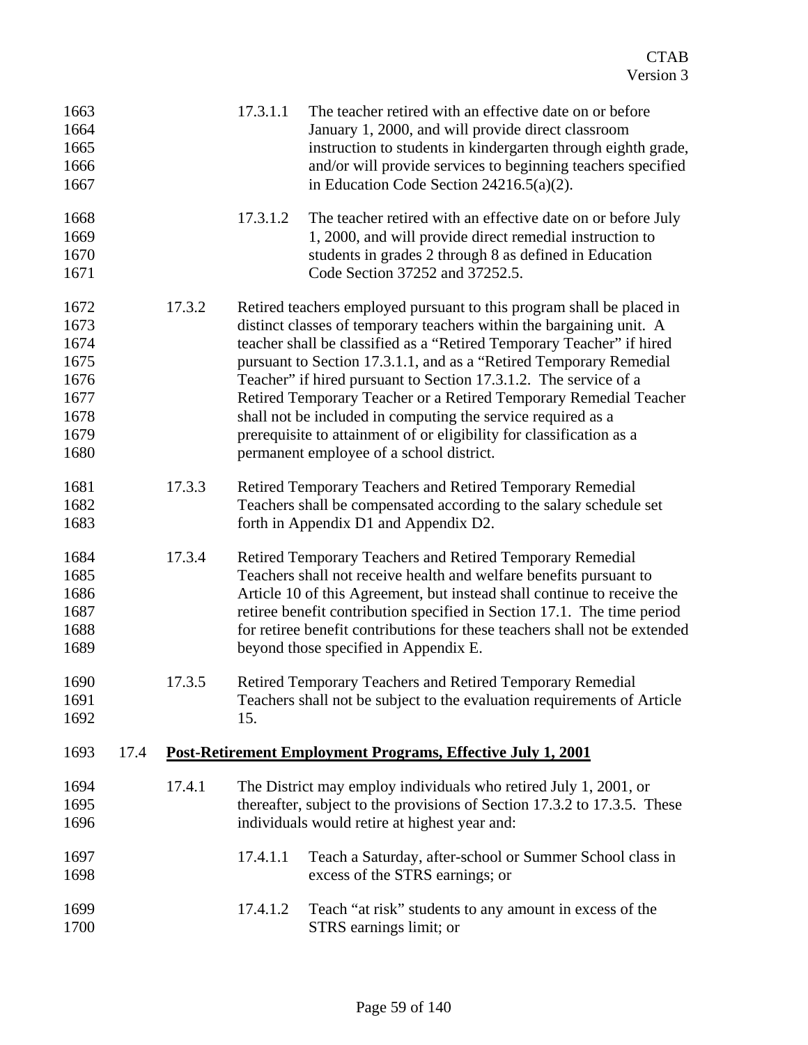17.3.1.1 The teacher retired with an effective date on or before January 1, 2000, and will provide direct classroom instruction to students in kindergarten through eighth grade, and/or will provide services to beginning teachers specified in Education Code Section 24216.5(a)(2).

17.3.1.2 The teacher retired with an effective date on or before July 1, 2000, and will provide direct remedial instruction to students in grades 2 through 8 as defined in Education Code Section 37252 and 37252.5.

17.3.2 Retired teachers employed pursuant to this program shall be placed in distinct classes of temporary teachers within the bargaining unit. A teacher shall be classified as a "Retired Temporary Teacher" if hired pursuant to Section 17.3.1.1, and as a "Retired Temporary Remedial Teacher" if hired pursuant to Section 17.3.1.2. The service of a Retired Temporary Teacher or a Retired Temporary Remedial Teacher shall not be included in computing the service required as a prerequisite to attainment of or eligibility for classification as a permanent employee of a school district.

17.3.3 Retired Temporary Teachers and Retired Temporary Remedial Teachers shall be compensated according to the salary schedule set forth in Appendix D1 and Appendix D2.

17.3.4 Retired Temporary Teachers and Retired Temporary Remedial Teachers shall not receive health and welfare benefits pursuant to Article 10 of this Agreement, but instead shall continue to receive the retiree benefit contribution specified in Section 17.1. The time period for retiree benefit contributions for these teachers shall not be extended beyond those specified in Appendix E.

17.3.5 Retired Temporary Teachers and Retired Temporary Remedial Teachers shall not be subject to the evaluation requirements of Article 15.

## 17.4 <u>Post-Retirement Employment Programs, Effective July 1, 2001</u>

17.4.1 The District may employ individuals who retired July 1, 2001, or thereafter, subject to the provisions of Section 17.3.2 to 17.3.5. These individuals would retire at highest year and:

17.4.1.1 Teach a Saturday, after-school or Summer School class in excess of the STRS earnings; or

17.4.1.2 Teach "at risk" students to any amount in excess of the STRS earnings limit; or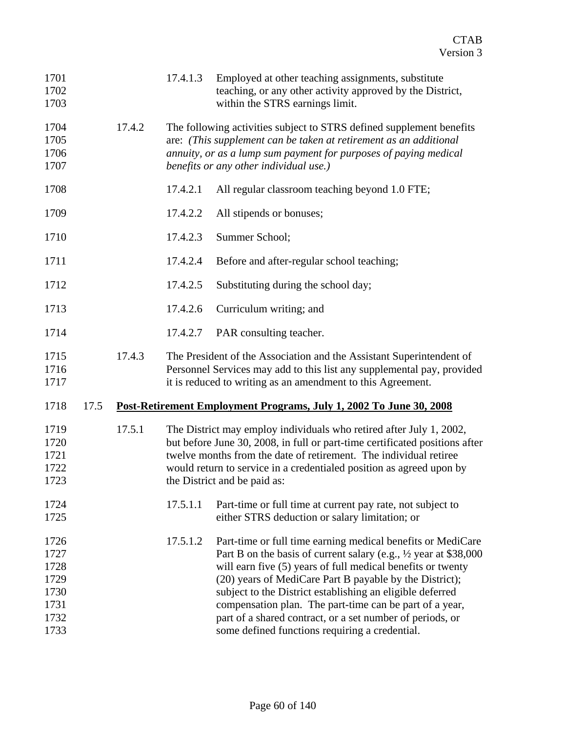17.4.1.3 Employed at other teaching assignments, substitute teaching, or any other activity approved by the District, within the STRS earnings limit.

17.4.2 The following activities subject to STRS defined supplement benefits are: *(This supplement can be taken at retirement as an additional annuity, or as a lump sum payment for purposes of paying medical benefits or any other individual use.)*

17.4.2.1 All regular classroom teaching beyond 1.0 FTE;

17.4.2.2 All stipends or bonuses;

17.4.2.3 Summer School;

17.4.2.4 Before and after-regular school teaching;

17.4.2.5 Substituting during the school day;

17.4.2.6 Curriculum writing; and

17.4.2.7 PAR consulting teacher.

17.4.3 The President of the Association and the Assistant Superintendent of Personnel Services may add to this list any supplemental pay, provided it is reduced to writing as an amendment to this Agreement.

## 17.5 Post-Retirement Employment Programs, July 1, 2002 To June 30, 2008

17.5.1 The District may employ individuals who retired after July 1, 2002, but before June 30, 2008, in full or part-time certificated positions after twelve months from the date of retirement. The individual retiree would return to service in a credentialed position as agreed upon by the District and be paid as:

17.5.1.1 Part-time or full time at current pay rate, not subject to either STRS deduction or salary limitation; or

17.5.1.2 Part-time or full time earning medical benefits or MediCare Part B on the basis of current salary (e.g., ½ year at $38,000 will earn five (5) years of full medical benefits or twenty (20) years of MediCare Part B payable by the District); subject to the District establishing an eligible deferred compensation plan. The part-time can be part of a year, part of a shared contract, or a set number of periods, or some defined functions requiring a credential.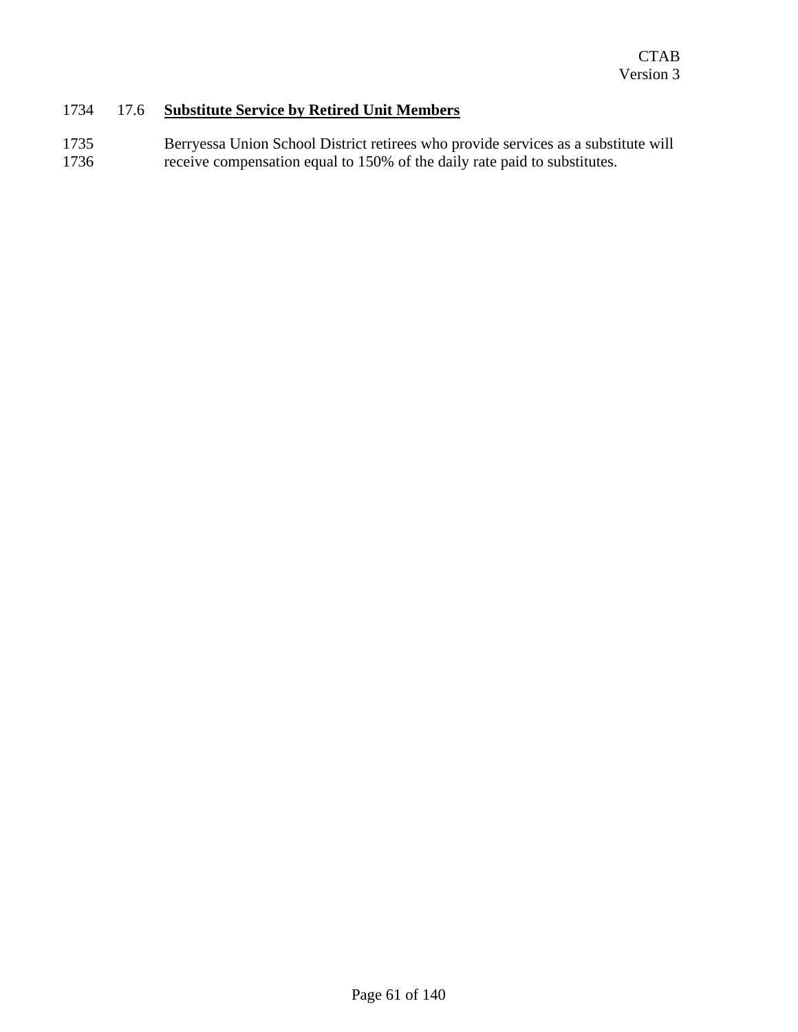1734 17.6 **<u>Substitute Service by Retired Unit Members</u>**

1735 Berryessa Union School District retirees who provide services as a substitute will
1736 receive compensation equal to 150% of the daily rate paid to substitutes.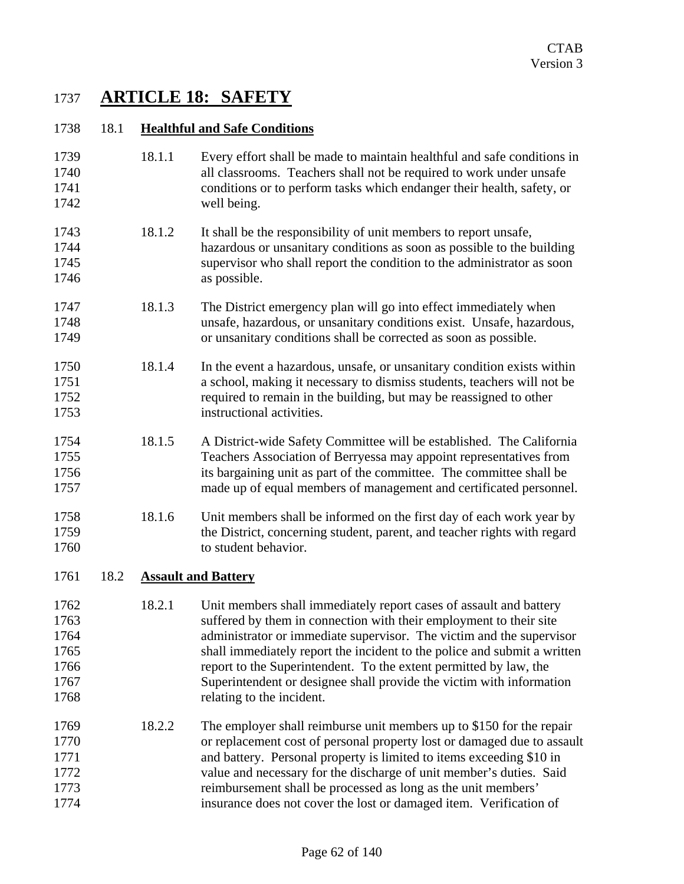# ARTICLE 18: SAFETY

## 18.1 Healthful and Safe Conditions

18.1.1 Every effort shall be made to maintain healthful and safe conditions in all classrooms. Teachers shall not be required to work under unsafe conditions or to perform tasks which endanger their health, safety, or well being.

18.1.2 It shall be the responsibility of unit members to report unsafe, hazardous or unsanitary conditions as soon as possible to the building supervisor who shall report the condition to the administrator as soon as possible.

18.1.3 The District emergency plan will go into effect immediately when unsafe, hazardous, or unsanitary conditions exist. Unsafe, hazardous, or unsanitary conditions shall be corrected as soon as possible.

18.1.4 In the event a hazardous, unsafe, or unsanitary condition exists within a school, making it necessary to dismiss students, teachers will not be required to remain in the building, but may be reassigned to other instructional activities.

18.1.5 A District-wide Safety Committee will be established. The California Teachers Association of Berryessa may appoint representatives from its bargaining unit as part of the committee. The committee shall be made up of equal members of management and certificated personnel.

18.1.6 Unit members shall be informed on the first day of each work year by the District, concerning student, parent, and teacher rights with regard to student behavior.

## 18.2 Assault and Battery

18.2.1 Unit members shall immediately report cases of assault and battery suffered by them in connection with their employment to their site administrator or immediate supervisor. The victim and the supervisor shall immediately report the incident to the police and submit a written report to the Superintendent. To the extent permitted by law, the Superintendent or designee shall provide the victim with information relating to the incident.

18.2.2 The employer shall reimburse unit members up to $150 for the repair or replacement cost of personal property lost or damaged due to assault and battery. Personal property is limited to items exceeding $10 in value and necessary for the discharge of unit member's duties. Said reimbursement shall be processed as long as the unit members' insurance does not cover the lost or damaged item. Verification of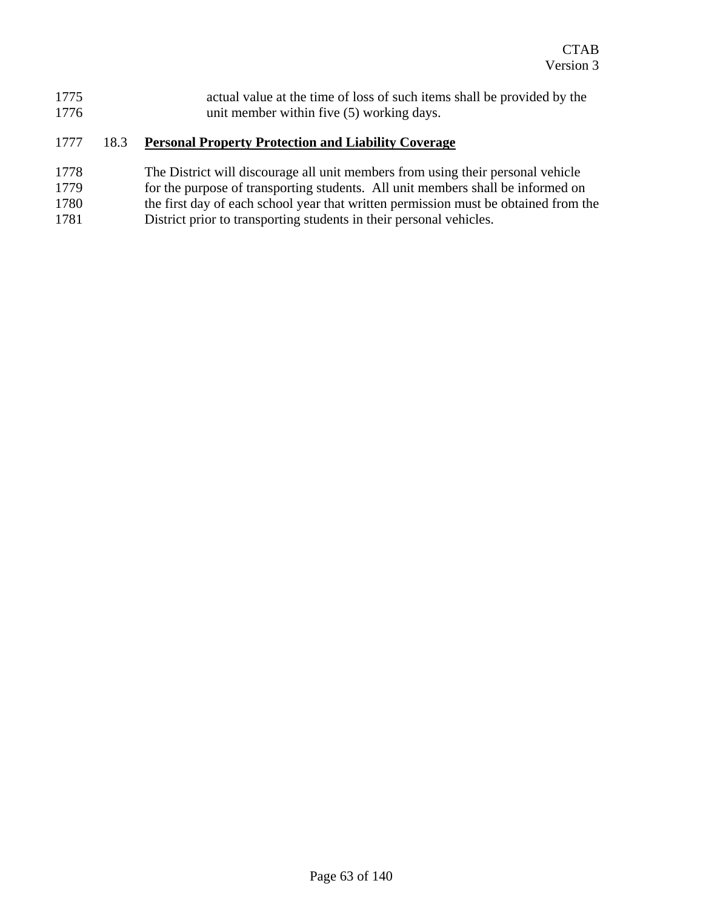actual value at the time of loss of such items shall be provided by the unit member within five (5) working days.

### 18.3 **Personal Property Protection and Liability Coverage**

The District will discourage all unit members from using their personal vehicle for the purpose of transporting students. All unit members shall be informed on the first day of each school year that written permission must be obtained from the District prior to transporting students in their personal vehicles.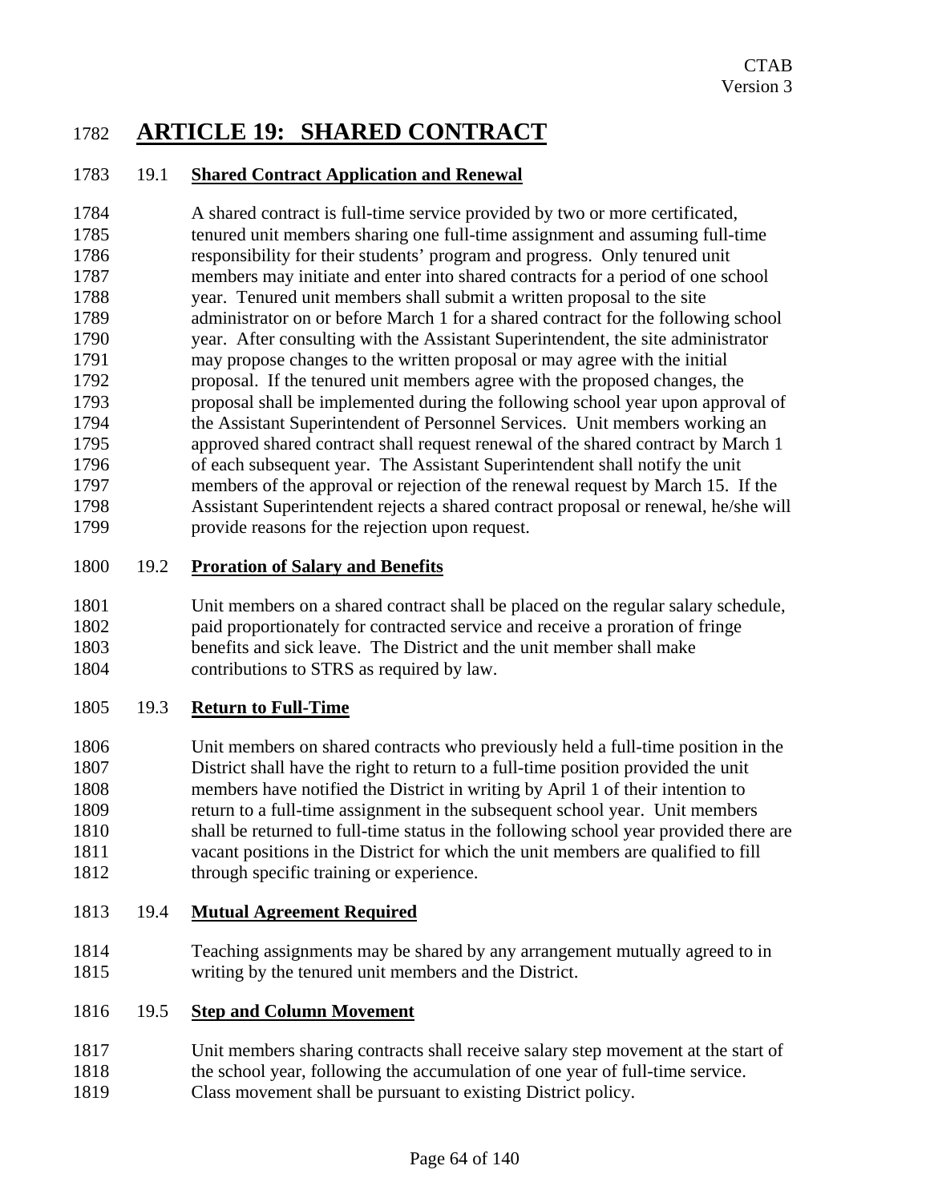# ARTICLE 19: SHARED CONTRACT

## 19.1 Shared Contract Application and Renewal

A shared contract is full-time service provided by two or more certificated, tenured unit members sharing one full-time assignment and assuming full-time responsibility for their students' program and progress. Only tenured unit members may initiate and enter into shared contracts for a period of one school year. Tenured unit members shall submit a written proposal to the site administrator on or before March 1 for a shared contract for the following school year. After consulting with the Assistant Superintendent, the site administrator may propose changes to the written proposal or may agree with the initial proposal. If the tenured unit members agree with the proposed changes, the proposal shall be implemented during the following school year upon approval of the Assistant Superintendent of Personnel Services. Unit members working an approved shared contract shall request renewal of the shared contract by March 1 of each subsequent year. The Assistant Superintendent shall notify the unit members of the approval or rejection of the renewal request by March 15. If the Assistant Superintendent rejects a shared contract proposal or renewal, he/she will provide reasons for the rejection upon request.

## 19.2 Proration of Salary and Benefits

Unit members on a shared contract shall be placed on the regular salary schedule, paid proportionately for contracted service and receive a proration of fringe benefits and sick leave. The District and the unit member shall make contributions to STRS as required by law.

## 19.3 Return to Full-Time

Unit members on shared contracts who previously held a full-time position in the District shall have the right to return to a full-time position provided the unit members have notified the District in writing by April 1 of their intention to return to a full-time assignment in the subsequent school year. Unit members shall be returned to full-time status in the following school year provided there are vacant positions in the District for which the unit members are qualified to fill through specific training or experience.

## 19.4 Mutual Agreement Required

Teaching assignments may be shared by any arrangement mutually agreed to in writing by the tenured unit members and the District.

## 19.5 Step and Column Movement

Unit members sharing contracts shall receive salary step movement at the start of the school year, following the accumulation of one year of full-time service. Class movement shall be pursuant to existing District policy.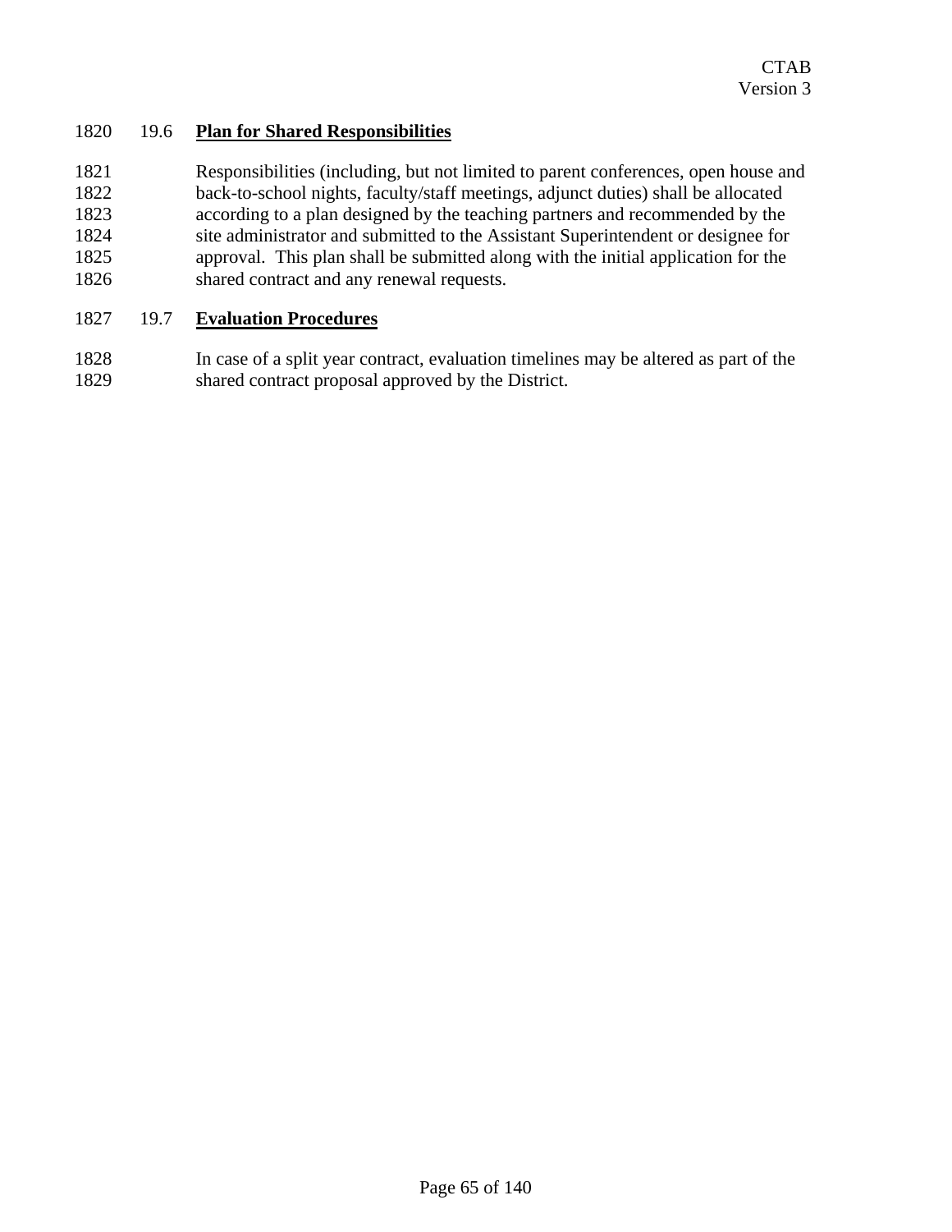### 19.6 **Plan for Shared Responsibilities**

Responsibilities (including, but not limited to parent conferences, open house and back-to-school nights, faculty/staff meetings, adjunct duties) shall be allocated according to a plan designed by the teaching partners and recommended by the site administrator and submitted to the Assistant Superintendent or designee for approval. This plan shall be submitted along with the initial application for the shared contract and any renewal requests.

### 19.7 **Evaluation Procedures**

In case of a split year contract, evaluation timelines may be altered as part of the shared contract proposal approved by the District.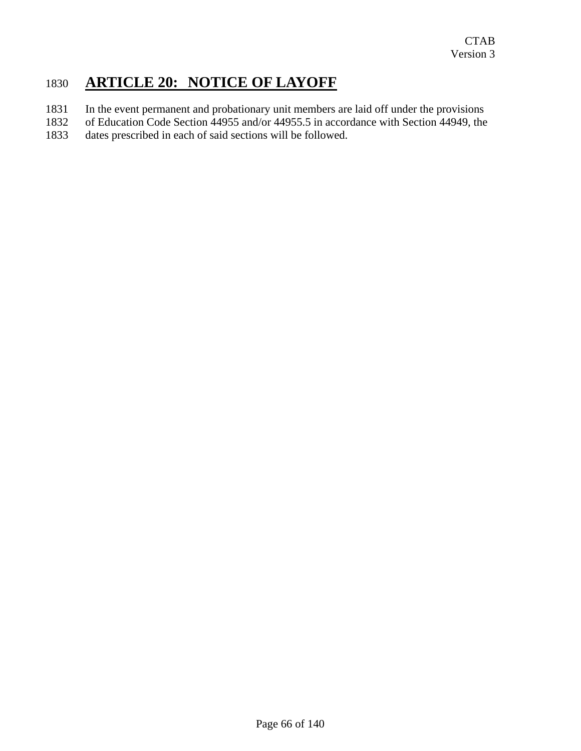# ARTICLE 20: NOTICE OF LAYOFF

In the event permanent and probationary unit members are laid off under the provisions of Education Code Section 44955 and/or 44955.5 in accordance with Section 44949, the dates prescribed in each of said sections will be followed.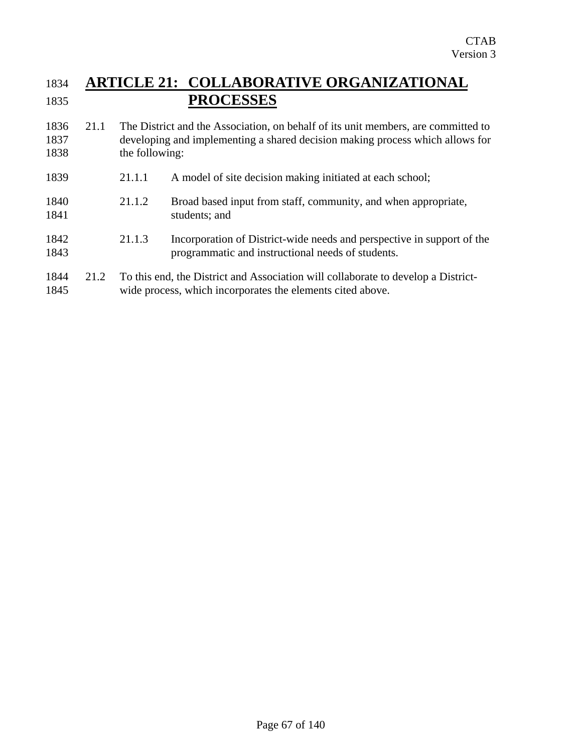# ARTICLE 21: COLLABORATIVE ORGANIZATIONAL PROCESSES

21.1 The District and the Association, on behalf of its unit members, are committed to developing and implementing a shared decision making process which allows for the following:

- 21.1.1 A model of site decision making initiated at each school;
- 21.1.2 Broad based input from staff, community, and when appropriate, students; and
- 21.1.3 Incorporation of District-wide needs and perspective in support of the programmatic and instructional needs of students.

21.2 To this end, the District and Association will collaborate to develop a District-wide process, which incorporates the elements cited above.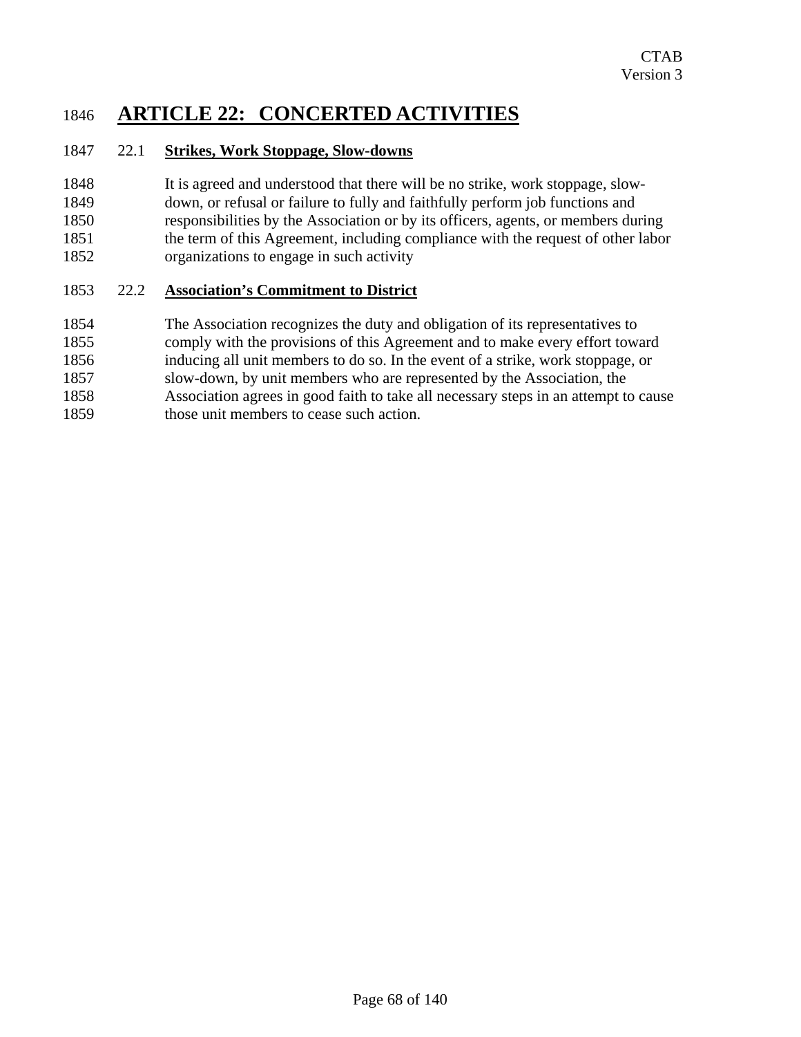# ARTICLE 22: CONCERTED ACTIVITIES

## 22.1 Strikes, Work Stoppage, Slow-downs

It is agreed and understood that there will be no strike, work stoppage, slow-down, or refusal or failure to fully and faithfully perform job functions and responsibilities by the Association or by its officers, agents, or members during the term of this Agreement, including compliance with the request of other labor organizations to engage in such activity

## 22.2 Association's Commitment to District

The Association recognizes the duty and obligation of its representatives to comply with the provisions of this Agreement and to make every effort toward inducing all unit members to do so. In the event of a strike, work stoppage, or slow-down, by unit members who are represented by the Association, the Association agrees in good faith to take all necessary steps in an attempt to cause those unit members to cease such action.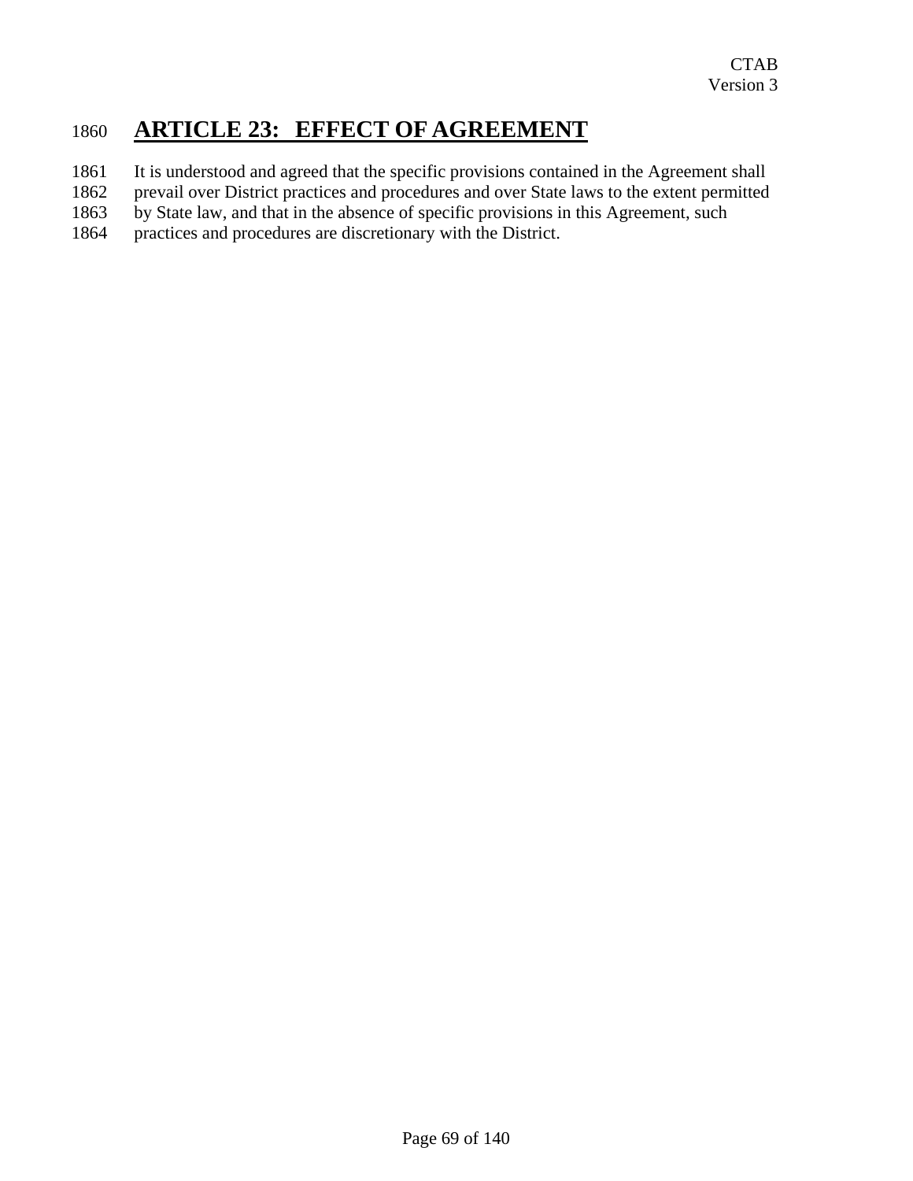# ARTICLE 23: EFFECT OF AGREEMENT

It is understood and agreed that the specific provisions contained in the Agreement shall prevail over District practices and procedures and over State laws to the extent permitted by State law, and that in the absence of specific provisions in this Agreement, such practices and procedures are discretionary with the District.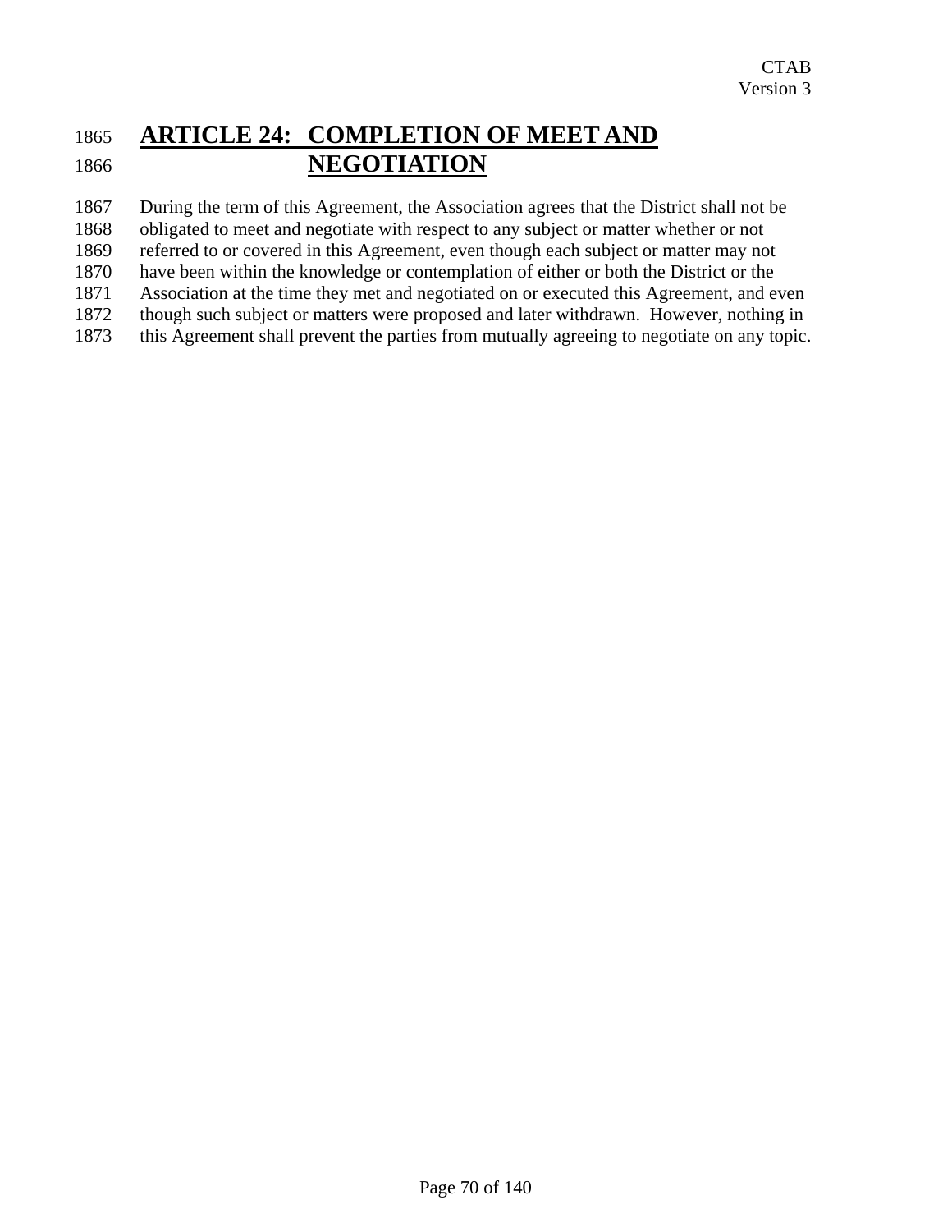# ARTICLE 24: COMPLETION OF MEET AND NEGOTIATION

During the term of this Agreement, the Association agrees that the District shall not be obligated to meet and negotiate with respect to any subject or matter whether or not referred to or covered in this Agreement, even though each subject or matter may not have been within the knowledge or contemplation of either or both the District or the Association at the time they met and negotiated on or executed this Agreement, and even though such subject or matters were proposed and later withdrawn. However, nothing in this Agreement shall prevent the parties from mutually agreeing to negotiate on any topic.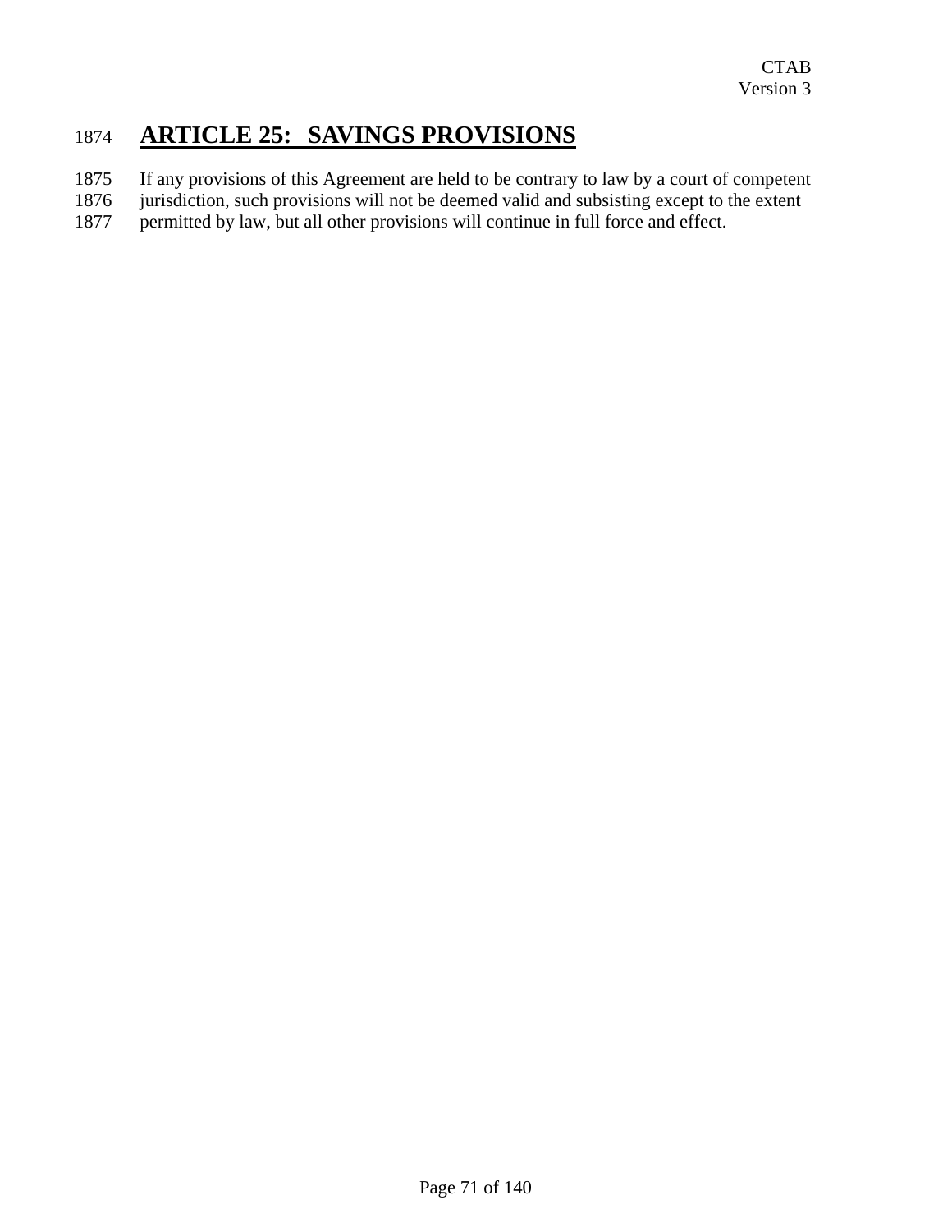# ARTICLE 25: SAVINGS PROVISIONS

If any provisions of this Agreement are held to be contrary to law by a court of competent jurisdiction, such provisions will not be deemed valid and subsisting except to the extent permitted by law, but all other provisions will continue in full force and effect.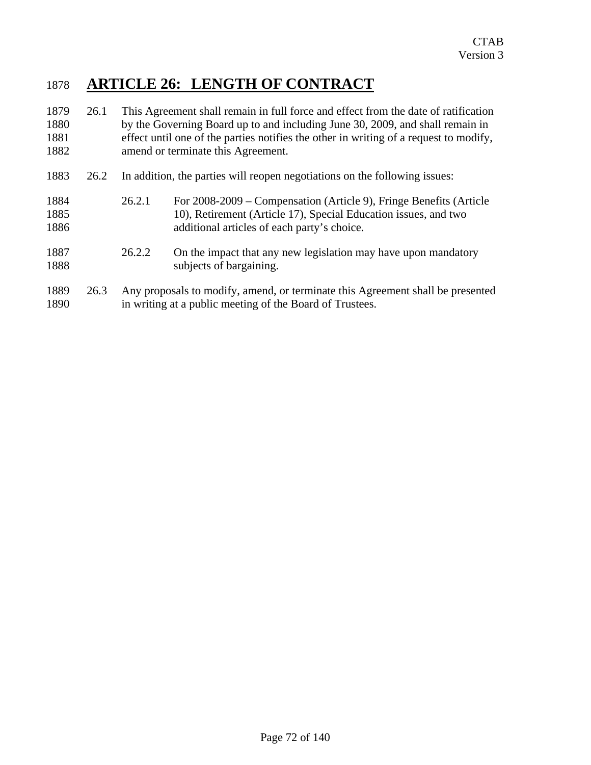# ARTICLE 26: LENGTH OF CONTRACT

26.1 This Agreement shall remain in full force and effect from the date of ratification by the Governing Board up to and including June 30, 2009, and shall remain in effect until one of the parties notifies the other in writing of a request to modify, amend or terminate this Agreement.

26.2 In addition, the parties will reopen negotiations on the following issues:

26.2.1 For 2008-2009 – Compensation (Article 9), Fringe Benefits (Article 10), Retirement (Article 17), Special Education issues, and two additional articles of each party's choice.

26.2.2 On the impact that any new legislation may have upon mandatory subjects of bargaining.

26.3 Any proposals to modify, amend, or terminate this Agreement shall be presented in writing at a public meeting of the Board of Trustees.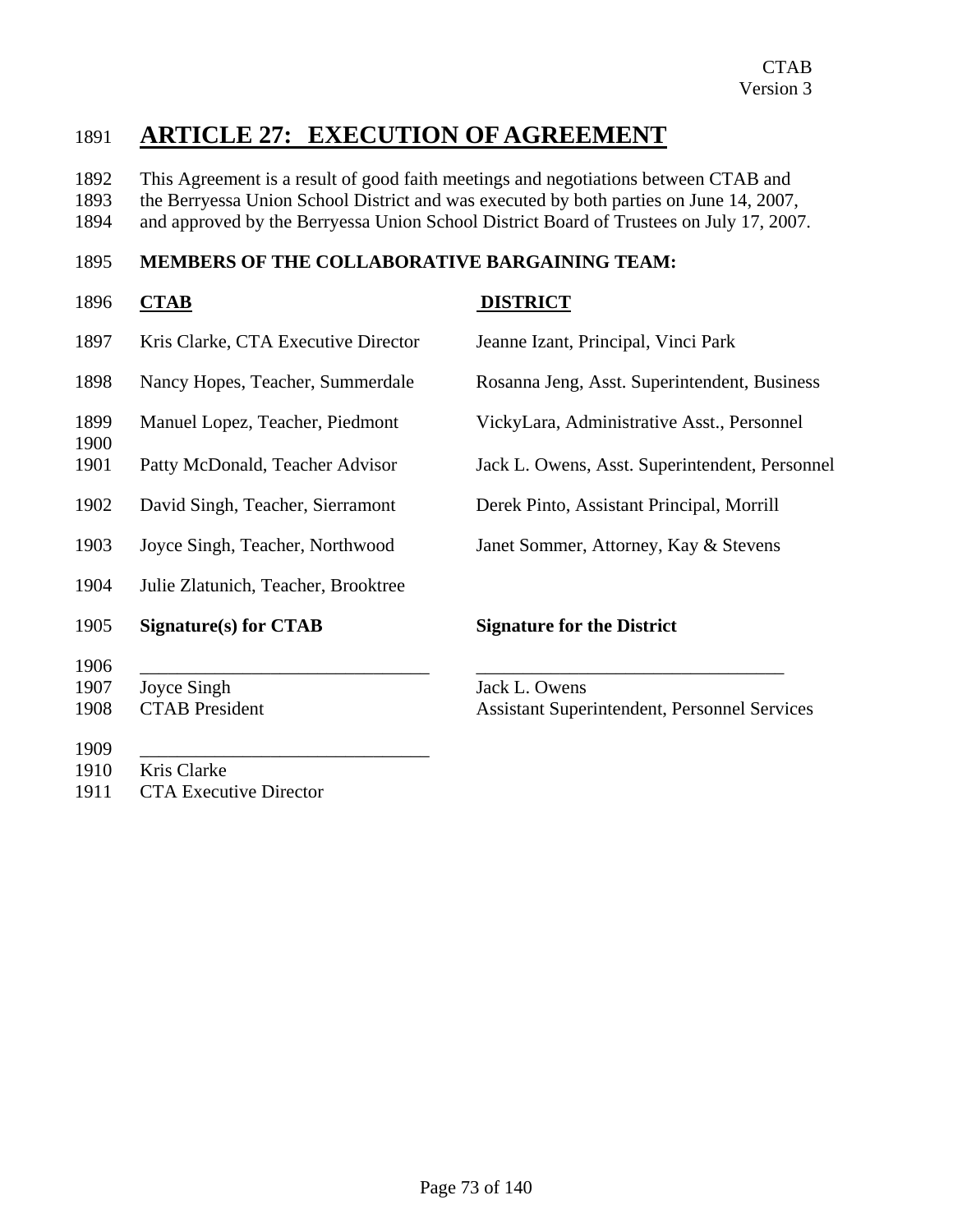# ARTICLE 27: EXECUTION OF AGREEMENT

This Agreement is a result of good faith meetings and negotiations between CTAB and the Berryessa Union School District and was executed by both parties on June 14, 2007, and approved by the Berryessa Union School District Board of Trustees on July 17, 2007.

**MEMBERS OF THE COLLABORATIVE BARGAINING TEAM:**

| **CTAB** | **DISTRICT** |
|---|---|
| Kris Clarke, CTA Executive Director | Jeanne Izant, Principal, Vinci Park |
| Nancy Hopes, Teacher, Summerdale | Rosanna Jeng, Asst. Superintendent, Business |
| Manuel Lopez, Teacher, Piedmont | VickyLara, Administrative Asst., Personnel |
| Patty McDonald, Teacher Advisor | Jack L. Owens, Asst. Superintendent, Personnel |
| David Singh, Teacher, Sierramont | Derek Pinto, Assistant Principal, Morrill |
| Joyce Singh, Teacher, Northwood | Janet Sommer, Attorney, Kay & Stevens |
| Julie Zlatunich, Teacher, Brooktree | |

| **Signature(s) for CTAB** | **Signature for the District** |
|---|---|
| ______________________________ | ______________________________ |
| Joyce Singh | Jack L. Owens |
| CTAB President | Assistant Superintendent, Personnel Services |
| ______________________________ | |
| Kris Clarke | |
| CTA Executive Director | |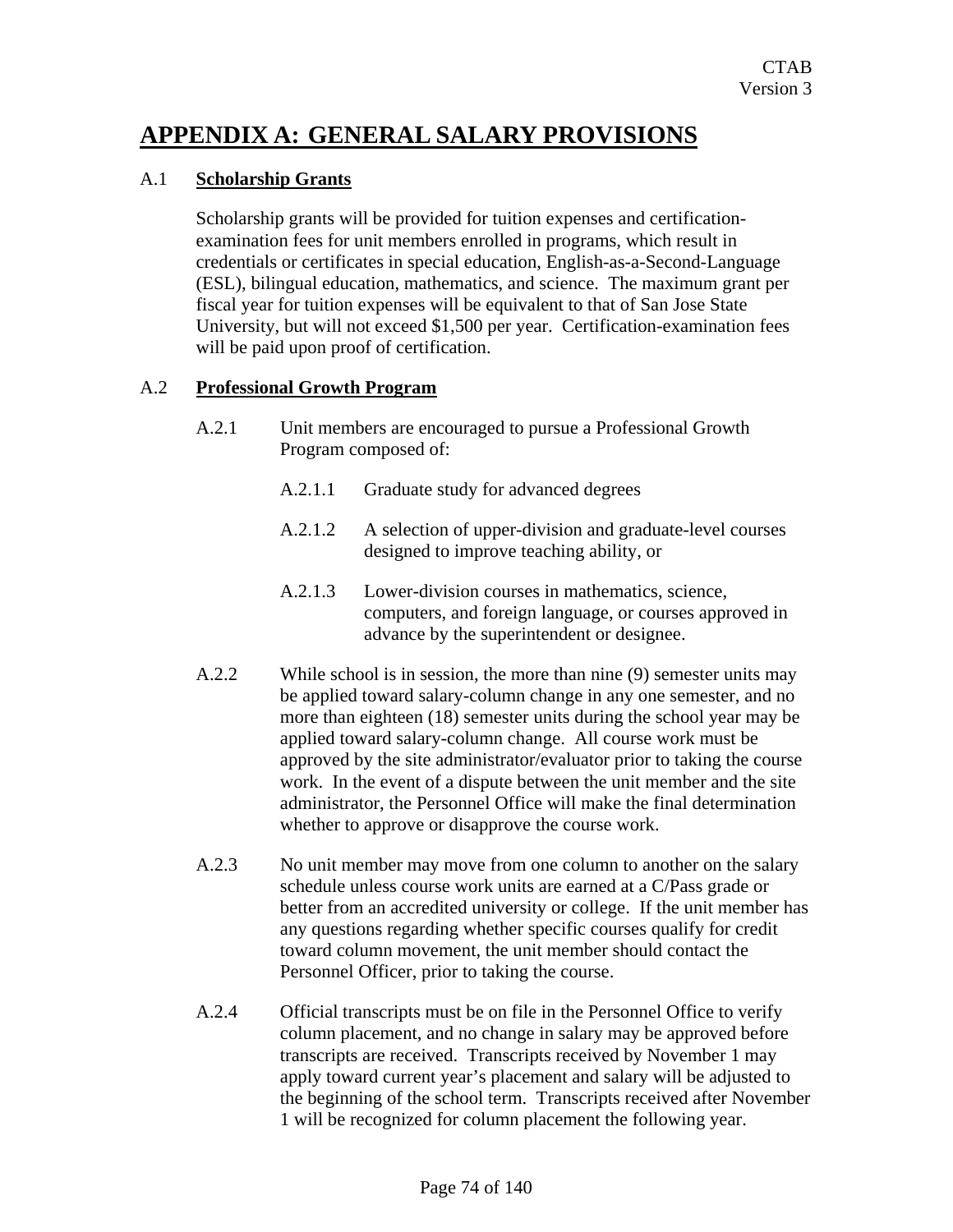# APPENDIX A: GENERAL SALARY PROVISIONS

A.1 **Scholarship Grants**

Scholarship grants will be provided for tuition expenses and certification-examination fees for unit members enrolled in programs, which result in credentials or certificates in special education, English-as-a-Second-Language (ESL), bilingual education, mathematics, and science. The maximum grant per fiscal year for tuition expenses will be equivalent to that of San Jose State University, but will not exceed $1,500 per year. Certification-examination fees will be paid upon proof of certification.

A.2 **Professional Growth Program**

A.2.1 Unit members are encouraged to pursue a Professional Growth Program composed of:

A.2.1.1 Graduate study for advanced degrees

A.2.1.2 A selection of upper-division and graduate-level courses designed to improve teaching ability, or

A.2.1.3 Lower-division courses in mathematics, science, computers, and foreign language, or courses approved in advance by the superintendent or designee.

A.2.2 While school is in session, the more than nine (9) semester units may be applied toward salary-column change in any one semester, and no more than eighteen (18) semester units during the school year may be applied toward salary-column change. All course work must be approved by the site administrator/evaluator prior to taking the course work. In the event of a dispute between the unit member and the site administrator, the Personnel Office will make the final determination whether to approve or disapprove the course work.

A.2.3 No unit member may move from one column to another on the salary schedule unless course work units are earned at a C/Pass grade or better from an accredited university or college. If the unit member has any questions regarding whether specific courses qualify for credit toward column movement, the unit member should contact the Personnel Officer, prior to taking the course.

A.2.4 Official transcripts must be on file in the Personnel Office to verify column placement, and no change in salary may be approved before transcripts are received. Transcripts received by November 1 may apply toward current year's placement and salary will be adjusted to the beginning of the school term. Transcripts received after November 1 will be recognized for column placement the following year.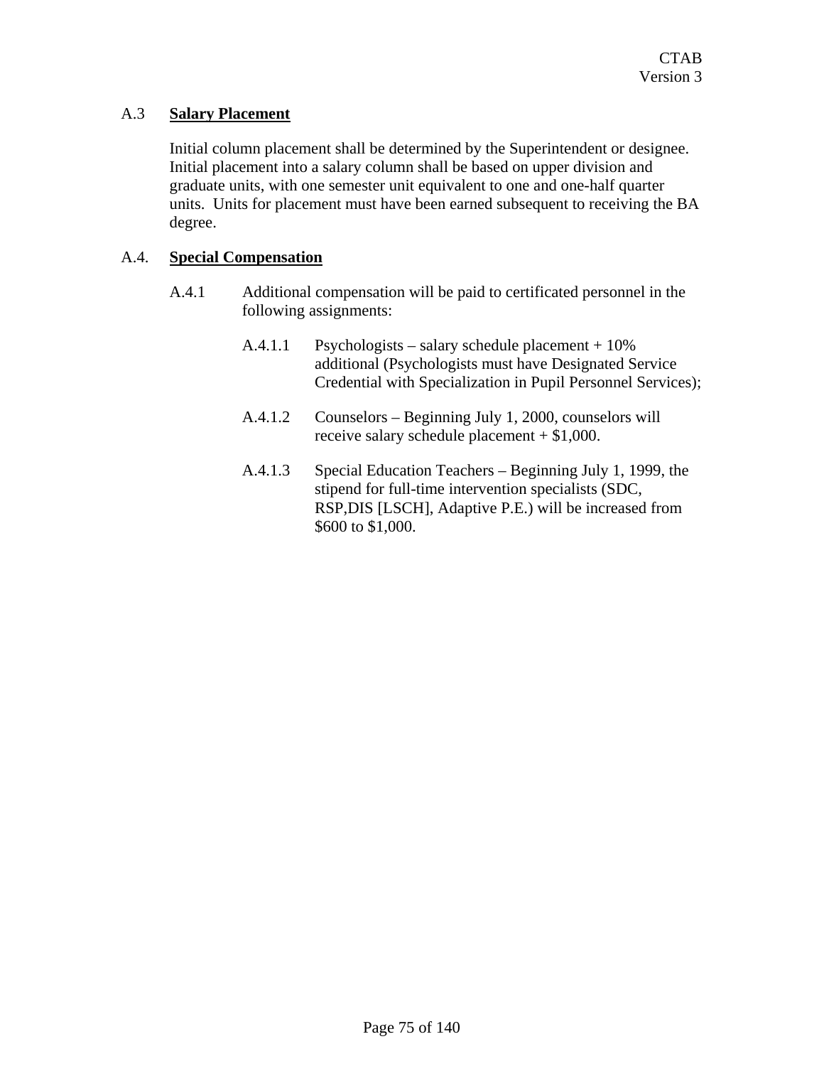### A.3 **Salary Placement**

Initial column placement shall be determined by the Superintendent or designee. Initial placement into a salary column shall be based on upper division and graduate units, with one semester unit equivalent to one and one-half quarter units. Units for placement must have been earned subsequent to receiving the BA degree.

### A.4. **Special Compensation**

A.4.1 Additional compensation will be paid to certificated personnel in the following assignments:

A.4.1.1 Psychologists – salary schedule placement + 10% additional (Psychologists must have Designated Service Credential with Specialization in Pupil Personnel Services);

A.4.1.2 Counselors – Beginning July 1, 2000, counselors will receive salary schedule placement + $1,000.

A.4.1.3 Special Education Teachers – Beginning July 1, 1999, the stipend for full-time intervention specialists (SDC, RSP,DIS [LSCH], Adaptive P.E.) will be increased from $600 to $1,000.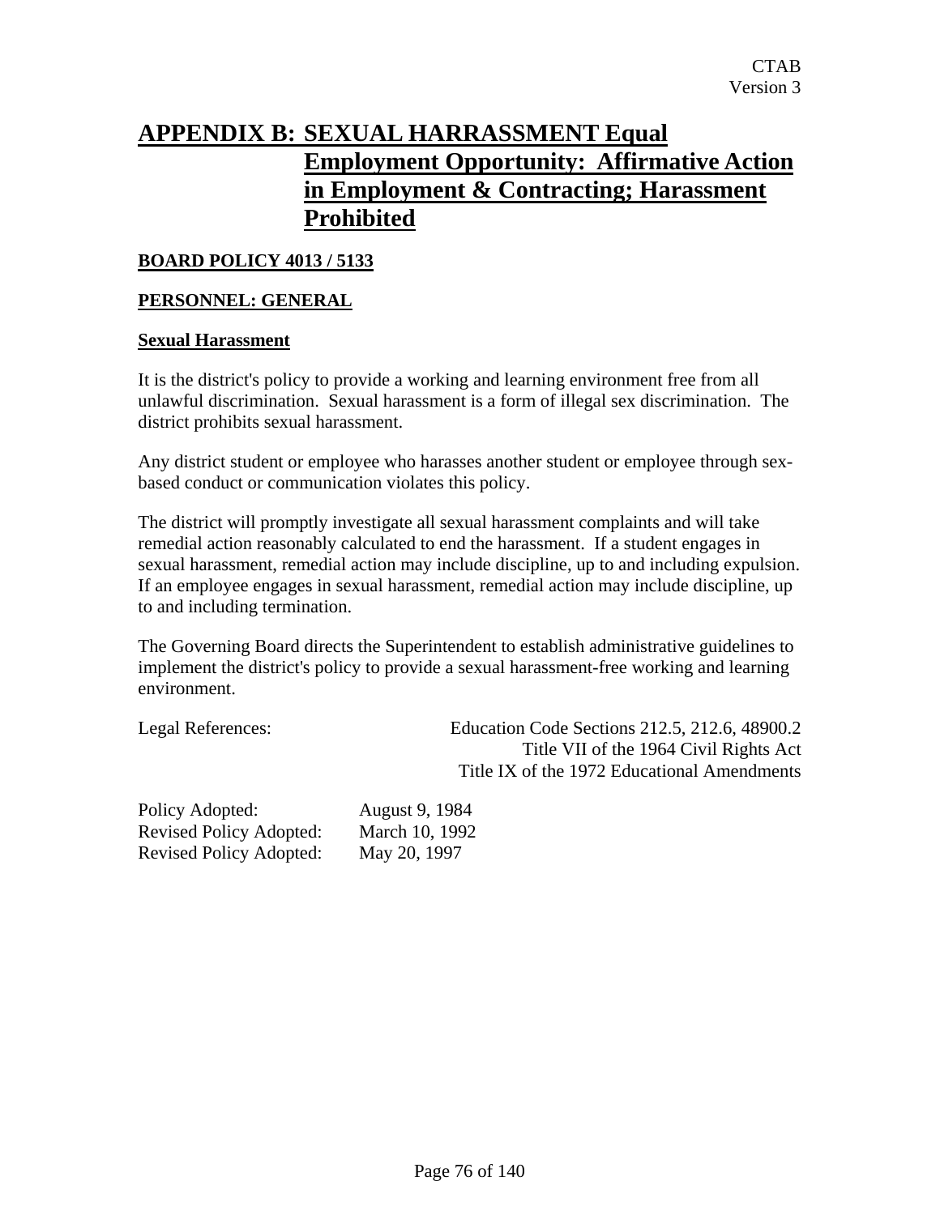# APPENDIX B: SEXUAL HARRASSMENT Equal Employment Opportunity: Affirmative Action in Employment & Contracting; Harassment Prohibited

## BOARD POLICY 4013 / 5133

## PERSONNEL: GENERAL

### Sexual Harassment

It is the district's policy to provide a working and learning environment free from all unlawful discrimination. Sexual harassment is a form of illegal sex discrimination. The district prohibits sexual harassment.

Any district student or employee who harasses another student or employee through sex-based conduct or communication violates this policy.

The district will promptly investigate all sexual harassment complaints and will take remedial action reasonably calculated to end the harassment. If a student engages in sexual harassment, remedial action may include discipline, up to and including expulsion. If an employee engages in sexual harassment, remedial action may include discipline, up to and including termination.

The Governing Board directs the Superintendent to establish administrative guidelines to implement the district's policy to provide a sexual harassment-free working and learning environment.

Legal References:
Education Code Sections 212.5, 212.6, 48900.2
Title VII of the 1964 Civil Rights Act
Title IX of the 1972 Educational Amendments

Policy Adopted: August 9, 1984
Revised Policy Adopted: March 10, 1992
Revised Policy Adopted: May 20, 1997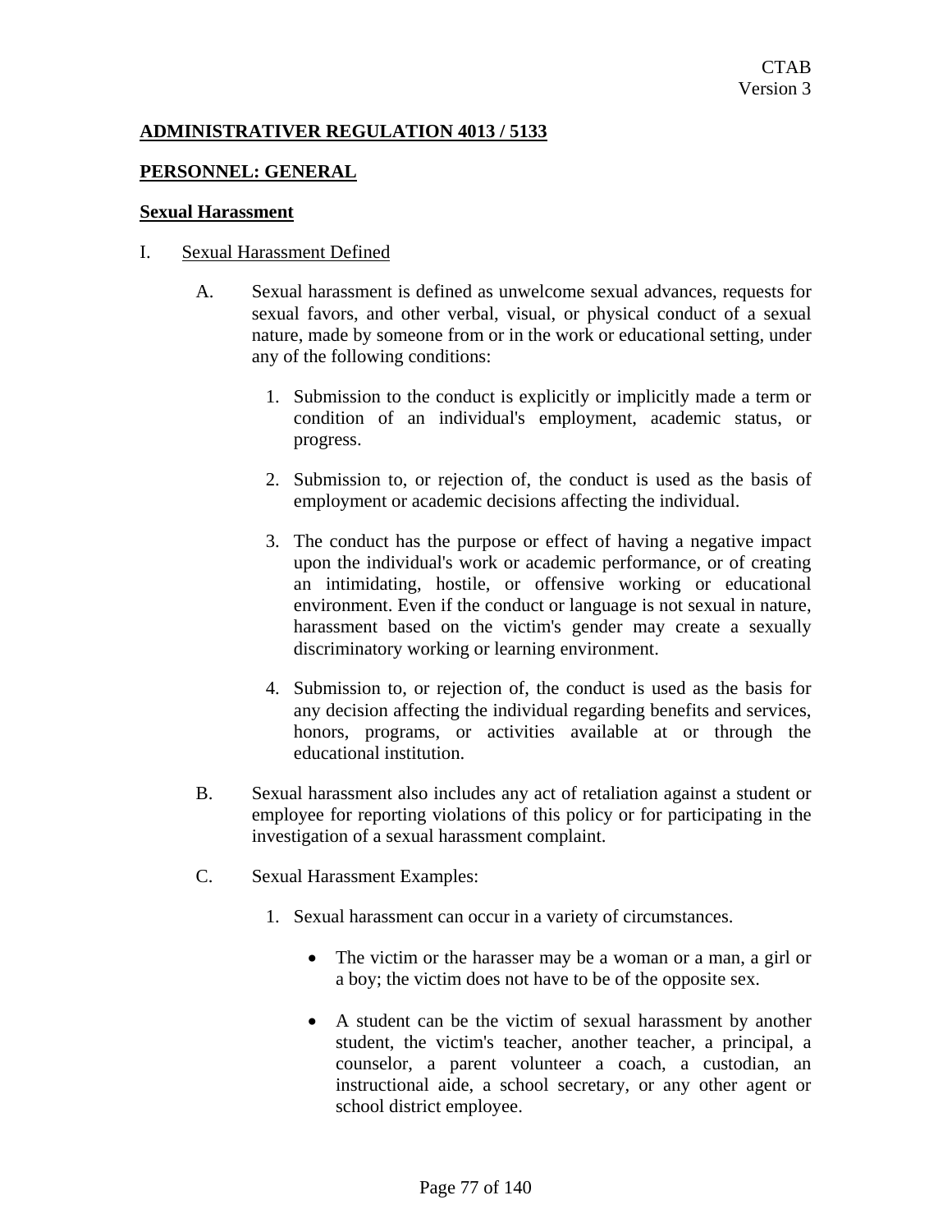**ADMINISTRATIVER REGULATION 4013 / 5133**

**PERSONNEL: GENERAL**

**Sexual Harassment**

I. Sexual Harassment Defined

A. Sexual harassment is defined as unwelcome sexual advances, requests for sexual favors, and other verbal, visual, or physical conduct of a sexual nature, made by someone from or in the work or educational setting, under any of the following conditions:

1. Submission to the conduct is explicitly or implicitly made a term or condition of an individual's employment, academic status, or progress.

2. Submission to, or rejection of, the conduct is used as the basis of employment or academic decisions affecting the individual.

3. The conduct has the purpose or effect of having a negative impact upon the individual's work or academic performance, or of creating an intimidating, hostile, or offensive working or educational environment. Even if the conduct or language is not sexual in nature, harassment based on the victim's gender may create a sexually discriminatory working or learning environment.

4. Submission to, or rejection of, the conduct is used as the basis for any decision affecting the individual regarding benefits and services, honors, programs, or activities available at or through the educational institution.

B. Sexual harassment also includes any act of retaliation against a student or employee for reporting violations of this policy or for participating in the investigation of a sexual harassment complaint.

C. Sexual Harassment Examples:

1. Sexual harassment can occur in a variety of circumstances.

- The victim or the harasser may be a woman or a man, a girl or a boy; the victim does not have to be of the opposite sex.

- A student can be the victim of sexual harassment by another student, the victim's teacher, another teacher, a principal, a counselor, a parent volunteer a coach, a custodian, an instructional aide, a school secretary, or any other agent or school district employee.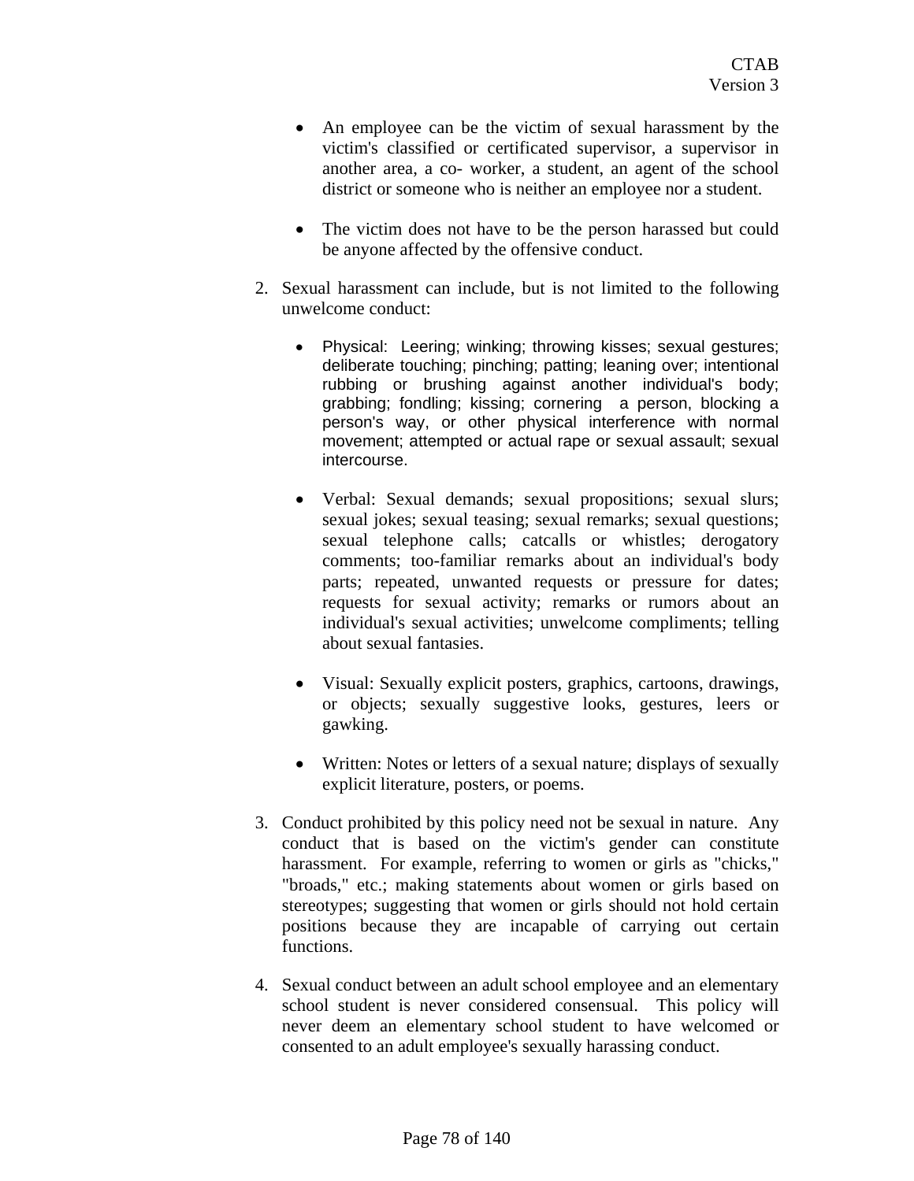- An employee can be the victim of sexual harassment by the victim's classified or certificated supervisor, a supervisor in another area, a co- worker, a student, an agent of the school district or someone who is neither an employee nor a student.

- The victim does not have to be the person harassed but could be anyone affected by the offensive conduct.

2. Sexual harassment can include, but is not limited to the following unwelcome conduct:

   - Physical: Leering; winking; throwing kisses; sexual gestures; deliberate touching; pinching; patting; leaning over; intentional rubbing or brushing against another individual's body; grabbing; fondling; kissing; cornering a person, blocking a person's way, or other physical interference with normal movement; attempted or actual rape or sexual assault; sexual intercourse.

   - Verbal: Sexual demands; sexual propositions; sexual slurs; sexual jokes; sexual teasing; sexual remarks; sexual questions; sexual telephone calls; catcalls or whistles; derogatory comments; too-familiar remarks about an individual's body parts; repeated, unwanted requests or pressure for dates; requests for sexual activity; remarks or rumors about an individual's sexual activities; unwelcome compliments; telling about sexual fantasies.

   - Visual: Sexually explicit posters, graphics, cartoons, drawings, or objects; sexually suggestive looks, gestures, leers or gawking.

   - Written: Notes or letters of a sexual nature; displays of sexually explicit literature, posters, or poems.

3. Conduct prohibited by this policy need not be sexual in nature. Any conduct that is based on the victim's gender can constitute harassment. For example, referring to women or girls as "chicks," "broads," etc.; making statements about women or girls based on stereotypes; suggesting that women or girls should not hold certain positions because they are incapable of carrying out certain functions.

4. Sexual conduct between an adult school employee and an elementary school student is never considered consensual. This policy will never deem an elementary school student to have welcomed or consented to an adult employee's sexually harassing conduct.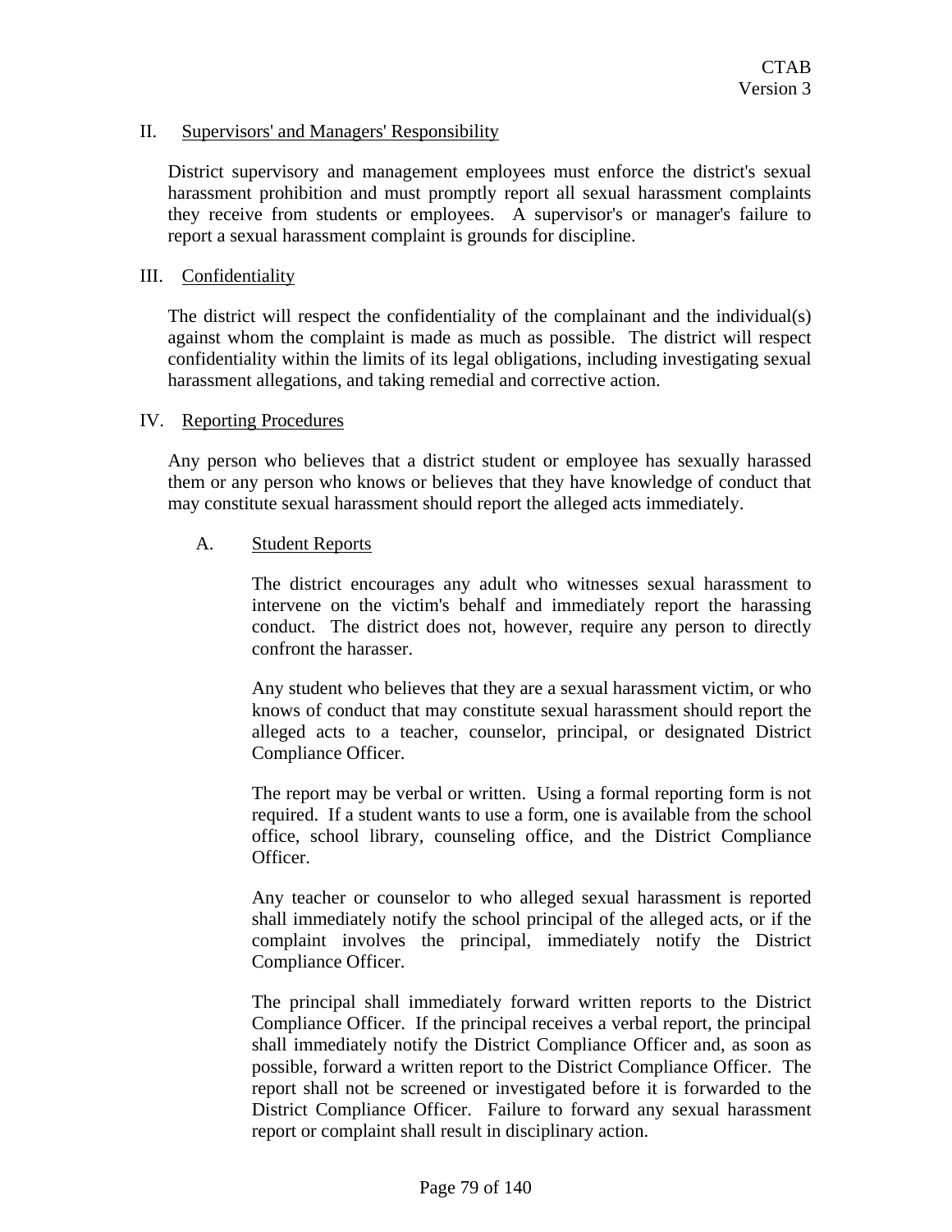## II. Supervisors' and Managers' Responsibility

District supervisory and management employees must enforce the district's sexual harassment prohibition and must promptly report all sexual harassment complaints they receive from students or employees. A supervisor's or manager's failure to report a sexual harassment complaint is grounds for discipline.

## III. Confidentiality

The district will respect the confidentiality of the complainant and the individual(s) against whom the complaint is made as much as possible. The district will respect confidentiality within the limits of its legal obligations, including investigating sexual harassment allegations, and taking remedial and corrective action.

## IV. Reporting Procedures

Any person who believes that a district student or employee has sexually harassed them or any person who knows or believes that they have knowledge of conduct that may constitute sexual harassment should report the alleged acts immediately.

### A. Student Reports

The district encourages any adult who witnesses sexual harassment to intervene on the victim's behalf and immediately report the harassing conduct. The district does not, however, require any person to directly confront the harasser.

Any student who believes that they are a sexual harassment victim, or who knows of conduct that may constitute sexual harassment should report the alleged acts to a teacher, counselor, principal, or designated District Compliance Officer.

The report may be verbal or written. Using a formal reporting form is not required. If a student wants to use a form, one is available from the school office, school library, counseling office, and the District Compliance Officer.

Any teacher or counselor to who alleged sexual harassment is reported shall immediately notify the school principal of the alleged acts, or if the complaint involves the principal, immediately notify the District Compliance Officer.

The principal shall immediately forward written reports to the District Compliance Officer. If the principal receives a verbal report, the principal shall immediately notify the District Compliance Officer and, as soon as possible, forward a written report to the District Compliance Officer. The report shall not be screened or investigated before it is forwarded to the District Compliance Officer. Failure to forward any sexual harassment report or complaint shall result in disciplinary action.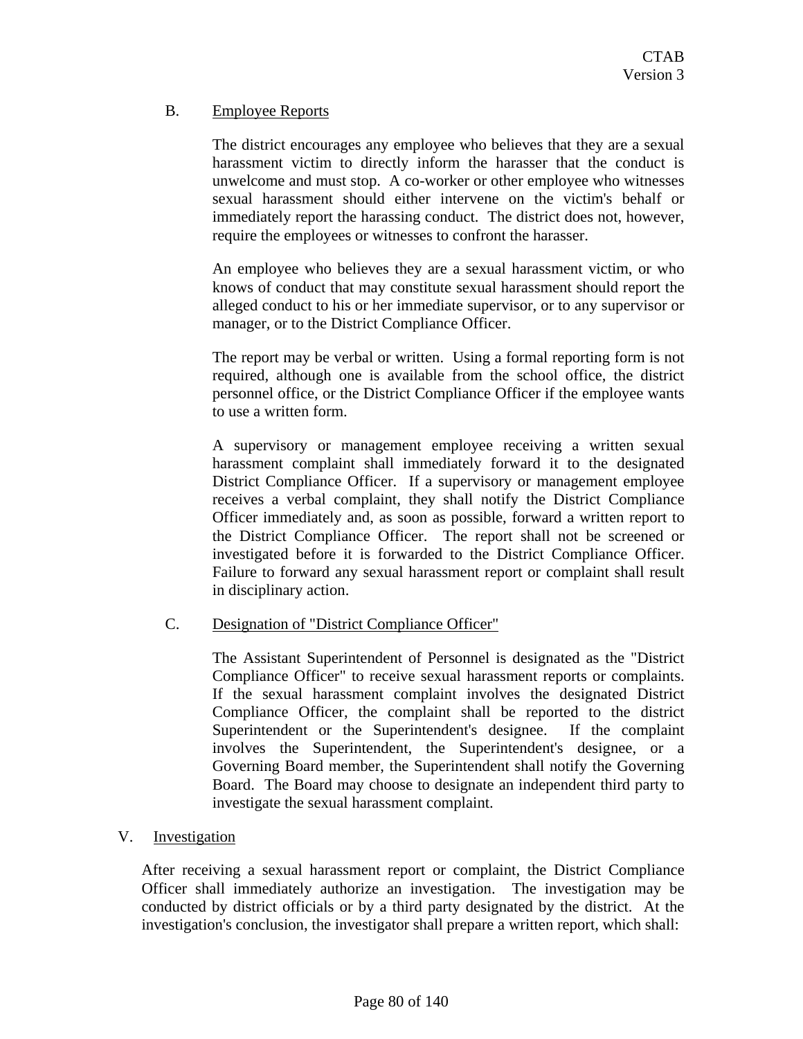B. Employee Reports

The district encourages any employee who believes that they are a sexual harassment victim to directly inform the harasser that the conduct is unwelcome and must stop. A co-worker or other employee who witnesses sexual harassment should either intervene on the victim's behalf or immediately report the harassing conduct. The district does not, however, require the employees or witnesses to confront the harasser.

An employee who believes they are a sexual harassment victim, or who knows of conduct that may constitute sexual harassment should report the alleged conduct to his or her immediate supervisor, or to any supervisor or manager, or to the District Compliance Officer.

The report may be verbal or written. Using a formal reporting form is not required, although one is available from the school office, the district personnel office, or the District Compliance Officer if the employee wants to use a written form.

A supervisory or management employee receiving a written sexual harassment complaint shall immediately forward it to the designated District Compliance Officer. If a supervisory or management employee receives a verbal complaint, they shall notify the District Compliance Officer immediately and, as soon as possible, forward a written report to the District Compliance Officer. The report shall not be screened or investigated before it is forwarded to the District Compliance Officer. Failure to forward any sexual harassment report or complaint shall result in disciplinary action.

C. Designation of "District Compliance Officer"

The Assistant Superintendent of Personnel is designated as the "District Compliance Officer" to receive sexual harassment reports or complaints. If the sexual harassment complaint involves the designated District Compliance Officer, the complaint shall be reported to the district Superintendent or the Superintendent's designee. If the complaint involves the Superintendent, the Superintendent's designee, or a Governing Board member, the Superintendent shall notify the Governing Board. The Board may choose to designate an independent third party to investigate the sexual harassment complaint.

V. Investigation

After receiving a sexual harassment report or complaint, the District Compliance Officer shall immediately authorize an investigation. The investigation may be conducted by district officials or by a third party designated by the district. At the investigation's conclusion, the investigator shall prepare a written report, which shall: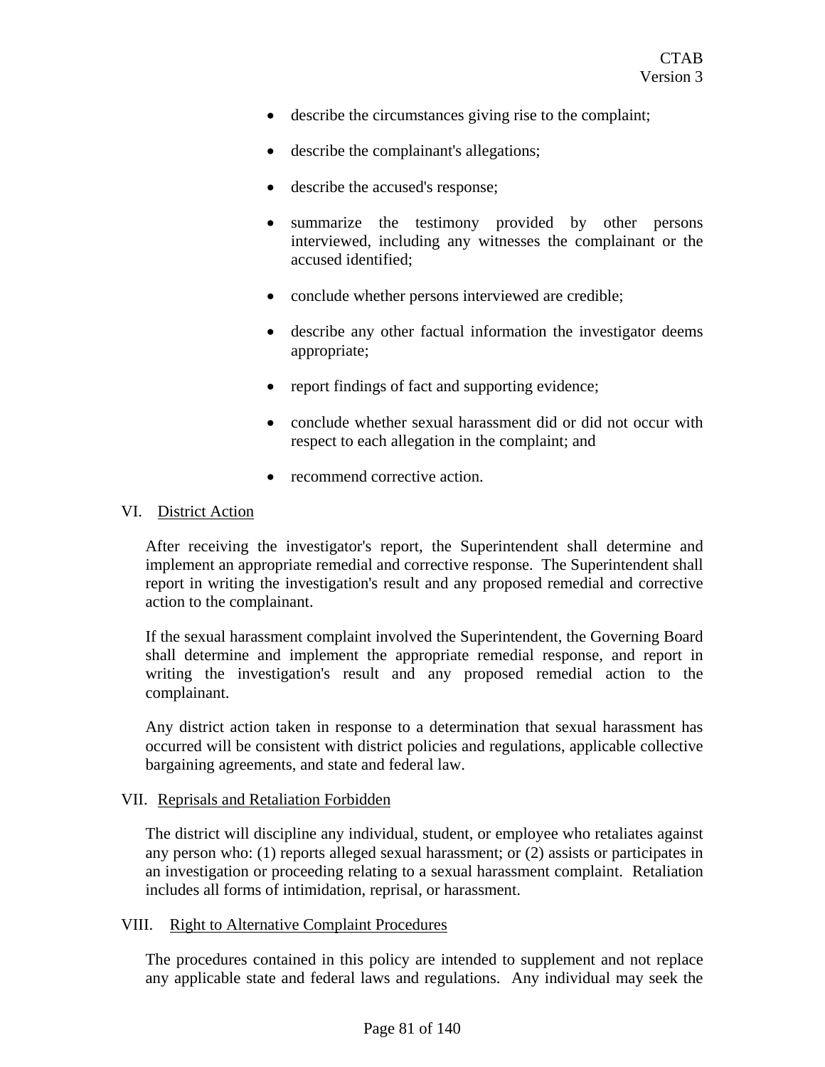- describe the circumstances giving rise to the complaint;
- describe the complainant's allegations;
- describe the accused's response;
- summarize the testimony provided by other persons interviewed, including any witnesses the complainant or the accused identified;
- conclude whether persons interviewed are credible;
- describe any other factual information the investigator deems appropriate;
- report findings of fact and supporting evidence;
- conclude whether sexual harassment did or did not occur with respect to each allegation in the complaint; and
- recommend corrective action.

## VI. District Action

After receiving the investigator's report, the Superintendent shall determine and implement an appropriate remedial and corrective response. The Superintendent shall report in writing the investigation's result and any proposed remedial and corrective action to the complainant.

If the sexual harassment complaint involved the Superintendent, the Governing Board shall determine and implement the appropriate remedial response, and report in writing the investigation's result and any proposed remedial action to the complainant.

Any district action taken in response to a determination that sexual harassment has occurred will be consistent with district policies and regulations, applicable collective bargaining agreements, and state and federal law.

## VII. Reprisals and Retaliation Forbidden

The district will discipline any individual, student, or employee who retaliates against any person who: (1) reports alleged sexual harassment; or (2) assists or participates in an investigation or proceeding relating to a sexual harassment complaint. Retaliation includes all forms of intimidation, reprisal, or harassment.

## VIII. Right to Alternative Complaint Procedures

The procedures contained in this policy are intended to supplement and not replace any applicable state and federal laws and regulations. Any individual may seek the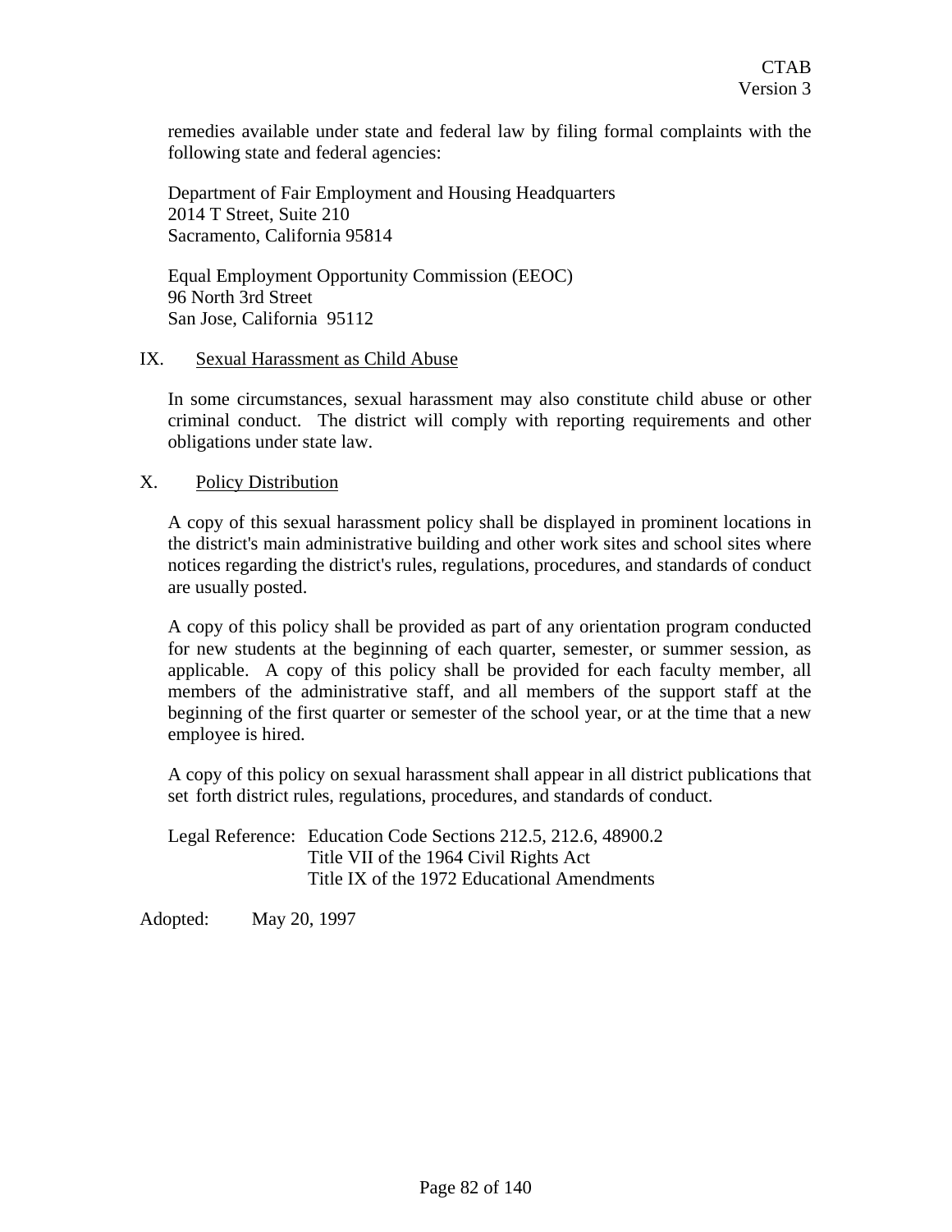remedies available under state and federal law by filing formal complaints with the following state and federal agencies:

Department of Fair Employment and Housing Headquarters
2014 T Street, Suite 210
Sacramento, California 95814

Equal Employment Opportunity Commission (EEOC)
96 North 3rd Street
San Jose, California 95112

## IX. Sexual Harassment as Child Abuse

In some circumstances, sexual harassment may also constitute child abuse or other criminal conduct. The district will comply with reporting requirements and other obligations under state law.

## X. Policy Distribution

A copy of this sexual harassment policy shall be displayed in prominent locations in the district's main administrative building and other work sites and school sites where notices regarding the district's rules, regulations, procedures, and standards of conduct are usually posted.

A copy of this policy shall be provided as part of any orientation program conducted for new students at the beginning of each quarter, semester, or summer session, as applicable. A copy of this policy shall be provided for each faculty member, all members of the administrative staff, and all members of the support staff at the beginning of the first quarter or semester of the school year, or at the time that a new employee is hired.

A copy of this policy on sexual harassment shall appear in all district publications that set forth district rules, regulations, procedures, and standards of conduct.

Legal Reference: Education Code Sections 212.5, 212.6, 48900.2
Title VII of the 1964 Civil Rights Act
Title IX of the 1972 Educational Amendments

Adopted: May 20, 1997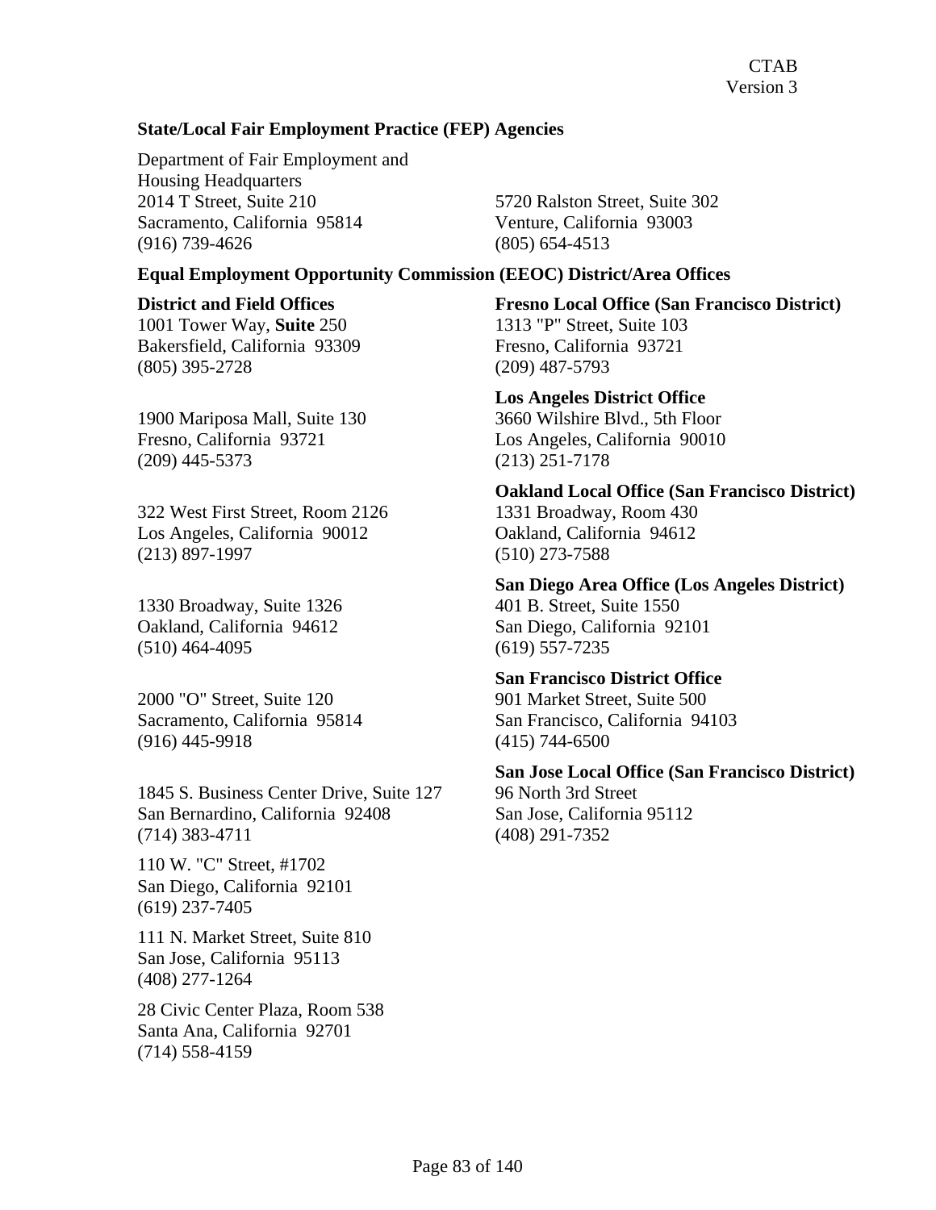**State/Local Fair Employment Practice (FEP) Agencies**

Department of Fair Employment and
Housing Headquarters
2014 T Street, Suite 210
Sacramento, California 95814
(916) 739-4626

5720 Ralston Street, Suite 302
Venture, California 93003
(805) 654-4513

**Equal Employment Opportunity Commission (EEOC) District/Area Offices**

**District and Field Offices**
1001 Tower Way, **Suite** 250
Bakersfield, California 93309
(805) 395-2728

1900 Mariposa Mall, Suite 130
Fresno, California 93721
(209) 445-5373

322 West First Street, Room 2126
Los Angeles, California 90012
(213) 897-1997

1330 Broadway, Suite 1326
Oakland, California 94612
(510) 464-4095

2000 "O" Street, Suite 120
Sacramento, California 95814
(916) 445-9918

1845 S. Business Center Drive, Suite 127
San Bernardino, California 92408
(714) 383-4711

110 W. "C" Street, #1702
San Diego, California 92101
(619) 237-7405

111 N. Market Street, Suite 810
San Jose, California 95113
(408) 277-1264

28 Civic Center Plaza, Room 538
Santa Ana, California 92701
(714) 558-4159

**Fresno Local Office (San Francisco District)**
1313 "P" Street, Suite 103
Fresno, California 93721
(209) 487-5793

**Los Angeles District Office**
3660 Wilshire Blvd., 5th Floor
Los Angeles, California 90010
(213) 251-7178

**Oakland Local Office (San Francisco District)**
1331 Broadway, Room 430
Oakland, California 94612
(510) 273-7588

**San Diego Area Office (Los Angeles District)**
401 B. Street, Suite 1550
San Diego, California 92101
(619) 557-7235

**San Francisco District Office**
901 Market Street, Suite 500
San Francisco, California 94103
(415) 744-6500

**San Jose Local Office (San Francisco District)**
96 North 3rd Street
San Jose, California 95112
(408) 291-7352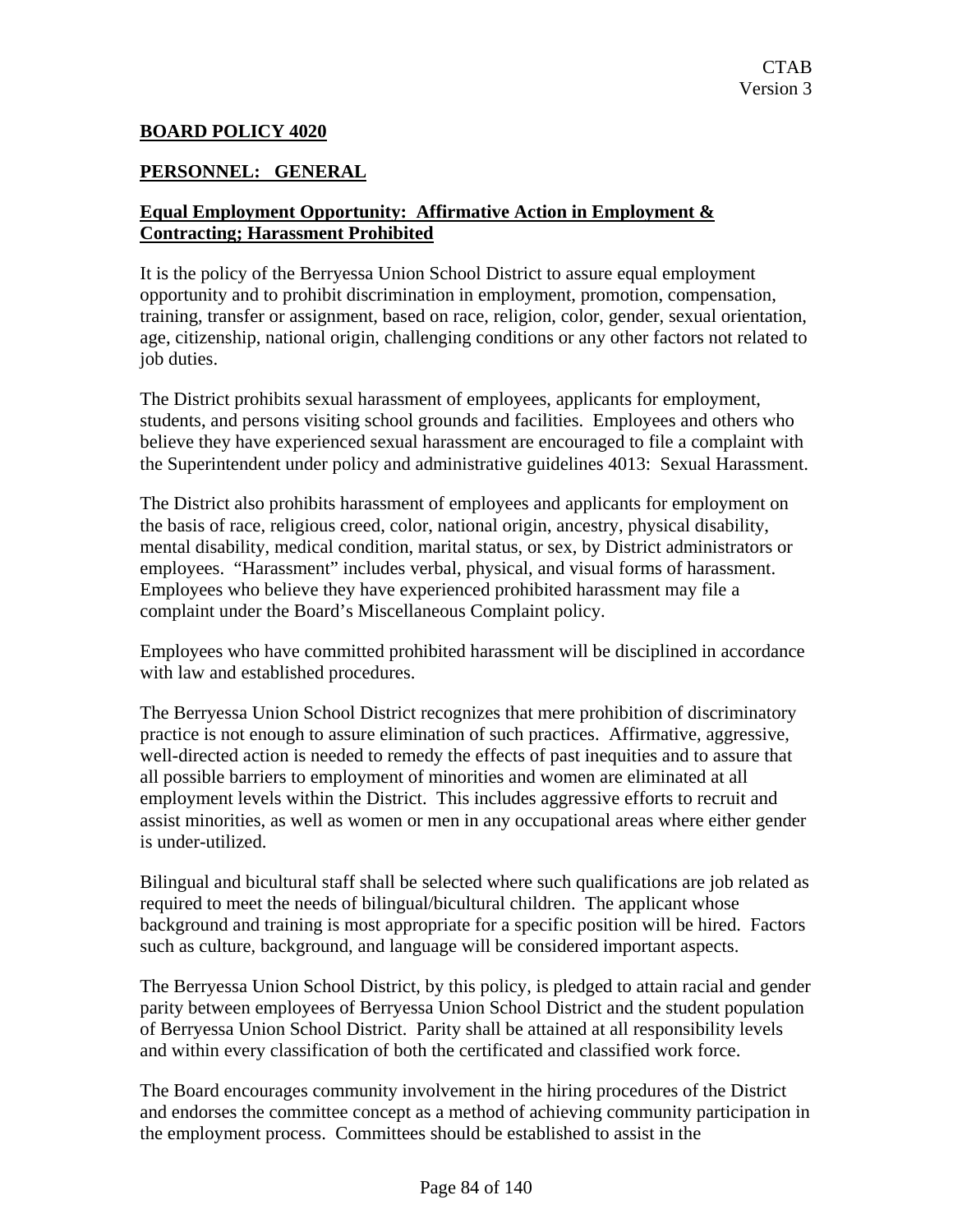CTAB
Version 3

**BOARD POLICY 4020**

**PERSONNEL: GENERAL**

**Equal Employment Opportunity: Affirmative Action in Employment & Contracting; Harassment Prohibited**

It is the policy of the Berryessa Union School District to assure equal employment opportunity and to prohibit discrimination in employment, promotion, compensation, training, transfer or assignment, based on race, religion, color, gender, sexual orientation, age, citizenship, national origin, challenging conditions or any other factors not related to job duties.

The District prohibits sexual harassment of employees, applicants for employment, students, and persons visiting school grounds and facilities. Employees and others who believe they have experienced sexual harassment are encouraged to file a complaint with the Superintendent under policy and administrative guidelines 4013: Sexual Harassment.

The District also prohibits harassment of employees and applicants for employment on the basis of race, religious creed, color, national origin, ancestry, physical disability, mental disability, medical condition, marital status, or sex, by District administrators or employees. "Harassment" includes verbal, physical, and visual forms of harassment. Employees who believe they have experienced prohibited harassment may file a complaint under the Board's Miscellaneous Complaint policy.

Employees who have committed prohibited harassment will be disciplined in accordance with law and established procedures.

The Berryessa Union School District recognizes that mere prohibition of discriminatory practice is not enough to assure elimination of such practices. Affirmative, aggressive, well-directed action is needed to remedy the effects of past inequities and to assure that all possible barriers to employment of minorities and women are eliminated at all employment levels within the District. This includes aggressive efforts to recruit and assist minorities, as well as women or men in any occupational areas where either gender is under-utilized.

Bilingual and bicultural staff shall be selected where such qualifications are job related as required to meet the needs of bilingual/bicultural children. The applicant whose background and training is most appropriate for a specific position will be hired. Factors such as culture, background, and language will be considered important aspects.

The Berryessa Union School District, by this policy, is pledged to attain racial and gender parity between employees of Berryessa Union School District and the student population of Berryessa Union School District. Parity shall be attained at all responsibility levels and within every classification of both the certificated and classified work force.

The Board encourages community involvement in the hiring procedures of the District and endorses the committee concept as a method of achieving community participation in the employment process. Committees should be established to assist in the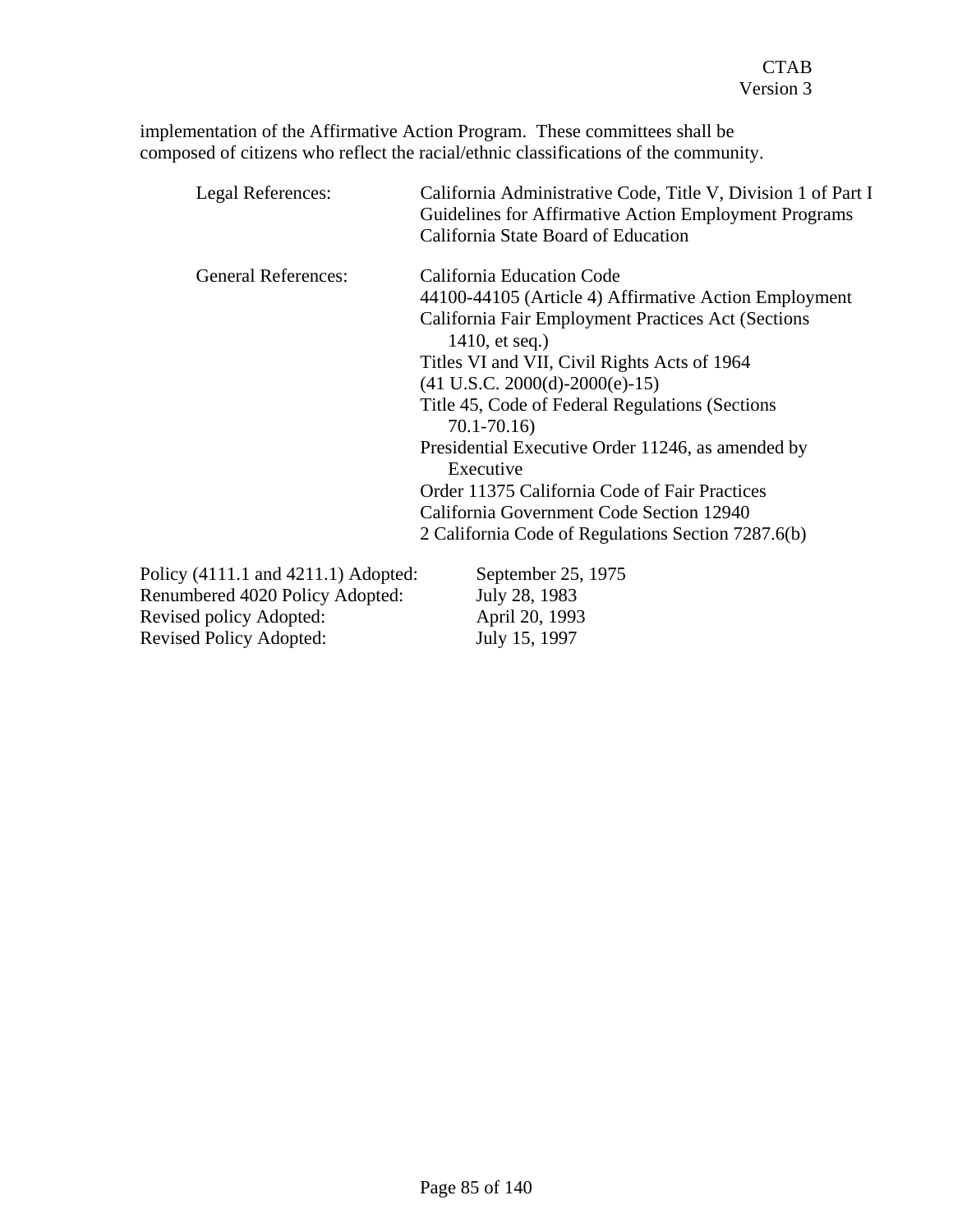implementation of the Affirmative Action Program. These committees shall be composed of citizens who reflect the racial/ethnic classifications of the community.

| | |
|---|---|
| Legal References: | California Administrative Code, Title V, Division 1 of Part I<br>Guidelines for Affirmative Action Employment Programs<br>California State Board of Education |
| General References: | California Education Code<br>44100-44105 (Article 4) Affirmative Action Employment<br>California Fair Employment Practices Act (Sections 1410, et seq.)<br>Titles VI and VII, Civil Rights Acts of 1964<br>(41 U.S.C. 2000(d)-2000(e)-15)<br>Title 45, Code of Federal Regulations (Sections 70.1-70.16)<br>Presidential Executive Order 11246, as amended by Executive<br>Order 11375 California Code of Fair Practices<br>California Government Code Section 12940<br>2 California Code of Regulations Section 7287.6(b) |

| | |
|---|---|
| Policy (4111.1 and 4211.1) Adopted: | September 25, 1975 |
| Renumbered 4020 Policy Adopted: | July 28, 1983 |
| Revised policy Adopted: | April 20, 1993 |
| Revised Policy Adopted: | July 15, 1997 |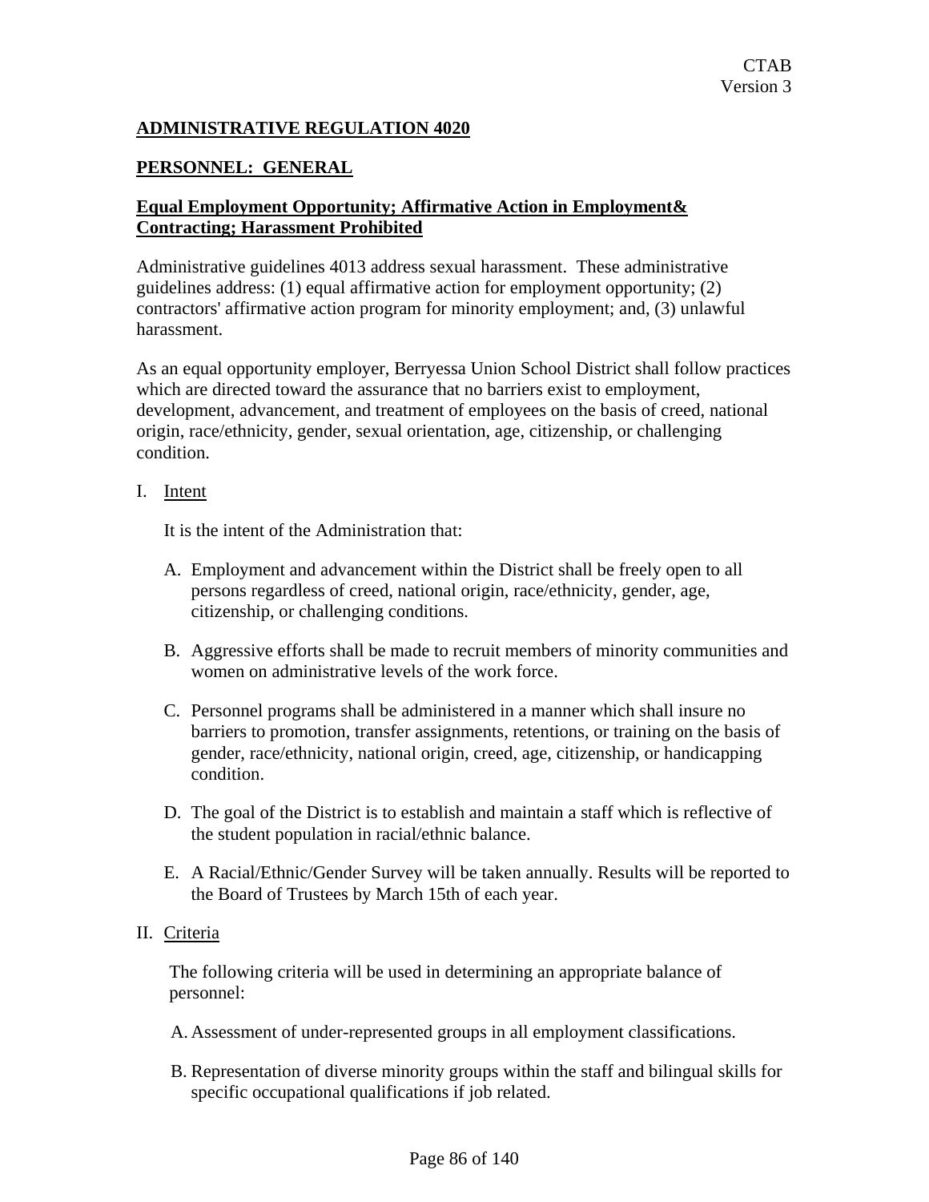**ADMINISTRATIVE REGULATION 4020**

**PERSONNEL: GENERAL**

**Equal Employment Opportunity; Affirmative Action in Employment& Contracting; Harassment Prohibited**

Administrative guidelines 4013 address sexual harassment. These administrative guidelines address: (1) equal affirmative action for employment opportunity; (2) contractors' affirmative action program for minority employment; and, (3) unlawful harassment.

As an equal opportunity employer, Berryessa Union School District shall follow practices which are directed toward the assurance that no barriers exist to employment, development, advancement, and treatment of employees on the basis of creed, national origin, race/ethnicity, gender, sexual orientation, age, citizenship, or challenging condition.

I. Intent

It is the intent of the Administration that:

A. Employment and advancement within the District shall be freely open to all persons regardless of creed, national origin, race/ethnicity, gender, age, citizenship, or challenging conditions.

B. Aggressive efforts shall be made to recruit members of minority communities and women on administrative levels of the work force.

C. Personnel programs shall be administered in a manner which shall insure no barriers to promotion, transfer assignments, retentions, or training on the basis of gender, race/ethnicity, national origin, creed, age, citizenship, or handicapping condition.

D. The goal of the District is to establish and maintain a staff which is reflective of the student population in racial/ethnic balance.

E. A Racial/Ethnic/Gender Survey will be taken annually. Results will be reported to the Board of Trustees by March 15th of each year.

II. Criteria

The following criteria will be used in determining an appropriate balance of personnel:

A. Assessment of under-represented groups in all employment classifications.

B. Representation of diverse minority groups within the staff and bilingual skills for specific occupational qualifications if job related.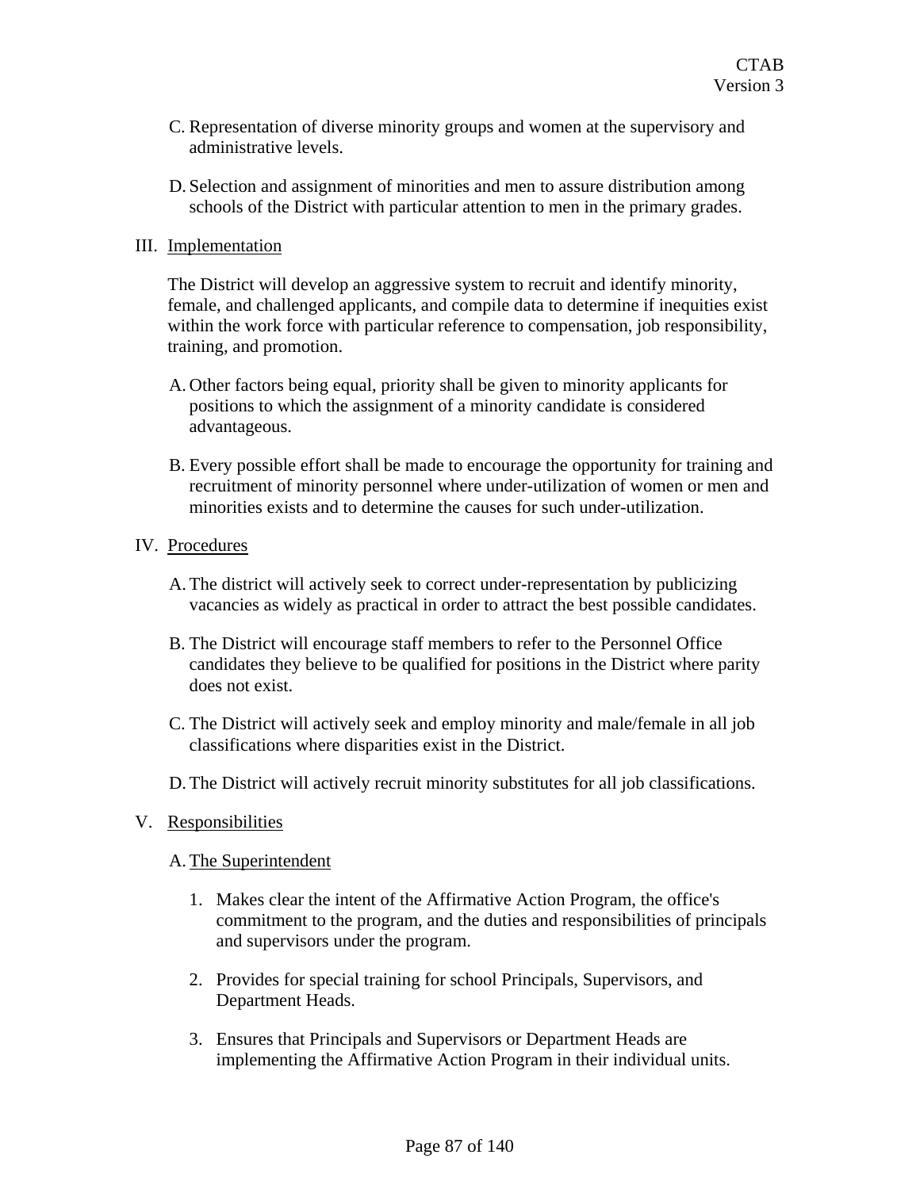C. Representation of diverse minority groups and women at the supervisory and administrative levels.

D. Selection and assignment of minorities and men to assure distribution among schools of the District with particular attention to men in the primary grades.

III. <u>Implementation</u>

The District will develop an aggressive system to recruit and identify minority, female, and challenged applicants, and compile data to determine if inequities exist within the work force with particular reference to compensation, job responsibility, training, and promotion.

A. Other factors being equal, priority shall be given to minority applicants for positions to which the assignment of a minority candidate is considered advantageous.

B. Every possible effort shall be made to encourage the opportunity for training and recruitment of minority personnel where under-utilization of women or men and minorities exists and to determine the causes for such under-utilization.

IV. <u>Procedures</u>

A. The district will actively seek to correct under-representation by publicizing vacancies as widely as practical in order to attract the best possible candidates.

B. The District will encourage staff members to refer to the Personnel Office candidates they believe to be qualified for positions in the District where parity does not exist.

C. The District will actively seek and employ minority and male/female in all job classifications where disparities exist in the District.

D. The District will actively recruit minority substitutes for all job classifications.

V. <u>Responsibilities</u>

A. <u>The Superintendent</u>

1. Makes clear the intent of the Affirmative Action Program, the office's commitment to the program, and the duties and responsibilities of principals and supervisors under the program.

2. Provides for special training for school Principals, Supervisors, and Department Heads.

3. Ensures that Principals and Supervisors or Department Heads are implementing the Affirmative Action Program in their individual units.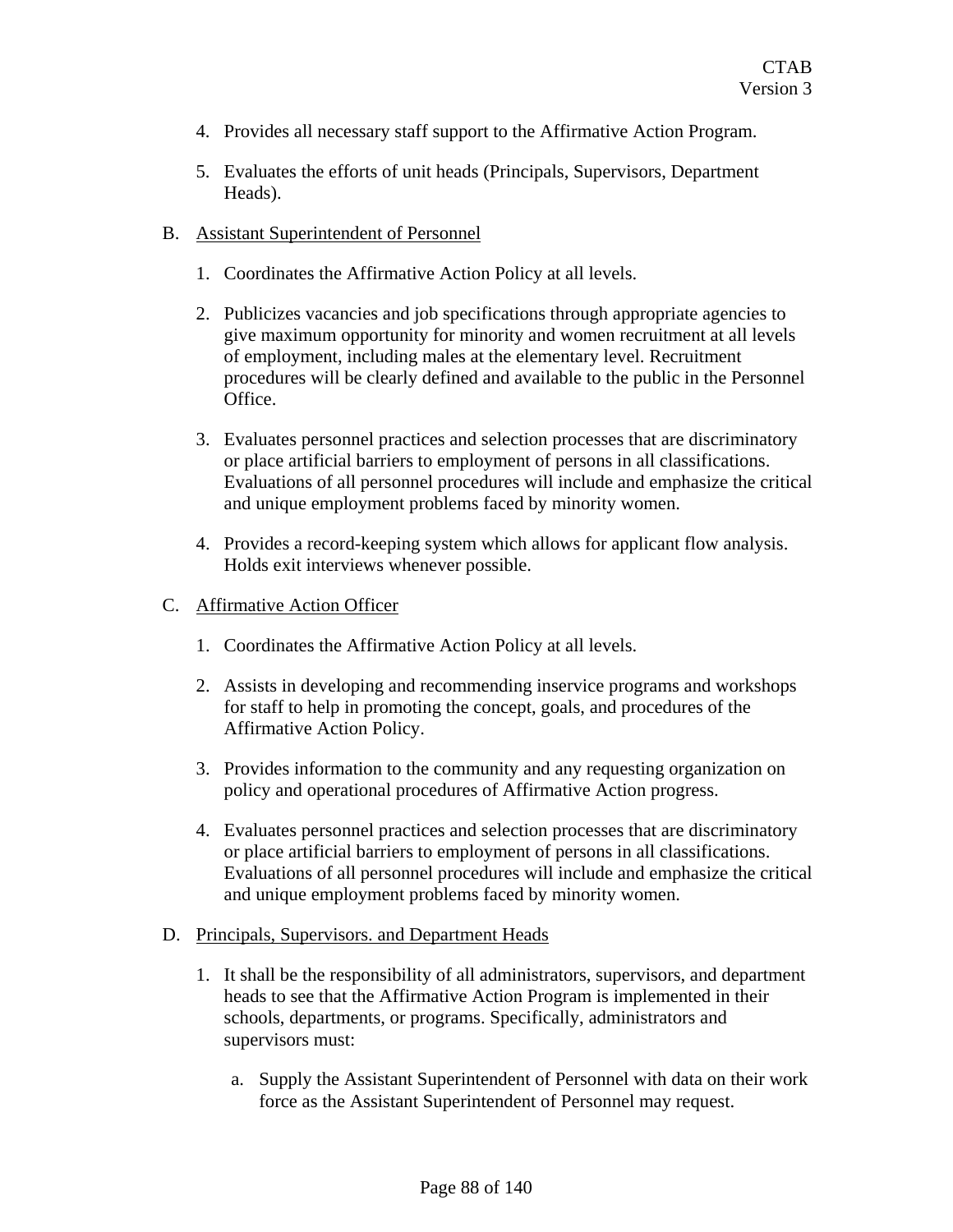4. Provides all necessary staff support to the Affirmative Action Program.

5. Evaluates the efforts of unit heads (Principals, Supervisors, Department Heads).

B. Assistant Superintendent of Personnel

1. Coordinates the Affirmative Action Policy at all levels.

2. Publicizes vacancies and job specifications through appropriate agencies to give maximum opportunity for minority and women recruitment at all levels of employment, including males at the elementary level. Recruitment procedures will be clearly defined and available to the public in the Personnel Office.

3. Evaluates personnel practices and selection processes that are discriminatory or place artificial barriers to employment of persons in all classifications. Evaluations of all personnel procedures will include and emphasize the critical and unique employment problems faced by minority women.

4. Provides a record-keeping system which allows for applicant flow analysis. Holds exit interviews whenever possible.

C. Affirmative Action Officer

1. Coordinates the Affirmative Action Policy at all levels.

2. Assists in developing and recommending inservice programs and workshops for staff to help in promoting the concept, goals, and procedures of the Affirmative Action Policy.

3. Provides information to the community and any requesting organization on policy and operational procedures of Affirmative Action progress.

4. Evaluates personnel practices and selection processes that are discriminatory or place artificial barriers to employment of persons in all classifications. Evaluations of all personnel procedures will include and emphasize the critical and unique employment problems faced by minority women.

D. Principals, Supervisors. and Department Heads

1. It shall be the responsibility of all administrators, supervisors, and department heads to see that the Affirmative Action Program is implemented in their schools, departments, or programs. Specifically, administrators and supervisors must:

   a. Supply the Assistant Superintendent of Personnel with data on their work force as the Assistant Superintendent of Personnel may request.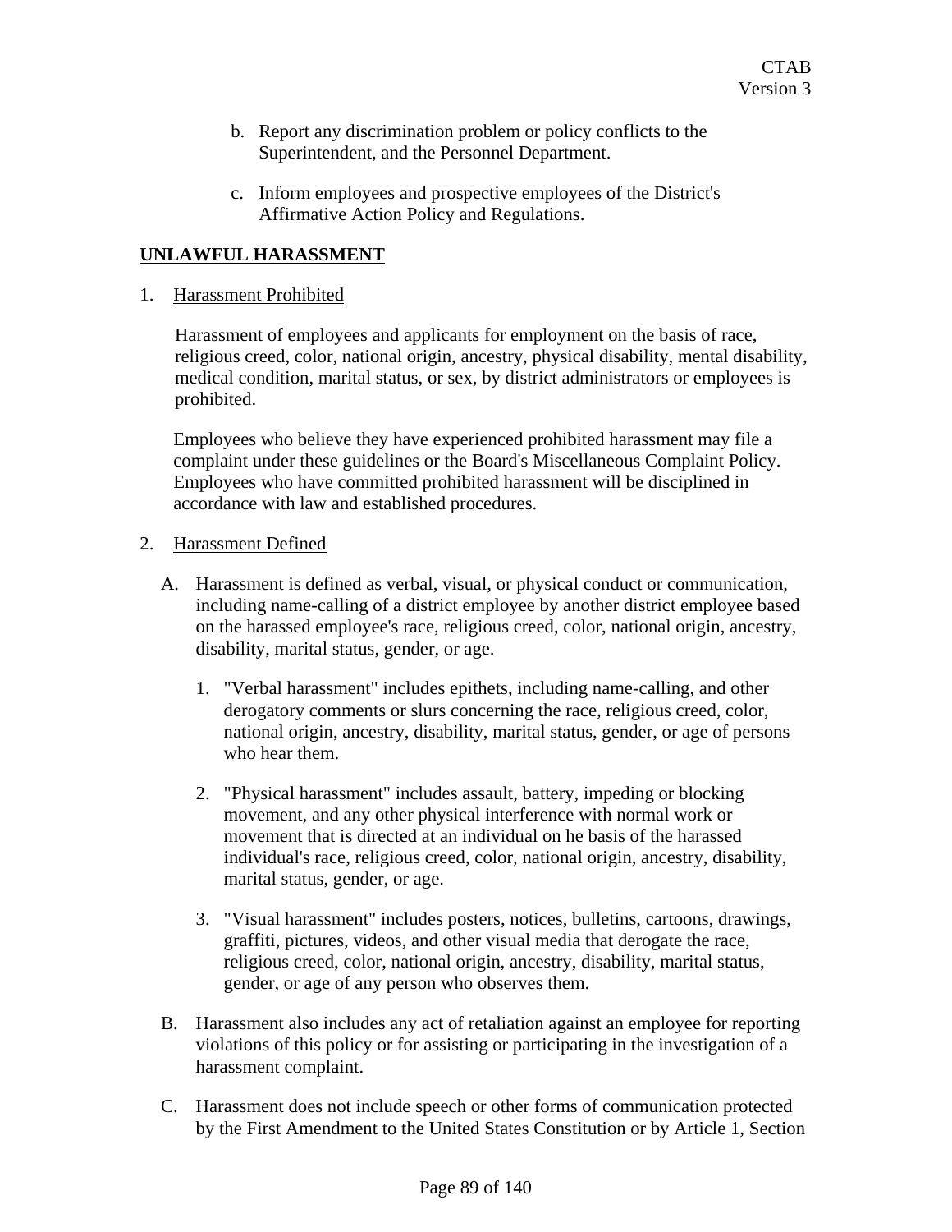b. Report any discrimination problem or policy conflicts to the Superintendent, and the Personnel Department.

c. Inform employees and prospective employees of the District's Affirmative Action Policy and Regulations.

## **UNLAWFUL HARASSMENT**

1. Harassment Prohibited

   Harassment of employees and applicants for employment on the basis of race, religious creed, color, national origin, ancestry, physical disability, mental disability, medical condition, marital status, or sex, by district administrators or employees is prohibited.

   Employees who believe they have experienced prohibited harassment may file a complaint under these guidelines or the Board's Miscellaneous Complaint Policy. Employees who have committed prohibited harassment will be disciplined in accordance with law and established procedures.

2. Harassment Defined

   A. Harassment is defined as verbal, visual, or physical conduct or communication, including name-calling of a district employee by another district employee based on the harassed employee's race, religious creed, color, national origin, ancestry, disability, marital status, gender, or age.

      1. "Verbal harassment" includes epithets, including name-calling, and other derogatory comments or slurs concerning the race, religious creed, color, national origin, ancestry, disability, marital status, gender, or age of persons who hear them.

      2. "Physical harassment" includes assault, battery, impeding or blocking movement, and any other physical interference with normal work or movement that is directed at an individual on he basis of the harassed individual's race, religious creed, color, national origin, ancestry, disability, marital status, gender, or age.

      3. "Visual harassment" includes posters, notices, bulletins, cartoons, drawings, graffiti, pictures, videos, and other visual media that derogate the race, religious creed, color, national origin, ancestry, disability, marital status, gender, or age of any person who observes them.

   B. Harassment also includes any act of retaliation against an employee for reporting violations of this policy or for assisting or participating in the investigation of a harassment complaint.

   C. Harassment does not include speech or other forms of communication protected by the First Amendment to the United States Constitution or by Article 1, Section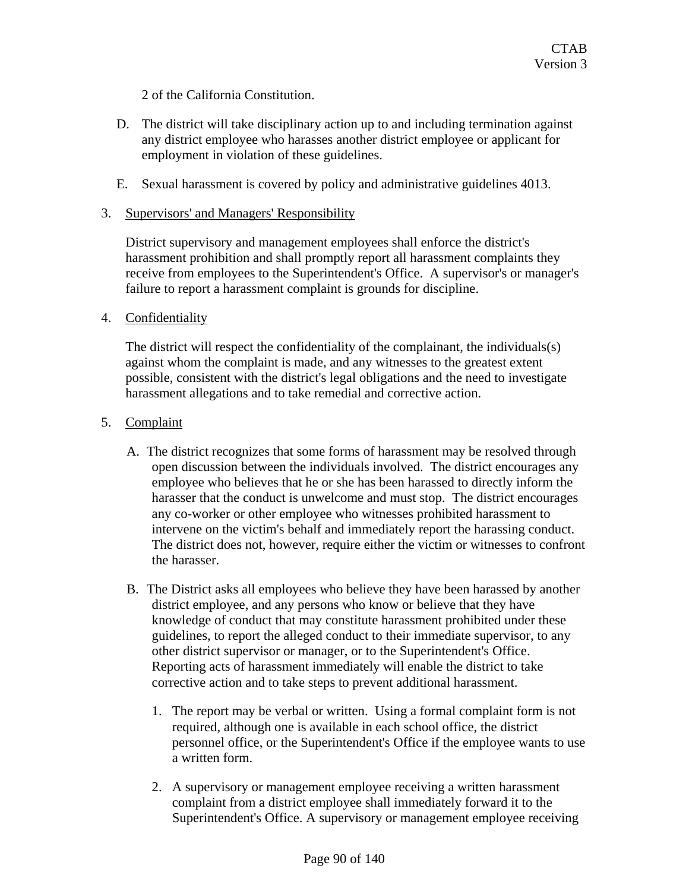2 of the California Constitution.

D. The district will take disciplinary action up to and including termination against any district employee who harasses another district employee or applicant for employment in violation of these guidelines.

E. Sexual harassment is covered by policy and administrative guidelines 4013.

3. <u>Supervisors' and Managers' Responsibility</u>

   District supervisory and management employees shall enforce the district's harassment prohibition and shall promptly report all harassment complaints they receive from employees to the Superintendent's Office. A supervisor's or manager's failure to report a harassment complaint is grounds for discipline.

4. <u>Confidentiality</u>

   The district will respect the confidentiality of the complainant, the individuals(s) against whom the complaint is made, and any witnesses to the greatest extent possible, consistent with the district's legal obligations and the need to investigate harassment allegations and to take remedial and corrective action.

5. <u>Complaint</u>

   A. The district recognizes that some forms of harassment may be resolved through open discussion between the individuals involved. The district encourages any employee who believes that he or she has been harassed to directly inform the harasser that the conduct is unwelcome and must stop. The district encourages any co-worker or other employee who witnesses prohibited harassment to intervene on the victim's behalf and immediately report the harassing conduct. The district does not, however, require either the victim or witnesses to confront the harasser.

   B. The District asks all employees who believe they have been harassed by another district employee, and any persons who know or believe that they have knowledge of conduct that may constitute harassment prohibited under these guidelines, to report the alleged conduct to their immediate supervisor, to any other district supervisor or manager, or to the Superintendent's Office. Reporting acts of harassment immediately will enable the district to take corrective action and to take steps to prevent additional harassment.

      1. The report may be verbal or written. Using a formal complaint form is not required, although one is available in each school office, the district personnel office, or the Superintendent's Office if the employee wants to use a written form.

      2. A supervisory or management employee receiving a written harassment complaint from a district employee shall immediately forward it to the Superintendent's Office. A supervisory or management employee receiving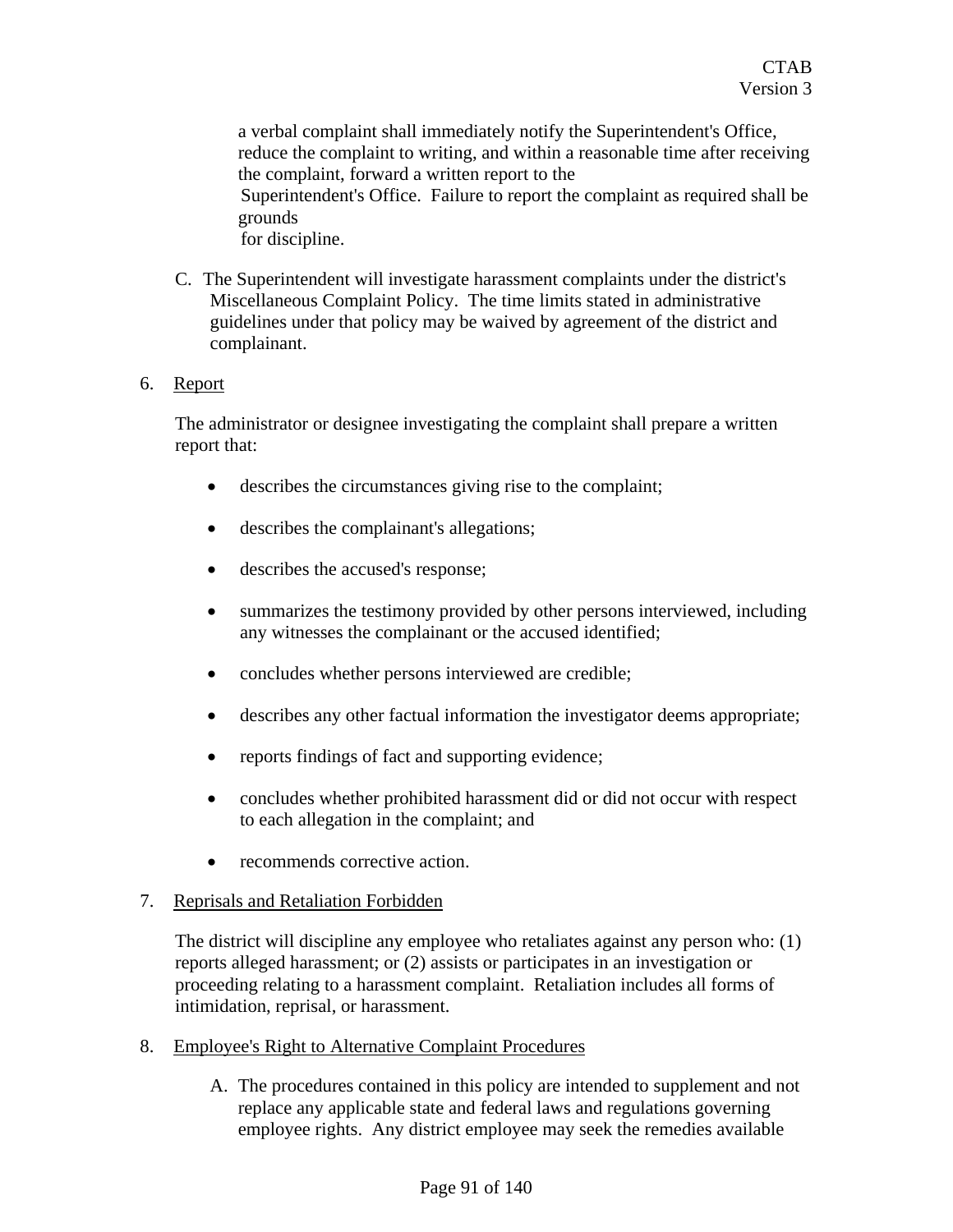a verbal complaint shall immediately notify the Superintendent's Office, reduce the complaint to writing, and within a reasonable time after receiving the complaint, forward a written report to the Superintendent's Office. Failure to report the complaint as required shall be grounds for discipline.

C. The Superintendent will investigate harassment complaints under the district's Miscellaneous Complaint Policy. The time limits stated in administrative guidelines under that policy may be waived by agreement of the district and complainant.

6. Report

The administrator or designee investigating the complaint shall prepare a written report that:

- describes the circumstances giving rise to the complaint;
- describes the complainant's allegations;
- describes the accused's response;
- summarizes the testimony provided by other persons interviewed, including any witnesses the complainant or the accused identified;
- concludes whether persons interviewed are credible;
- describes any other factual information the investigator deems appropriate;
- reports findings of fact and supporting evidence;
- concludes whether prohibited harassment did or did not occur with respect to each allegation in the complaint; and
- recommends corrective action.

7. Reprisals and Retaliation Forbidden

The district will discipline any employee who retaliates against any person who: (1) reports alleged harassment; or (2) assists or participates in an investigation or proceeding relating to a harassment complaint. Retaliation includes all forms of intimidation, reprisal, or harassment.

8. Employee's Right to Alternative Complaint Procedures

A. The procedures contained in this policy are intended to supplement and not replace any applicable state and federal laws and regulations governing employee rights. Any district employee may seek the remedies available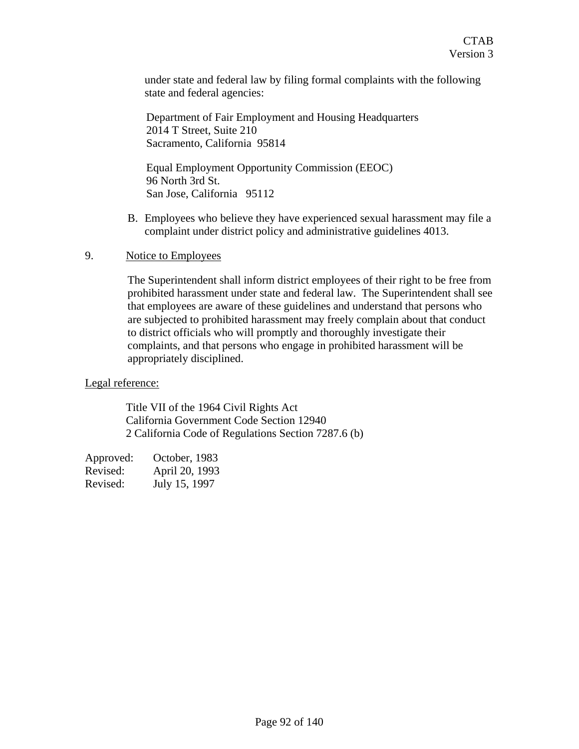under state and federal law by filing formal complaints with the following state and federal agencies:

Department of Fair Employment and Housing Headquarters
2014 T Street, Suite 210
Sacramento, California 95814

Equal Employment Opportunity Commission (EEOC)
96 North 3rd St.
San Jose, California 95112

B. Employees who believe they have experienced sexual harassment may file a complaint under district policy and administrative guidelines 4013.

9. Notice to Employees

The Superintendent shall inform district employees of their right to be free from prohibited harassment under state and federal law. The Superintendent shall see that employees are aware of these guidelines and understand that persons who are subjected to prohibited harassment may freely complain about that conduct to district officials who will promptly and thoroughly investigate their complaints, and that persons who engage in prohibited harassment will be appropriately disciplined.

Legal reference:

Title VII of the 1964 Civil Rights Act
California Government Code Section 12940
2 California Code of Regulations Section 7287.6 (b)

Approved: October, 1983
Revised: April 20, 1993
Revised: July 15, 1997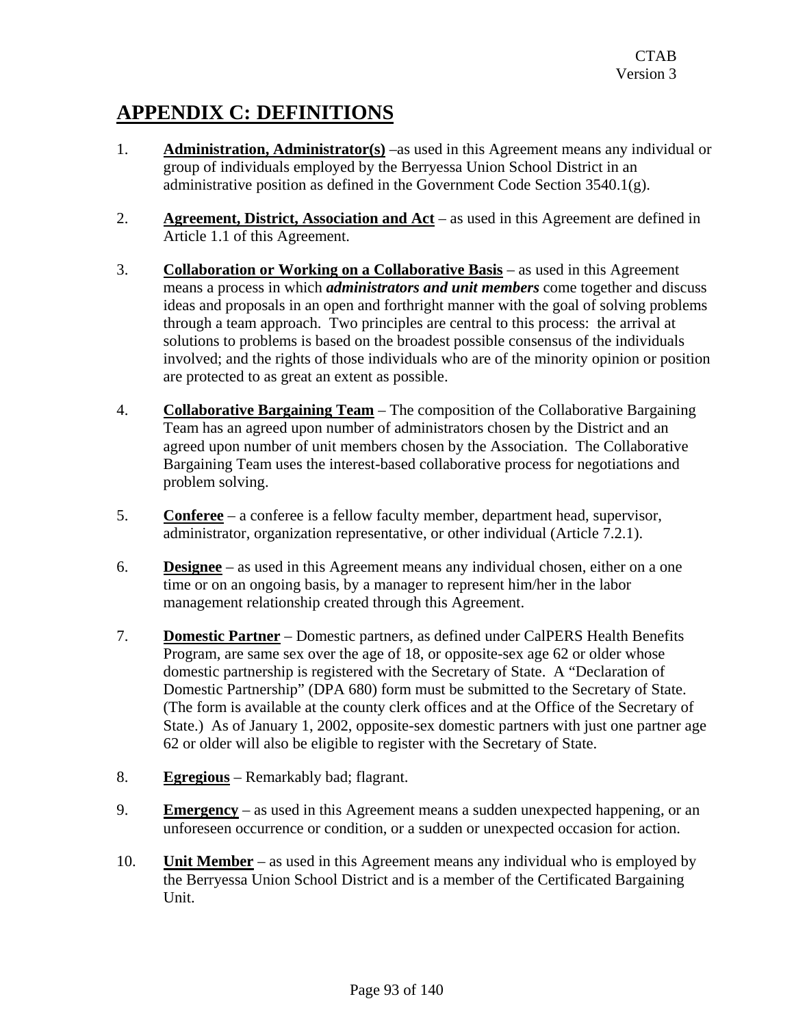# APPENDIX C: DEFINITIONS

1. **Administration, Administrator(s)** –as used in this Agreement means any individual or group of individuals employed by the Berryessa Union School District in an administrative position as defined in the Government Code Section 3540.1(g).

2. **Agreement, District, Association and Act** – as used in this Agreement are defined in Article 1.1 of this Agreement.

3. **Collaboration or Working on a Collaborative Basis** – as used in this Agreement means a process in which ***administrators and unit members*** come together and discuss ideas and proposals in an open and forthright manner with the goal of solving problems through a team approach. Two principles are central to this process: the arrival at solutions to problems is based on the broadest possible consensus of the individuals involved; and the rights of those individuals who are of the minority opinion or position are protected to as great an extent as possible.

4. **Collaborative Bargaining Team** – The composition of the Collaborative Bargaining Team has an agreed upon number of administrators chosen by the District and an agreed upon number of unit members chosen by the Association. The Collaborative Bargaining Team uses the interest-based collaborative process for negotiations and problem solving.

5. **Conferee** – a conferee is a fellow faculty member, department head, supervisor, administrator, organization representative, or other individual (Article 7.2.1).

6. **Designee** – as used in this Agreement means any individual chosen, either on a one time or on an ongoing basis, by a manager to represent him/her in the labor management relationship created through this Agreement.

7. **Domestic Partner** – Domestic partners, as defined under CalPERS Health Benefits Program, are same sex over the age of 18, or opposite-sex age 62 or older whose domestic partnership is registered with the Secretary of State. A "Declaration of Domestic Partnership" (DPA 680) form must be submitted to the Secretary of State. (The form is available at the county clerk offices and at the Office of the Secretary of State.) As of January 1, 2002, opposite-sex domestic partners with just one partner age 62 or older will also be eligible to register with the Secretary of State.

8. **Egregious** – Remarkably bad; flagrant.

9. **Emergency** – as used in this Agreement means a sudden unexpected happening, or an unforeseen occurrence or condition, or a sudden or unexpected occasion for action.

10. **Unit Member** – as used in this Agreement means any individual who is employed by the Berryessa Union School District and is a member of the Certificated Bargaining Unit.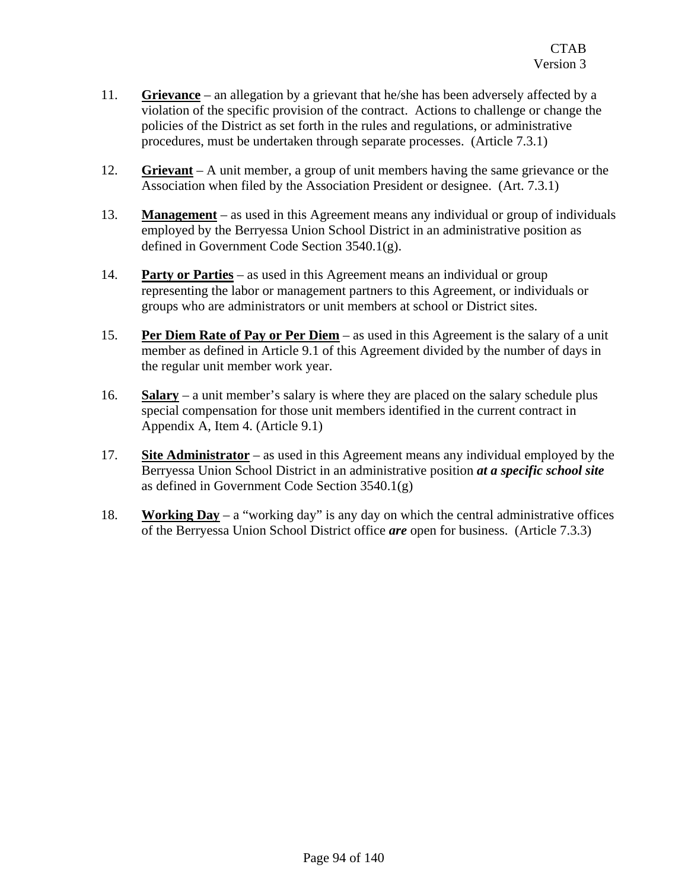11. **Grievance** – an allegation by a grievant that he/she has been adversely affected by a violation of the specific provision of the contract. Actions to challenge or change the policies of the District as set forth in the rules and regulations, or administrative procedures, must be undertaken through separate processes. (Article 7.3.1)

12. **Grievant** – A unit member, a group of unit members having the same grievance or the Association when filed by the Association President or designee. (Art. 7.3.1)

13. **Management** – as used in this Agreement means any individual or group of individuals employed by the Berryessa Union School District in an administrative position as defined in Government Code Section 3540.1(g).

14. **Party or Parties** – as used in this Agreement means an individual or group representing the labor or management partners to this Agreement, or individuals or groups who are administrators or unit members at school or District sites.

15. **Per Diem Rate of Pay or Per Diem** – as used in this Agreement is the salary of a unit member as defined in Article 9.1 of this Agreement divided by the number of days in the regular unit member work year.

16. **Salary** – a unit member's salary is where they are placed on the salary schedule plus special compensation for those unit members identified in the current contract in Appendix A, Item 4. (Article 9.1)

17. **Site Administrator** – as used in this Agreement means any individual employed by the Berryessa Union School District in an administrative position ***at a specific school site*** as defined in Government Code Section 3540.1(g)

18. **Working Day** – a "working day" is any day on which the central administrative offices of the Berryessa Union School District office ***are*** open for business. (Article 7.3.3)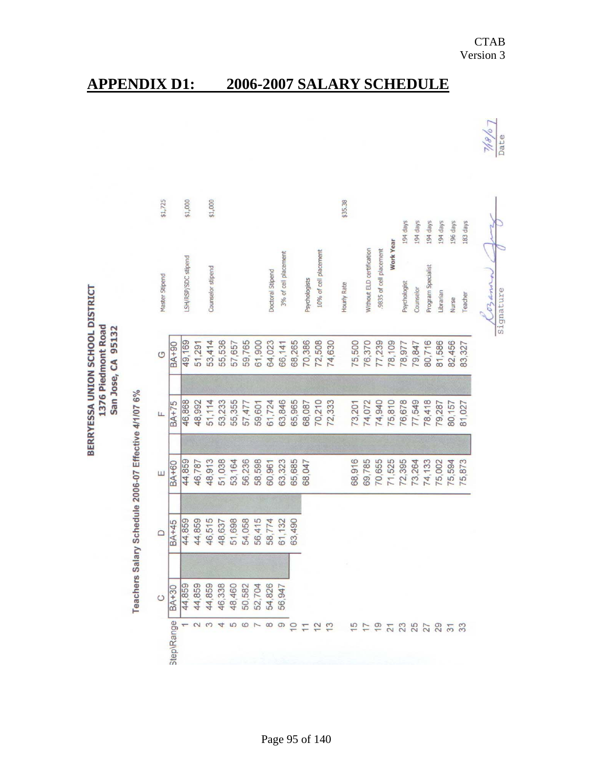CTAB
Version 3

# APPENDIX D1: 2006-2007 SALARY SCHEDULE

**BERRYESSA UNION SCHOOL DISTRICT**
**1376 Piedmont Road**
**San Jose, CA 95132**

**Teachers Salary Schedule 2006-07 Effective 4/1/07 6%**

| Step\Range | C BA+30 | D BA+45 | E BA+60 | F BA+75 | G BA+90 |
|---|---|---|---|---|---|
| 1 | 44,859 | 44,859 | 44,859 | 46,868 | 49,169 |
| 2 | 44,859 | 44,859 | 46,787 | 48,992 | 51,291 |
| 3 | 44,859 | 46,515 | 48,913 | 51,114 | 53,414 |
| 4 | 46,338 | 48,637 | 51,038 | 53,233 | 55,536 |
| 5 | 48,460 | 51,698 | 53,164 | 55,355 | 57,657 |
| 6 | 50,582 | 54,058 | 56,236 | 57,477 | 59,765 |
| 7 | 52,704 | 56,415 | 58,598 | 59,601 | 61,900 |
| 8 | 54,826 | 58,774 | 60,961 | 61,724 | 64,023 |
| 9 | 56,947 | 61,132 | 63,323 | 63,846 | 66,141 |
| 10 | | 63,490 | 65,685 | 65,965 | 68,265 |
| 11 | | | 68,047 | 68,087 | 70,386 |
| 12 | | | | 70,210 | 72,508 |
| 13 | | | | 72,333 | 74,630 |
| 15 | | | 68,916 | 73,201 | 75,500 |
| 17 | | | 69,785 | 74,072 | 76,370 |
| 19 | | | 70,655 | 74,940 | 77,239 |
| 21 | | | 71,525 | 75,810 | 78,109 |
| 23 | | | 72,395 | 76,678 | 78,977 |
| 25 | | | 73,264 | 77,549 | 79,847 |
| 27 | | | 74,133 | 78,418 | 80,716 |
| 29 | | | 75,002 | 79,287 | 81,586 |
| 31 | | | 75,594 | 80,157 | 82,456 |
| 33 | | | 75,873 | 81,027 | 83,327 |

| | |
|---|---|
| Master Stipend | $1,725 |
| LSH/RSP/SDC stipend | $1,000 |
| Counselor stipend | $1,000 |
| Doctoral Stipend | |
| 3% of cell placement | |
| Psychologists | |
| 10% of cell placement | |
| Hourly Rate | $35.38 |
| Without ELD certification | |
| .9835 of cell placement | |

**Work Year**

| | |
|---|---|
| Psychologist | 194 days |
| Counselor | 194 days |
| Program Specialist | 194 days |
| Librarian | 194 days |
| Nurse | 196 days |
| Teacher | 183 days |

Signature: Rozanna [signature] Date: 7/8/07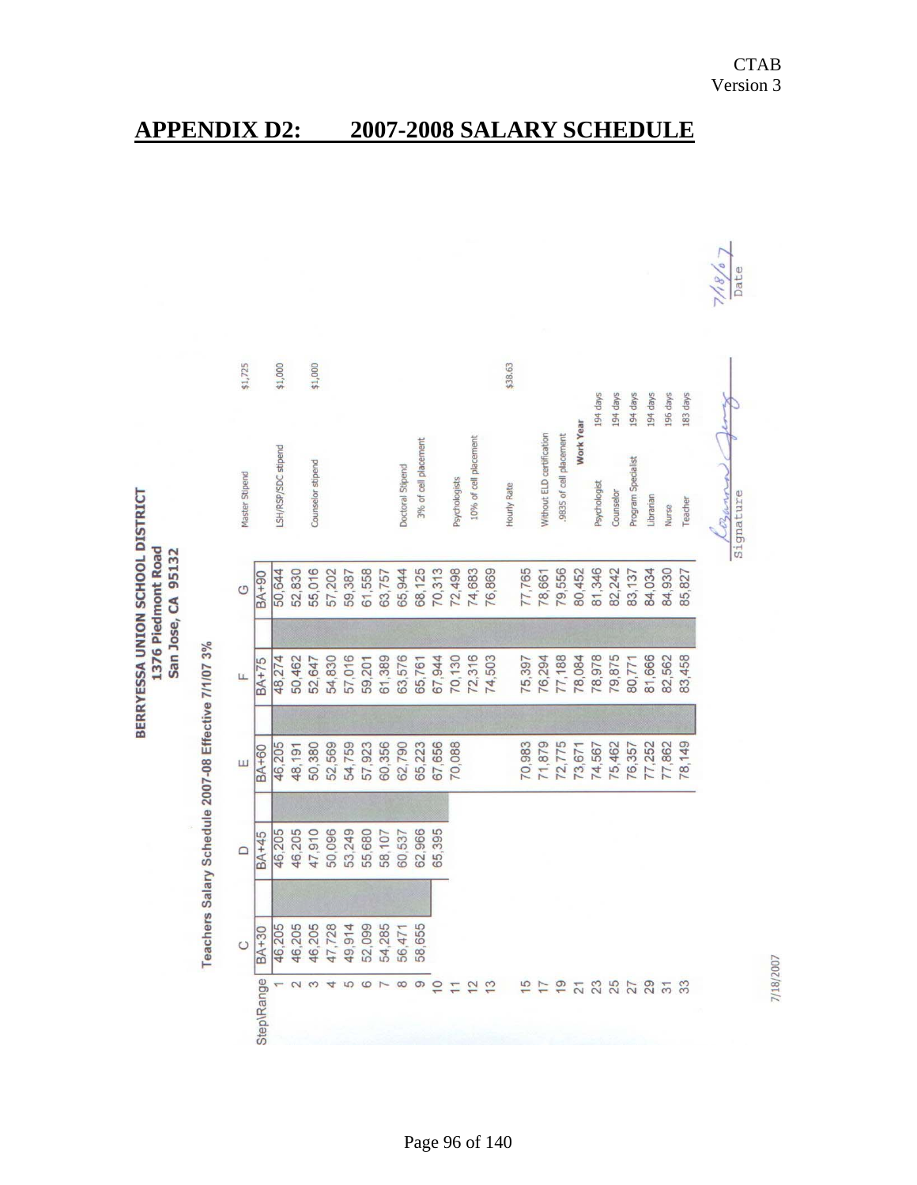# APPENDIX D2: 2007-2008 SALARY SCHEDULE

**BERRYESSA UNION SCHOOL DISTRICT**
**1376 Piedmont Road**
**San Jose, CA 95132**

Teachers Salary Schedule 2007-08 Effective 7/1/07 3%

| Step\Range | C | D | E | F | G |
|---|---|---|---|---|---|
| | BA+30 | BA+45 | BA+60 | BA+75 | BA+90 |
| 1 | 46,205 | 46,205 | 46,205 | 48,274 | 50,644 |
| 2 | 46,205 | 46,205 | 48,191 | 50,462 | 52,830 |
| 3 | 46,205 | 47,910 | 50,380 | 52,647 | 55,016 |
| 4 | 47,728 | 50,096 | 52,569 | 54,830 | 57,202 |
| 5 | 49,914 | 53,249 | 54,759 | 57,016 | 59,387 |
| 6 | 52,099 | 55,680 | 57,923 | 59,201 | 61,558 |
| 7 | 54,285 | 58,107 | 60,356 | 61,389 | 63,757 |
| 8 | 56,471 | 60,537 | 62,790 | 63,576 | 65,944 |
| 9 | 58,655 | 62,966 | 65,223 | 65,761 | 68,125 |
| 10 | | 65,395 | 67,656 | 67,944 | 70,313 |
| 11 | | | 70,088 | 70,130 | 72,498 |
| 12 | | | | 72,316 | 74,683 |
| 13 | | | | 74,503 | 76,869 |
| 15 | | | 70,983 | 75,397 | 77,765 |
| 17 | | | 71,879 | 76,294 | 78,661 |
| 19 | | | 72,775 | 77,188 | 79,556 |
| 21 | | | 73,671 | 78,084 | 80,452 |
| 23 | | | 74,567 | 78,978 | 81,346 |
| 25 | | | 75,462 | 79,875 | 82,242 |
| 27 | | | 76,357 | 80,771 | 83,137 |
| 29 | | | 77,252 | 81,666 | 84,034 |
| 31 | | | 77,862 | 82,562 | 84,930 |
| 33 | | | 78,149 | 83,458 | 85,827 |

| | |
|---|---|
| Master Stipend | $1,725 |
| LSH/RSP/SDC stipend | $1,000 |
| Counselor stipend | $1,000 |
| Doctoral Stipend | |
| 3% of cell placement | |
| Psychologists | |
| 10% of cell placement | |
| Hourly Rate | $38.63 |
| Without ELD certification | |
| .9835 of cell placement | |

**Work Year**

| | |
|---|---|
| Psychologist | 194 days |
| Counselor | 194 days |
| Program Specialist | 194 days |
| Librarian | 194 days |
| Nurse | 196 days |
| Teacher | 183 days |

Signature ________ Date 7/18/07

7/18/2007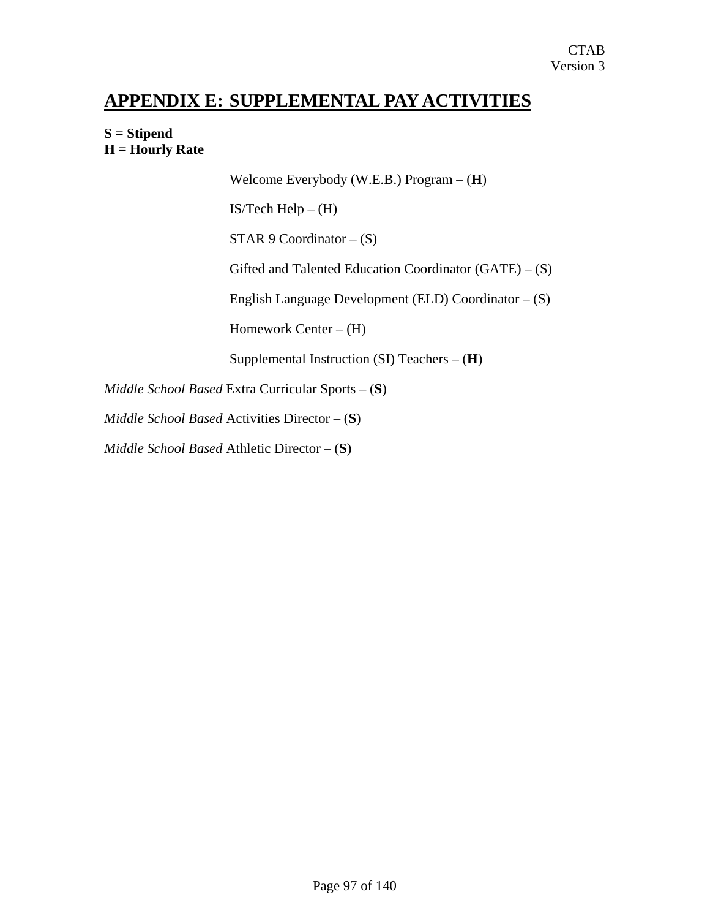## APPENDIX E: SUPPLEMENTAL PAY ACTIVITIES

**S = Stipend**
**H = Hourly Rate**

Welcome Everybody (W.E.B.) Program – (**H**)

IS/Tech Help – (H)

STAR 9 Coordinator – (S)

Gifted and Talented Education Coordinator (GATE) – (S)

English Language Development (ELD) Coordinator – (S)

Homework Center – (H)

Supplemental Instruction (SI) Teachers – (**H**)

*Middle School Based* Extra Curricular Sports – (**S**)

*Middle School Based* Activities Director – (**S**)

*Middle School Based* Athletic Director – (**S**)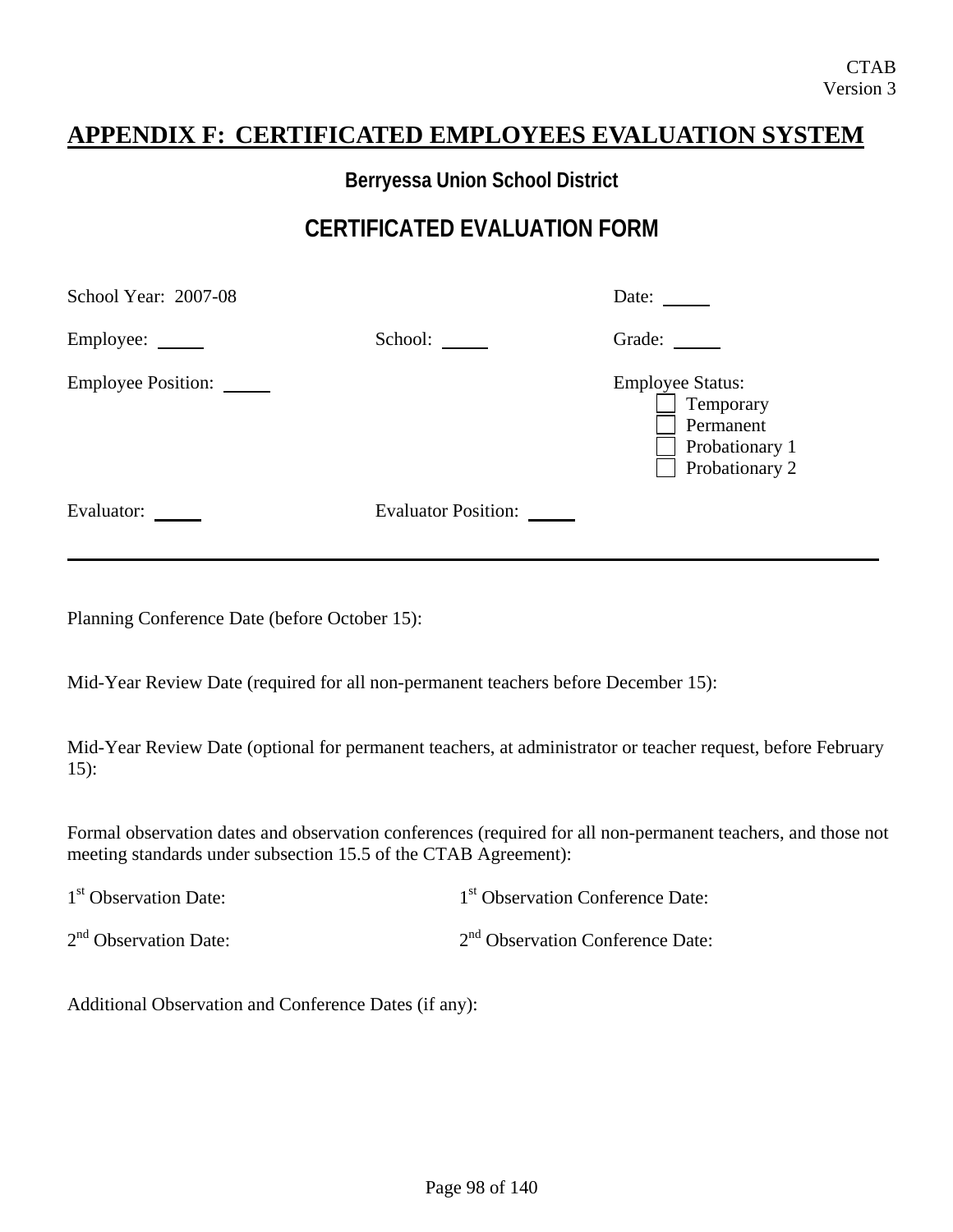CTAB
Version 3

# APPENDIX F: CERTIFICATED EMPLOYEES EVALUATION SYSTEM

## Berryessa Union School District

## CERTIFICATED EVALUATION FORM

School Year: 2007-08 Date: _____

Employee: _____ School: _____ Grade: _____

Employee Position: _____

Employee Status:
- ☐ Temporary
- ☐ Permanent
- ☐ Probationary 1
- ☐ Probationary 2

Evaluator: _____ Evaluator Position: _____

---

Planning Conference Date (before October 15):

Mid-Year Review Date (required for all non-permanent teachers before December 15):

Mid-Year Review Date (optional for permanent teachers, at administrator or teacher request, before February 15):

Formal observation dates and observation conferences (required for all non-permanent teachers, and those not meeting standards under subsection 15.5 of the CTAB Agreement):

1st Observation Date: 1st Observation Conference Date:

2nd Observation Date: 2nd Observation Conference Date:

Additional Observation and Conference Dates (if any):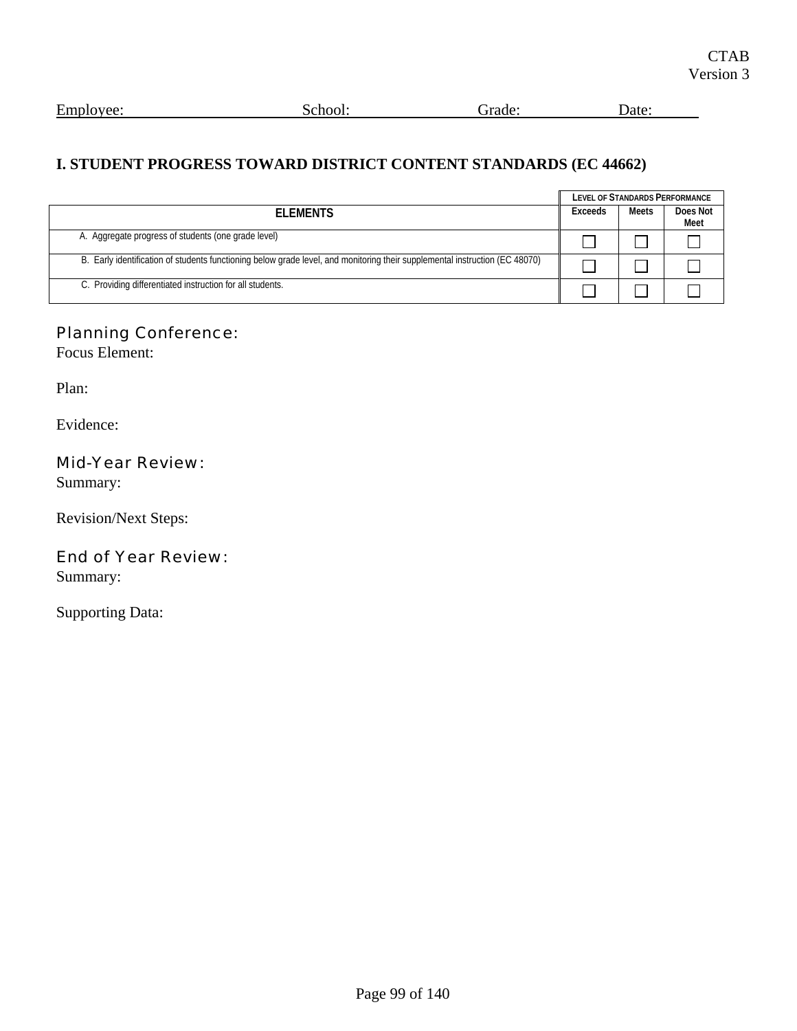CTAB
Version 3

Employee: School: Grade: Date:

## I. STUDENT PROGRESS TOWARD DISTRICT CONTENT STANDARDS (EC 44662)

| | LEVEL OF STANDARDS PERFORMANCE | | |
|---|---|---|---|
| **ELEMENTS** | **Exceeds** | **Meets** | **Does Not Meet** |
| A. Aggregate progress of students (one grade level) | ☐ | ☐ | ☐ |
| B. Early identification of students functioning below grade level, and monitoring their supplemental instruction (EC 48070) | ☐ | ☐ | ☐ |
| C. Providing differentiated instruction for all students. | ☐ | ☐ | ☐ |

### Planning Conference:

Focus Element:

Plan:

Evidence:

### Mid-Year Review:

Summary:

Revision/Next Steps:

### End of Year Review:

Summary:

Supporting Data: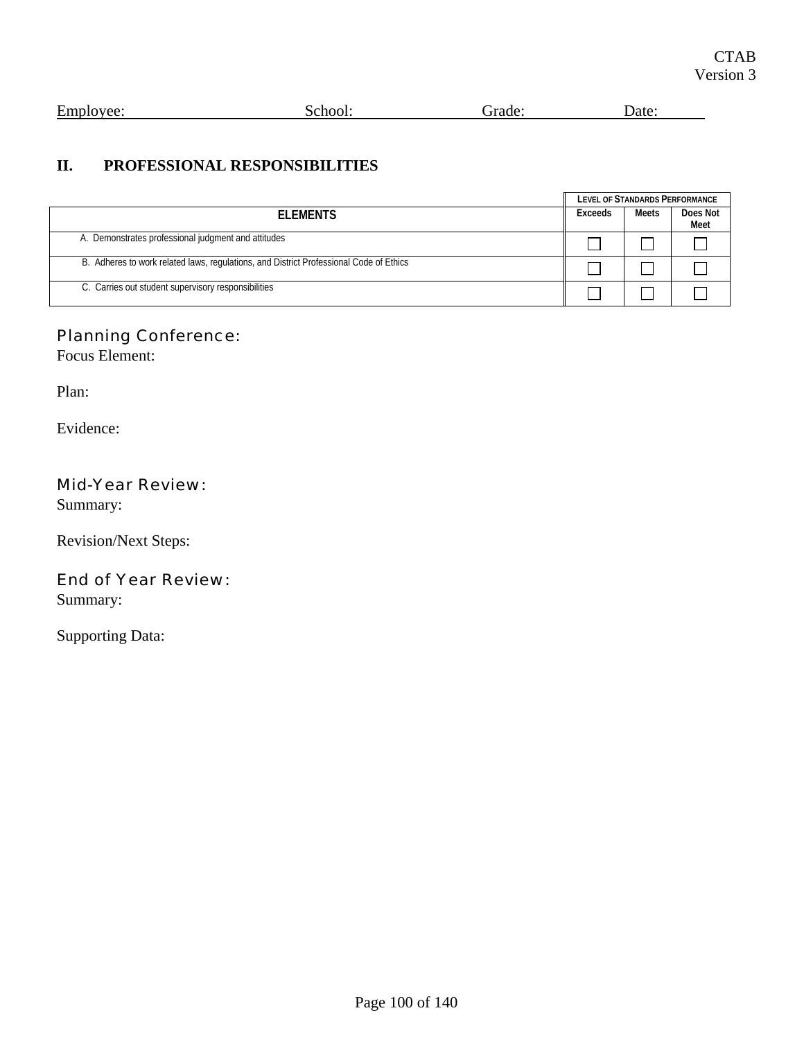CTAB
Version 3

Employee: School: Grade: Date:

## II. PROFESSIONAL RESPONSIBILITIES

| ELEMENTS | LEVEL OF STANDARDS PERFORMANCE | | |
|---|---|---|---|
| | Exceeds | Meets | Does Not Meet |
| A. Demonstrates professional judgment and attitudes | ☐ | ☐ | ☐ |
| B. Adheres to work related laws, regulations, and District Professional Code of Ethics | ☐ | ☐ | ☐ |
| C. Carries out student supervisory responsibilities | ☐ | ☐ | ☐ |

### Planning Conference:

Focus Element:

Plan:

Evidence:

### Mid-Year Review:

Summary:

Revision/Next Steps:

### End of Year Review:

Summary:

Supporting Data: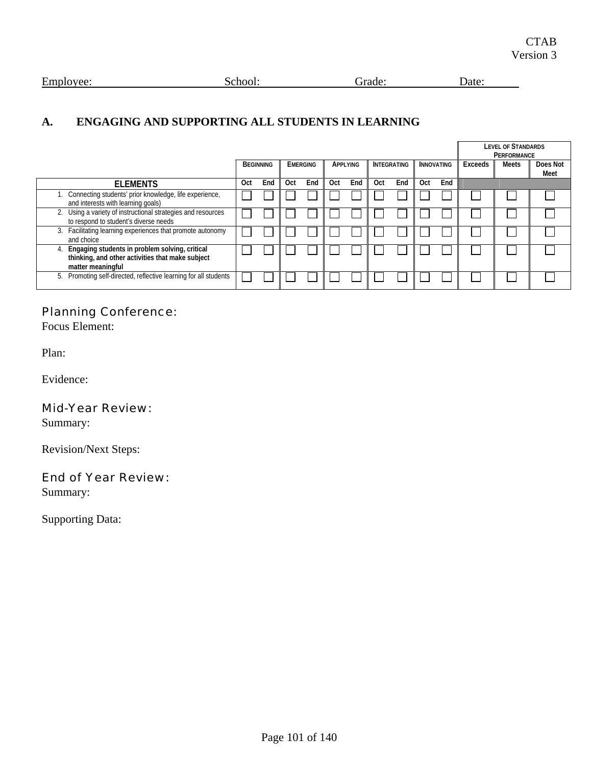CTAB
Version 3

Employee: School: Grade: Date:

## A. ENGAGING AND SUPPORTING ALL STUDENTS IN LEARNING

| | Beginning | | Emerging | | Applying | | Integrating | | Innovating | | Level of Standards Performance | | |
|---|---|---|---|---|---|---|---|---|---|---|---|---|---|
| | | | | | | | | | | | Exceeds | Meets | Does Not Meet |
| **ELEMENTS** | Oct | End | Oct | End | Oct | End | Oct | End | Oct | End | | | |
| 1. Connecting students' prior knowledge, life experience, and interests with learning goals) | ☐ | ☐ | ☐ | ☐ | ☐ | ☐ | ☐ | ☐ | ☐ | ☐ | ☐ | ☐ | ☐ |
| 2. Using a variety of instructional strategies and resources to respond to student's diverse needs | ☐ | ☐ | ☐ | ☐ | ☐ | ☐ | ☐ | ☐ | ☐ | ☐ | ☐ | ☐ | ☐ |
| 3. Facilitating learning experiences that promote autonomy and choice | ☐ | ☐ | ☐ | ☐ | ☐ | ☐ | ☐ | ☐ | ☐ | ☐ | ☐ | ☐ | ☐ |
| 4. **Engaging students in problem solving, critical thinking, and other activities that make subject matter meaningful** | ☐ | ☐ | ☐ | ☐ | ☐ | ☐ | ☐ | ☐ | ☐ | ☐ | ☐ | ☐ | ☐ |
| 5. Promoting self-directed, reflective learning for all students | ☐ | ☐ | ☐ | ☐ | ☐ | ☐ | ☐ | ☐ | ☐ | ☐ | ☐ | ☐ | ☐ |

### Planning Conference:

Focus Element:

Plan:

Evidence:

### Mid-Year Review:

Summary:

Revision/Next Steps:

### End of Year Review:

Summary:

Supporting Data: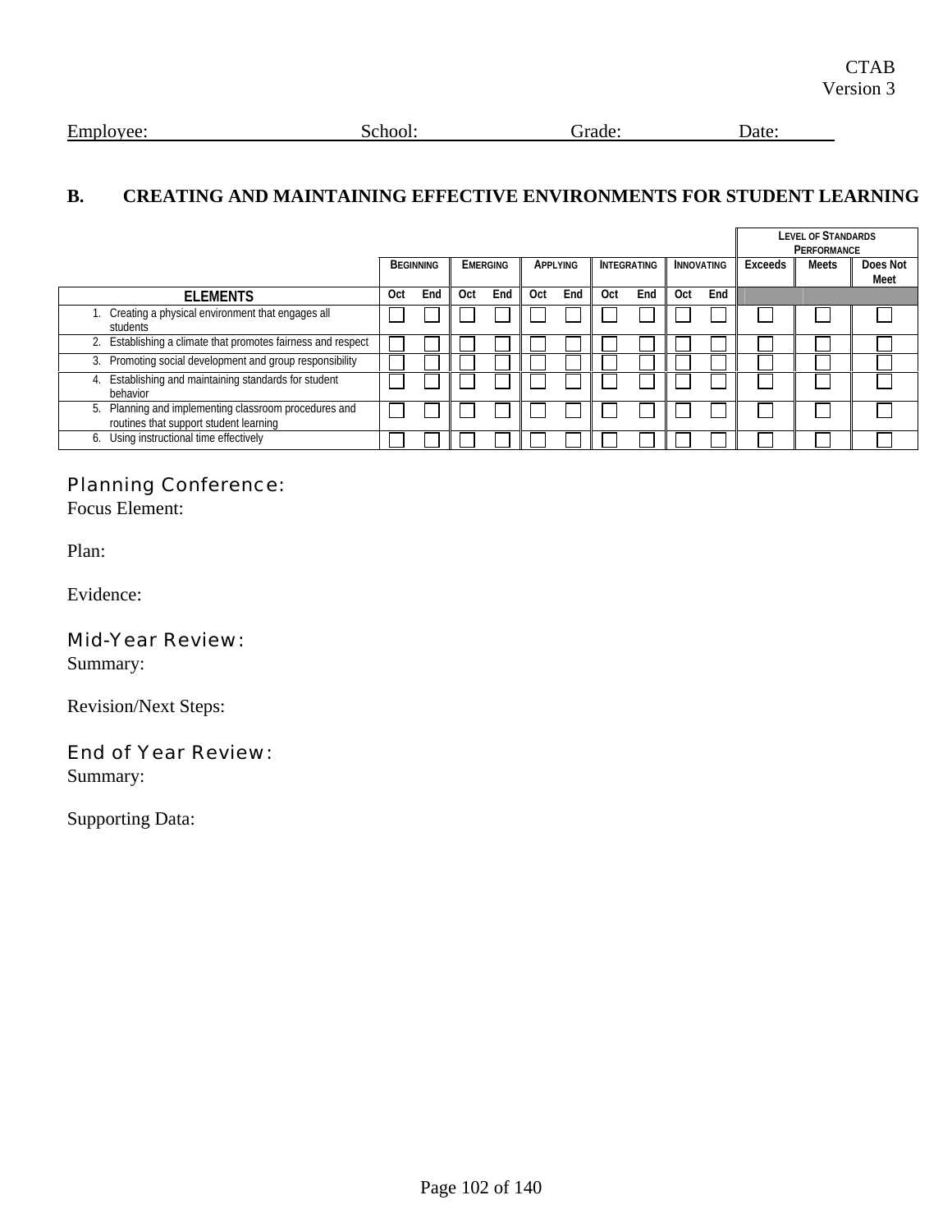CTAB
Version 3

Employee: School: Grade: Date:

## B. CREATING AND MAINTAINING EFFECTIVE ENVIRONMENTS FOR STUDENT LEARNING

| | Beginning | | Emerging | | Applying | | Integrating | | Innovating | | Level of Standards Performance | | |
|---|---|---|---|---|---|---|---|---|---|---|---|---|---|
| | | | | | | | | | | | Exceeds | Meets | Does Not Meet |
| **ELEMENTS** | Oct | End | Oct | End | Oct | End | Oct | End | Oct | End | | | |
| 1. Creating a physical environment that engages all students | ☐ | ☐ | ☐ | ☐ | ☐ | ☐ | ☐ | ☐ | ☐ | ☐ | ☐ | ☐ | ☐ |
| 2. Establishing a climate that promotes fairness and respect | ☐ | ☐ | ☐ | ☐ | ☐ | ☐ | ☐ | ☐ | ☐ | ☐ | ☐ | ☐ | ☐ |
| 3. Promoting social development and group responsibility | ☐ | ☐ | ☐ | ☐ | ☐ | ☐ | ☐ | ☐ | ☐ | ☐ | ☐ | ☐ | ☐ |
| 4. Establishing and maintaining standards for student behavior | ☐ | ☐ | ☐ | ☐ | ☐ | ☐ | ☐ | ☐ | ☐ | ☐ | ☐ | ☐ | ☐ |
| 5. Planning and implementing classroom procedures and routines that support student learning | ☐ | ☐ | ☐ | ☐ | ☐ | ☐ | ☐ | ☐ | ☐ | ☐ | ☐ | ☐ | ☐ |
| 6. Using instructional time effectively | ☐ | ☐ | ☐ | ☐ | ☐ | ☐ | ☐ | ☐ | ☐ | ☐ | ☐ | ☐ | ☐ |

### Planning Conference:

Focus Element:

Plan:

Evidence:

### Mid-Year Review:

Summary:

Revision/Next Steps:

### End of Year Review:

Summary:

Supporting Data: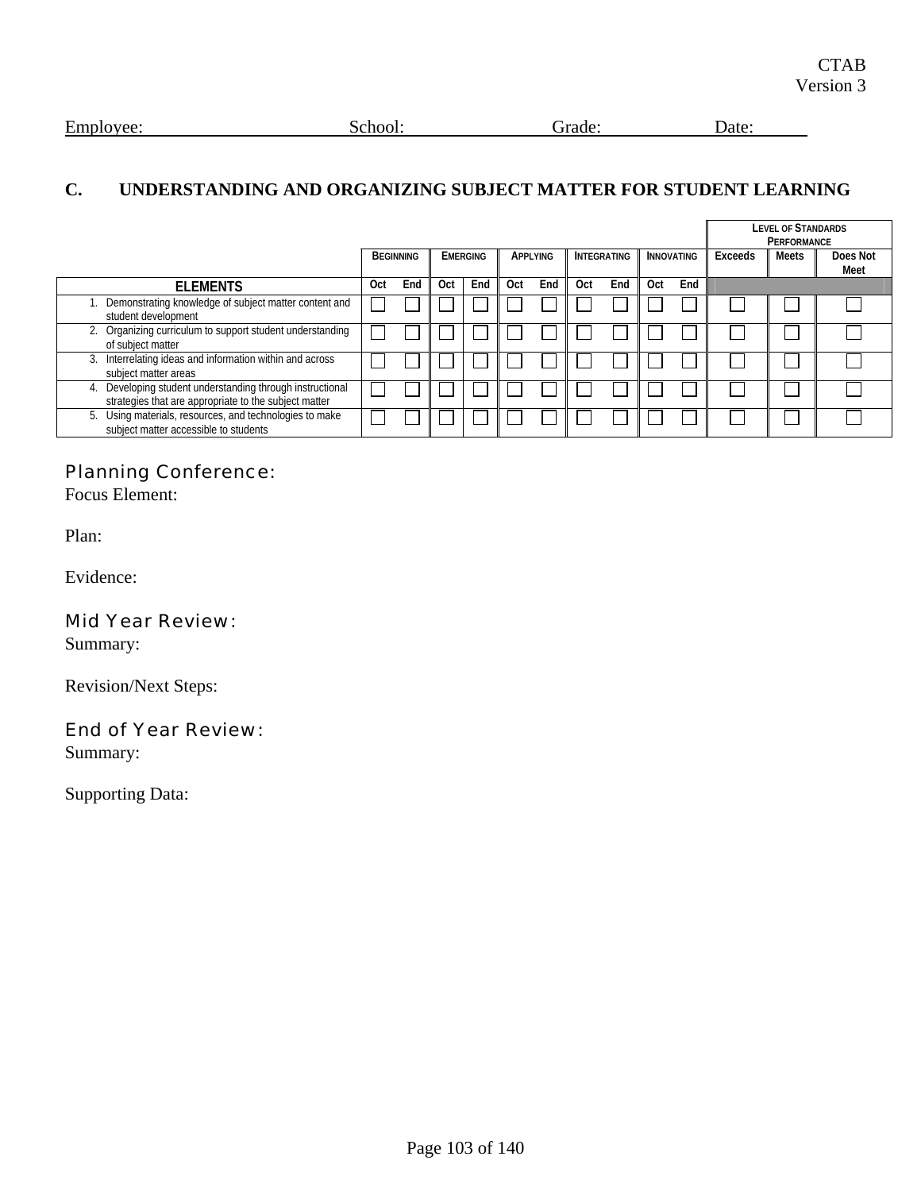CTAB
Version 3

Employee: School: Grade: Date:

## C. UNDERSTANDING AND ORGANIZING SUBJECT MATTER FOR STUDENT LEARNING

| | Beginning | | Emerging | | Applying | | Integrating | | Innovating | | Level of Standards Performance | | |
|---|---|---|---|---|---|---|---|---|---|---|---|---|---|
| | | | | | | | | | | | Exceeds | Meets | Does Not Meet |
| **ELEMENTS** | Oct | End | Oct | End | Oct | End | Oct | End | Oct | End | | | |
| 1. Demonstrating knowledge of subject matter content and student development | ☐ | ☐ | ☐ | ☐ | ☐ | ☐ | ☐ | ☐ | ☐ | ☐ | ☐ | ☐ | ☐ |
| 2. Organizing curriculum to support student understanding of subject matter | ☐ | ☐ | ☐ | ☐ | ☐ | ☐ | ☐ | ☐ | ☐ | ☐ | ☐ | ☐ | ☐ |
| 3. Interrelating ideas and information within and across subject matter areas | ☐ | ☐ | ☐ | ☐ | ☐ | ☐ | ☐ | ☐ | ☐ | ☐ | ☐ | ☐ | ☐ |
| 4. Developing student understanding through instructional strategies that are appropriate to the subject matter | ☐ | ☐ | ☐ | ☐ | ☐ | ☐ | ☐ | ☐ | ☐ | ☐ | ☐ | ☐ | ☐ |
| 5. Using materials, resources, and technologies to make subject matter accessible to students | ☐ | ☐ | ☐ | ☐ | ☐ | ☐ | ☐ | ☐ | ☐ | ☐ | ☐ | ☐ | ☐ |

### Planning Conference:

Focus Element:

Plan:

Evidence:

### Mid Year Review:

Summary:

Revision/Next Steps:

### End of Year Review:

Summary:

Supporting Data: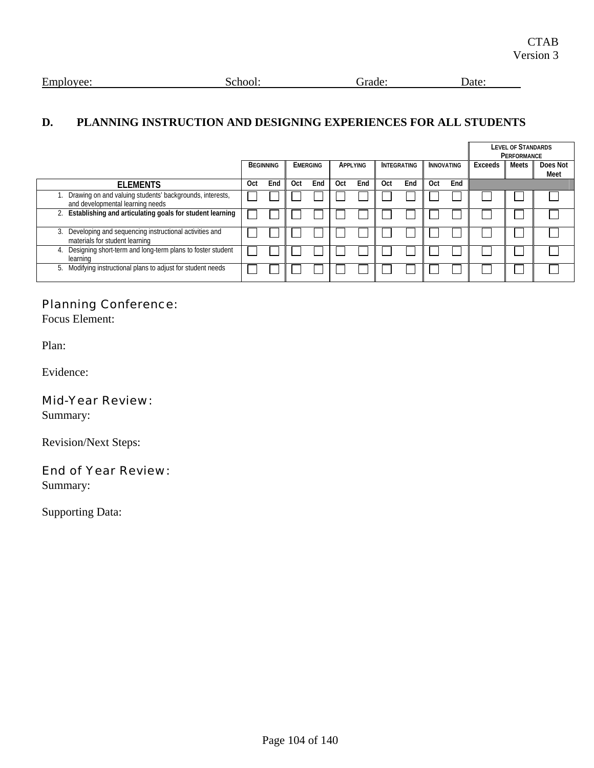CTAB
Version 3

Employee: School: Grade: Date:

## D. PLANNING INSTRUCTION AND DESIGNING EXPERIENCES FOR ALL STUDENTS

| | Beginning | | Emerging | | Applying | | Integrating | | Innovating | | Level of Standards Performance | | |
|---|---|---|---|---|---|---|---|---|---|---|---|---|---|
| | | | | | | | | | | | Exceeds | Meets | Does Not Meet |
| **ELEMENTS** | Oct | End | Oct | End | Oct | End | Oct | End | Oct | End | | | |
| 1. Drawing on and valuing students' backgrounds, interests, and developmental learning needs | ☐ | ☐ | ☐ | ☐ | ☐ | ☐ | ☐ | ☐ | ☐ | ☐ | ☐ | ☐ | ☐ |
| 2. **Establishing and articulating goals for student learning** | ☐ | ☐ | ☐ | ☐ | ☐ | ☐ | ☐ | ☐ | ☐ | ☐ | ☐ | ☐ | ☐ |
| 3. Developing and sequencing instructional activities and materials for student learning | ☐ | ☐ | ☐ | ☐ | ☐ | ☐ | ☐ | ☐ | ☐ | ☐ | ☐ | ☐ | ☐ |
| 4. Designing short-term and long-term plans to foster student learning | ☐ | ☐ | ☐ | ☐ | ☐ | ☐ | ☐ | ☐ | ☐ | ☐ | ☐ | ☐ | ☐ |
| 5. Modifying instructional plans to adjust for student needs | ☐ | ☐ | ☐ | ☐ | ☐ | ☐ | ☐ | ☐ | ☐ | ☐ | ☐ | ☐ | ☐ |

### Planning Conference:

Focus Element:

Plan:

Evidence:

### Mid-Year Review:

Summary:

Revision/Next Steps:

### End of Year Review:

Summary:

Supporting Data: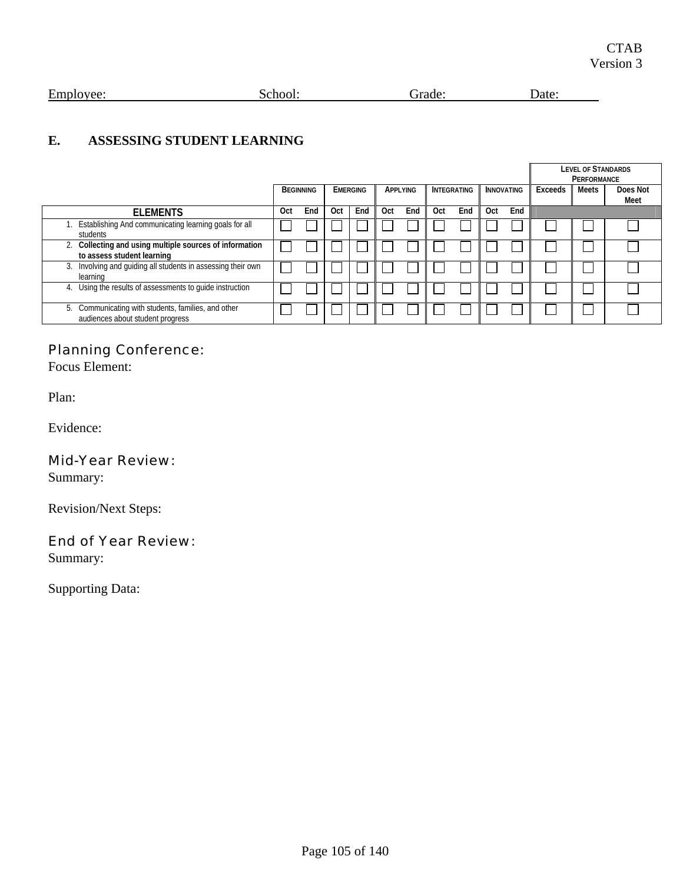CTAB
Version 3

Employee: School: Grade: Date:

## E. ASSESSING STUDENT LEARNING

| | BEGINNING | | EMERGING | | APPLYING | | INTEGRATING | | INNOVATING | | LEVEL OF STANDARDS PERFORMANCE | | |
|---|---|---|---|---|---|---|---|---|---|---|---|---|---|
| | | | | | | | | | | | Exceeds | Meets | Does Not Meet |
| **ELEMENTS** | Oct | End | Oct | End | Oct | End | Oct | End | Oct | End | | | |
| 1. Establishing And communicating learning goals for all students | ☐ | ☐ | ☐ | ☐ | ☐ | ☐ | ☐ | ☐ | ☐ | ☐ | ☐ | ☐ | ☐ |
| 2. **Collecting and using multiple sources of information to assess student learning** | ☐ | ☐ | ☐ | ☐ | ☐ | ☐ | ☐ | ☐ | ☐ | ☐ | ☐ | ☐ | ☐ |
| 3. Involving and guiding all students in assessing their own learning | ☐ | ☐ | ☐ | ☐ | ☐ | ☐ | ☐ | ☐ | ☐ | ☐ | ☐ | ☐ | ☐ |
| 4. Using the results of assessments to guide instruction | ☐ | ☐ | ☐ | ☐ | ☐ | ☐ | ☐ | ☐ | ☐ | ☐ | ☐ | ☐ | ☐ |
| 5. Communicating with students, families, and other audiences about student progress | ☐ | ☐ | ☐ | ☐ | ☐ | ☐ | ☐ | ☐ | ☐ | ☐ | ☐ | ☐ | ☐ |

### Planning Conference:

Focus Element:

Plan:

Evidence:

### Mid-Year Review:

Summary:

Revision/Next Steps:

### End of Year Review:

Summary:

Supporting Data: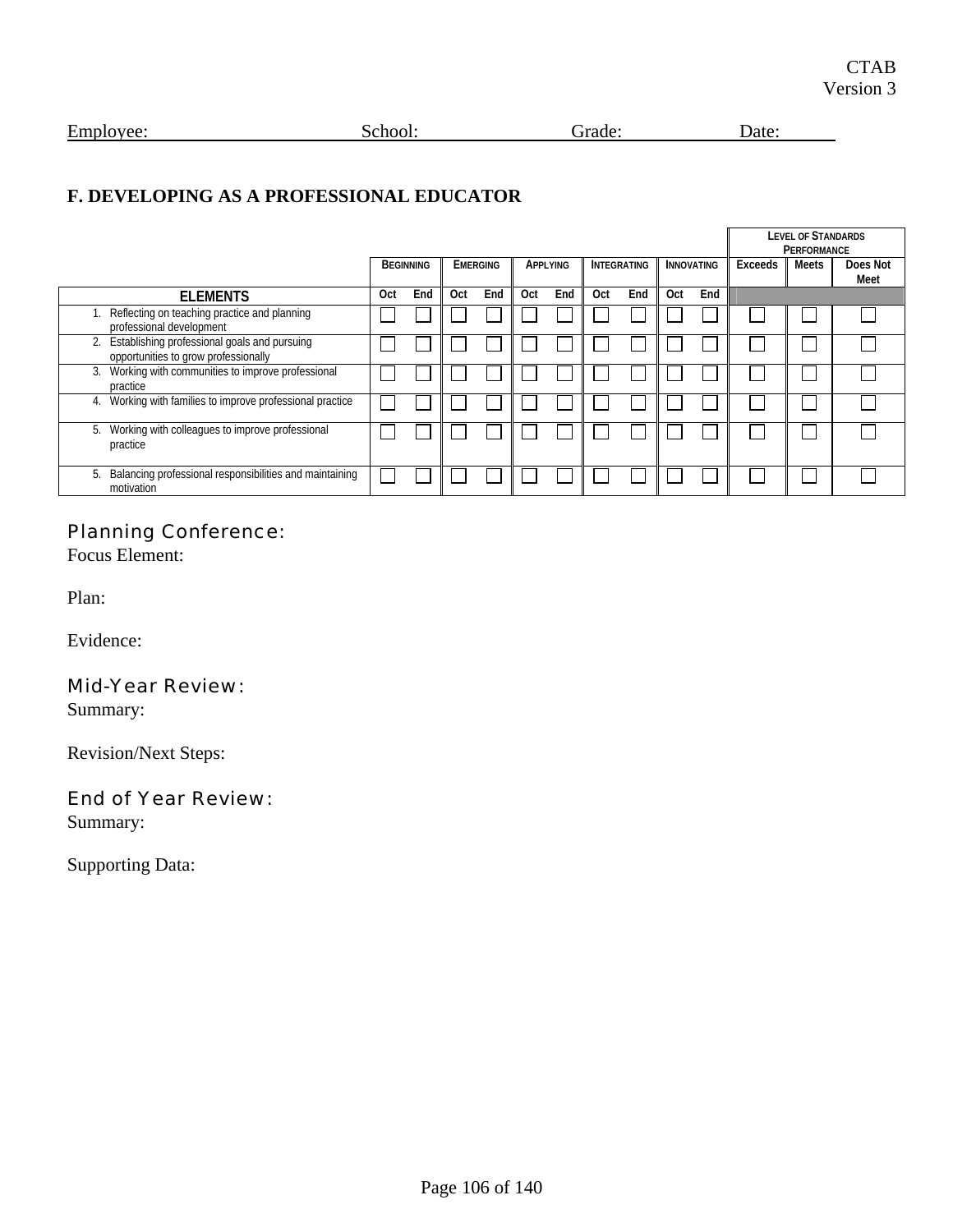CTAB
Version 3

Employee: School: Grade: Date:

## F. DEVELOPING AS A PROFESSIONAL EDUCATOR

| ELEMENTS | Beginning | | Emerging | | Applying | | Integrating | | Innovating | | Level of Standards Performance | | |
|---|---|---|---|---|---|---|---|---|---|---|---|---|---|
| | Oct | End | Oct | End | Oct | End | Oct | End | Oct | End | Exceeds | Meets | Does Not Meet |
| 1. Reflecting on teaching practice and planning professional development | ☐ | ☐ | ☐ | ☐ | ☐ | ☐ | ☐ | ☐ | ☐ | ☐ | ☐ | ☐ | ☐ |
| 2. Establishing professional goals and pursuing opportunities to grow professionally | ☐ | ☐ | ☐ | ☐ | ☐ | ☐ | ☐ | ☐ | ☐ | ☐ | ☐ | ☐ | ☐ |
| 3. Working with communities to improve professional practice | ☐ | ☐ | ☐ | ☐ | ☐ | ☐ | ☐ | ☐ | ☐ | ☐ | ☐ | ☐ | ☐ |
| 4. Working with families to improve professional practice | ☐ | ☐ | ☐ | ☐ | ☐ | ☐ | ☐ | ☐ | ☐ | ☐ | ☐ | ☐ | ☐ |
| 5. Working with colleagues to improve professional practice | ☐ | ☐ | ☐ | ☐ | ☐ | ☐ | ☐ | ☐ | ☐ | ☐ | ☐ | ☐ | ☐ |
| 5. Balancing professional responsibilities and maintaining motivation | ☐ | ☐ | ☐ | ☐ | ☐ | ☐ | ☐ | ☐ | ☐ | ☐ | ☐ | ☐ | ☐ |

### Planning Conference:

Focus Element:

Plan:

Evidence:

### Mid-Year Review:

Summary:

Revision/Next Steps:

### End of Year Review:

Summary:

Supporting Data: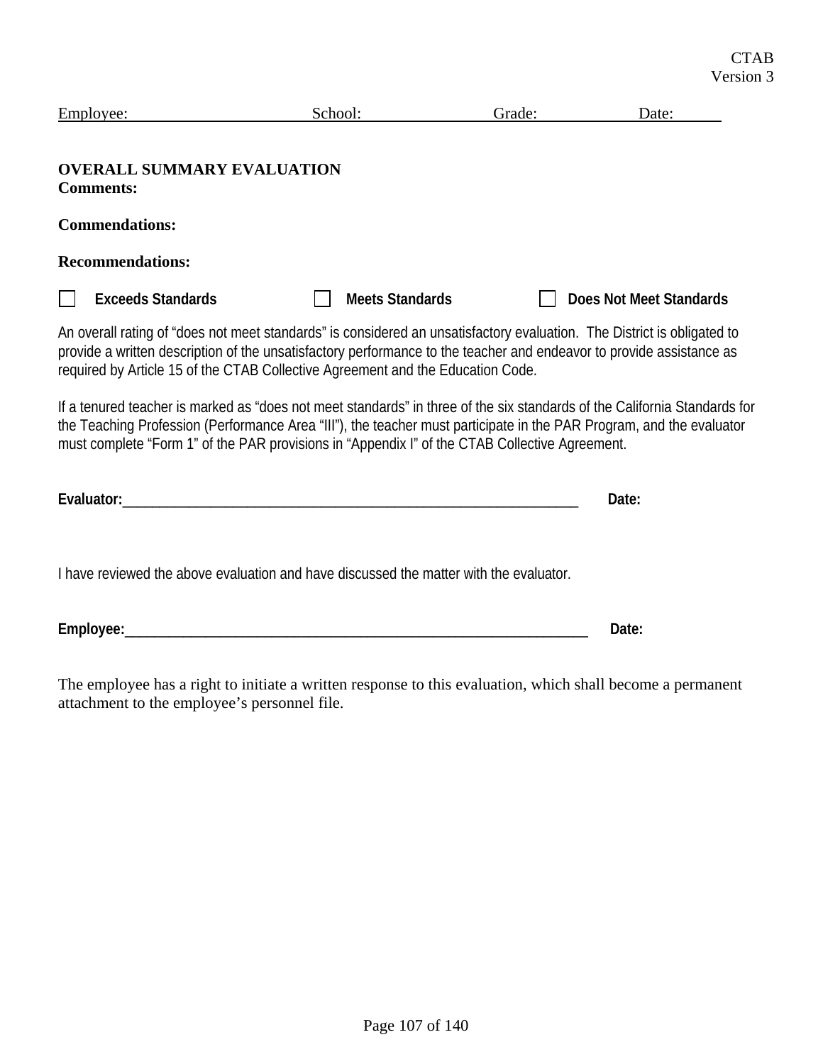CTAB
Version 3

Employee: School: Grade: Date:

**OVERALL SUMMARY EVALUATION**
**Comments:**

**Commendations:**

**Recommendations:**

☐ **Exceeds Standards** ☐ **Meets Standards** ☐ **Does Not Meet Standards**

An overall rating of "does not meet standards" is considered an unsatisfactory evaluation. The District is obligated to provide a written description of the unsatisfactory performance to the teacher and endeavor to provide assistance as required by Article 15 of the CTAB Collective Agreement and the Education Code.

If a tenured teacher is marked as "does not meet standards" in three of the six standards of the California Standards for the Teaching Profession (Performance Area "III"), the teacher must participate in the PAR Program, and the evaluator must complete "Form 1" of the PAR provisions in "Appendix I" of the CTAB Collective Agreement.

**Evaluator:**_________________________________________________________________ **Date:**

I have reviewed the above evaluation and have discussed the matter with the evaluator.

**Employee:**_________________________________________________________________ **Date:**

The employee has a right to initiate a written response to this evaluation, which shall become a permanent attachment to the employee's personnel file.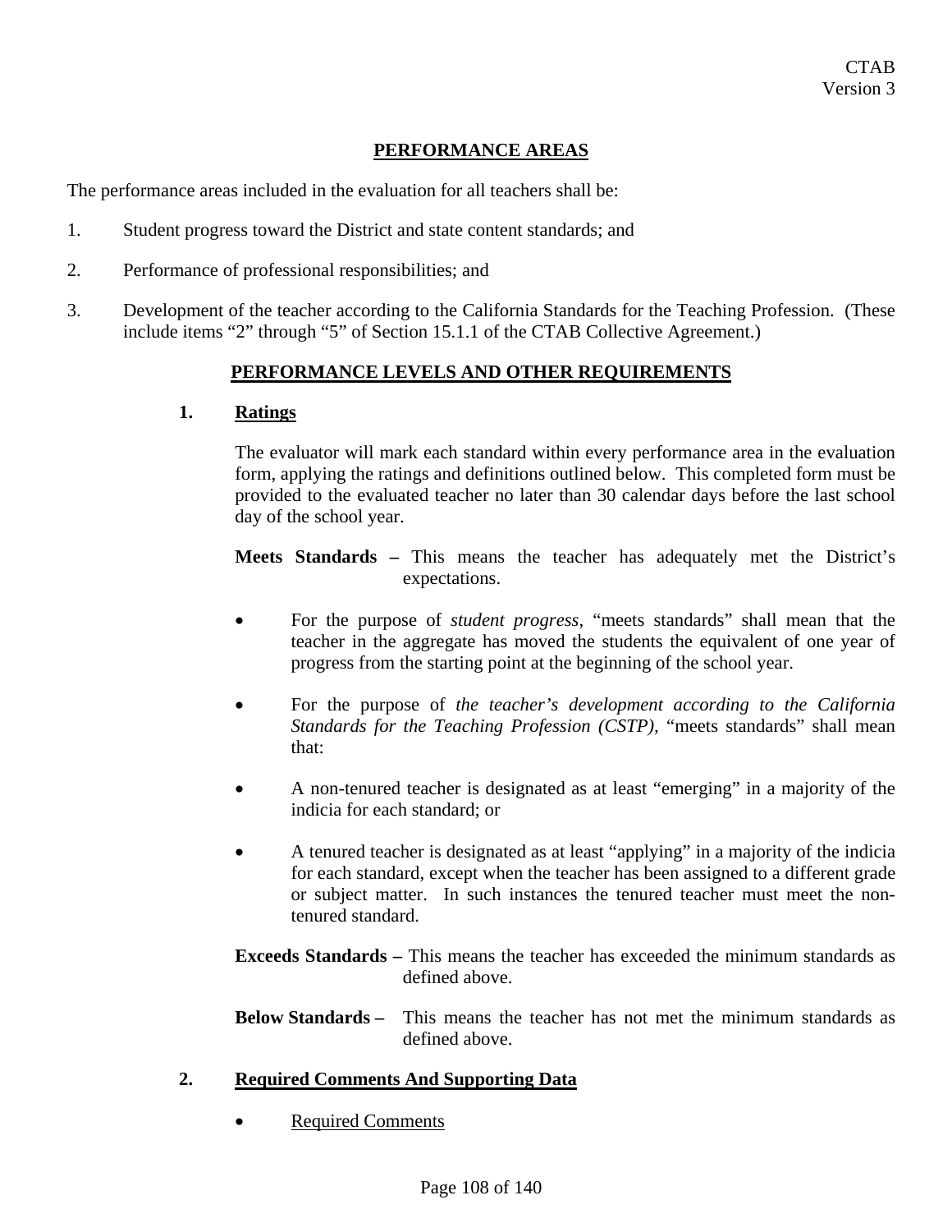CTAB
Version 3

## PERFORMANCE AREAS

The performance areas included in the evaluation for all teachers shall be:

1. Student progress toward the District and state content standards; and

2. Performance of professional responsibilities; and

3. Development of the teacher according to the California Standards for the Teaching Profession. (These include items "2" through "5" of Section 15.1.1 of the CTAB Collective Agreement.)

## PERFORMANCE LEVELS AND OTHER REQUIREMENTS

### 1. Ratings

The evaluator will mark each standard within every performance area in the evaluation form, applying the ratings and definitions outlined below. This completed form must be provided to the evaluated teacher no later than 30 calendar days before the last school day of the school year.

**Meets Standards –** This means the teacher has adequately met the District's expectations.

- For the purpose of *student progress,* "meets standards" shall mean that the teacher in the aggregate has moved the students the equivalent of one year of progress from the starting point at the beginning of the school year.

- For the purpose of *the teacher's development according to the California Standards for the Teaching Profession (CSTP),* "meets standards" shall mean that:

- A non-tenured teacher is designated as at least "emerging" in a majority of the indicia for each standard; or

- A tenured teacher is designated as at least "applying" in a majority of the indicia for each standard, except when the teacher has been assigned to a different grade or subject matter. In such instances the tenured teacher must meet the non-tenured standard.

**Exceeds Standards –** This means the teacher has exceeded the minimum standards as defined above.

**Below Standards –** This means the teacher has not met the minimum standards as defined above.

### 2. Required Comments And Supporting Data

- Required Comments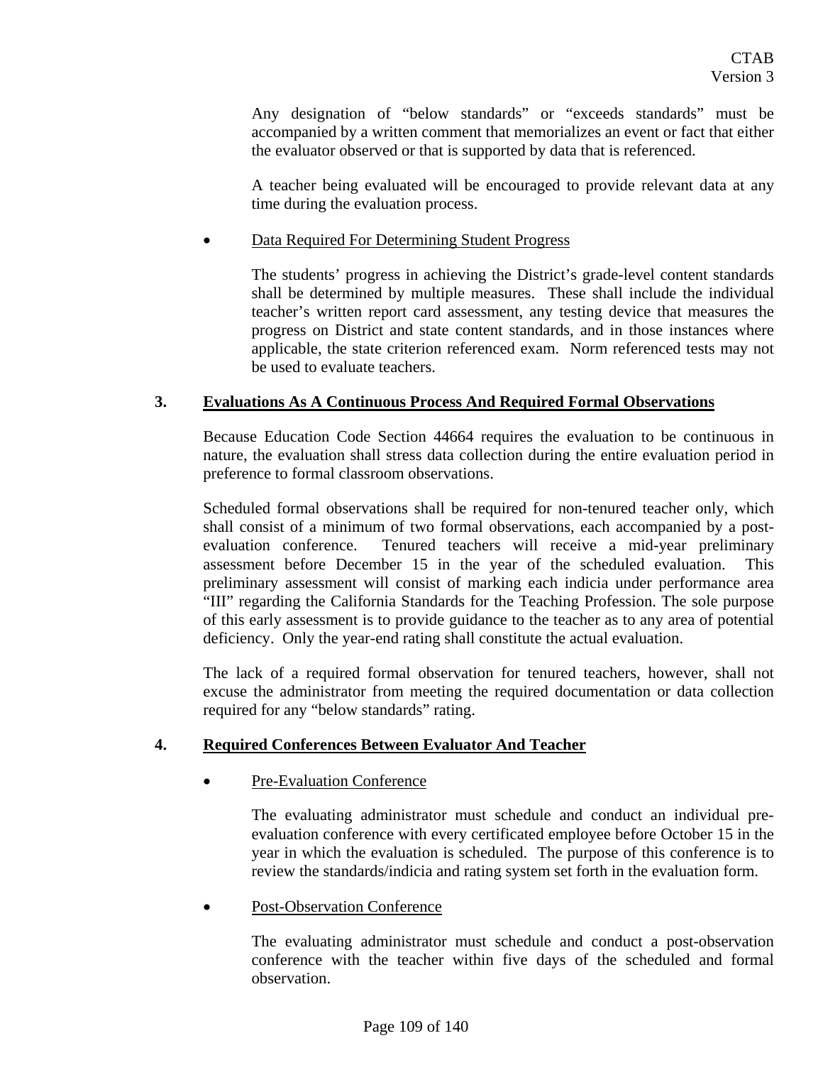Any designation of "below standards" or "exceeds standards" must be accompanied by a written comment that memorializes an event or fact that either the evaluator observed or that is supported by data that is referenced.

A teacher being evaluated will be encouraged to provide relevant data at any time during the evaluation process.

- Data Required For Determining Student Progress

  The students' progress in achieving the District's grade-level content standards shall be determined by multiple measures. These shall include the individual teacher's written report card assessment, any testing device that measures the progress on District and state content standards, and in those instances where applicable, the state criterion referenced exam. Norm referenced tests may not be used to evaluate teachers.

## 3. Evaluations As A Continuous Process And Required Formal Observations

Because Education Code Section 44664 requires the evaluation to be continuous in nature, the evaluation shall stress data collection during the entire evaluation period in preference to formal classroom observations.

Scheduled formal observations shall be required for non-tenured teacher only, which shall consist of a minimum of two formal observations, each accompanied by a post-evaluation conference. Tenured teachers will receive a mid-year preliminary assessment before December 15 in the year of the scheduled evaluation. This preliminary assessment will consist of marking each indicia under performance area "III" regarding the California Standards for the Teaching Profession. The sole purpose of this early assessment is to provide guidance to the teacher as to any area of potential deficiency. Only the year-end rating shall constitute the actual evaluation.

The lack of a required formal observation for tenured teachers, however, shall not excuse the administrator from meeting the required documentation or data collection required for any "below standards" rating.

## 4. Required Conferences Between Evaluator And Teacher

- Pre-Evaluation Conference

  The evaluating administrator must schedule and conduct an individual pre-evaluation conference with every certificated employee before October 15 in the year in which the evaluation is scheduled. The purpose of this conference is to review the standards/indicia and rating system set forth in the evaluation form.

- Post-Observation Conference

  The evaluating administrator must schedule and conduct a post-observation conference with the teacher within five days of the scheduled and formal observation.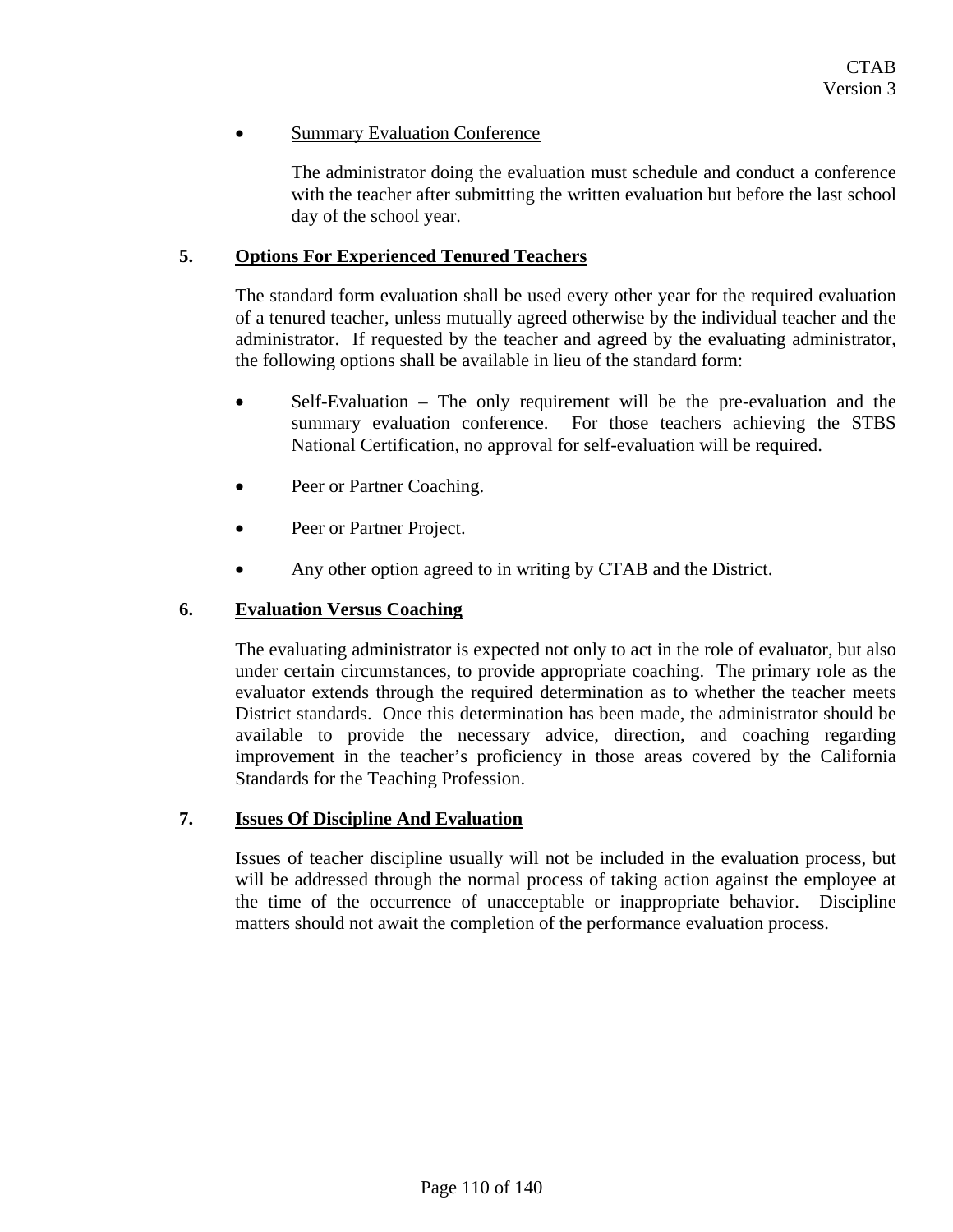- Summary Evaluation Conference

  The administrator doing the evaluation must schedule and conduct a conference with the teacher after submitting the written evaluation but before the last school day of the school year.

## 5. Options For Experienced Tenured Teachers

The standard form evaluation shall be used every other year for the required evaluation of a tenured teacher, unless mutually agreed otherwise by the individual teacher and the administrator. If requested by the teacher and agreed by the evaluating administrator, the following options shall be available in lieu of the standard form:

- Self-Evaluation – The only requirement will be the pre-evaluation and the summary evaluation conference. For those teachers achieving the STBS National Certification, no approval for self-evaluation will be required.
- Peer or Partner Coaching.
- Peer or Partner Project.
- Any other option agreed to in writing by CTAB and the District.

## 6. Evaluation Versus Coaching

The evaluating administrator is expected not only to act in the role of evaluator, but also under certain circumstances, to provide appropriate coaching. The primary role as the evaluator extends through the required determination as to whether the teacher meets District standards. Once this determination has been made, the administrator should be available to provide the necessary advice, direction, and coaching regarding improvement in the teacher's proficiency in those areas covered by the California Standards for the Teaching Profession.

## 7. Issues Of Discipline And Evaluation

Issues of teacher discipline usually will not be included in the evaluation process, but will be addressed through the normal process of taking action against the employee at the time of the occurrence of unacceptable or inappropriate behavior. Discipline matters should not await the completion of the performance evaluation process.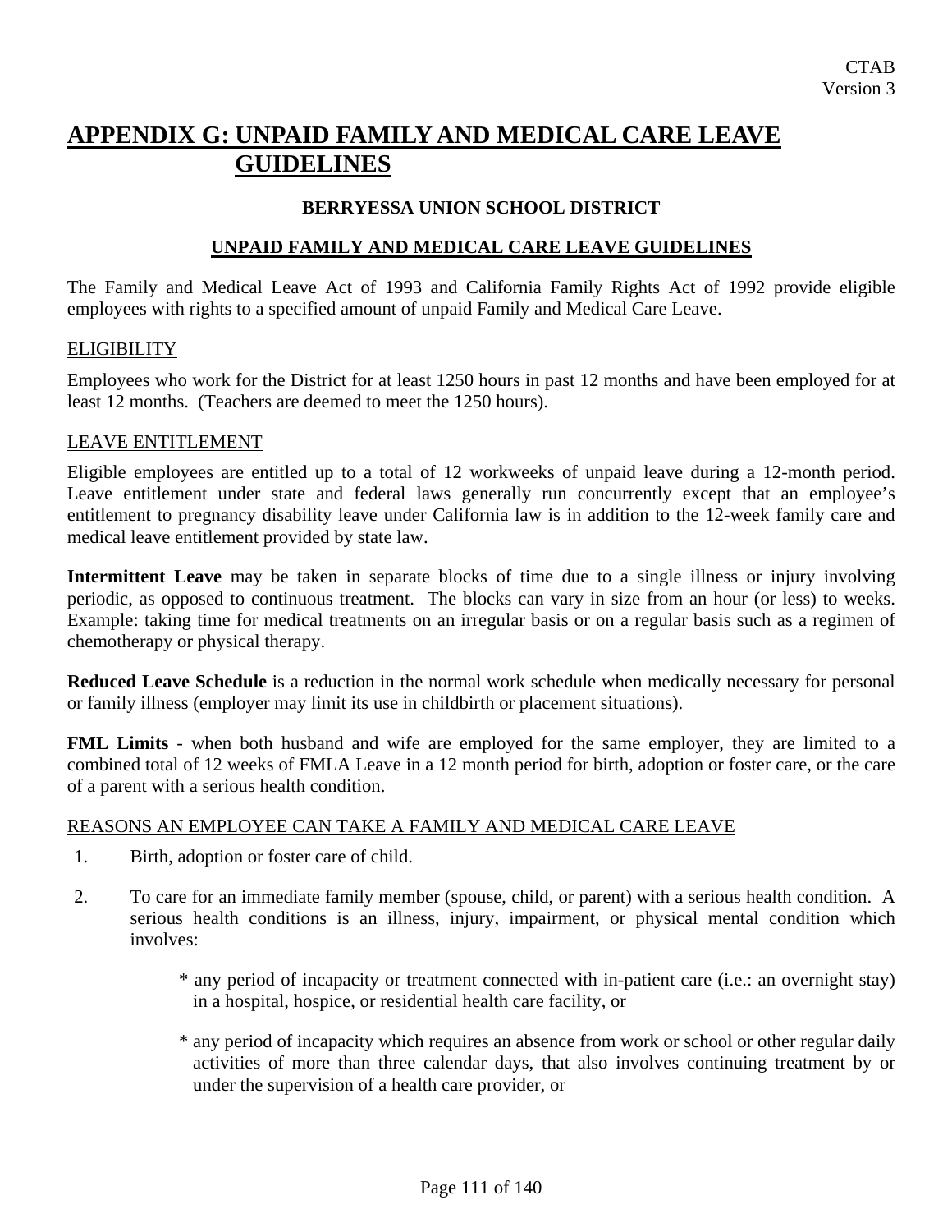# APPENDIX G: UNPAID FAMILY AND MEDICAL CARE LEAVE GUIDELINES

**BERRYESSA UNION SCHOOL DISTRICT**

**UNPAID FAMILY AND MEDICAL CARE LEAVE GUIDELINES**

The Family and Medical Leave Act of 1993 and California Family Rights Act of 1992 provide eligible employees with rights to a specified amount of unpaid Family and Medical Care Leave.

ELIGIBILITY

Employees who work for the District for at least 1250 hours in past 12 months and have been employed for at least 12 months. (Teachers are deemed to meet the 1250 hours).

LEAVE ENTITLEMENT

Eligible employees are entitled up to a total of 12 workweeks of unpaid leave during a 12-month period. Leave entitlement under state and federal laws generally run concurrently except that an employee's entitlement to pregnancy disability leave under California law is in addition to the 12-week family care and medical leave entitlement provided by state law.

**Intermittent Leave** may be taken in separate blocks of time due to a single illness or injury involving periodic, as opposed to continuous treatment. The blocks can vary in size from an hour (or less) to weeks. Example: taking time for medical treatments on an irregular basis or on a regular basis such as a regimen of chemotherapy or physical therapy.

**Reduced Leave Schedule** is a reduction in the normal work schedule when medically necessary for personal or family illness (employer may limit its use in childbirth or placement situations).

**FML Limits** - when both husband and wife are employed for the same employer, they are limited to a combined total of 12 weeks of FMLA Leave in a 12 month period for birth, adoption or foster care, or the care of a parent with a serious health condition.

REASONS AN EMPLOYEE CAN TAKE A FAMILY AND MEDICAL CARE LEAVE

1. Birth, adoption or foster care of child.

2. To care for an immediate family member (spouse, child, or parent) with a serious health condition. A serious health conditions is an illness, injury, impairment, or physical mental condition which involves:

   * any period of incapacity or treatment connected with in-patient care (i.e.: an overnight stay) in a hospital, hospice, or residential health care facility, or

   * any period of incapacity which requires an absence from work or school or other regular daily activities of more than three calendar days, that also involves continuing treatment by or under the supervision of a health care provider, or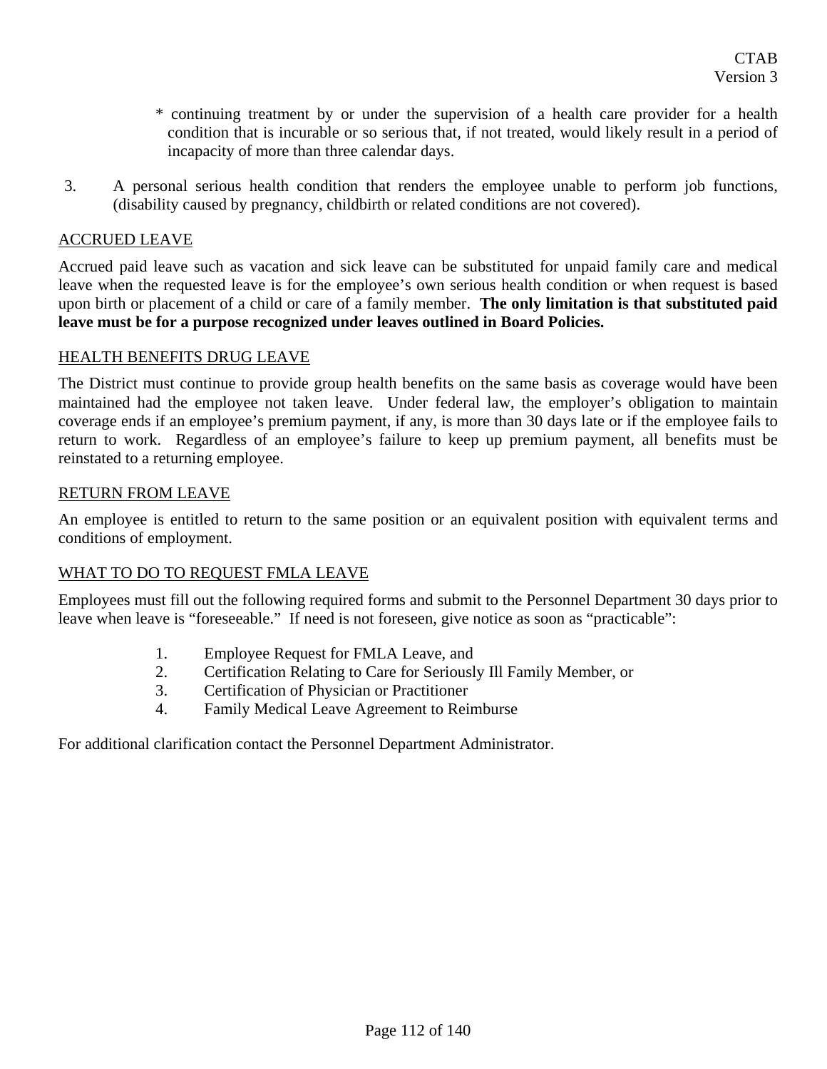* continuing treatment by or under the supervision of a health care provider for a health condition that is incurable or so serious that, if not treated, would likely result in a period of incapacity of more than three calendar days.

3. A personal serious health condition that renders the employee unable to perform job functions, (disability caused by pregnancy, childbirth or related conditions are not covered).

ACCRUED LEAVE

Accrued paid leave such as vacation and sick leave can be substituted for unpaid family care and medical leave when the requested leave is for the employee's own serious health condition or when request is based upon birth or placement of a child or care of a family member. **The only limitation is that substituted paid leave must be for a purpose recognized under leaves outlined in Board Policies.**

HEALTH BENEFITS DRUG LEAVE

The District must continue to provide group health benefits on the same basis as coverage would have been maintained had the employee not taken leave. Under federal law, the employer's obligation to maintain coverage ends if an employee's premium payment, if any, is more than 30 days late or if the employee fails to return to work. Regardless of an employee's failure to keep up premium payment, all benefits must be reinstated to a returning employee.

RETURN FROM LEAVE

An employee is entitled to return to the same position or an equivalent position with equivalent terms and conditions of employment.

WHAT TO DO TO REQUEST FMLA LEAVE

Employees must fill out the following required forms and submit to the Personnel Department 30 days prior to leave when leave is "foreseeable." If need is not foreseen, give notice as soon as "practicable":

1. Employee Request for FMLA Leave, and
2. Certification Relating to Care for Seriously Ill Family Member, or
3. Certification of Physician or Practitioner
4. Family Medical Leave Agreement to Reimburse

For additional clarification contact the Personnel Department Administrator.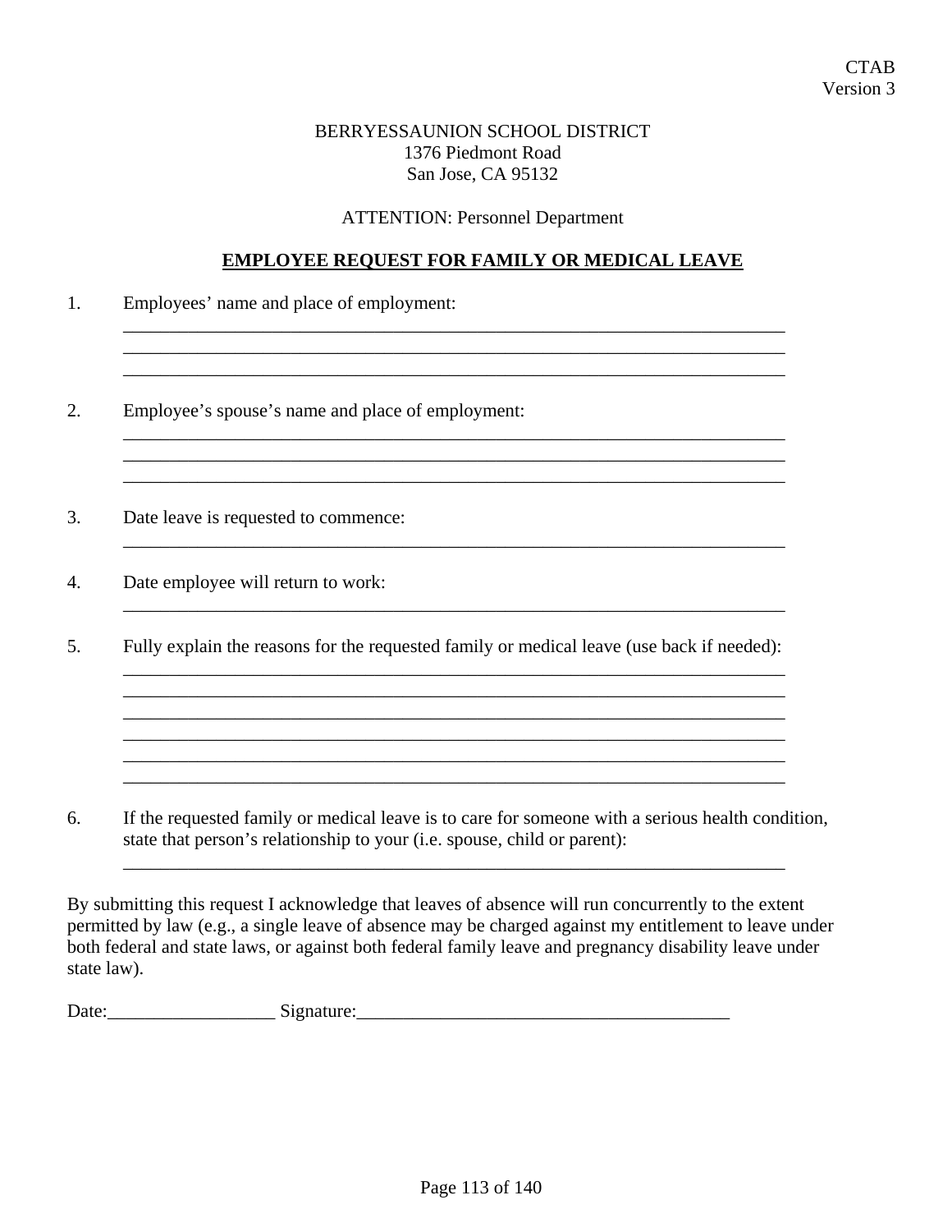CTAB
Version 3

BERRYESSAUNION SCHOOL DISTRICT
1376 Piedmont Road
San Jose, CA 95132

ATTENTION: Personnel Department

## EMPLOYEE REQUEST FOR FAMILY OR MEDICAL LEAVE

1. Employees' name and place of employment:
   ___________________________________________________________________________
   ___________________________________________________________________________
   ___________________________________________________________________________

2. Employee's spouse's name and place of employment:
   ___________________________________________________________________________
   ___________________________________________________________________________
   ___________________________________________________________________________

3. Date leave is requested to commence:
   ___________________________________________________________________________

4. Date employee will return to work:
   ___________________________________________________________________________

5. Fully explain the reasons for the requested family or medical leave (use back if needed):
   ___________________________________________________________________________
   ___________________________________________________________________________
   ___________________________________________________________________________
   ___________________________________________________________________________
   ___________________________________________________________________________
   ___________________________________________________________________________

6. If the requested family or medical leave is to care for someone with a serious health condition, state that person's relationship to your (i.e. spouse, child or parent):
   ___________________________________________________________________________

By submitting this request I acknowledge that leaves of absence will run concurrently to the extent permitted by law (e.g., a single leave of absence may be charged against my entitlement to leave under both federal and state laws, or against both federal family leave and pregnancy disability leave under state law).

Date:__________________ Signature:________________________________________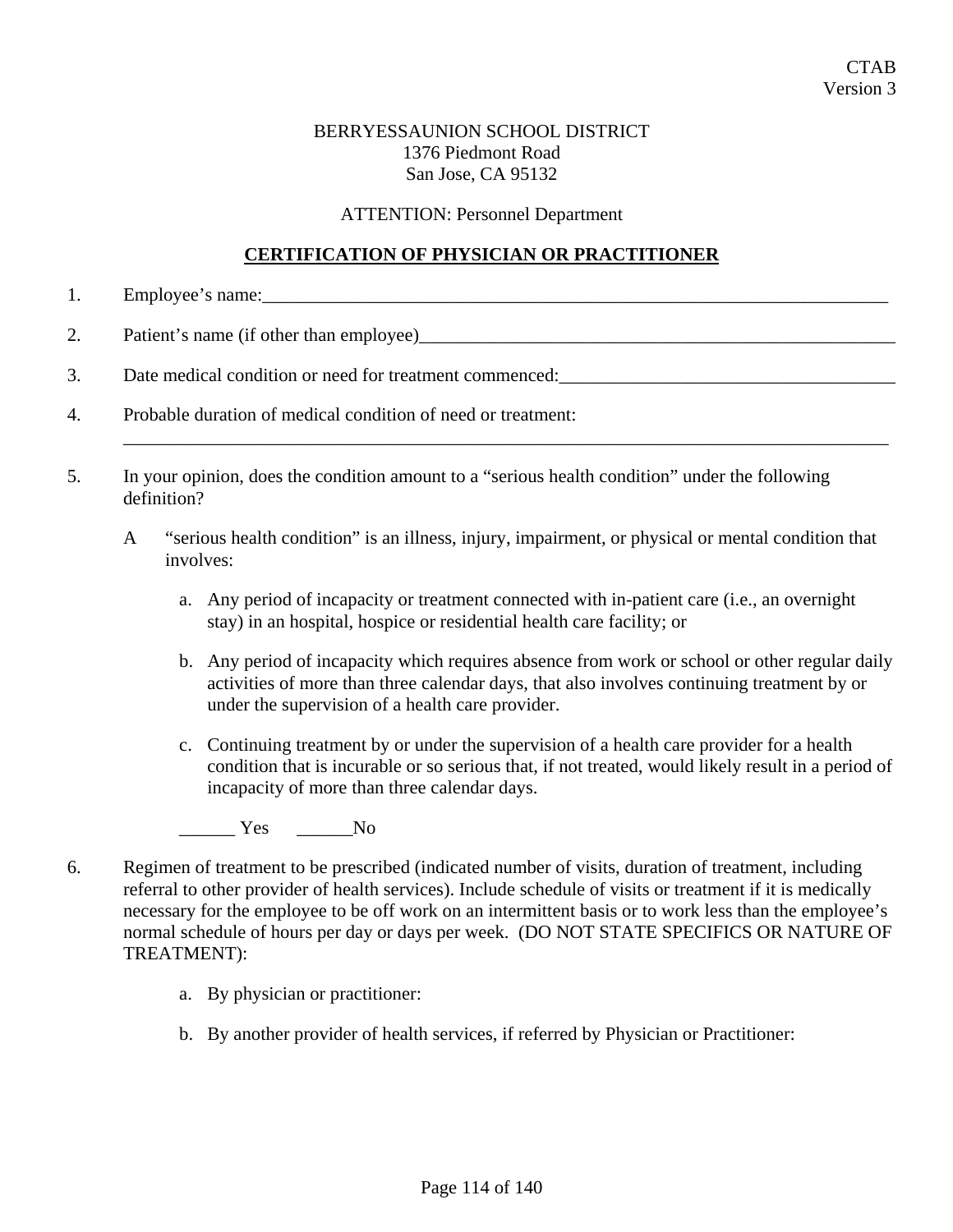CTAB
Version 3

BERRYESSAUNION SCHOOL DISTRICT
1376 Piedmont Road
San Jose, CA 95132

ATTENTION: Personnel Department

## CERTIFICATION OF PHYSICIAN OR PRACTITIONER

1. Employee's name:_________________________________________________________________________

2. Patient's name (if other than employee)_______________________________________________________

3. Date medical condition or need for treatment commenced:____________________________________

4. Probable duration of medical condition of need or treatment:
   ___________________________________________________________________________________________

5. In your opinion, does the condition amount to a "serious health condition" under the following definition?

   A "serious health condition" is an illness, injury, impairment, or physical or mental condition that involves:

   a. Any period of incapacity or treatment connected with in-patient care (i.e., an overnight stay) in an hospital, hospice or residential health care facility; or

   b. Any period of incapacity which requires absence from work or school or other regular daily activities of more than three calendar days, that also involves continuing treatment by or under the supervision of a health care provider.

   c. Continuing treatment by or under the supervision of a health care provider for a health condition that is incurable or so serious that, if not treated, would likely result in a period of incapacity of more than three calendar days.

   ______ Yes ______No

6. Regimen of treatment to be prescribed (indicated number of visits, duration of treatment, including referral to other provider of health services). Include schedule of visits or treatment if it is medically necessary for the employee to be off work on an intermittent basis or to work less than the employee's normal schedule of hours per day or days per week. (DO NOT STATE SPECIFICS OR NATURE OF TREATMENT):

   a. By physician or practitioner:

   b. By another provider of health services, if referred by Physician or Practitioner: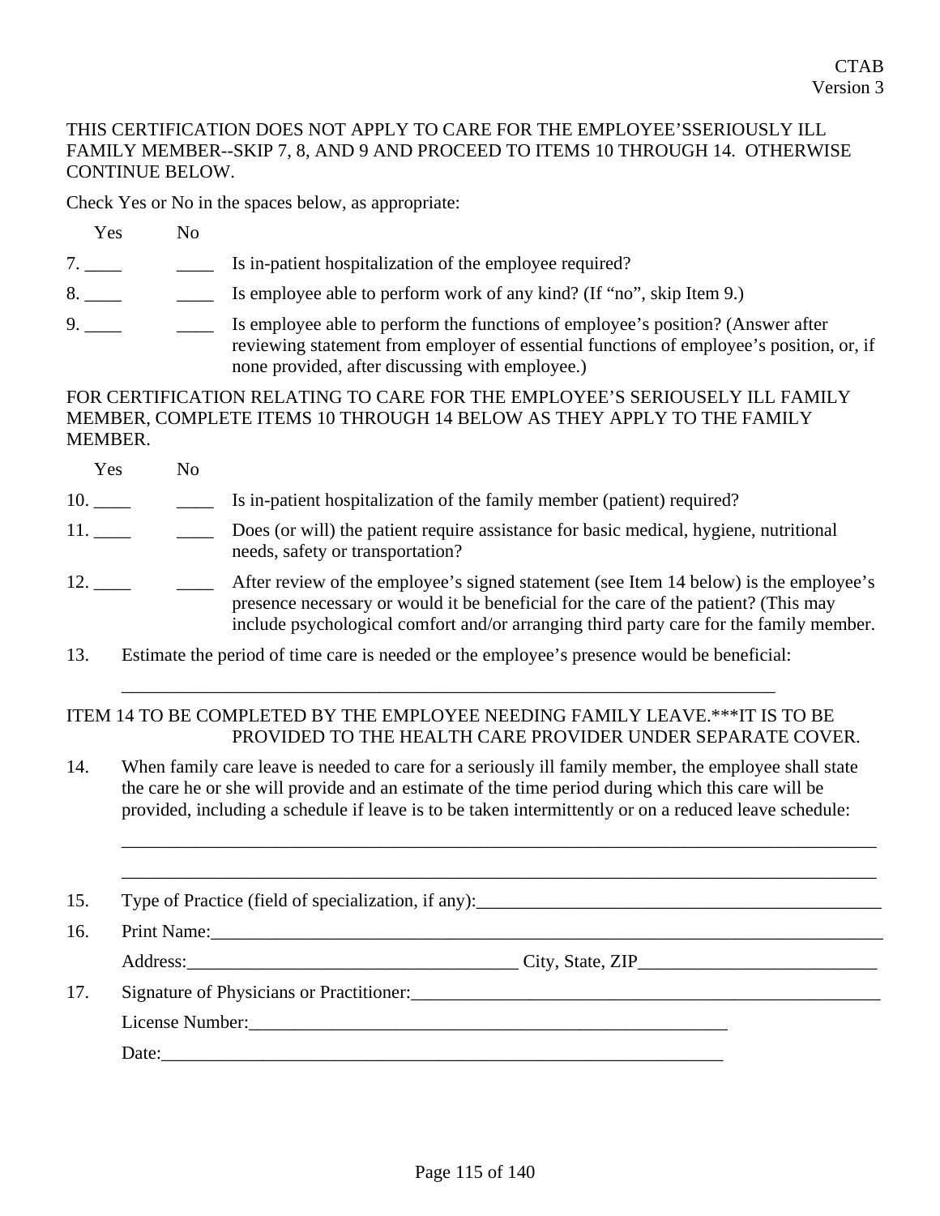CTAB
Version 3

THIS CERTIFICATION DOES NOT APPLY TO CARE FOR THE EMPLOYEE'SSERIOUSLY ILL FAMILY MEMBER--SKIP 7, 8, AND 9 AND PROCEED TO ITEMS 10 THROUGH 14. OTHERWISE CONTINUE BELOW.

Check Yes or No in the spaces below, as appropriate:

| | Yes | No | |
|---|---|---|---|
| 7. | ____ | ____ | Is in-patient hospitalization of the employee required? |
| 8. | ____ | ____ | Is employee able to perform work of any kind? (If "no", skip Item 9.) |
| 9. | ____ | ____ | Is employee able to perform the functions of employee's position? (Answer after reviewing statement from employer of essential functions of employee's position, or, if none provided, after discussing with employee.) |

FOR CERTIFICATION RELATING TO CARE FOR THE EMPLOYEE'S SERIOUSELY ILL FAMILY MEMBER, COMPLETE ITEMS 10 THROUGH 14 BELOW AS THEY APPLY TO THE FAMILY MEMBER.

| | Yes | No | |
|---|---|---|---|
| 10. | ____ | ____ | Is in-patient hospitalization of the family member (patient) required? |
| 11. | ____ | ____ | Does (or will) the patient require assistance for basic medical, hygiene, nutritional needs, safety or transportation? |
| 12. | ____ | ____ | After review of the employee's signed statement (see Item 14 below) is the employee's presence necessary or would it be beneficial for the care of the patient? (This may include psychological comfort and/or arranging third party care for the family member. |

13. Estimate the period of time care is needed or the employee's presence would be beneficial:

____________________________________________________________________________

ITEM 14 TO BE COMPLETED BY THE EMPLOYEE NEEDING FAMILY LEAVE.***IT IS TO BE PROVIDED TO THE HEALTH CARE PROVIDER UNDER SEPARATE COVER.

14. When family care leave is needed to care for a seriously ill family member, the employee shall state the care he or she will provide and an estimate of the time period during which this care will be provided, including a schedule if leave is to be taken intermittently or on a reduced leave schedule:

____________________________________________________________________________

____________________________________________________________________________

15. Type of Practice (field of specialization, if any):_____________________________________________

16. Print Name:___________________________________________________________________________

Address:_____________________________________ City, State, ZIP__________________________

17. Signature of Physicians or Practitioner:___________________________________________________

License Number:______________________________________________________

Date:_______________________________________________________________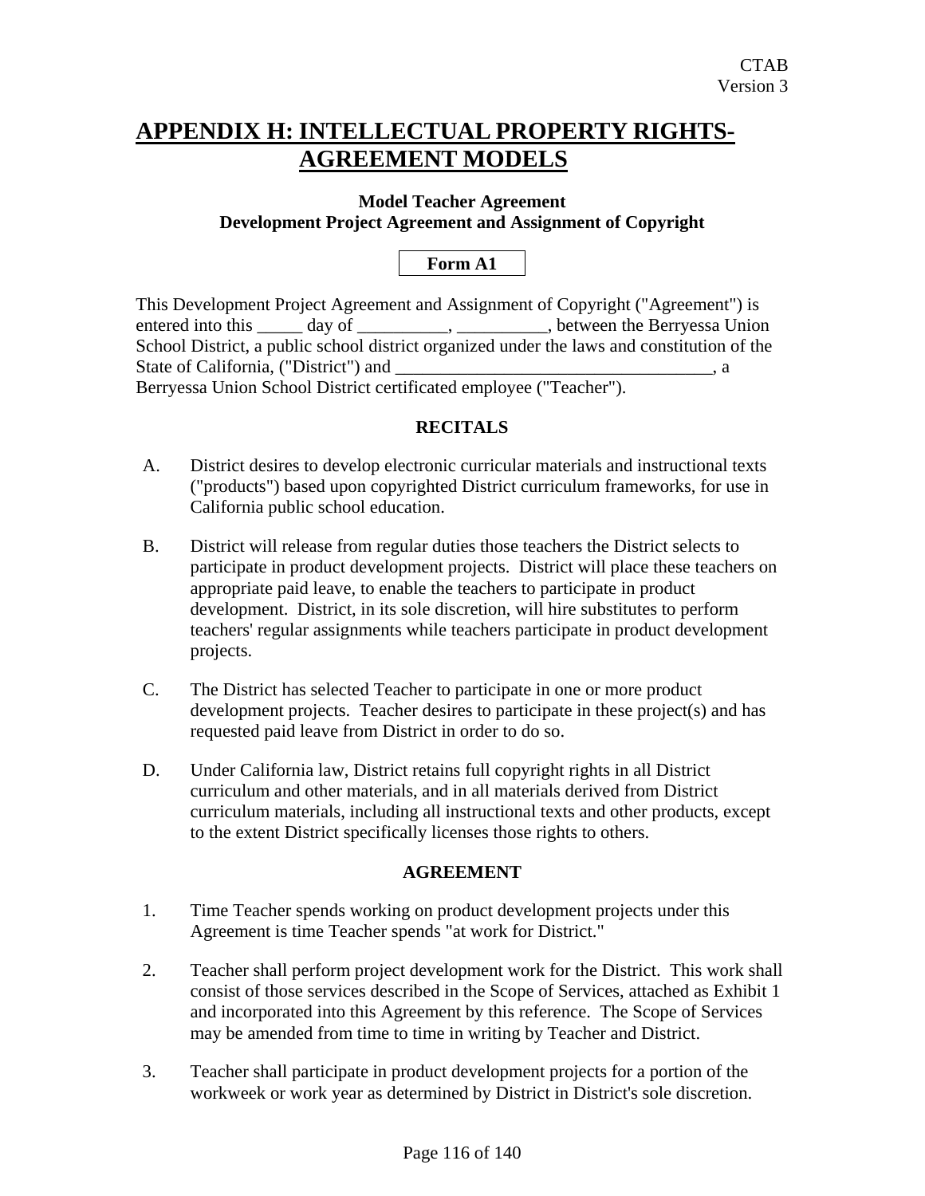# APPENDIX H: INTELLECTUAL PROPERTY RIGHTS-AGREEMENT MODELS

**Model Teacher Agreement**
**Development Project Agreement and Assignment of Copyright**

**Form A1**

This Development Project Agreement and Assignment of Copyright ("Agreement") is entered into this _____ day of __________, __________, between the Berryessa Union School District, a public school district organized under the laws and constitution of the State of California, ("District") and ___________________________________, a Berryessa Union School District certificated employee ("Teacher").

**RECITALS**

A. District desires to develop electronic curricular materials and instructional texts ("products") based upon copyrighted District curriculum frameworks, for use in California public school education.

B. District will release from regular duties those teachers the District selects to participate in product development projects. District will place these teachers on appropriate paid leave, to enable the teachers to participate in product development. District, in its sole discretion, will hire substitutes to perform teachers' regular assignments while teachers participate in product development projects.

C. The District has selected Teacher to participate in one or more product development projects. Teacher desires to participate in these project(s) and has requested paid leave from District in order to do so.

D. Under California law, District retains full copyright rights in all District curriculum and other materials, and in all materials derived from District curriculum materials, including all instructional texts and other products, except to the extent District specifically licenses those rights to others.

**AGREEMENT**

1. Time Teacher spends working on product development projects under this Agreement is time Teacher spends "at work for District."

2. Teacher shall perform project development work for the District. This work shall consist of those services described in the Scope of Services, attached as Exhibit 1 and incorporated into this Agreement by this reference. The Scope of Services may be amended from time to time in writing by Teacher and District.

3. Teacher shall participate in product development projects for a portion of the workweek or work year as determined by District in District's sole discretion.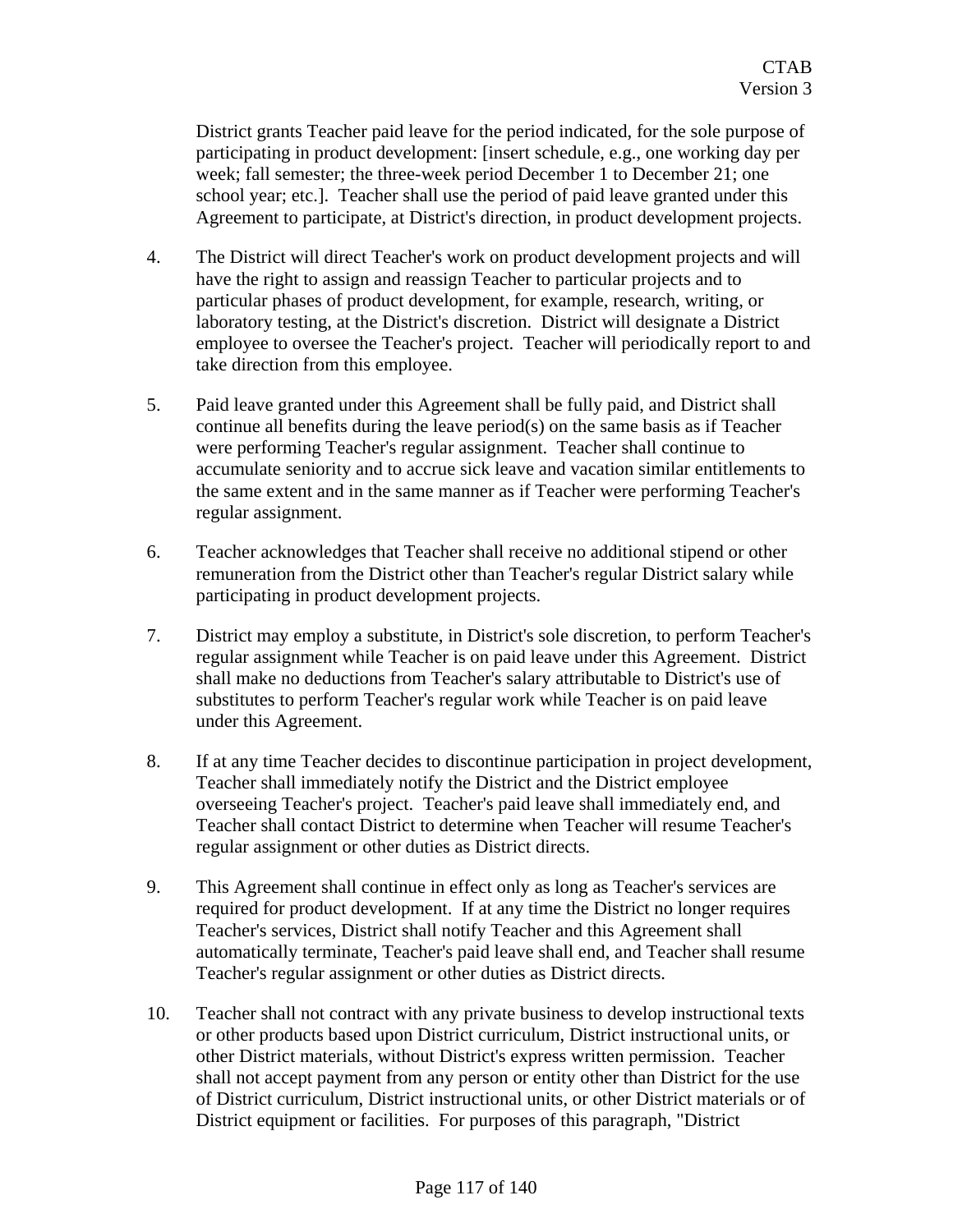District grants Teacher paid leave for the period indicated, for the sole purpose of participating in product development: [insert schedule, e.g., one working day per week; fall semester; the three-week period December 1 to December 21; one school year; etc.]. Teacher shall use the period of paid leave granted under this Agreement to participate, at District's direction, in product development projects.

4. The District will direct Teacher's work on product development projects and will have the right to assign and reassign Teacher to particular projects and to particular phases of product development, for example, research, writing, or laboratory testing, at the District's discretion. District will designate a District employee to oversee the Teacher's project. Teacher will periodically report to and take direction from this employee.

5. Paid leave granted under this Agreement shall be fully paid, and District shall continue all benefits during the leave period(s) on the same basis as if Teacher were performing Teacher's regular assignment. Teacher shall continue to accumulate seniority and to accrue sick leave and vacation similar entitlements to the same extent and in the same manner as if Teacher were performing Teacher's regular assignment.

6. Teacher acknowledges that Teacher shall receive no additional stipend or other remuneration from the District other than Teacher's regular District salary while participating in product development projects.

7. District may employ a substitute, in District's sole discretion, to perform Teacher's regular assignment while Teacher is on paid leave under this Agreement. District shall make no deductions from Teacher's salary attributable to District's use of substitutes to perform Teacher's regular work while Teacher is on paid leave under this Agreement.

8. If at any time Teacher decides to discontinue participation in project development, Teacher shall immediately notify the District and the District employee overseeing Teacher's project. Teacher's paid leave shall immediately end, and Teacher shall contact District to determine when Teacher will resume Teacher's regular assignment or other duties as District directs.

9. This Agreement shall continue in effect only as long as Teacher's services are required for product development. If at any time the District no longer requires Teacher's services, District shall notify Teacher and this Agreement shall automatically terminate, Teacher's paid leave shall end, and Teacher shall resume Teacher's regular assignment or other duties as District directs.

10. Teacher shall not contract with any private business to develop instructional texts or other products based upon District curriculum, District instructional units, or other District materials, without District's express written permission. Teacher shall not accept payment from any person or entity other than District for the use of District curriculum, District instructional units, or other District materials or of District equipment or facilities. For purposes of this paragraph, "District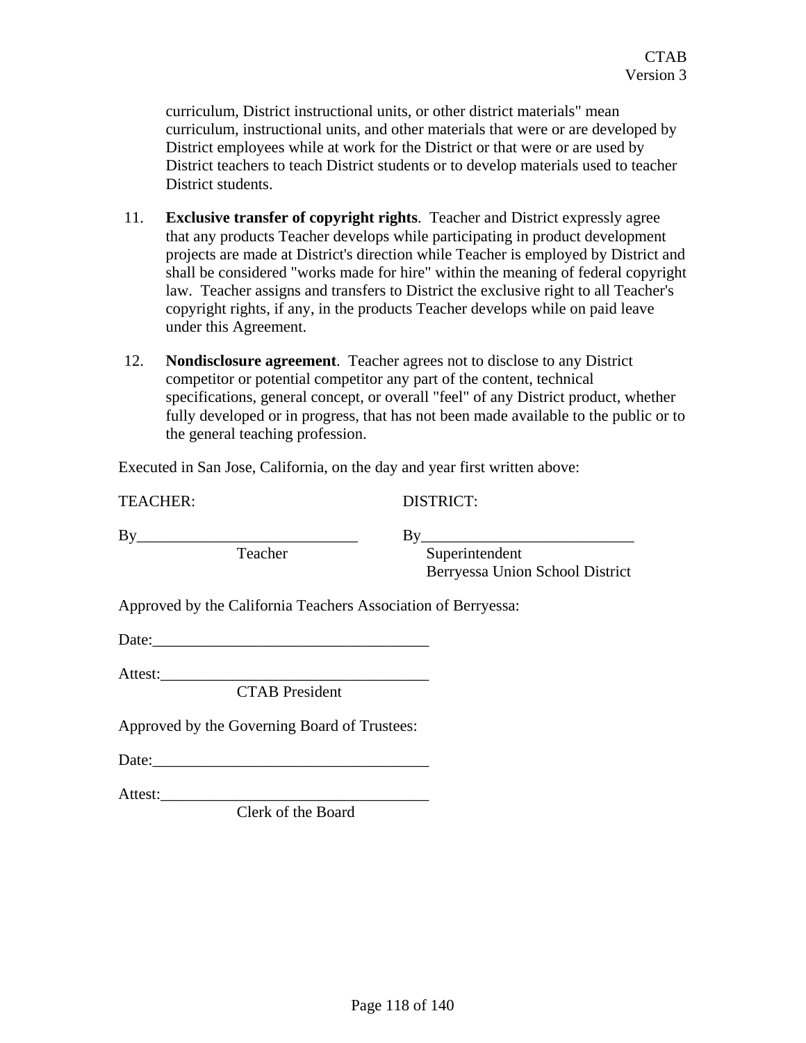curriculum, District instructional units, or other district materials" mean curriculum, instructional units, and other materials that were or are developed by District employees while at work for the District or that were or are used by District teachers to teach District students or to develop materials used to teacher District students.

11. **Exclusive transfer of copyright rights**. Teacher and District expressly agree that any products Teacher develops while participating in product development projects are made at District's direction while Teacher is employed by District and shall be considered "works made for hire" within the meaning of federal copyright law. Teacher assigns and transfers to District the exclusive right to all Teacher's copyright rights, if any, in the products Teacher develops while on paid leave under this Agreement.

12. **Nondisclosure agreement**. Teacher agrees not to disclose to any District competitor or potential competitor any part of the content, technical specifications, general concept, or overall "feel" of any District product, whether fully developed or in progress, that has not been made available to the public or to the general teaching profession.

Executed in San Jose, California, on the day and year first written above:

TEACHER:

By____________________________
Teacher

DISTRICT:

By___________________________
Superintendent
Berryessa Union School District

Approved by the California Teachers Association of Berryessa:

Date:___________________________________

Attest:__________________________________
CTAB President

Approved by the Governing Board of Trustees:

Date:___________________________________

Attest:__________________________________
Clerk of the Board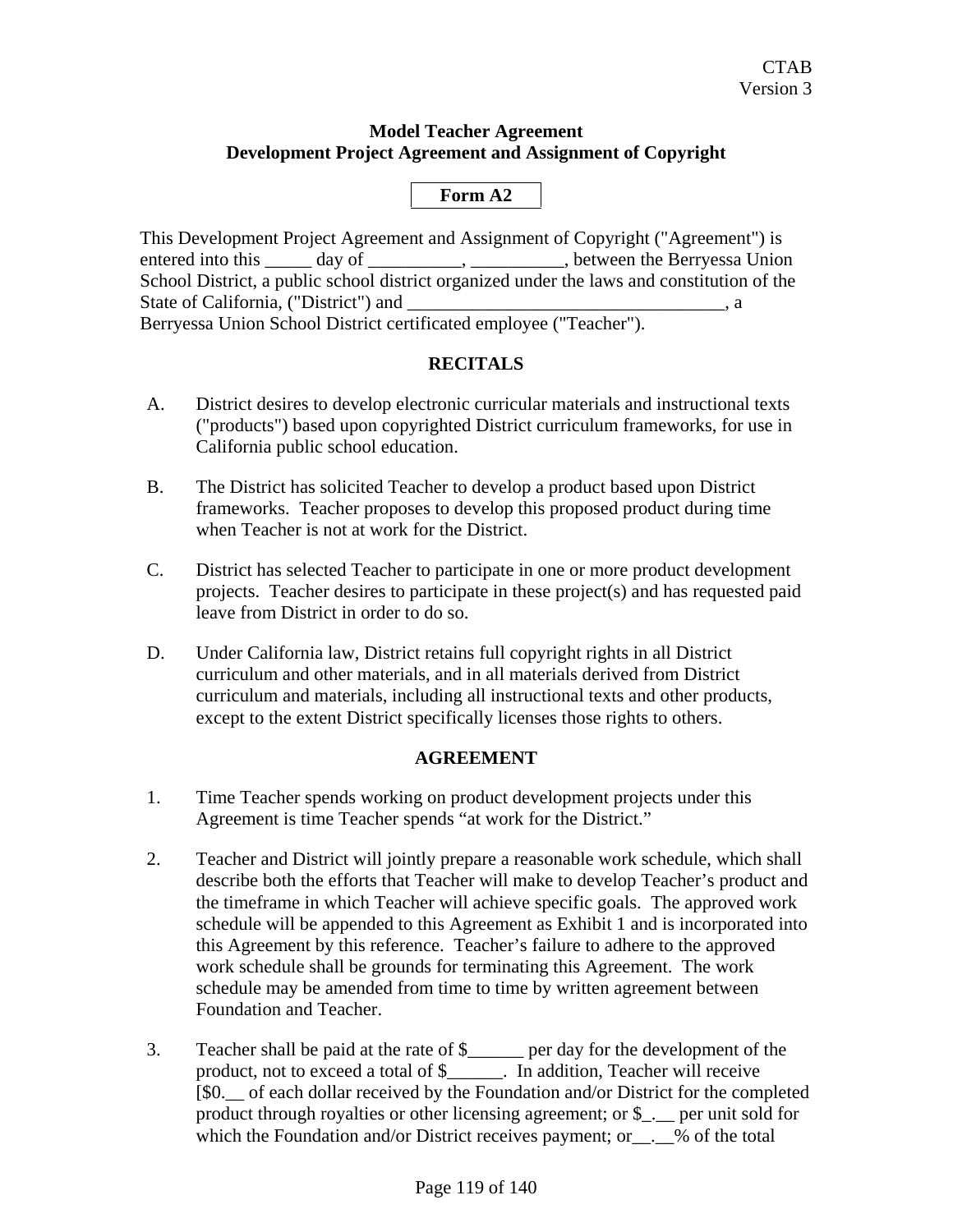CTAB
Version 3

**Model Teacher Agreement**
**Development Project Agreement and Assignment of Copyright**

**Form A2**

This Development Project Agreement and Assignment of Copyright ("Agreement") is entered into this _____ day of __________, __________, between the Berryessa Union School District, a public school district organized under the laws and constitution of the State of California, ("District") and __________________________________, a Berryessa Union School District certificated employee ("Teacher").

## RECITALS

A. District desires to develop electronic curricular materials and instructional texts ("products") based upon copyrighted District curriculum frameworks, for use in California public school education.

B. The District has solicited Teacher to develop a product based upon District frameworks. Teacher proposes to develop this proposed product during time when Teacher is not at work for the District.

C. District has selected Teacher to participate in one or more product development projects. Teacher desires to participate in these project(s) and has requested paid leave from District in order to do so.

D. Under California law, District retains full copyright rights in all District curriculum and other materials, and in all materials derived from District curriculum and materials, including all instructional texts and other products, except to the extent District specifically licenses those rights to others.

## AGREEMENT

1. Time Teacher spends working on product development projects under this Agreement is time Teacher spends "at work for the District."

2. Teacher and District will jointly prepare a reasonable work schedule, which shall describe both the efforts that Teacher will make to develop Teacher's product and the timeframe in which Teacher will achieve specific goals. The approved work schedule will be appended to this Agreement as Exhibit 1 and is incorporated into this Agreement by this reference. Teacher's failure to adhere to the approved work schedule shall be grounds for terminating this Agreement. The work schedule may be amended from time to time by written agreement between Foundation and Teacher.

3. Teacher shall be paid at the rate of $______ per day for the development of the product, not to exceed a total of $______. In addition, Teacher will receive [$0.__ of each dollar received by the Foundation and/or District for the completed product through royalties or other licensing agreement; or $_.__ per unit sold for which the Foundation and/or District receives payment; or__.__% of the total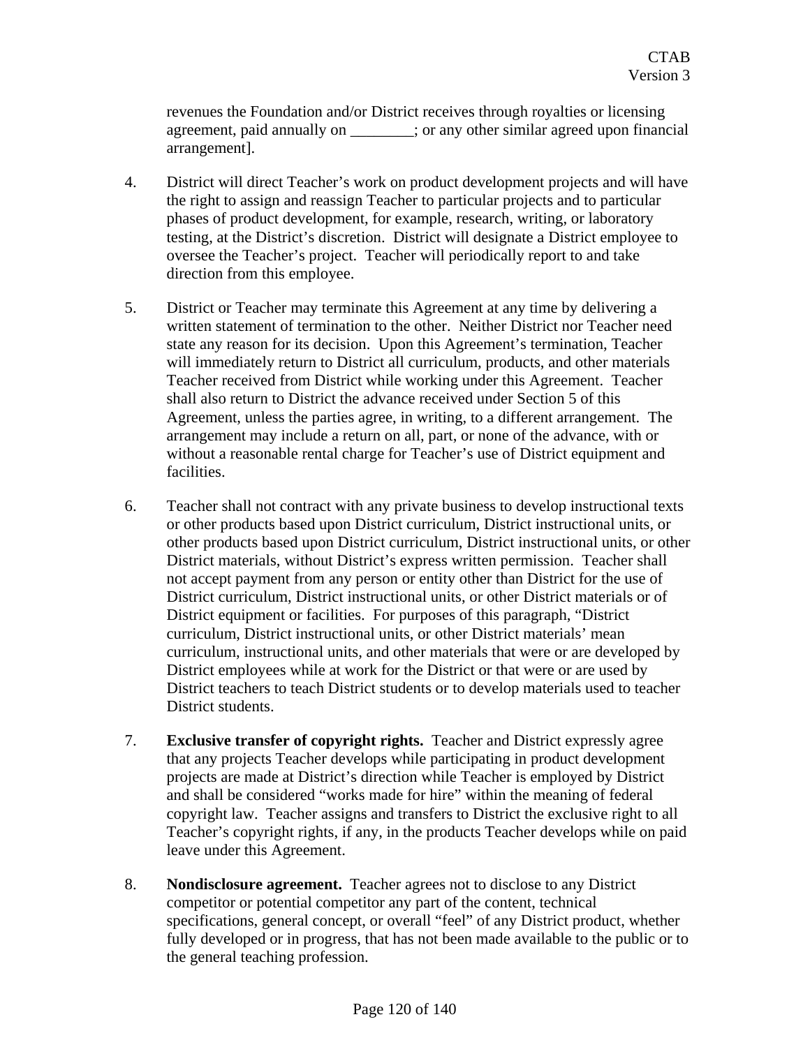revenues the Foundation and/or District receives through royalties or licensing agreement, paid annually on ________; or any other similar agreed upon financial arrangement].

4. District will direct Teacher's work on product development projects and will have the right to assign and reassign Teacher to particular projects and to particular phases of product development, for example, research, writing, or laboratory testing, at the District's discretion. District will designate a District employee to oversee the Teacher's project. Teacher will periodically report to and take direction from this employee.

5. District or Teacher may terminate this Agreement at any time by delivering a written statement of termination to the other. Neither District nor Teacher need state any reason for its decision. Upon this Agreement's termination, Teacher will immediately return to District all curriculum, products, and other materials Teacher received from District while working under this Agreement. Teacher shall also return to District the advance received under Section 5 of this Agreement, unless the parties agree, in writing, to a different arrangement. The arrangement may include a return on all, part, or none of the advance, with or without a reasonable rental charge for Teacher's use of District equipment and facilities.

6. Teacher shall not contract with any private business to develop instructional texts or other products based upon District curriculum, District instructional units, or other products based upon District curriculum, District instructional units, or other District materials, without District's express written permission. Teacher shall not accept payment from any person or entity other than District for the use of District curriculum, District instructional units, or other District materials or of District equipment or facilities. For purposes of this paragraph, "District curriculum, District instructional units, or other District materials' mean curriculum, instructional units, and other materials that were or are developed by District employees while at work for the District or that were or are used by District teachers to teach District students or to develop materials used to teacher District students.

7. **Exclusive transfer of copyright rights.** Teacher and District expressly agree that any projects Teacher develops while participating in product development projects are made at District's direction while Teacher is employed by District and shall be considered "works made for hire" within the meaning of federal copyright law. Teacher assigns and transfers to District the exclusive right to all Teacher's copyright rights, if any, in the products Teacher develops while on paid leave under this Agreement.

8. **Nondisclosure agreement.** Teacher agrees not to disclose to any District competitor or potential competitor any part of the content, technical specifications, general concept, or overall "feel" of any District product, whether fully developed or in progress, that has not been made available to the public or to the general teaching profession.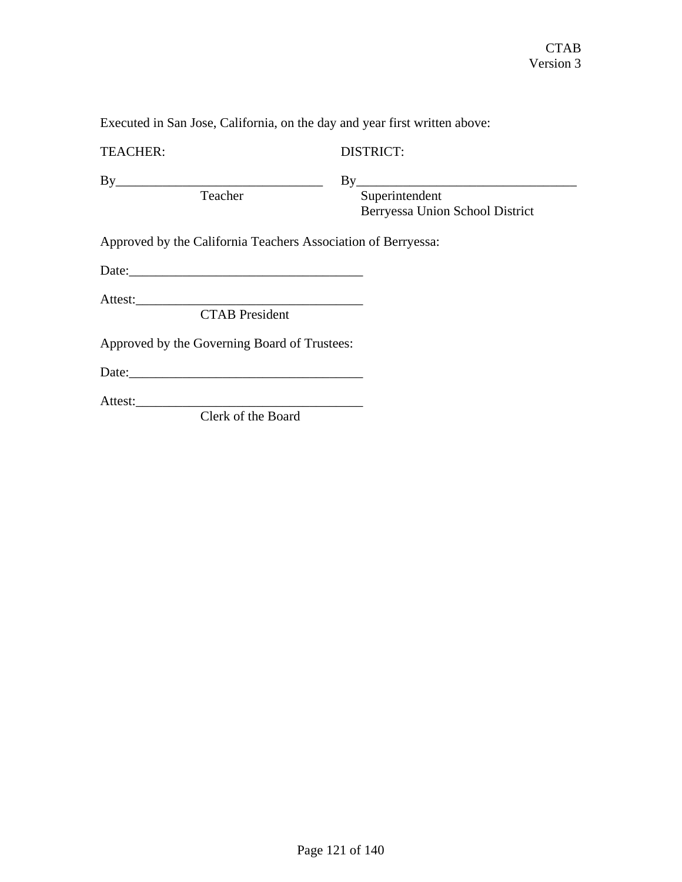Executed in San Jose, California, on the day and year first written above:

| TEACHER: | DISTRICT: |
|---|---|
| By________________________________ | By__________________________________ |
| Teacher | Superintendent<br>Berryessa Union School District |

Approved by the California Teachers Association of Berryessa:

Date:___________________________________

Attest:__________________________________
CTAB President

Approved by the Governing Board of Trustees:

Date:___________________________________

Attest:__________________________________
Clerk of the Board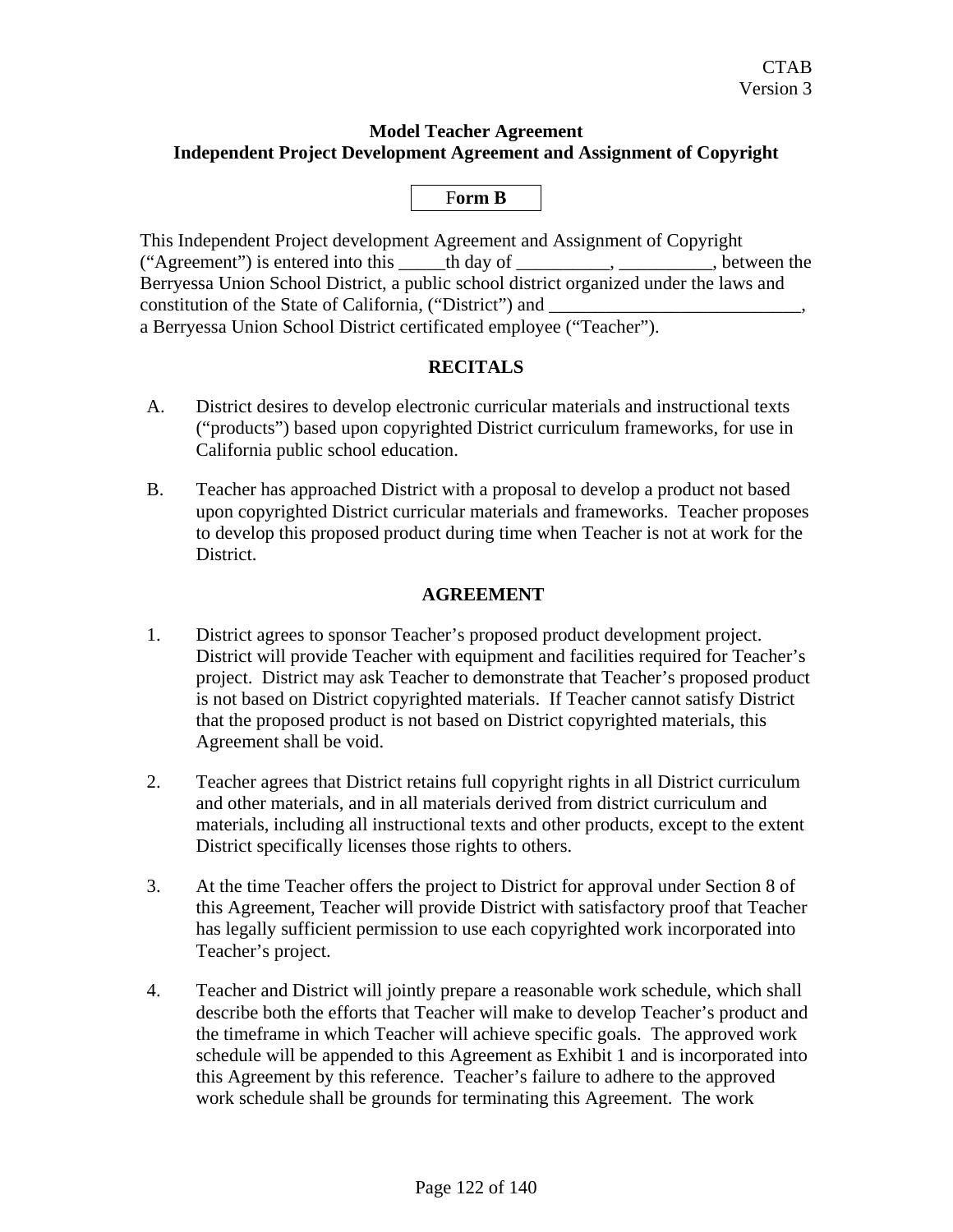CTAB
Version 3

**Model Teacher Agreement**
**Independent Project Development Agreement and Assignment of Copyright**

**Form B**

This Independent Project development Agreement and Assignment of Copyright (“Agreement”) is entered into this _____th day of __________, __________, between the Berryessa Union School District, a public school district organized under the laws and constitution of the State of California, (“District”) and ___________________________, a Berryessa Union School District certificated employee (“Teacher”).

**RECITALS**

A. District desires to develop electronic curricular materials and instructional texts (“products”) based upon copyrighted District curriculum frameworks, for use in California public school education.

B. Teacher has approached District with a proposal to develop a product not based upon copyrighted District curricular materials and frameworks. Teacher proposes to develop this proposed product during time when Teacher is not at work for the District.

**AGREEMENT**

1. District agrees to sponsor Teacher’s proposed product development project. District will provide Teacher with equipment and facilities required for Teacher’s project. District may ask Teacher to demonstrate that Teacher’s proposed product is not based on District copyrighted materials. If Teacher cannot satisfy District that the proposed product is not based on District copyrighted materials, this Agreement shall be void.

2. Teacher agrees that District retains full copyright rights in all District curriculum and other materials, and in all materials derived from district curriculum and materials, including all instructional texts and other products, except to the extent District specifically licenses those rights to others.

3. At the time Teacher offers the project to District for approval under Section 8 of this Agreement, Teacher will provide District with satisfactory proof that Teacher has legally sufficient permission to use each copyrighted work incorporated into Teacher’s project.

4. Teacher and District will jointly prepare a reasonable work schedule, which shall describe both the efforts that Teacher will make to develop Teacher’s product and the timeframe in which Teacher will achieve specific goals. The approved work schedule will be appended to this Agreement as Exhibit 1 and is incorporated into this Agreement by this reference. Teacher’s failure to adhere to the approved work schedule shall be grounds for terminating this Agreement. The work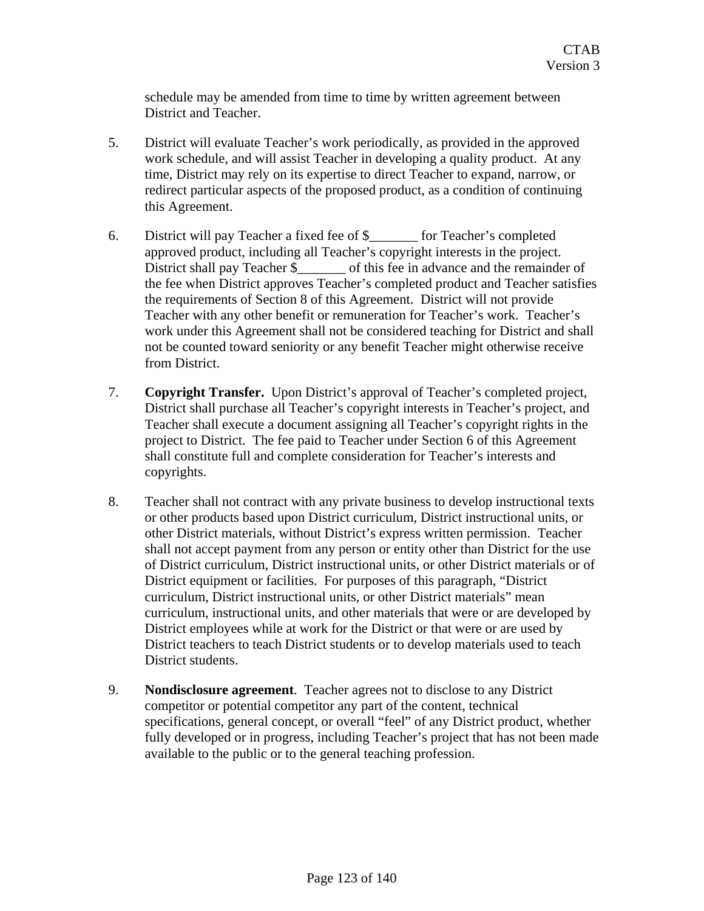schedule may be amended from time to time by written agreement between District and Teacher.

5. District will evaluate Teacher's work periodically, as provided in the approved work schedule, and will assist Teacher in developing a quality product. At any time, District may rely on its expertise to direct Teacher to expand, narrow, or redirect particular aspects of the proposed product, as a condition of continuing this Agreement.

6. District will pay Teacher a fixed fee of $_______ for Teacher's completed approved product, including all Teacher's copyright interests in the project. District shall pay Teacher $_______ of this fee in advance and the remainder of the fee when District approves Teacher's completed product and Teacher satisfies the requirements of Section 8 of this Agreement. District will not provide Teacher with any other benefit or remuneration for Teacher's work. Teacher's work under this Agreement shall not be considered teaching for District and shall not be counted toward seniority or any benefit Teacher might otherwise receive from District.

7. **Copyright Transfer.** Upon District's approval of Teacher's completed project, District shall purchase all Teacher's copyright interests in Teacher's project, and Teacher shall execute a document assigning all Teacher's copyright rights in the project to District. The fee paid to Teacher under Section 6 of this Agreement shall constitute full and complete consideration for Teacher's interests and copyrights.

8. Teacher shall not contract with any private business to develop instructional texts or other products based upon District curriculum, District instructional units, or other District materials, without District's express written permission. Teacher shall not accept payment from any person or entity other than District for the use of District curriculum, District instructional units, or other District materials or of District equipment or facilities. For purposes of this paragraph, "District curriculum, District instructional units, or other District materials" mean curriculum, instructional units, and other materials that were or are developed by District employees while at work for the District or that were or are used by District teachers to teach District students or to develop materials used to teach District students.

9. **Nondisclosure agreement**. Teacher agrees not to disclose to any District competitor or potential competitor any part of the content, technical specifications, general concept, or overall "feel" of any District product, whether fully developed or in progress, including Teacher's project that has not been made available to the public or to the general teaching profession.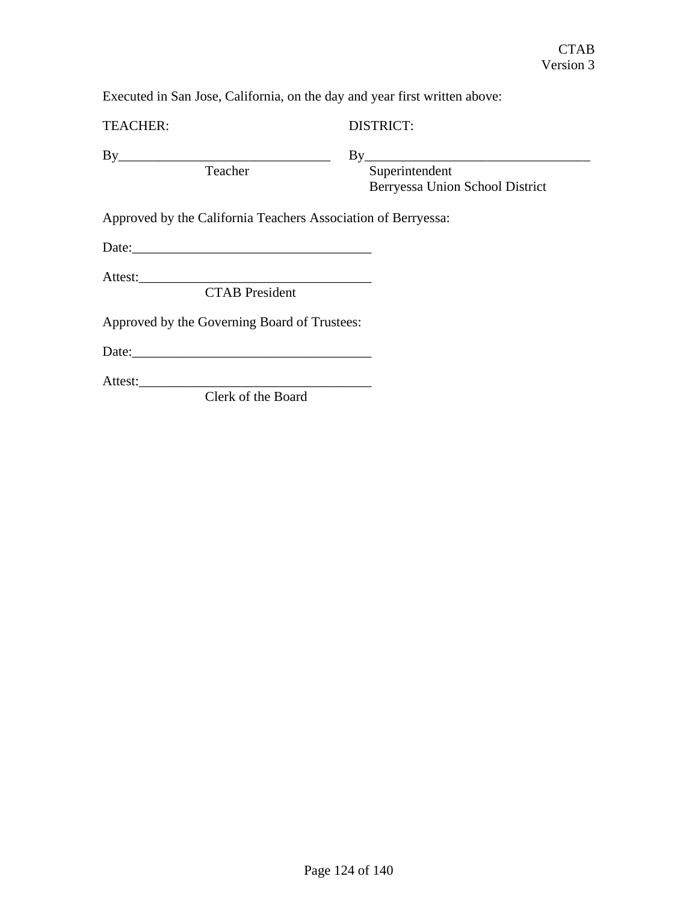CTAB
Version 3

Executed in San Jose, California, on the day and year first written above:

| TEACHER: | DISTRICT: |
| --- | --- |
| By_______________________________ | By_________________________________ |
| Teacher | Superintendent<br>Berryessa Union School District |

Approved by the California Teachers Association of Berryessa:

Date:___________________________________

Attest:_________________________________
CTAB President

Approved by the Governing Board of Trustees:

Date:___________________________________

Attest:_________________________________
Clerk of the Board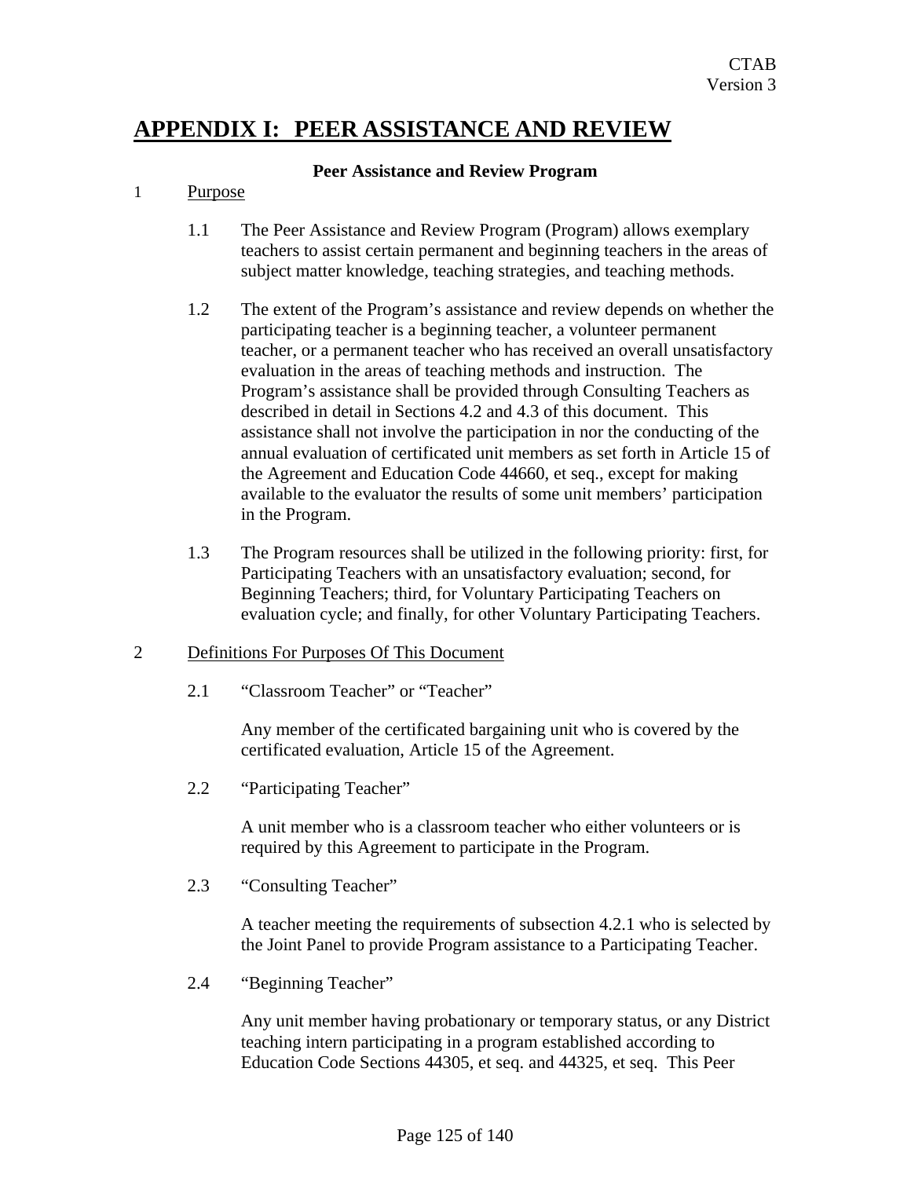# APPENDIX I: PEER ASSISTANCE AND REVIEW

**Peer Assistance and Review Program**

1 Purpose

1.1 The Peer Assistance and Review Program (Program) allows exemplary teachers to assist certain permanent and beginning teachers in the areas of subject matter knowledge, teaching strategies, and teaching methods.

1.2 The extent of the Program's assistance and review depends on whether the participating teacher is a beginning teacher, a volunteer permanent teacher, or a permanent teacher who has received an overall unsatisfactory evaluation in the areas of teaching methods and instruction. The Program's assistance shall be provided through Consulting Teachers as described in detail in Sections 4.2 and 4.3 of this document. This assistance shall not involve the participation in nor the conducting of the annual evaluation of certificated unit members as set forth in Article 15 of the Agreement and Education Code 44660, et seq., except for making available to the evaluator the results of some unit members' participation in the Program.

1.3 The Program resources shall be utilized in the following priority: first, for Participating Teachers with an unsatisfactory evaluation; second, for Beginning Teachers; third, for Voluntary Participating Teachers on evaluation cycle; and finally, for other Voluntary Participating Teachers.

2 Definitions For Purposes Of This Document

2.1 "Classroom Teacher" or "Teacher"

Any member of the certificated bargaining unit who is covered by the certificated evaluation, Article 15 of the Agreement.

2.2 "Participating Teacher"

A unit member who is a classroom teacher who either volunteers or is required by this Agreement to participate in the Program.

2.3 "Consulting Teacher"

A teacher meeting the requirements of subsection 4.2.1 who is selected by the Joint Panel to provide Program assistance to a Participating Teacher.

2.4 "Beginning Teacher"

Any unit member having probationary or temporary status, or any District teaching intern participating in a program established according to Education Code Sections 44305, et seq. and 44325, et seq. This Peer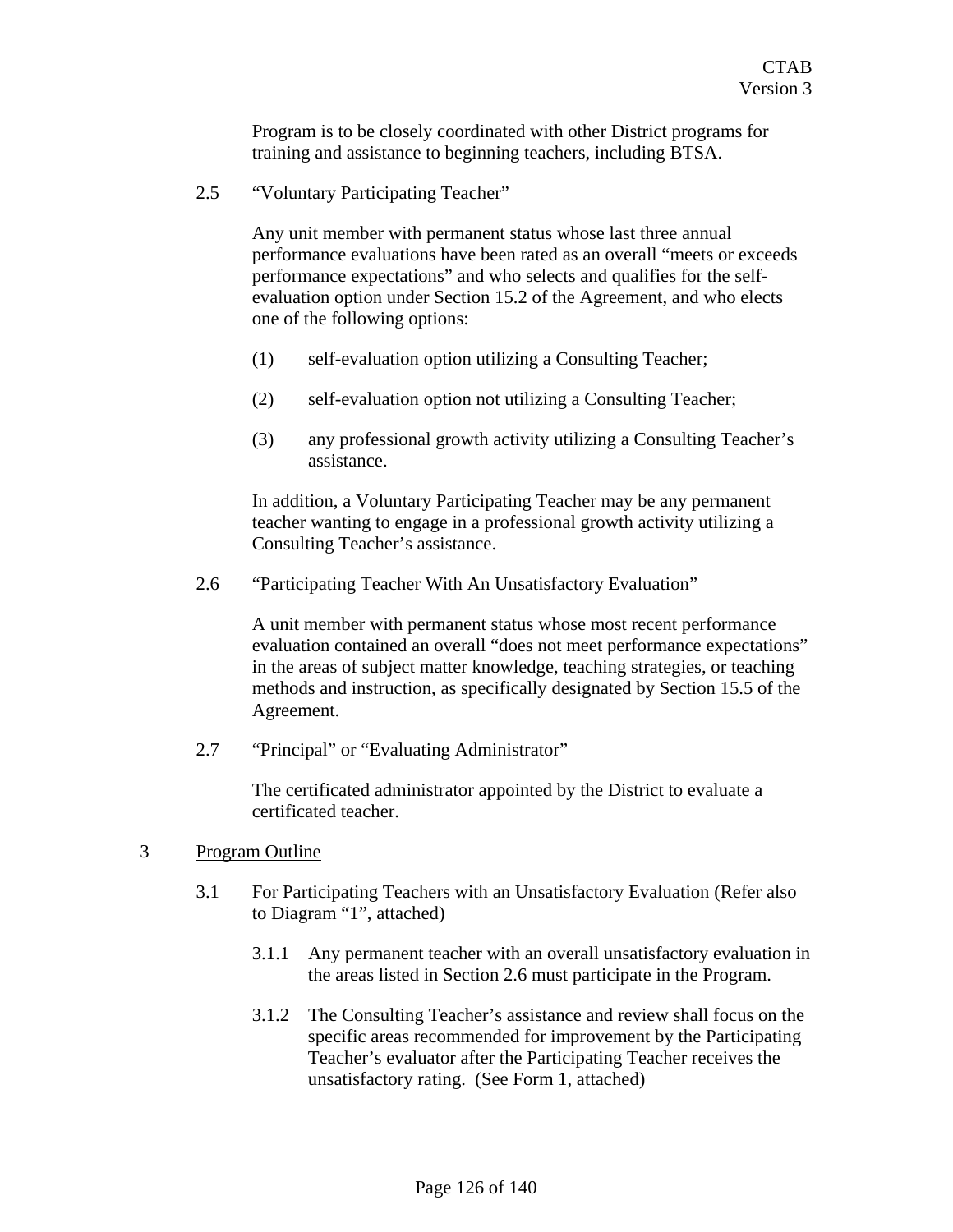Program is to be closely coordinated with other District programs for training and assistance to beginning teachers, including BTSA.

2.5 "Voluntary Participating Teacher"

Any unit member with permanent status whose last three annual performance evaluations have been rated as an overall "meets or exceeds performance expectations" and who selects and qualifies for the self-evaluation option under Section 15.2 of the Agreement, and who elects one of the following options:

(1) self-evaluation option utilizing a Consulting Teacher;

(2) self-evaluation option not utilizing a Consulting Teacher;

(3) any professional growth activity utilizing a Consulting Teacher's assistance.

In addition, a Voluntary Participating Teacher may be any permanent teacher wanting to engage in a professional growth activity utilizing a Consulting Teacher's assistance.

2.6 "Participating Teacher With An Unsatisfactory Evaluation"

A unit member with permanent status whose most recent performance evaluation contained an overall "does not meet performance expectations" in the areas of subject matter knowledge, teaching strategies, or teaching methods and instruction, as specifically designated by Section 15.5 of the Agreement.

2.7 "Principal" or "Evaluating Administrator"

The certificated administrator appointed by the District to evaluate a certificated teacher.

3 <u>Program Outline</u>

3.1 For Participating Teachers with an Unsatisfactory Evaluation (Refer also to Diagram "1", attached)

3.1.1 Any permanent teacher with an overall unsatisfactory evaluation in the areas listed in Section 2.6 must participate in the Program.

3.1.2 The Consulting Teacher's assistance and review shall focus on the specific areas recommended for improvement by the Participating Teacher's evaluator after the Participating Teacher receives the unsatisfactory rating. (See Form 1, attached)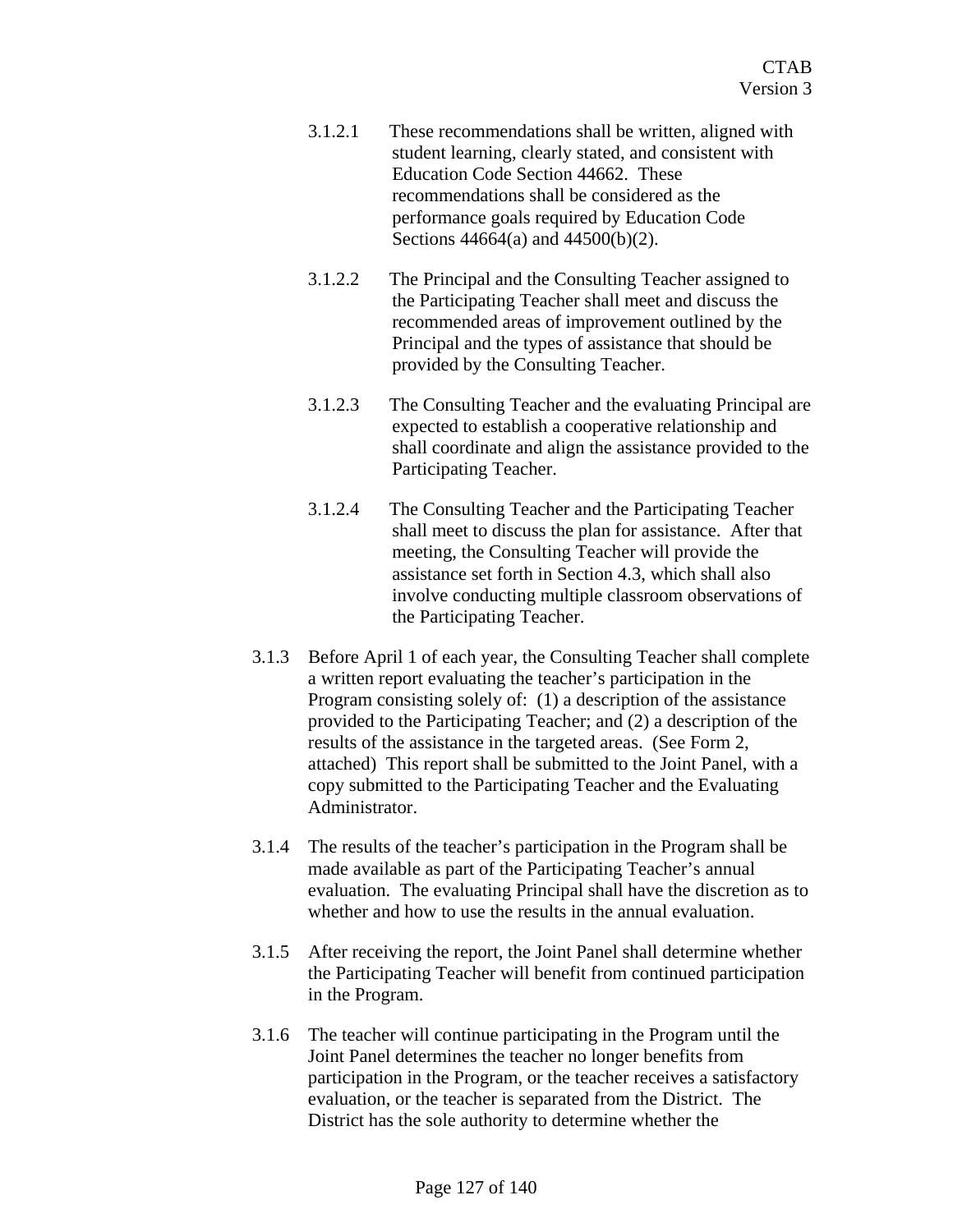3.1.2.1 These recommendations shall be written, aligned with student learning, clearly stated, and consistent with Education Code Section 44662. These recommendations shall be considered as the performance goals required by Education Code Sections 44664(a) and 44500(b)(2).

3.1.2.2 The Principal and the Consulting Teacher assigned to the Participating Teacher shall meet and discuss the recommended areas of improvement outlined by the Principal and the types of assistance that should be provided by the Consulting Teacher.

3.1.2.3 The Consulting Teacher and the evaluating Principal are expected to establish a cooperative relationship and shall coordinate and align the assistance provided to the Participating Teacher.

3.1.2.4 The Consulting Teacher and the Participating Teacher shall meet to discuss the plan for assistance. After that meeting, the Consulting Teacher will provide the assistance set forth in Section 4.3, which shall also involve conducting multiple classroom observations of the Participating Teacher.

3.1.3 Before April 1 of each year, the Consulting Teacher shall complete a written report evaluating the teacher's participation in the Program consisting solely of: (1) a description of the assistance provided to the Participating Teacher; and (2) a description of the results of the assistance in the targeted areas. (See Form 2, attached) This report shall be submitted to the Joint Panel, with a copy submitted to the Participating Teacher and the Evaluating Administrator.

3.1.4 The results of the teacher's participation in the Program shall be made available as part of the Participating Teacher's annual evaluation. The evaluating Principal shall have the discretion as to whether and how to use the results in the annual evaluation.

3.1.5 After receiving the report, the Joint Panel shall determine whether the Participating Teacher will benefit from continued participation in the Program.

3.1.6 The teacher will continue participating in the Program until the Joint Panel determines the teacher no longer benefits from participation in the Program, or the teacher receives a satisfactory evaluation, or the teacher is separated from the District. The District has the sole authority to determine whether the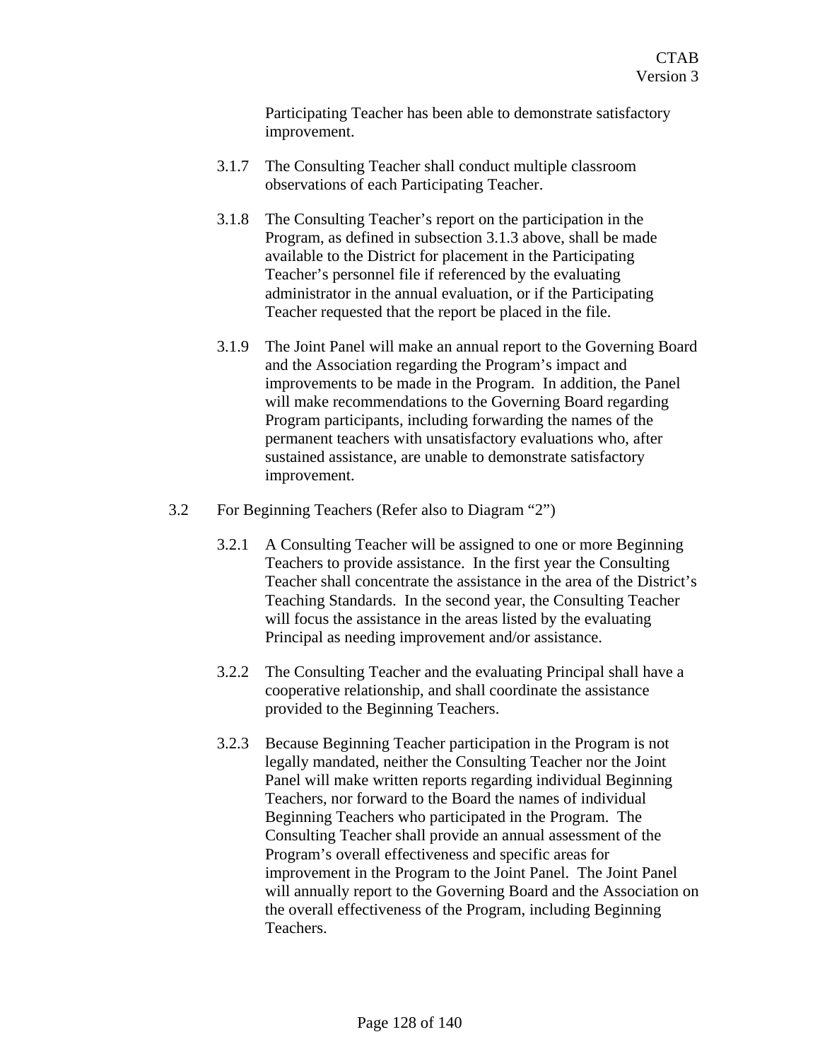Participating Teacher has been able to demonstrate satisfactory improvement.

3.1.7 The Consulting Teacher shall conduct multiple classroom observations of each Participating Teacher.

3.1.8 The Consulting Teacher's report on the participation in the Program, as defined in subsection 3.1.3 above, shall be made available to the District for placement in the Participating Teacher's personnel file if referenced by the evaluating administrator in the annual evaluation, or if the Participating Teacher requested that the report be placed in the file.

3.1.9 The Joint Panel will make an annual report to the Governing Board and the Association regarding the Program's impact and improvements to be made in the Program. In addition, the Panel will make recommendations to the Governing Board regarding Program participants, including forwarding the names of the permanent teachers with unsatisfactory evaluations who, after sustained assistance, are unable to demonstrate satisfactory improvement.

3.2 For Beginning Teachers (Refer also to Diagram "2")

3.2.1 A Consulting Teacher will be assigned to one or more Beginning Teachers to provide assistance. In the first year the Consulting Teacher shall concentrate the assistance in the area of the District's Teaching Standards. In the second year, the Consulting Teacher will focus the assistance in the areas listed by the evaluating Principal as needing improvement and/or assistance.

3.2.2 The Consulting Teacher and the evaluating Principal shall have a cooperative relationship, and shall coordinate the assistance provided to the Beginning Teachers.

3.2.3 Because Beginning Teacher participation in the Program is not legally mandated, neither the Consulting Teacher nor the Joint Panel will make written reports regarding individual Beginning Teachers, nor forward to the Board the names of individual Beginning Teachers who participated in the Program. The Consulting Teacher shall provide an annual assessment of the Program's overall effectiveness and specific areas for improvement in the Program to the Joint Panel. The Joint Panel will annually report to the Governing Board and the Association on the overall effectiveness of the Program, including Beginning Teachers.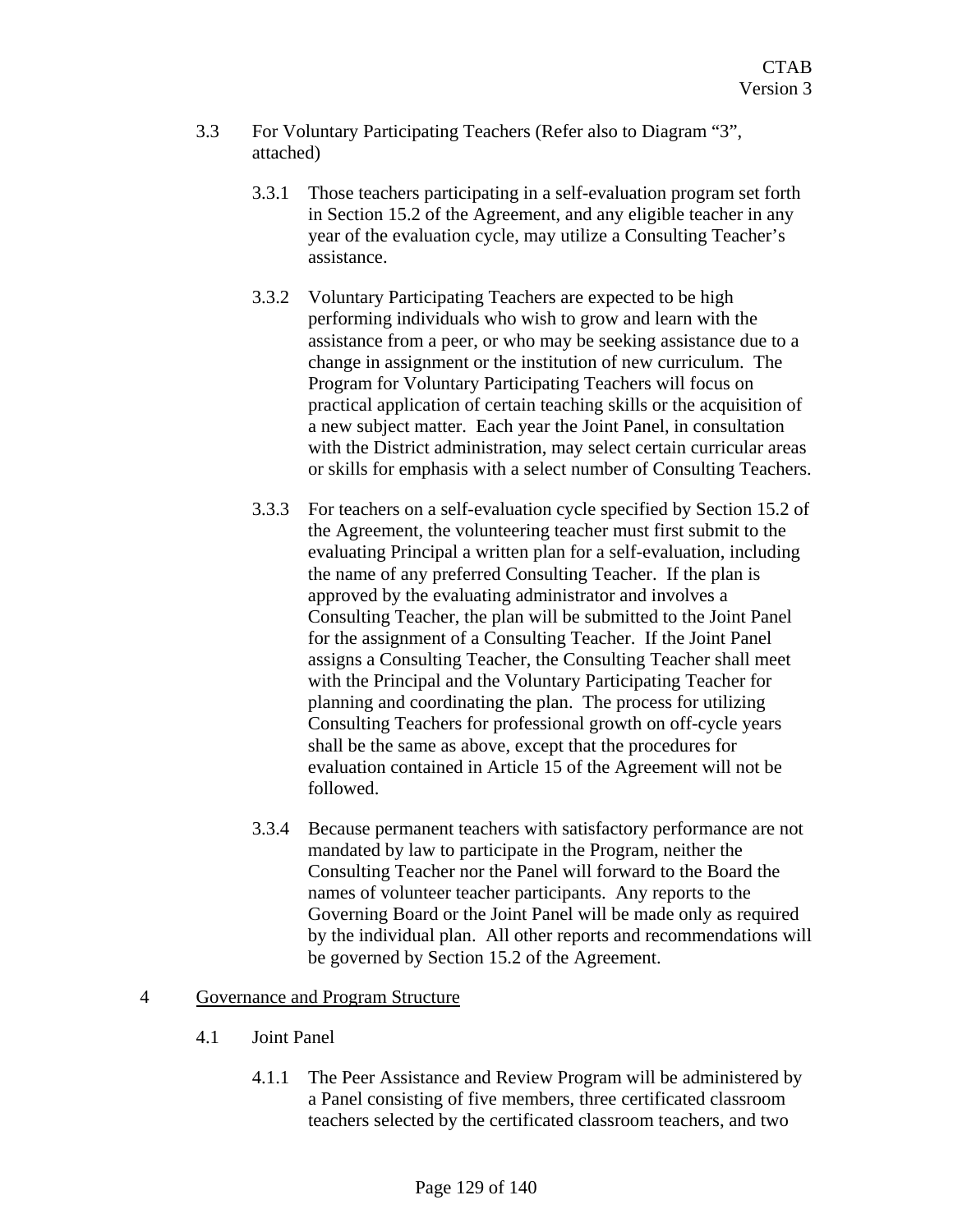3.3 For Voluntary Participating Teachers (Refer also to Diagram "3", attached)

3.3.1 Those teachers participating in a self-evaluation program set forth in Section 15.2 of the Agreement, and any eligible teacher in any year of the evaluation cycle, may utilize a Consulting Teacher's assistance.

3.3.2 Voluntary Participating Teachers are expected to be high performing individuals who wish to grow and learn with the assistance from a peer, or who may be seeking assistance due to a change in assignment or the institution of new curriculum. The Program for Voluntary Participating Teachers will focus on practical application of certain teaching skills or the acquisition of a new subject matter. Each year the Joint Panel, in consultation with the District administration, may select certain curricular areas or skills for emphasis with a select number of Consulting Teachers.

3.3.3 For teachers on a self-evaluation cycle specified by Section 15.2 of the Agreement, the volunteering teacher must first submit to the evaluating Principal a written plan for a self-evaluation, including the name of any preferred Consulting Teacher. If the plan is approved by the evaluating administrator and involves a Consulting Teacher, the plan will be submitted to the Joint Panel for the assignment of a Consulting Teacher. If the Joint Panel assigns a Consulting Teacher, the Consulting Teacher shall meet with the Principal and the Voluntary Participating Teacher for planning and coordinating the plan. The process for utilizing Consulting Teachers for professional growth on off-cycle years shall be the same as above, except that the procedures for evaluation contained in Article 15 of the Agreement will not be followed.

3.3.4 Because permanent teachers with satisfactory performance are not mandated by law to participate in the Program, neither the Consulting Teacher nor the Panel will forward to the Board the names of volunteer teacher participants. Any reports to the Governing Board or the Joint Panel will be made only as required by the individual plan. All other reports and recommendations will be governed by Section 15.2 of the Agreement.

## 4 <u>Governance and Program Structure</u>

4.1 Joint Panel

4.1.1 The Peer Assistance and Review Program will be administered by a Panel consisting of five members, three certificated classroom teachers selected by the certificated classroom teachers, and two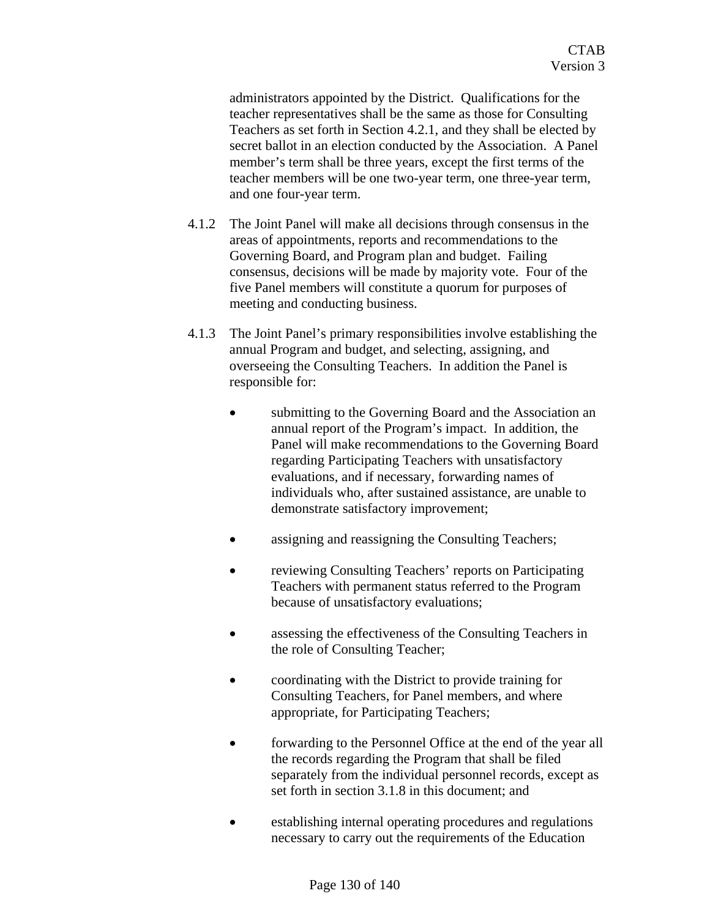administrators appointed by the District. Qualifications for the teacher representatives shall be the same as those for Consulting Teachers as set forth in Section 4.2.1, and they shall be elected by secret ballot in an election conducted by the Association. A Panel member's term shall be three years, except the first terms of the teacher members will be one two-year term, one three-year term, and one four-year term.

4.1.2 The Joint Panel will make all decisions through consensus in the areas of appointments, reports and recommendations to the Governing Board, and Program plan and budget. Failing consensus, decisions will be made by majority vote. Four of the five Panel members will constitute a quorum for purposes of meeting and conducting business.

4.1.3 The Joint Panel's primary responsibilities involve establishing the annual Program and budget, and selecting, assigning, and overseeing the Consulting Teachers. In addition the Panel is responsible for:

- submitting to the Governing Board and the Association an annual report of the Program's impact. In addition, the Panel will make recommendations to the Governing Board regarding Participating Teachers with unsatisfactory evaluations, and if necessary, forwarding names of individuals who, after sustained assistance, are unable to demonstrate satisfactory improvement;

- assigning and reassigning the Consulting Teachers;

- reviewing Consulting Teachers' reports on Participating Teachers with permanent status referred to the Program because of unsatisfactory evaluations;

- assessing the effectiveness of the Consulting Teachers in the role of Consulting Teacher;

- coordinating with the District to provide training for Consulting Teachers, for Panel members, and where appropriate, for Participating Teachers;

- forwarding to the Personnel Office at the end of the year all the records regarding the Program that shall be filed separately from the individual personnel records, except as set forth in section 3.1.8 in this document; and

- establishing internal operating procedures and regulations necessary to carry out the requirements of the Education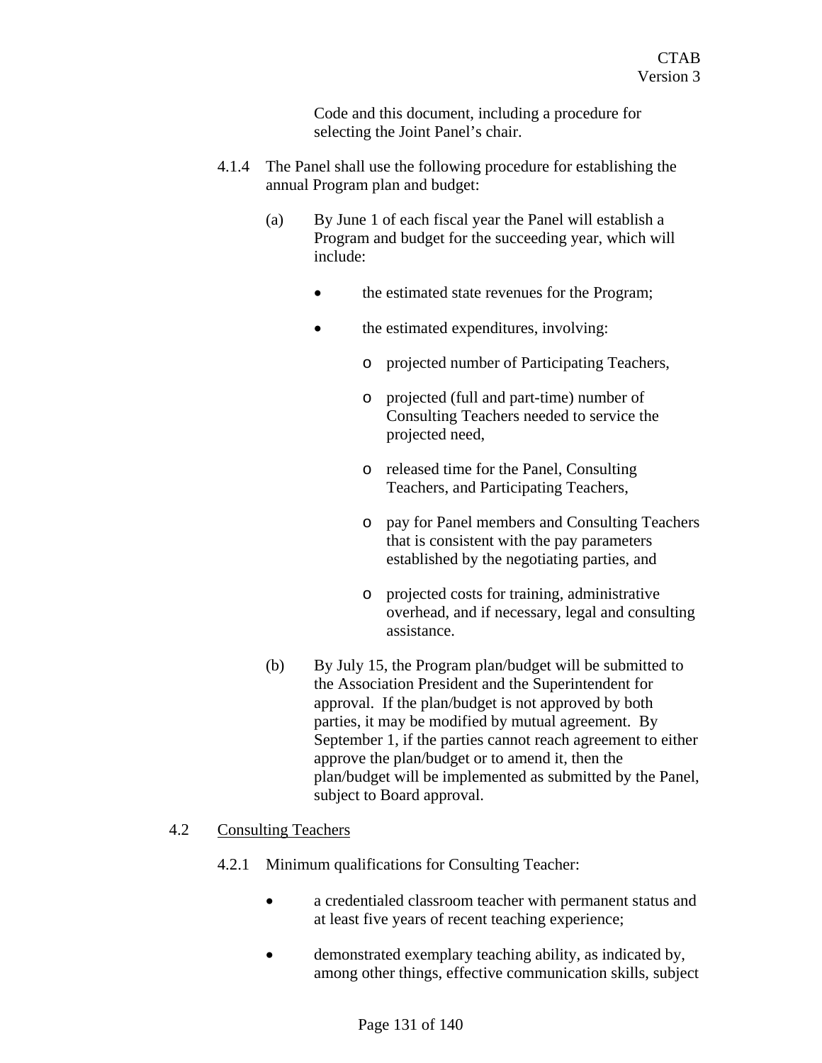Code and this document, including a procedure for selecting the Joint Panel's chair.

4.1.4 The Panel shall use the following procedure for establishing the annual Program plan and budget:

(a) By June 1 of each fiscal year the Panel will establish a Program and budget for the succeeding year, which will include:

- the estimated state revenues for the Program;
- the estimated expenditures, involving:
  - projected number of Participating Teachers,
  - projected (full and part-time) number of Consulting Teachers needed to service the projected need,
  - released time for the Panel, Consulting Teachers, and Participating Teachers,
  - pay for Panel members and Consulting Teachers that is consistent with the pay parameters established by the negotiating parties, and
  - projected costs for training, administrative overhead, and if necessary, legal and consulting assistance.

(b) By July 15, the Program plan/budget will be submitted to the Association President and the Superintendent for approval. If the plan/budget is not approved by both parties, it may be modified by mutual agreement. By September 1, if the parties cannot reach agreement to either approve the plan/budget or to amend it, then the plan/budget will be implemented as submitted by the Panel, subject to Board approval.

4.2 <u>Consulting Teachers</u>

4.2.1 Minimum qualifications for Consulting Teacher:

- a credentialed classroom teacher with permanent status and at least five years of recent teaching experience;
- demonstrated exemplary teaching ability, as indicated by, among other things, effective communication skills, subject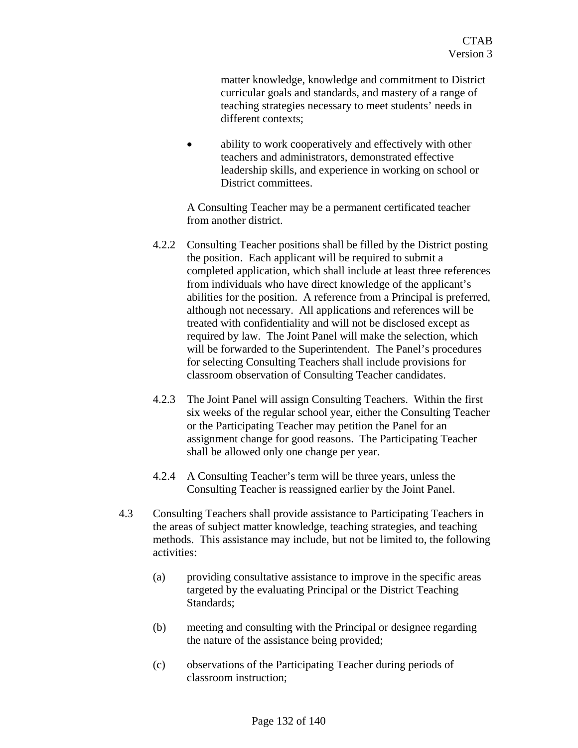matter knowledge, knowledge and commitment to District curricular goals and standards, and mastery of a range of teaching strategies necessary to meet students' needs in different contexts;

- ability to work cooperatively and effectively with other teachers and administrators, demonstrated effective leadership skills, and experience in working on school or District committees.

A Consulting Teacher may be a permanent certificated teacher from another district.

4.2.2 Consulting Teacher positions shall be filled by the District posting the position. Each applicant will be required to submit a completed application, which shall include at least three references from individuals who have direct knowledge of the applicant's abilities for the position. A reference from a Principal is preferred, although not necessary. All applications and references will be treated with confidentiality and will not be disclosed except as required by law. The Joint Panel will make the selection, which will be forwarded to the Superintendent. The Panel's procedures for selecting Consulting Teachers shall include provisions for classroom observation of Consulting Teacher candidates.

4.2.3 The Joint Panel will assign Consulting Teachers. Within the first six weeks of the regular school year, either the Consulting Teacher or the Participating Teacher may petition the Panel for an assignment change for good reasons. The Participating Teacher shall be allowed only one change per year.

4.2.4 A Consulting Teacher's term will be three years, unless the Consulting Teacher is reassigned earlier by the Joint Panel.

4.3 Consulting Teachers shall provide assistance to Participating Teachers in the areas of subject matter knowledge, teaching strategies, and teaching methods. This assistance may include, but not be limited to, the following activities:

(a) providing consultative assistance to improve in the specific areas targeted by the evaluating Principal or the District Teaching Standards;

(b) meeting and consulting with the Principal or designee regarding the nature of the assistance being provided;

(c) observations of the Participating Teacher during periods of classroom instruction;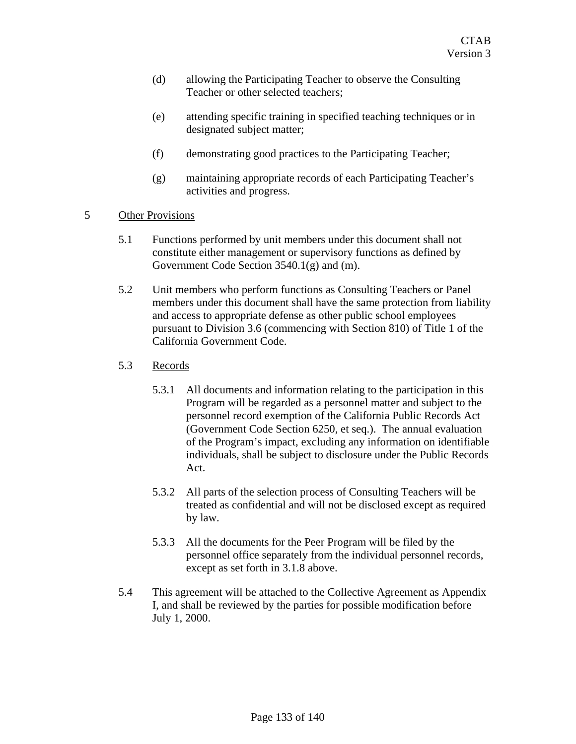(d) allowing the Participating Teacher to observe the Consulting Teacher or other selected teachers;

(e) attending specific training in specified teaching techniques or in designated subject matter;

(f) demonstrating good practices to the Participating Teacher;

(g) maintaining appropriate records of each Participating Teacher's activities and progress.

5 Other Provisions

5.1 Functions performed by unit members under this document shall not constitute either management or supervisory functions as defined by Government Code Section 3540.1(g) and (m).

5.2 Unit members who perform functions as Consulting Teachers or Panel members under this document shall have the same protection from liability and access to appropriate defense as other public school employees pursuant to Division 3.6 (commencing with Section 810) of Title 1 of the California Government Code.

5.3 Records

5.3.1 All documents and information relating to the participation in this Program will be regarded as a personnel matter and subject to the personnel record exemption of the California Public Records Act (Government Code Section 6250, et seq.). The annual evaluation of the Program's impact, excluding any information on identifiable individuals, shall be subject to disclosure under the Public Records Act.

5.3.2 All parts of the selection process of Consulting Teachers will be treated as confidential and will not be disclosed except as required by law.

5.3.3 All the documents for the Peer Program will be filed by the personnel office separately from the individual personnel records, except as set forth in 3.1.8 above.

5.4 This agreement will be attached to the Collective Agreement as Appendix I, and shall be reviewed by the parties for possible modification before July 1, 2000.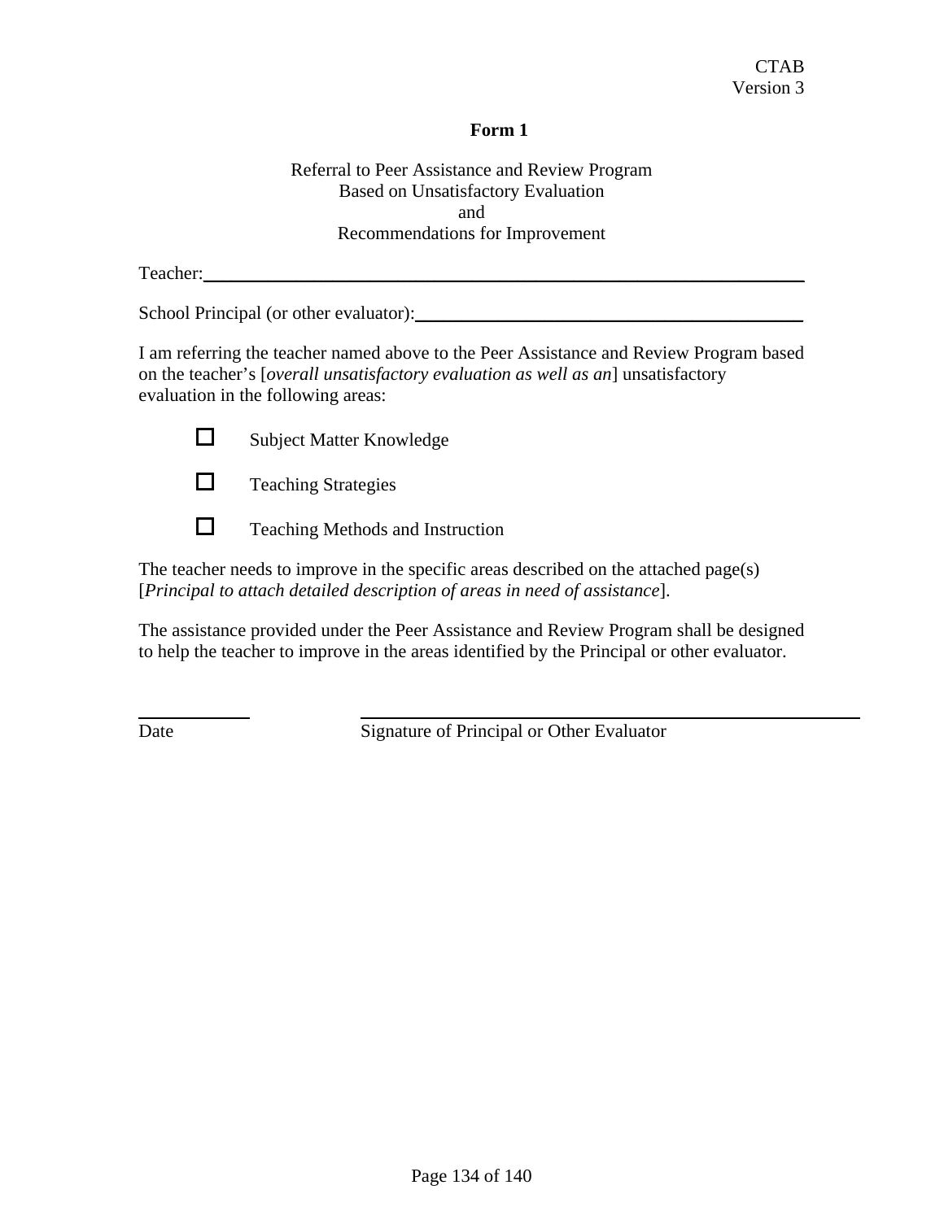CTAB
Version 3

**Form 1**

Referral to Peer Assistance and Review Program
Based on Unsatisfactory Evaluation
and
Recommendations for Improvement

Teacher:_______________________________________________

School Principal (or other evaluator):_______________________________

I am referring the teacher named above to the Peer Assistance and Review Program based on the teacher's [*overall unsatisfactory evaluation as well as an*] unsatisfactory evaluation in the following areas:

- ☐ Subject Matter Knowledge
- ☐ Teaching Strategies
- ☐ Teaching Methods and Instruction

The teacher needs to improve in the specific areas described on the attached page(s) [*Principal to attach detailed description of areas in need of assistance*].

The assistance provided under the Peer Assistance and Review Program shall be designed to help the teacher to improve in the areas identified by the Principal or other evaluator.

_____________ _______________________________________

Date Signature of Principal or Other Evaluator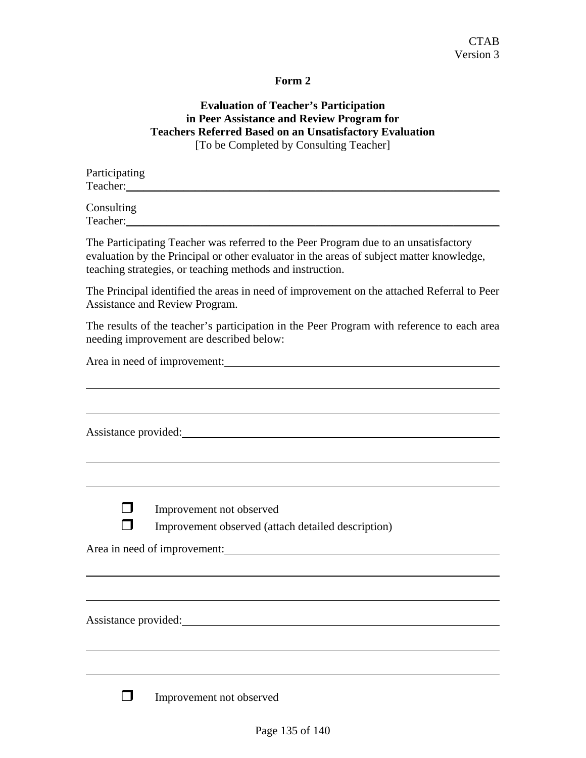## Form 2

### Evaluation of Teacher's Participation in Peer Assistance and Review Program for Teachers Referred Based on an Unsatisfactory Evaluation

[To be Completed by Consulting Teacher]

Participating Teacher: \_\_\_\_\_\_\_\_\_\_\_\_\_\_\_\_\_\_\_\_\_\_\_\_\_\_\_\_\_\_\_\_\_\_\_\_\_\_\_\_\_\_\_\_\_\_\_\_

Consulting Teacher: \_\_\_\_\_\_\_\_\_\_\_\_\_\_\_\_\_\_\_\_\_\_\_\_\_\_\_\_\_\_\_\_\_\_\_\_\_\_\_\_\_\_\_\_\_\_\_\_

The Participating Teacher was referred to the Peer Program due to an unsatisfactory evaluation by the Principal or other evaluator in the areas of subject matter knowledge, teaching strategies, or teaching methods and instruction.

The Principal identified the areas in need of improvement on the attached Referral to Peer Assistance and Review Program.

The results of the teacher's participation in the Peer Program with reference to each area needing improvement are described below:

Area in need of improvement: \_\_\_\_\_\_\_\_\_\_\_\_\_\_\_\_\_\_\_\_\_\_\_\_\_\_\_\_\_\_\_\_\_\_\_\_\_\_\_\_

\_\_\_\_\_\_\_\_\_\_\_\_\_\_\_\_\_\_\_\_\_\_\_\_\_\_\_\_\_\_\_\_\_\_\_\_\_\_\_\_\_\_\_\_\_\_\_\_\_\_\_\_\_\_\_\_\_\_\_\_\_\_\_\_

\_\_\_\_\_\_\_\_\_\_\_\_\_\_\_\_\_\_\_\_\_\_\_\_\_\_\_\_\_\_\_\_\_\_\_\_\_\_\_\_\_\_\_\_\_\_\_\_\_\_\_\_\_\_\_\_\_\_\_\_\_\_\_\_

Assistance provided: \_\_\_\_\_\_\_\_\_\_\_\_\_\_\_\_\_\_\_\_\_\_\_\_\_\_\_\_\_\_\_\_\_\_\_\_\_\_\_\_\_\_\_\_\_\_

\_\_\_\_\_\_\_\_\_\_\_\_\_\_\_\_\_\_\_\_\_\_\_\_\_\_\_\_\_\_\_\_\_\_\_\_\_\_\_\_\_\_\_\_\_\_\_\_\_\_\_\_\_\_\_\_\_\_\_\_\_\_\_\_

\_\_\_\_\_\_\_\_\_\_\_\_\_\_\_\_\_\_\_\_\_\_\_\_\_\_\_\_\_\_\_\_\_\_\_\_\_\_\_\_\_\_\_\_\_\_\_\_\_\_\_\_\_\_\_\_\_\_\_\_\_\_\_\_

- ☐ Improvement not observed
- ☐ Improvement observed (attach detailed description)

Area in need of improvement: \_\_\_\_\_\_\_\_\_\_\_\_\_\_\_\_\_\_\_\_\_\_\_\_\_\_\_\_\_\_\_\_\_\_\_\_\_\_\_\_

\_\_\_\_\_\_\_\_\_\_\_\_\_\_\_\_\_\_\_\_\_\_\_\_\_\_\_\_\_\_\_\_\_\_\_\_\_\_\_\_\_\_\_\_\_\_\_\_\_\_\_\_\_\_\_\_\_\_\_\_\_\_\_\_

\_\_\_\_\_\_\_\_\_\_\_\_\_\_\_\_\_\_\_\_\_\_\_\_\_\_\_\_\_\_\_\_\_\_\_\_\_\_\_\_\_\_\_\_\_\_\_\_\_\_\_\_\_\_\_\_\_\_\_\_\_\_\_\_

Assistance provided: \_\_\_\_\_\_\_\_\_\_\_\_\_\_\_\_\_\_\_\_\_\_\_\_\_\_\_\_\_\_\_\_\_\_\_\_\_\_\_\_\_\_\_\_\_\_

\_\_\_\_\_\_\_\_\_\_\_\_\_\_\_\_\_\_\_\_\_\_\_\_\_\_\_\_\_\_\_\_\_\_\_\_\_\_\_\_\_\_\_\_\_\_\_\_\_\_\_\_\_\_\_\_\_\_\_\_\_\_\_\_

\_\_\_\_\_\_\_\_\_\_\_\_\_\_\_\_\_\_\_\_\_\_\_\_\_\_\_\_\_\_\_\_\_\_\_\_\_\_\_\_\_\_\_\_\_\_\_\_\_\_\_\_\_\_\_\_\_\_\_\_\_\_\_\_

- ☐ Improvement not observed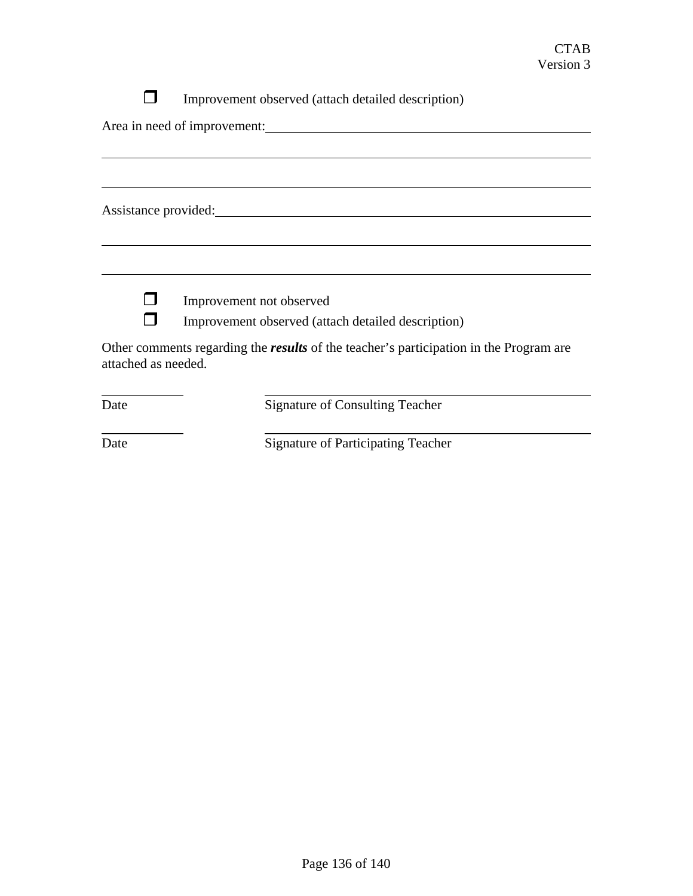- ☐ Improvement observed (attach detailed description)

Area in need of improvement:\_\_\_\_\_\_\_\_\_\_\_\_\_\_\_\_\_\_\_\_\_\_\_\_\_\_\_\_\_\_\_\_\_\_\_\_\_\_\_\_

\_\_\_\_\_\_\_\_\_\_\_\_\_\_\_\_\_\_\_\_\_\_\_\_\_\_\_\_\_\_\_\_\_\_\_\_\_\_\_\_\_\_\_\_\_\_\_\_\_\_\_\_\_\_\_\_\_\_\_\_

\_\_\_\_\_\_\_\_\_\_\_\_\_\_\_\_\_\_\_\_\_\_\_\_\_\_\_\_\_\_\_\_\_\_\_\_\_\_\_\_\_\_\_\_\_\_\_\_\_\_\_\_\_\_\_\_\_\_\_\_

Assistance provided:\_\_\_\_\_\_\_\_\_\_\_\_\_\_\_\_\_\_\_\_\_\_\_\_\_\_\_\_\_\_\_\_\_\_\_\_\_\_\_\_\_\_\_\_\_\_\_\_

\_\_\_\_\_\_\_\_\_\_\_\_\_\_\_\_\_\_\_\_\_\_\_\_\_\_\_\_\_\_\_\_\_\_\_\_\_\_\_\_\_\_\_\_\_\_\_\_\_\_\_\_\_\_\_\_\_\_\_\_

\_\_\_\_\_\_\_\_\_\_\_\_\_\_\_\_\_\_\_\_\_\_\_\_\_\_\_\_\_\_\_\_\_\_\_\_\_\_\_\_\_\_\_\_\_\_\_\_\_\_\_\_\_\_\_\_\_\_\_\_

- ☐ Improvement not observed
- ☐ Improvement observed (attach detailed description)

Other comments regarding the ***results*** of the teacher's participation in the Program are attached as needed.

\_\_\_\_\_\_\_\_\_\_ \_\_\_\_\_\_\_\_\_\_\_\_\_\_\_\_\_\_\_\_\_\_\_\_\_\_\_\_\_\_\_\_\_\_\_\_\_\_\_\_

Date Signature of Consulting Teacher

\_\_\_\_\_\_\_\_\_\_ \_\_\_\_\_\_\_\_\_\_\_\_\_\_\_\_\_\_\_\_\_\_\_\_\_\_\_\_\_\_\_\_\_\_\_\_\_\_\_\_

Date Signature of Participating Teacher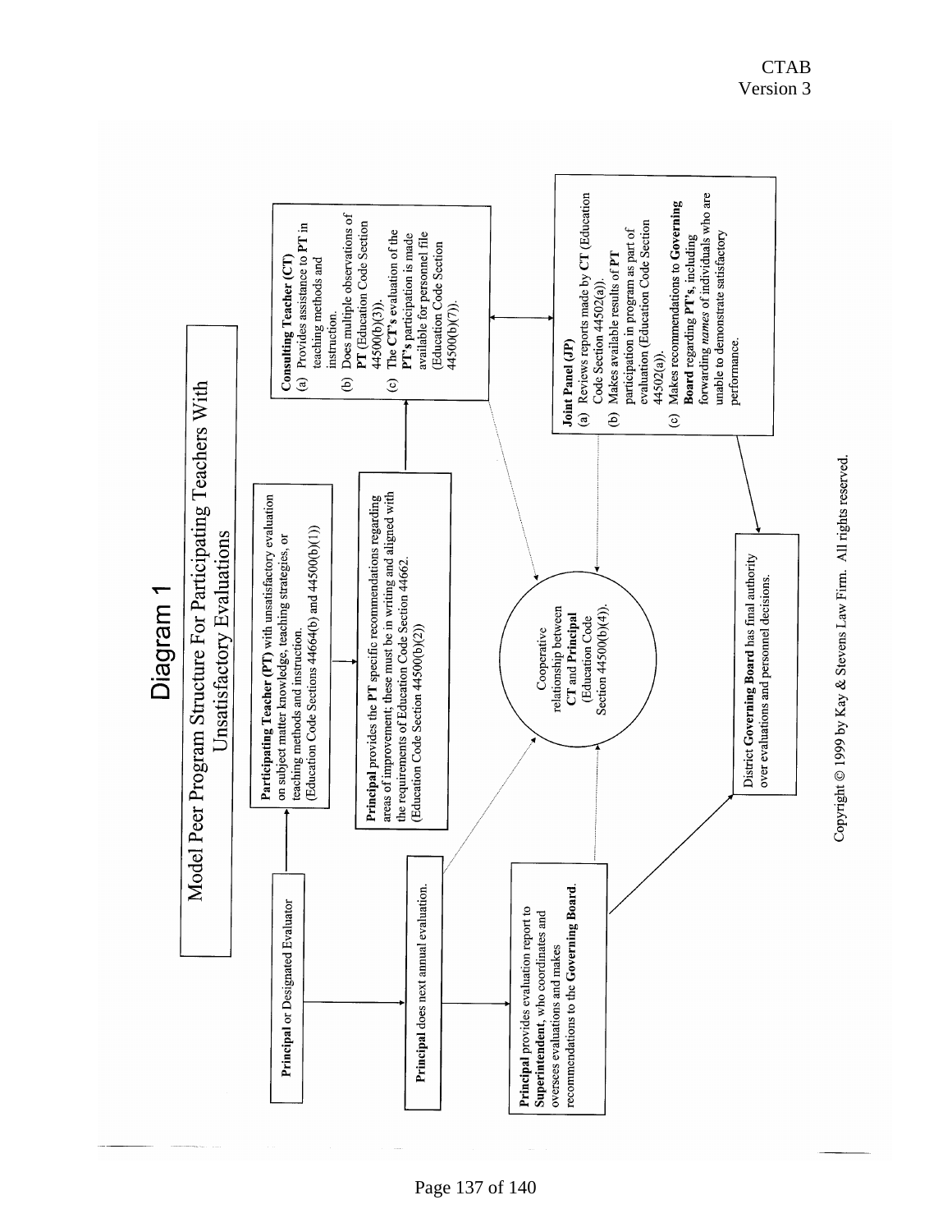# Diagram 1

## Model Peer Program Structure For Participating Teachers With Unsatisfactory Evaluations

**Principal** or Designated Evaluator

**Participating Teacher (PT)** with unsatisfactory evaluation on subject matter knowledge, teaching strategies, or teaching methods and instruction. (Education Code Sections 44664(b) and 44500(b)(1))

**Principal** provides the **PT** specific recommendations regarding areas of improvement; these must be in writing and aligned with the requirements of Education Code Section 44662. (Education Code Section 44500(b)(2))

**Consulting Teacher (CT)**

(a) Provides assistance to **PT** in teaching methods and instruction.

(b) Does multiple observations of **PT** (Education Code Section 44500(b)(3)).

(c) The **CT's** evaluation of the **PT's** participation is made available for personnel file (Education Code Section 44500(b)(7)).

**Principal** does next annual evaluation.

Cooperative relationship between **CT** and **Principal** (Education Code Section 44500(b)(4)).

**Joint Panel (JP)**

(a) Reviews reports made by **CT** (Education Code Section 44502(a)).

(b) Makes available results of **PT** participation in program as part of evaluation (Education Code Section 44502(a)).

(c) Makes recommendations to **Governing Board** regarding **PT's**, including forwarding *names* of individuals who are unable to demonstrate satisfactory performance.

**Principal** provides evaluation report to **Superintendent**, who coordinates and oversees evaluations and makes recommendations to the **Governing Board**.

District **Governing Board** has final authority over evaluations and personnel decisions.

Copyright © 1999 by Kay & Stevens Law Firm. All rights reserved.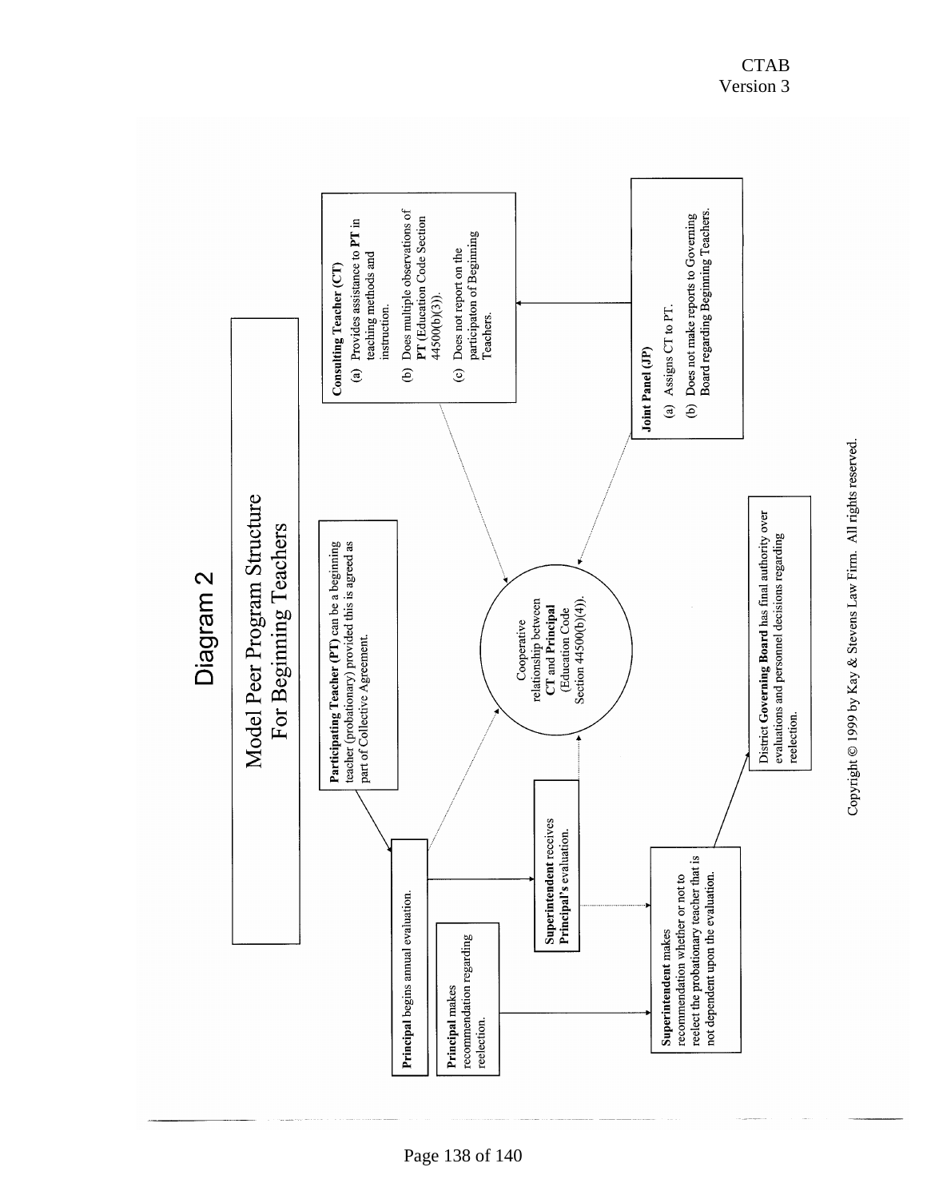# Diagram 2

## Model Peer Program Structure For Beginning Teachers

**Participating Teacher (PT)** can be a beginning teacher (probationary) provided this is agreed as part of Collective Agreement.

**Consulting Teacher (CT)**

(a) Provides assistance to **PT** in teaching methods and instruction.

(b) Does multiple observations of **PT** (Education Code Section 44500(b)(3)).

(c) Does not report on the participaton of Beginning Teachers.

**Joint Panel (JP)**

(a) Assigns CT to PT.

(b) Does not make reports to Governing Board regarding Beginning Teachers.

Cooperative relationship between **CT** and **Principal** (Education Code Section 44500(b)(4)).

**Principal** begins annual evaluation.

**Principal** makes recommendation regarding reelection.

**Superintendent** receives **Principal's** evaluation.

**Superintendent** makes recommendation whether or not to reelect the probationary teacher that is not dependent upon the evaluation.

District **Governing Board** has final authority over evaluations and personnel decisions regarding reelection.

Copyright © 1999 by Kay & Stevens Law Firm. All rights reserved.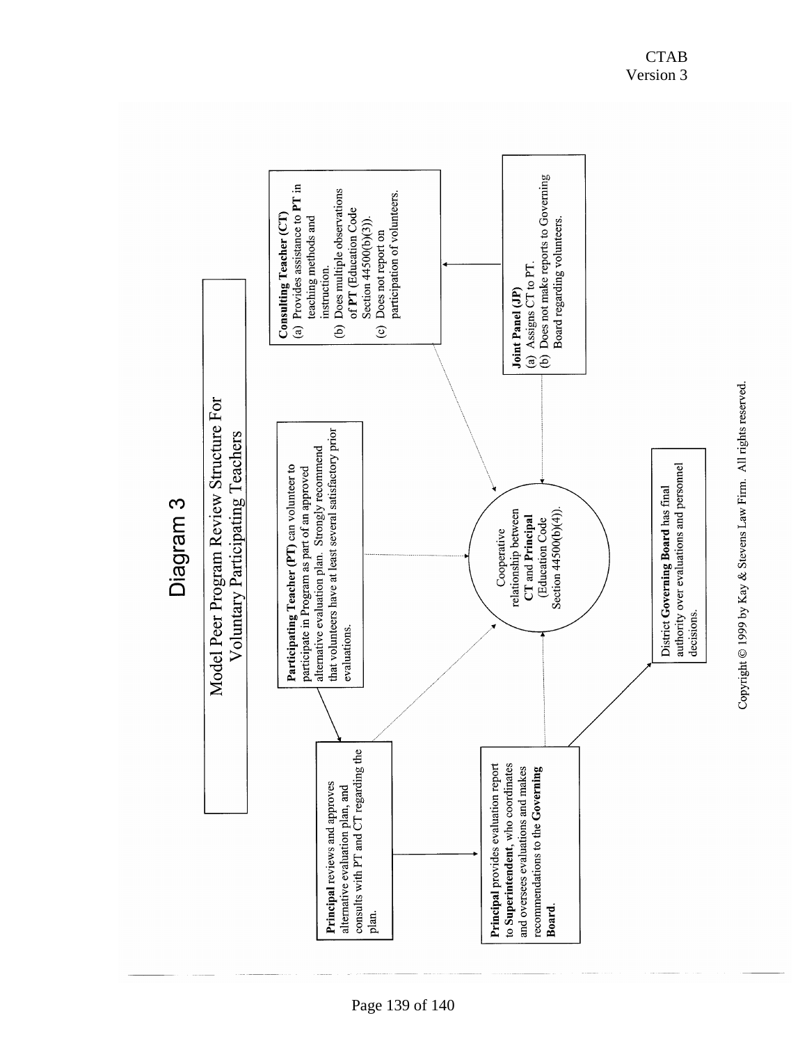CTAB
Version 3

# Diagram 3

## Model Peer Program Review Structure For Voluntary Participating Teachers

**Participating Teacher (PT)** can volunteer to participate in Program as part of an approved alternative evaluation plan. Strongly recommend that volunteers have at least several satisfactory prior evaluations.

**Consulting Teacher (CT)**
(a) Provides assistance to **PT** in teaching methods and instruction.
(b) Does multiple observations of **PT** (Education Code Section 44500(b)(3)).
(c) Does not report on participation of volunteers.

**Joint Panel (JP)**
(a) Assigns CT to PT.
(b) Does not make reports to Governing Board regarding volunteers.

Cooperative relationship between **CT** and **Principal** (Education Code Section 44500(b)(4)).

**Principal** reviews and approves alternative evaluation plan, and consults with PT and CT regarding the plan.

**Principal** provides evaluation report to **Superintendent**, who coordinates and oversees evaluations and makes recommendations to the **Governing Board**.

District **Governing Board** has final authority over evaluations and personnel decisions.

Copyright © 1999 by Kay & Stevens Law Firm. All rights reserved.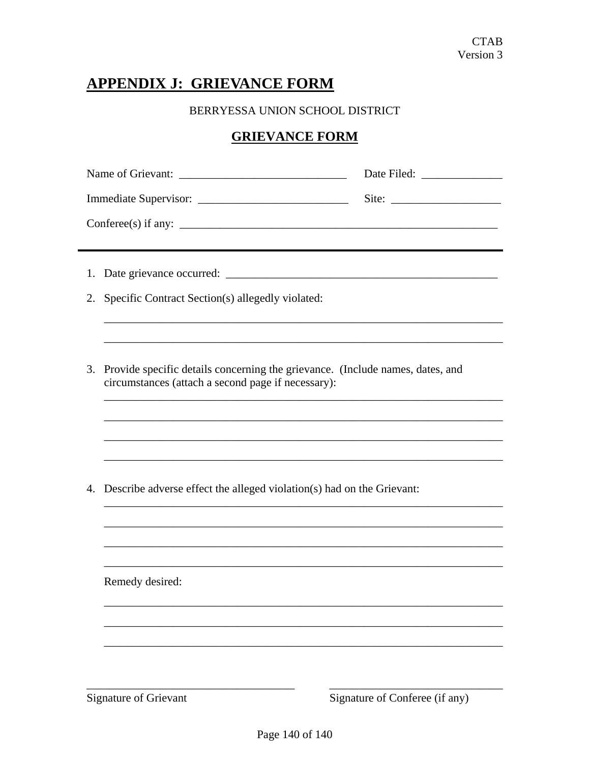CTAB
Version 3

## APPENDIX J: GRIEVANCE FORM

BERRYESSA UNION SCHOOL DISTRICT

### GRIEVANCE FORM

Name of Grievant: _____________________________ Date Filed: ______________

Immediate Supervisor: __________________________ Site: ___________________

Conferee(s) if any: _________________________________________________________

---

1. Date grievance occurred: _________________________________________________

2. Specific Contract Section(s) allegedly violated:

   ______________________________________________________________________

   ______________________________________________________________________

3. Provide specific details concerning the grievance. (Include names, dates, and circumstances (attach a second page if necessary):

   ______________________________________________________________________

   ______________________________________________________________________

   ______________________________________________________________________

   ______________________________________________________________________

4. Describe adverse effect the alleged violation(s) had on the Grievant:

   ______________________________________________________________________

   ______________________________________________________________________

   ______________________________________________________________________

   ______________________________________________________________________

   Remedy desired:

   ______________________________________________________________________

   ______________________________________________________________________

   ______________________________________________________________________

____________________________________ ______________________________

Signature of Grievant Signature of Conferee (if any)